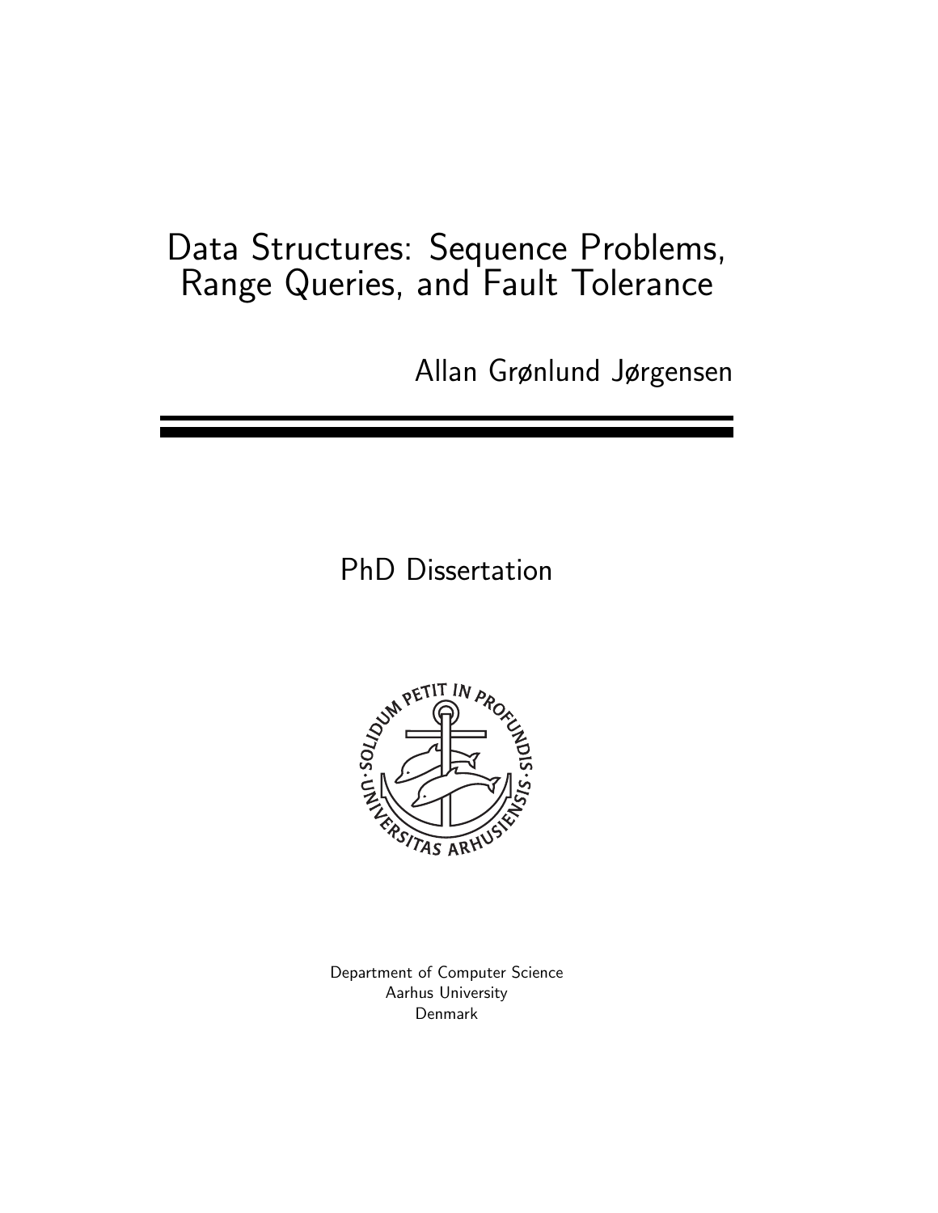# Data Structures: Sequence Problems, Range Queries, and Fault Tolerance

Allan Grønlund Jørgensen

PhD Dissertation

SOLIDUM PETIT IN PROFUNDIS · UNIVERSITAS ARHUSIENSIS ·

Department of Computer Science
Aarhus University
Denmark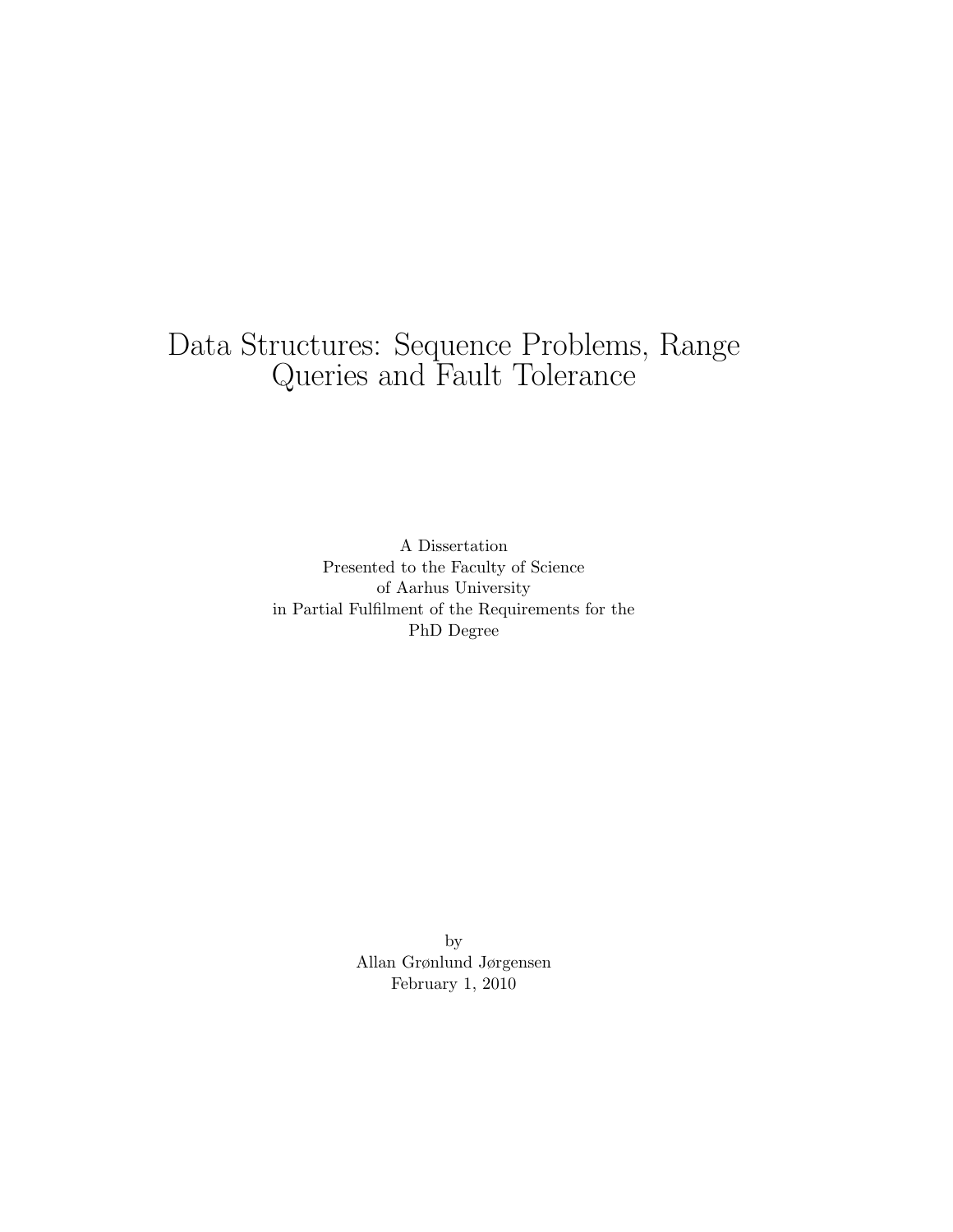# Data Structures: Sequence Problems, Range Queries and Fault Tolerance

A Dissertation
Presented to the Faculty of Science
of Aarhus University
in Partial Fulfilment of the Requirements for the
PhD Degree

by
Allan Grønlund Jørgensen
February 1, 2010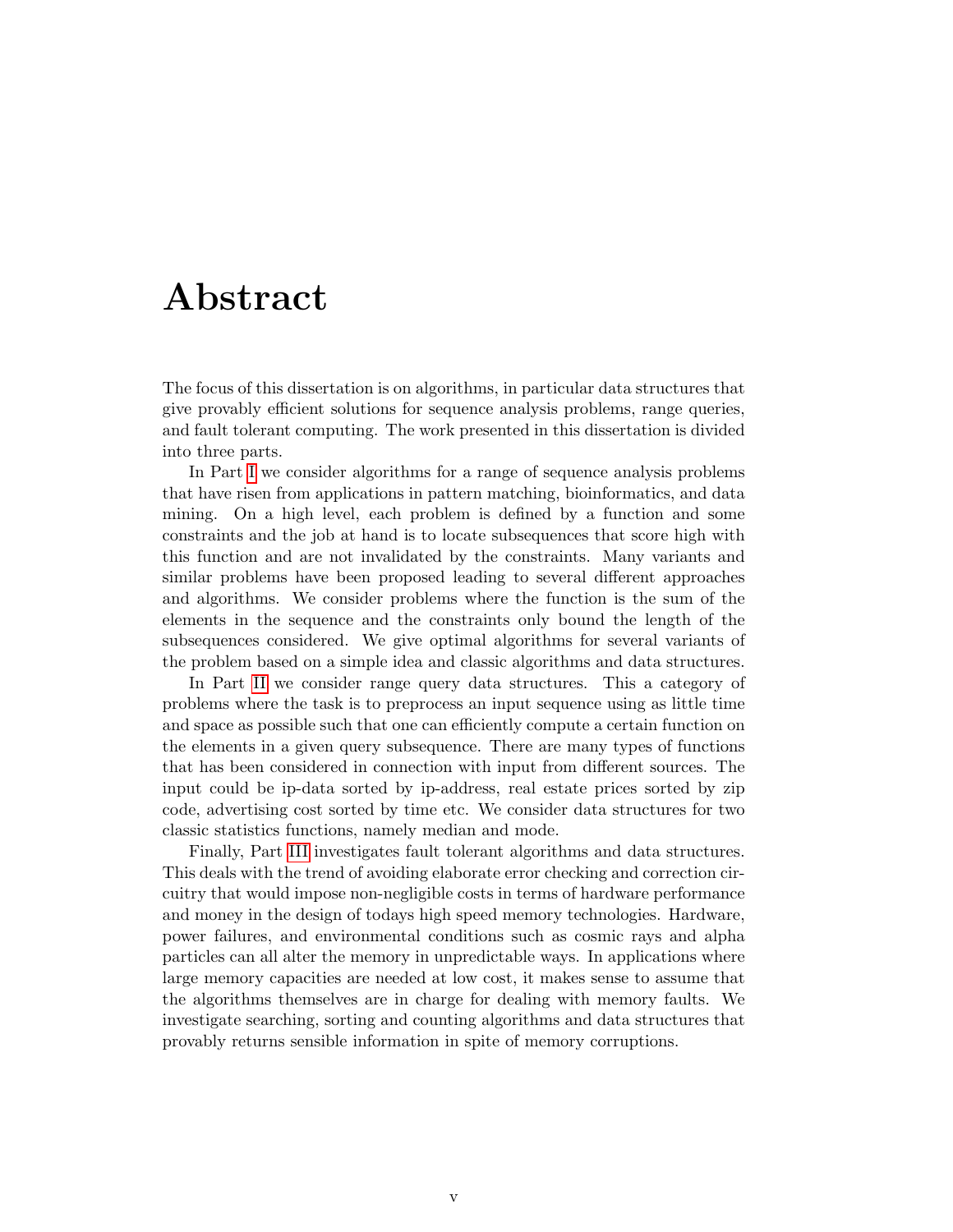# Abstract

The focus of this dissertation is on algorithms, in particular data structures that give provably efficient solutions for sequence analysis problems, range queries, and fault tolerant computing. The work presented in this dissertation is divided into three parts.

In Part I we consider algorithms for a range of sequence analysis problems that have risen from applications in pattern matching, bioinformatics, and data mining. On a high level, each problem is defined by a function and some constraints and the job at hand is to locate subsequences that score high with this function and are not invalidated by the constraints. Many variants and similar problems have been proposed leading to several different approaches and algorithms. We consider problems where the function is the sum of the elements in the sequence and the constraints only bound the length of the subsequences considered. We give optimal algorithms for several variants of the problem based on a simple idea and classic algorithms and data structures.

In Part II we consider range query data structures. This a category of problems where the task is to preprocess an input sequence using as little time and space as possible such that one can efficiently compute a certain function on the elements in a given query subsequence. There are many types of functions that has been considered in connection with input from different sources. The input could be ip-data sorted by ip-address, real estate prices sorted by zip code, advertising cost sorted by time etc. We consider data structures for two classic statistics functions, namely median and mode.

Finally, Part III investigates fault tolerant algorithms and data structures. This deals with the trend of avoiding elaborate error checking and correction circuitry that would impose non-negligible costs in terms of hardware performance and money in the design of todays high speed memory technologies. Hardware, power failures, and environmental conditions such as cosmic rays and alpha particles can all alter the memory in unpredictable ways. In applications where large memory capacities are needed at low cost, it makes sense to assume that the algorithms themselves are in charge for dealing with memory faults. We investigate searching, sorting and counting algorithms and data structures that provably returns sensible information in spite of memory corruptions.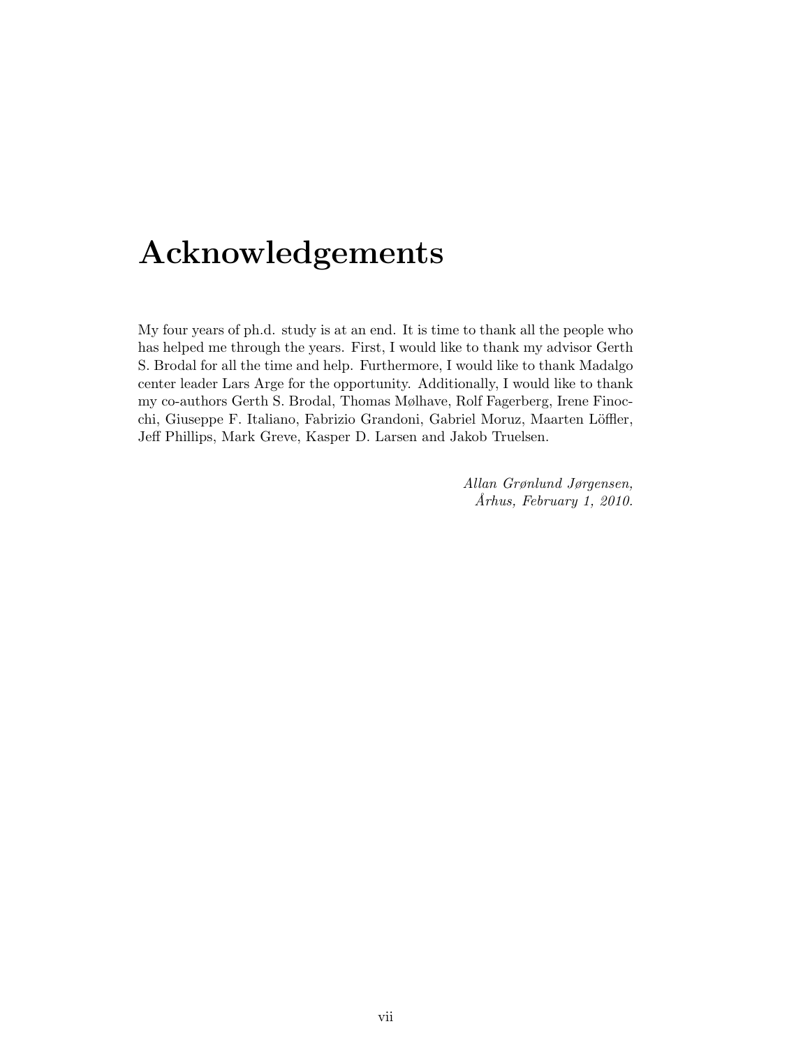# Acknowledgements

My four years of ph.d. study is at an end. It is time to thank all the people who has helped me through the years. First, I would like to thank my advisor Gerth S. Brodal for all the time and help. Furthermore, I would like to thank Madalgo center leader Lars Arge for the opportunity. Additionally, I would like to thank my co-authors Gerth S. Brodal, Thomas Mølhave, Rolf Fagerberg, Irene Finocchi, Giuseppe F. Italiano, Fabrizio Grandoni, Gabriel Moruz, Maarten Löffler, Jeff Phillips, Mark Greve, Kasper D. Larsen and Jakob Truelsen.

*Allan Grønlund Jørgensen,*
*Århus, February 1, 2010.*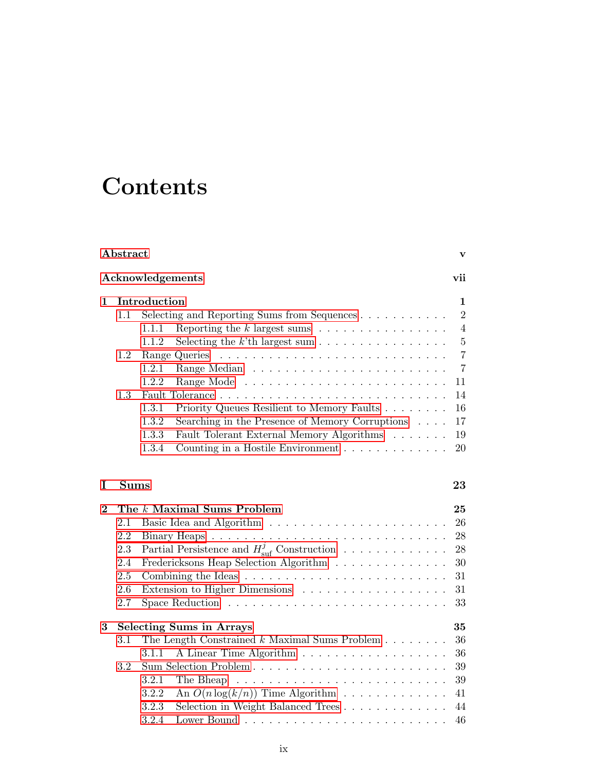# Contents

**Abstract** **v**

**Acknowledgements** **vii**

**1 Introduction** **1**

- 1.1 Selecting and Reporting Sums from Sequences . . . . . . . . . . . 2
  - 1.1.1 Reporting the $k$ largest sums . . . . . . . . . . . . . . . . . 4
  - 1.1.2 Selecting the $k$'th largest sum . . . . . . . . . . . . . . . . 5
- 1.2 Range Queries . . . . . . . . . . . . . . . . . . . . . . . . . . . 7
  - 1.2.1 Range Median . . . . . . . . . . . . . . . . . . . . . . . . 7
  - 1.2.2 Range Mode . . . . . . . . . . . . . . . . . . . . . . . . . 11
- 1.3 Fault Tolerance . . . . . . . . . . . . . . . . . . . . . . . . . . 14
  - 1.3.1 Priority Queues Resilient to Memory Faults . . . . . . . . 16
  - 1.3.2 Searching in the Presence of Memory Corruptions . . . . 17
  - 1.3.3 Fault Tolerant External Memory Algorithms . . . . . . . 19
  - 1.3.4 Counting in a Hostile Environment . . . . . . . . . . . . . 20

**I Sums** **23**

**2 The $k$ Maximal Sums Problem** **25**

- 2.1 Basic Idea and Algorithm . . . . . . . . . . . . . . . . . . . . . 26
- 2.2 Binary Heaps . . . . . . . . . . . . . . . . . . . . . . . . . . . . 28
- 2.3 Partial Persistence and $H^j_{\text{suf}}$ Construction . . . . . . . . . . . . . 28
- 2.4 Fredericksons Heap Selection Algorithm . . . . . . . . . . . . . . 30
- 2.5 Combining the Ideas . . . . . . . . . . . . . . . . . . . . . . . . 31
- 2.6 Extension to Higher Dimensions . . . . . . . . . . . . . . . . . . 31
- 2.7 Space Reduction . . . . . . . . . . . . . . . . . . . . . . . . . . 33

**3 Selecting Sums in Arrays** **35**

- 3.1 The Length Constrained $k$ Maximal Sums Problem . . . . . . . . 36
  - 3.1.1 A Linear Time Algorithm . . . . . . . . . . . . . . . . . . 36
- 3.2 Sum Selection Problem . . . . . . . . . . . . . . . . . . . . . . . 39
  - 3.2.1 The Bheap . . . . . . . . . . . . . . . . . . . . . . . . . . 39
  - 3.2.2 An $O(n \log(k/n))$ Time Algorithm . . . . . . . . . . . . . 41
  - 3.2.3 Selection in Weight Balanced Trees . . . . . . . . . . . . . 44
  - 3.2.4 Lower Bound . . . . . . . . . . . . . . . . . . . . . . . . . 46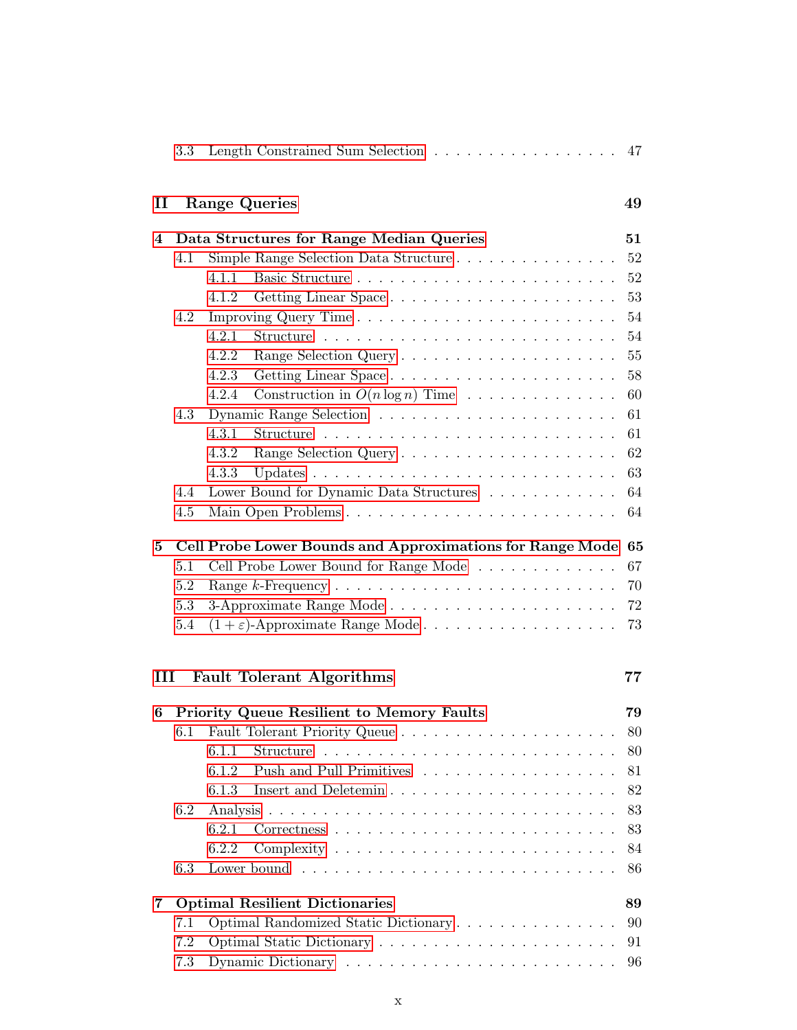3.3 Length Constrained Sum Selection . . . . . . . . . . . . . . . . . . 47

**II Range Queries** **49**

**4 Data Structures for Range Median Queries** **51**

4.1 Simple Range Selection Data Structure . . . . . . . . . . . . . . . . 52

4.1.1 Basic Structure . . . . . . . . . . . . . . . . . . . . . . . . 52

4.1.2 Getting Linear Space . . . . . . . . . . . . . . . . . . . . . 53

4.2 Improving Query Time . . . . . . . . . . . . . . . . . . . . . . . . 54

4.2.1 Structure . . . . . . . . . . . . . . . . . . . . . . . . . . . 54

4.2.2 Range Selection Query . . . . . . . . . . . . . . . . . . . . 55

4.2.3 Getting Linear Space . . . . . . . . . . . . . . . . . . . . . 58

4.2.4 Construction in $O(n \log n)$ Time . . . . . . . . . . . . . . 60

4.3 Dynamic Range Selection . . . . . . . . . . . . . . . . . . . . . . . 61

4.3.1 Structure . . . . . . . . . . . . . . . . . . . . . . . . . . . 61

4.3.2 Range Selection Query . . . . . . . . . . . . . . . . . . . . 62

4.3.3 Updates . . . . . . . . . . . . . . . . . . . . . . . . . . . . 63

4.4 Lower Bound for Dynamic Data Structures . . . . . . . . . . . . . 64

4.5 Main Open Problems . . . . . . . . . . . . . . . . . . . . . . . . . 64

**5 Cell Probe Lower Bounds and Approximations for Range Mode** **65**

5.1 Cell Probe Lower Bound for Range Mode . . . . . . . . . . . . . . 67

5.2 Range $k$-Frequency . . . . . . . . . . . . . . . . . . . . . . . . . . 70

5.3 3-Approximate Range Mode . . . . . . . . . . . . . . . . . . . . . . 72

5.4 $(1 + \varepsilon)$-Approximate Range Mode . . . . . . . . . . . . . . . . . . 73

**III Fault Tolerant Algorithms** **77**

**6 Priority Queue Resilient to Memory Faults** **79**

6.1 Fault Tolerant Priority Queue . . . . . . . . . . . . . . . . . . . . . 80

6.1.1 Structure . . . . . . . . . . . . . . . . . . . . . . . . . . . 80

6.1.2 Push and Pull Primitives . . . . . . . . . . . . . . . . . . . 81

6.1.3 Insert and Deletemin . . . . . . . . . . . . . . . . . . . . . 82

6.2 Analysis . . . . . . . . . . . . . . . . . . . . . . . . . . . . . . . . . 83

6.2.1 Correctness . . . . . . . . . . . . . . . . . . . . . . . . . . 83

6.2.2 Complexity . . . . . . . . . . . . . . . . . . . . . . . . . . 84

6.3 Lower bound . . . . . . . . . . . . . . . . . . . . . . . . . . . . . . 86

**7 Optimal Resilient Dictionaries** **89**

7.1 Optimal Randomized Static Dictionary . . . . . . . . . . . . . . . . 90

7.2 Optimal Static Dictionary . . . . . . . . . . . . . . . . . . . . . . . 91

7.3 Dynamic Dictionary . . . . . . . . . . . . . . . . . . . . . . . . . . 96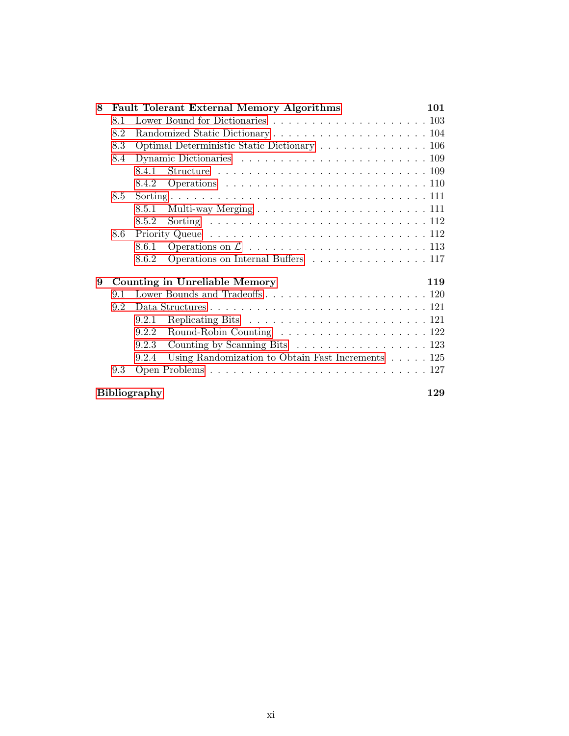**8 Fault Tolerant External Memory Algorithms** **101**

- 8.1 Lower Bound for Dictionaries . . . . . . . . . . . . . . . . . . . . . 103
- 8.2 Randomized Static Dictionary . . . . . . . . . . . . . . . . . . . . . 104
- 8.3 Optimal Deterministic Static Dictionary . . . . . . . . . . . . . . . 106
- 8.4 Dynamic Dictionaries . . . . . . . . . . . . . . . . . . . . . . . . . 109
  - 8.4.1 Structure . . . . . . . . . . . . . . . . . . . . . . . . . . . 109
  - 8.4.2 Operations . . . . . . . . . . . . . . . . . . . . . . . . . . 110
- 8.5 Sorting . . . . . . . . . . . . . . . . . . . . . . . . . . . . . . . . 111
  - 8.5.1 Multi-way Merging . . . . . . . . . . . . . . . . . . . . . . 111
  - 8.5.2 Sorting . . . . . . . . . . . . . . . . . . . . . . . . . . . . 112
- 8.6 Priority Queue . . . . . . . . . . . . . . . . . . . . . . . . . . . . 112
  - 8.6.1 Operations on $\mathcal{L}$ . . . . . . . . . . . . . . . . . . . . . . . . . 113
  - 8.6.2 Operations on Internal Buffers . . . . . . . . . . . . . . . . 117

**9 Counting in Unreliable Memory** **119**

- 9.1 Lower Bounds and Tradeoffs . . . . . . . . . . . . . . . . . . . . . 120
- 9.2 Data Structures . . . . . . . . . . . . . . . . . . . . . . . . . . . . 121
  - 9.2.1 Replicating Bits . . . . . . . . . . . . . . . . . . . . . . . . 121
  - 9.2.2 Round-Robin Counting . . . . . . . . . . . . . . . . . . . . 122
  - 9.2.3 Counting by Scanning Bits . . . . . . . . . . . . . . . . . . 123
  - 9.2.4 Using Randomization to Obtain Fast Increments . . . . . 125
- 9.3 Open Problems . . . . . . . . . . . . . . . . . . . . . . . . . . . . 127

**Bibliography** **129**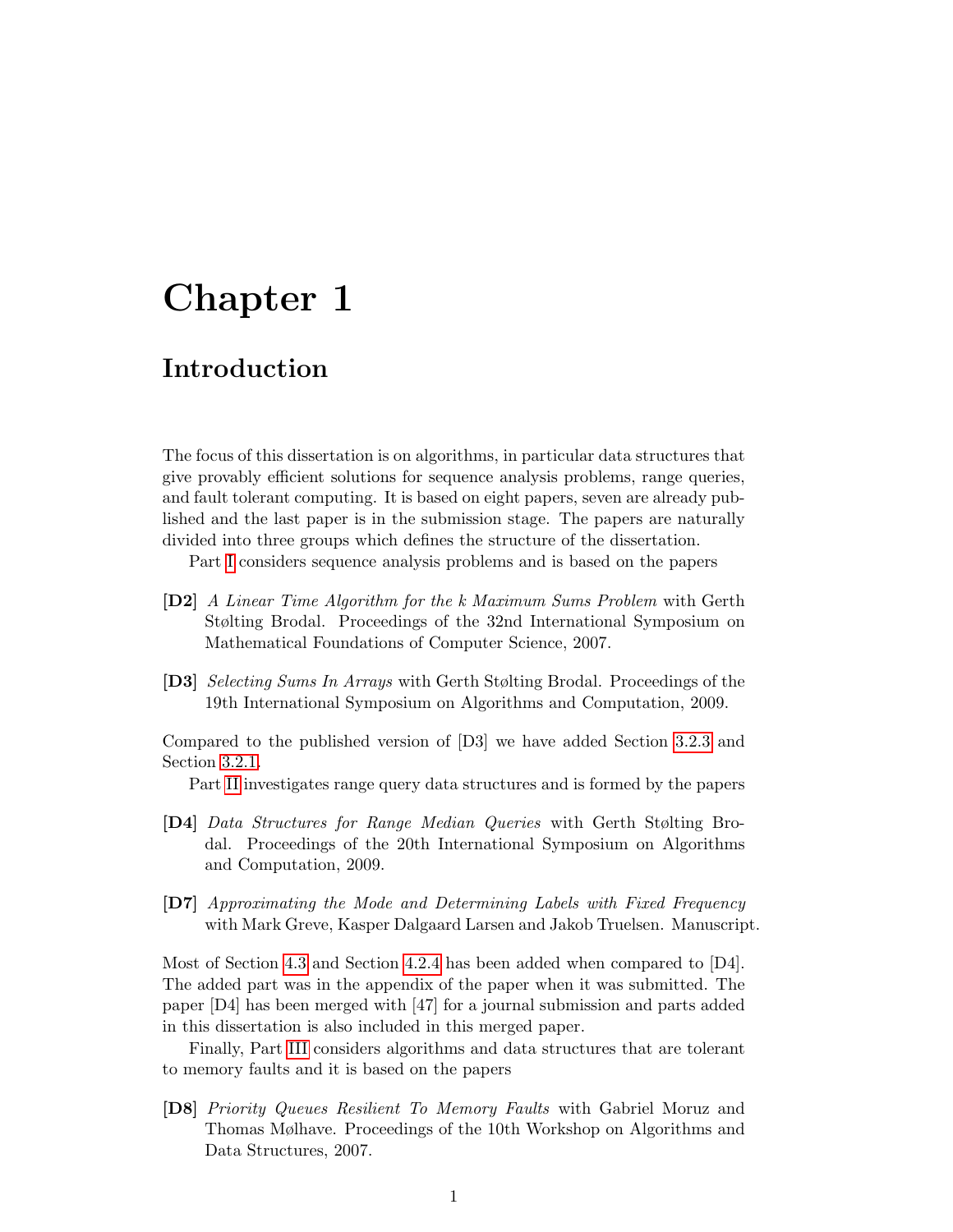# Chapter 1

## Introduction

The focus of this dissertation is on algorithms, in particular data structures that give provably efficient solutions for sequence analysis problems, range queries, and fault tolerant computing. It is based on eight papers, seven are already published and the last paper is in the submission stage. The papers are naturally divided into three groups which defines the structure of the dissertation.

Part I considers sequence analysis problems and is based on the papers

**[D2]** *A Linear Time Algorithm for the k Maximum Sums Problem* with Gerth Stølting Brodal. Proceedings of the 32nd International Symposium on Mathematical Foundations of Computer Science, 2007.

**[D3]** *Selecting Sums In Arrays* with Gerth Stølting Brodal. Proceedings of the 19th International Symposium on Algorithms and Computation, 2009.

Compared to the published version of [D3] we have added Section 3.2.3 and Section 3.2.1.

Part II investigates range query data structures and is formed by the papers

**[D4]** *Data Structures for Range Median Queries* with Gerth Stølting Brodal. Proceedings of the 20th International Symposium on Algorithms and Computation, 2009.

**[D7]** *Approximating the Mode and Determining Labels with Fixed Frequency* with Mark Greve, Kasper Dalgaard Larsen and Jakob Truelsen. Manuscript.

Most of Section 4.3 and Section 4.2.4 has been added when compared to [D4]. The added part was in the appendix of the paper when it was submitted. The paper [D4] has been merged with [47] for a journal submission and parts added in this dissertation is also included in this merged paper.

Finally, Part III considers algorithms and data structures that are tolerant to memory faults and it is based on the papers

**[D8]** *Priority Queues Resilient To Memory Faults* with Gabriel Moruz and Thomas Mølhave. Proceedings of the 10th Workshop on Algorithms and Data Structures, 2007.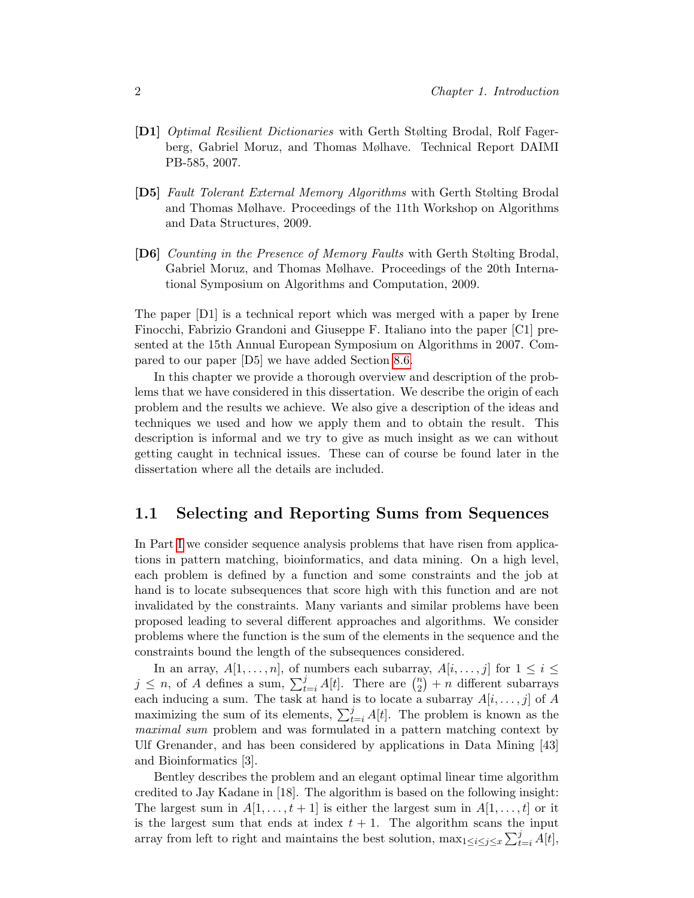**[D1]** *Optimal Resilient Dictionaries* with Gerth Stølting Brodal, Rolf Fagerberg, Gabriel Moruz, and Thomas Mølhave. Technical Report DAIMI PB-585, 2007.

**[D5]** *Fault Tolerant External Memory Algorithms* with Gerth Stølting Brodal and Thomas Mølhave. Proceedings of the 11th Workshop on Algorithms and Data Structures, 2009.

**[D6]** *Counting in the Presence of Memory Faults* with Gerth Stølting Brodal, Gabriel Moruz, and Thomas Mølhave. Proceedings of the 20th International Symposium on Algorithms and Computation, 2009.

The paper [D1] is a technical report which was merged with a paper by Irene Finocchi, Fabrizio Grandoni and Giuseppe F. Italiano into the paper [C1] presented at the 15th Annual European Symposium on Algorithms in 2007. Compared to our paper [D5] we have added Section 8.6.

In this chapter we provide a thorough overview and description of the problems that we have considered in this dissertation. We describe the origin of each problem and the results we achieve. We also give a description of the ideas and techniques we used and how we apply them and to obtain the result. This description is informal and we try to give as much insight as we can without getting caught in technical issues. These can of course be found later in the dissertation where all the details are included.

## 1.1 Selecting and Reporting Sums from Sequences

In Part I we consider sequence analysis problems that have risen from applications in pattern matching, bioinformatics, and data mining. On a high level, each problem is defined by a function and some constraints and the job at hand is to locate subsequences that score high with this function and are not invalidated by the constraints. Many variants and similar problems have been proposed leading to several different approaches and algorithms. We consider problems where the function is the sum of the elements in the sequence and the constraints bound the length of the subsequences considered.

In an array, $A[1,\ldots,n]$, of numbers each subarray, $A[i,\ldots,j]$ for $1 \leq i \leq j \leq n$, of $A$ defines a sum, $\sum_{t=i}^{j} A[t]$. There are $\binom{n}{2} + n$ different subarrays each inducing a sum. The task at hand is to locate a subarray $A[i,\ldots,j]$ of $A$ maximizing the sum of its elements, $\sum_{t=i}^{j} A[t]$. The problem is known as the *maximal sum* problem and was formulated in a pattern matching context by Ulf Grenander, and has been considered by applications in Data Mining [43] and Bioinformatics [3].

Bentley describes the problem and an elegant optimal linear time algorithm credited to Jay Kadane in [18]. The algorithm is based on the following insight: The largest sum in $A[1,\ldots,t+1]$ is either the largest sum in $A[1,\ldots,t]$ or it is the largest sum that ends at index $t+1$. The algorithm scans the input array from left to right and maintains the best solution, $\max_{1 \leq i \leq j \leq x} \sum_{t=i}^{j} A[t]$,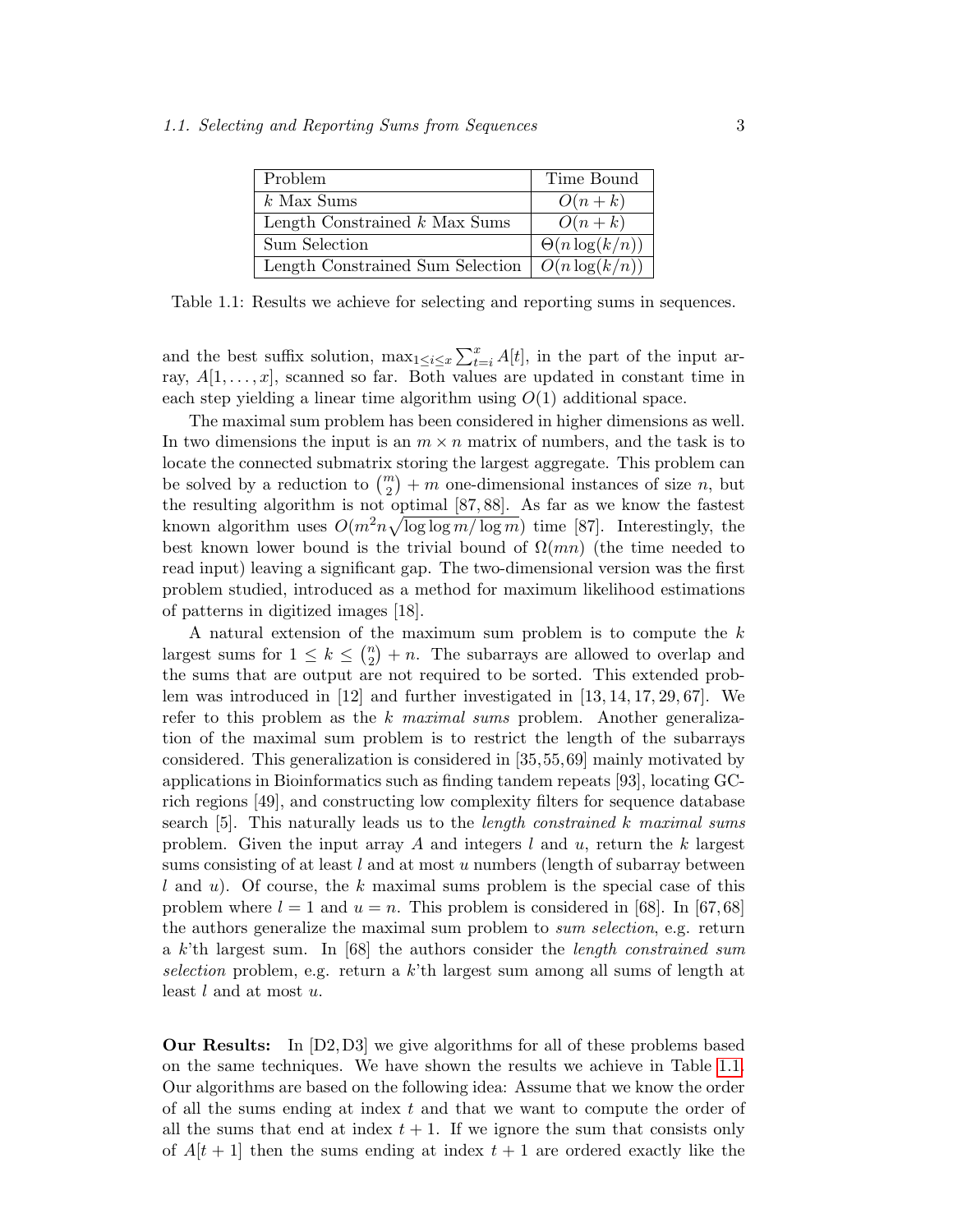| Problem | Time Bound |
|---|---|
| $k$ Max Sums | $O(n+k)$ |
| Length Constrained $k$ Max Sums | $O(n+k)$ |
| Sum Selection | $\Theta(n\log(k/n))$ |
| Length Constrained Sum Selection | $O(n\log(k/n))$ |

Table 1.1: Results we achieve for selecting and reporting sums in sequences.

and the best suffix solution, $\max_{1\leq i\leq x}\sum_{t=i}^{x} A[t]$, in the part of the input array, $A[1,\ldots,x]$, scanned so far. Both values are updated in constant time in each step yielding a linear time algorithm using $O(1)$ additional space.

The maximal sum problem has been considered in higher dimensions as well. In two dimensions the input is an $m\times n$ matrix of numbers, and the task is to locate the connected submatrix storing the largest aggregate. This problem can be solved by a reduction to $\binom{m}{2}+m$ one-dimensional instances of size $n$, but the resulting algorithm is not optimal [87, 88]. As far as we know the fastest known algorithm uses $O(m^2 n\sqrt{\log\log m/\log m})$ time [87]. Interestingly, the best known lower bound is the trivial bound of $\Omega(mn)$ (the time needed to read input) leaving a significant gap. The two-dimensional version was the first problem studied, introduced as a method for maximum likelihood estimations of patterns in digitized images [18].

A natural extension of the maximum sum problem is to compute the $k$ largest sums for $1\leq k\leq\binom{n}{2}+n$. The subarrays are allowed to overlap and the sums that are output are not required to be sorted. This extended problem was introduced in [12] and further investigated in [13, 14, 17, 29, 67]. We refer to this problem as the $k$ *maximal sums* problem. Another generalization of the maximal sum problem is to restrict the length of the subarrays considered. This generalization is considered in [35, 55, 69] mainly motivated by applications in Bioinformatics such as finding tandem repeats [93], locating GC-rich regions [49], and constructing low complexity filters for sequence database search [5]. This naturally leads us to the *length constrained $k$ maximal sums* problem. Given the input array $A$ and integers $l$ and $u$, return the $k$ largest sums consisting of at least $l$ and at most $u$ numbers (length of subarray between $l$ and $u$). Of course, the $k$ maximal sums problem is the special case of this problem where $l=1$ and $u=n$. This problem is considered in [68]. In [67, 68] the authors generalize the maximal sum problem to *sum selection*, e.g. return a $k$'th largest sum. In [68] the authors consider the *length constrained sum selection* problem, e.g. return a $k$'th largest sum among all sums of length at least $l$ and at most $u$.

**Our Results:** In [D2, D3] we give algorithms for all of these problems based on the same techniques. We have shown the results we achieve in Table 1.1. Our algorithms are based on the following idea: Assume that we know the order of all the sums ending at index $t$ and that we want to compute the order of all the sums that end at index $t+1$. If we ignore the sum that consists only of $A[t+1]$ then the sums ending at index $t+1$ are ordered exactly like the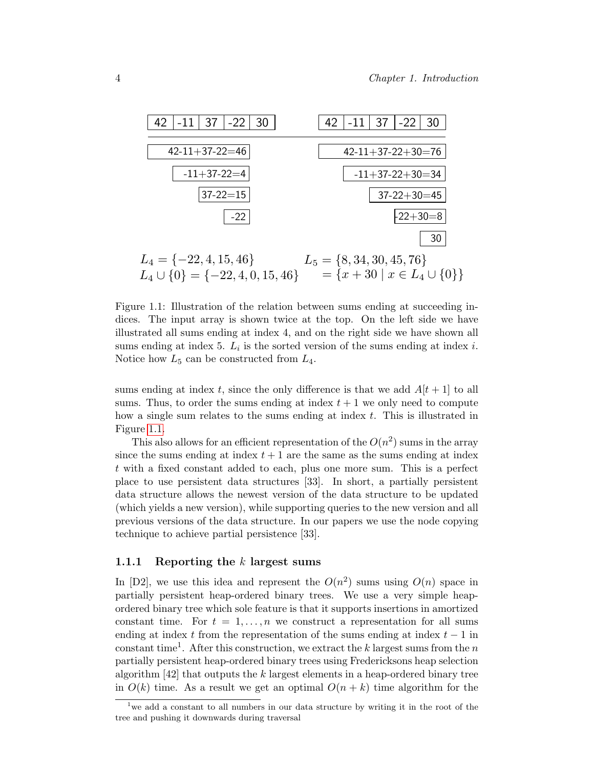| 42 | -11 | 37 | -22 | 30 |
|---|---|---|---|---|

| 42 | -11 | 37 | -22 | 30 |
|---|---|---|---|---|

42-11+37-22=46

-11+37-22=4

37-22=15

-22

42-11+37-22+30=76

-11+37-22+30=34

37-22+30=45

-22+30=8

30

$L_4 = \{-22, 4, 15, 46\}$ $\qquad L_5 = \{8, 34, 30, 45, 76\}$

$L_4 \cup \{0\} = \{-22, 4, 0, 15, 46\}$ $\qquad = \{x + 30 \mid x \in L_4 \cup \{0\}\}$

Figure 1.1: Illustration of the relation between sums ending at succeeding indices. The input array is shown twice at the top. On the left side we have illustrated all sums ending at index 4, and on the right side we have shown all sums ending at index 5. $L_i$ is the sorted version of the sums ending at index $i$. Notice how $L_5$ can be constructed from $L_4$.

sums ending at index $t$, since the only difference is that we add $A[t+1]$ to all sums. Thus, to order the sums ending at index $t+1$ we only need to compute how a single sum relates to the sums ending at index $t$. This is illustrated in Figure 1.1.

This also allows for an efficient representation of the $O(n^2)$ sums in the array since the sums ending at index $t+1$ are the same as the sums ending at index $t$ with a fixed constant added to each, plus one more sum. This is a perfect place to use persistent data structures [33]. In short, a partially persistent data structure allows the newest version of the data structure to be updated (which yields a new version), while supporting queries to the new version and all previous versions of the data structure. In our papers we use the node copying technique to achieve partial persistence [33].

### 1.1.1 Reporting the $k$ largest sums

In [D2], we use this idea and represent the $O(n^2)$ sums using $O(n)$ space in partially persistent heap-ordered binary trees. We use a very simple heap-ordered binary tree which sole feature is that it supports insertions in amortized constant time. For $t = 1, \ldots, n$ we construct a representation for all sums ending at index $t$ from the representation of the sums ending at index $t-1$ in constant time[1]. After this construction, we extract the $k$ largest sums from the $n$ partially persistent heap-ordered binary trees using Fredericksons heap selection algorithm [42] that outputs the $k$ largest elements in a heap-ordered binary tree in $O(k)$ time. As a result we get an optimal $O(n+k)$ time algorithm for the

[1] we add a constant to all numbers in our data structure by writing it in the root of the tree and pushing it downwards during traversal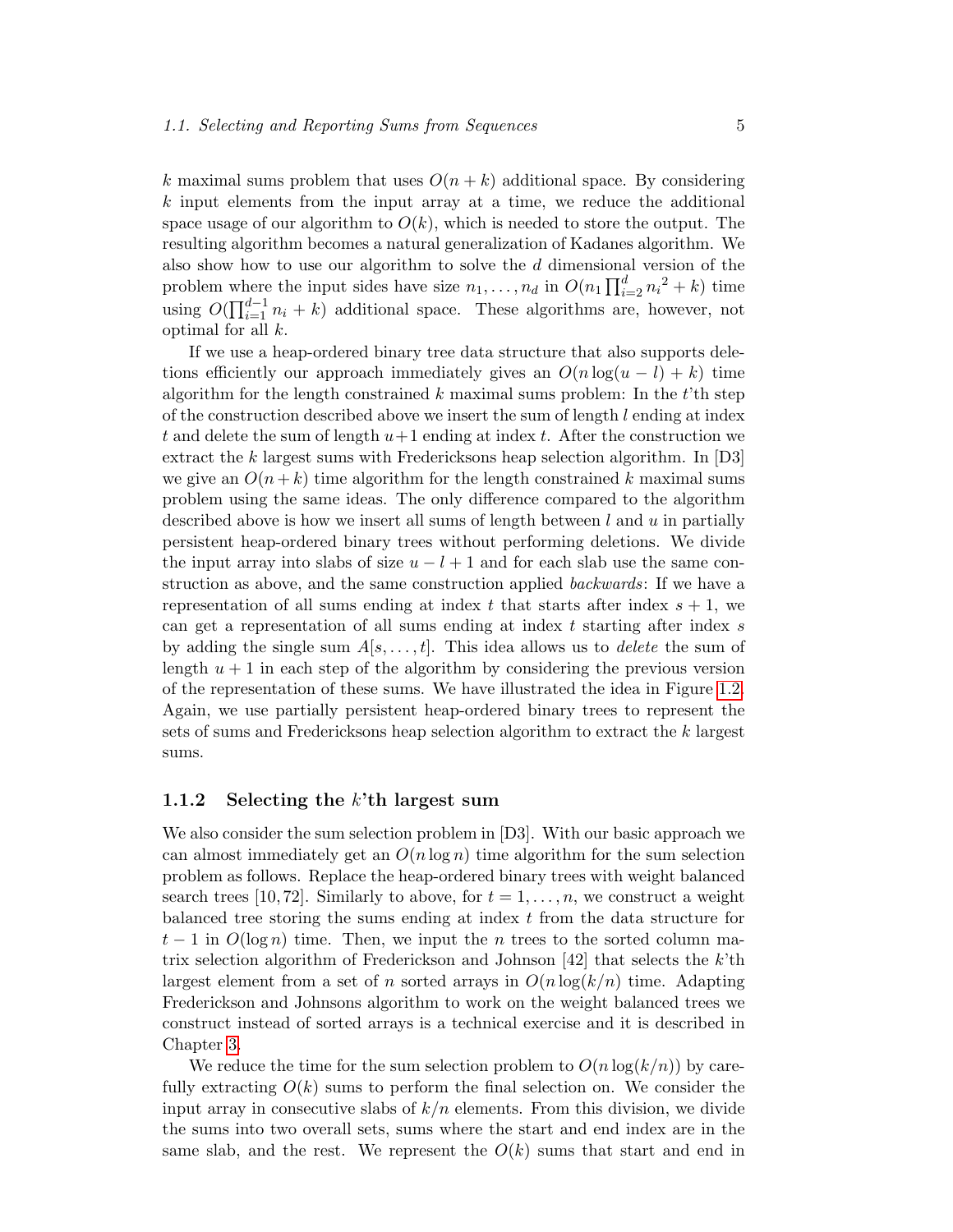$k$ maximal sums problem that uses $O(n + k)$ additional space. By considering $k$ input elements from the input array at a time, we reduce the additional space usage of our algorithm to $O(k)$, which is needed to store the output. The resulting algorithm becomes a natural generalization of Kadanes algorithm. We also show how to use our algorithm to solve the $d$ dimensional version of the problem where the input sides have size $n_1, \ldots, n_d$ in $O(n_1 \prod_{i=2}^{d} {n_i}^2 + k)$ time using $O(\prod_{i=1}^{d-1} n_i + k)$ additional space. These algorithms are, however, not optimal for all $k$.

If we use a heap-ordered binary tree data structure that also supports deletions efficiently our approach immediately gives an $O(n \log(u - l) + k)$ time algorithm for the length constrained $k$ maximal sums problem: In the $t$'th step of the construction described above we insert the sum of length $l$ ending at index $t$ and delete the sum of length $u+1$ ending at index $t$. After the construction we extract the $k$ largest sums with Fredericksons heap selection algorithm. In [D3] we give an $O(n+k)$ time algorithm for the length constrained $k$ maximal sums problem using the same ideas. The only difference compared to the algorithm described above is how we insert all sums of length between $l$ and $u$ in partially persistent heap-ordered binary trees without performing deletions. We divide the input array into slabs of size $u - l + 1$ and for each slab use the same construction as above, and the same construction applied *backwards*: If we have a representation of all sums ending at index $t$ that starts after index $s + 1$, we can get a representation of all sums ending at index $t$ starting after index $s$ by adding the single sum $A[s, \ldots, t]$. This idea allows us to *delete* the sum of length $u + 1$ in each step of the algorithm by considering the previous version of the representation of these sums. We have illustrated the idea in Figure 1.2. Again, we use partially persistent heap-ordered binary trees to represent the sets of sums and Fredericksons heap selection algorithm to extract the $k$ largest sums.

### 1.1.2 Selecting the $k$'th largest sum

We also consider the sum selection problem in [D3]. With our basic approach we can almost immediately get an $O(n \log n)$ time algorithm for the sum selection problem as follows. Replace the heap-ordered binary trees with weight balanced search trees [10, 72]. Similarly to above, for $t = 1, \ldots, n$, we construct a weight balanced tree storing the sums ending at index $t$ from the data structure for $t - 1$ in $O(\log n)$ time. Then, we input the $n$ trees to the sorted column matrix selection algorithm of Frederickson and Johnson [42] that selects the $k$'th largest element from a set of $n$ sorted arrays in $O(n \log(k/n))$ time. Adapting Frederickson and Johnsons algorithm to work on the weight balanced trees we construct instead of sorted arrays is a technical exercise and it is described in Chapter 3.

We reduce the time for the sum selection problem to $O(n \log(k/n))$ by carefully extracting $O(k)$ sums to perform the final selection on. We consider the input array in consecutive slabs of $k/n$ elements. From this division, we divide the sums into two overall sets, sums where the start and end index are in the same slab, and the rest. We represent the $O(k)$ sums that start and end in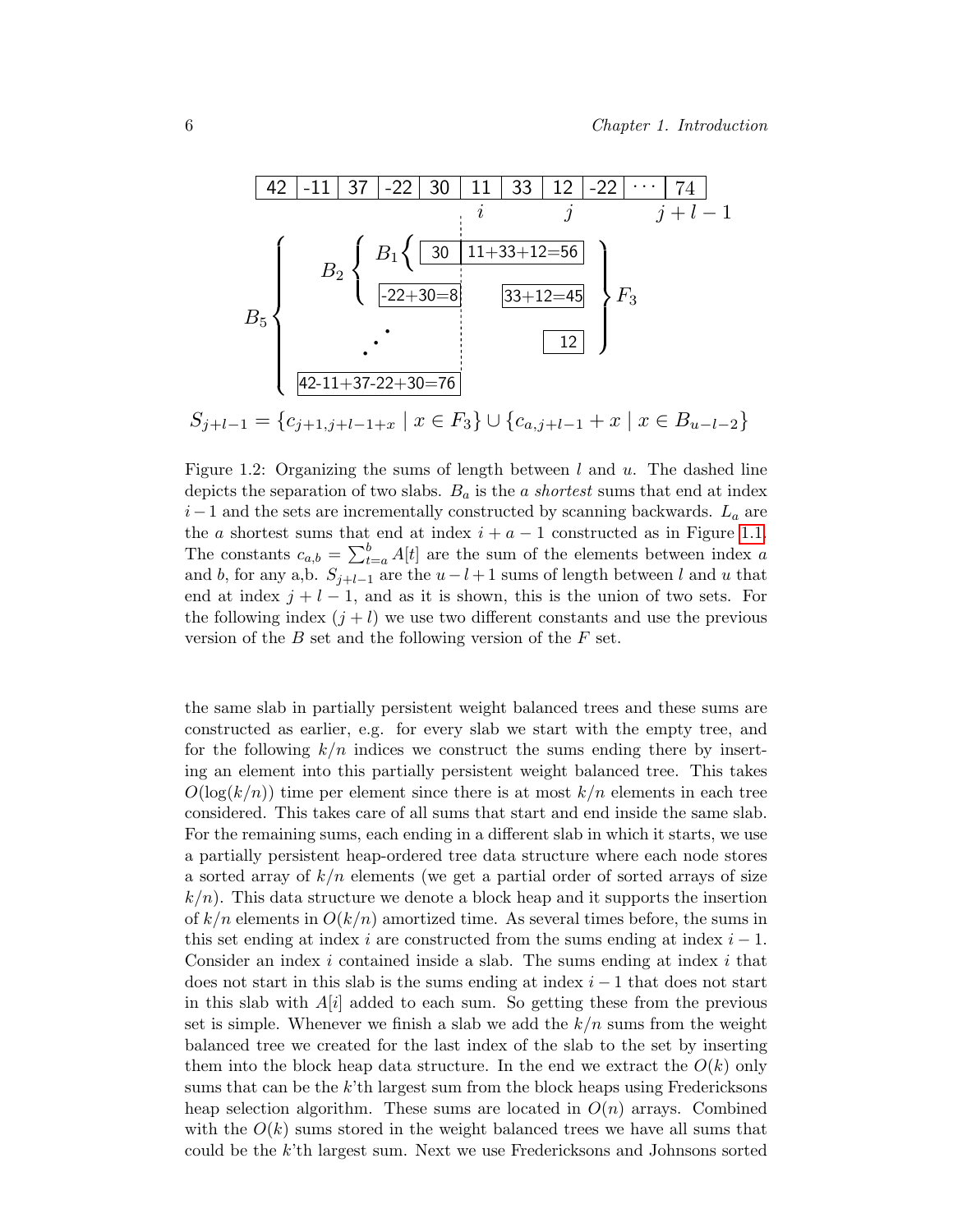| 42 | -11 | 37 | -22 | 30 | 11 | 33 | 12 | -22 | ··· | 74 |
|---|---|---|---|---|---|---|---|---|---|---|
| | | | | | $i$ | | $j$ | | | $j+l-1$ |

$B_5$ { $B_2$ { $B_1$ { 30 | 11+33+12=56 ; -22+30=8 | 33+12=45 ; ⋰ | 12 ; 42-11+37-22+30=76 } $F_3$

$$S_{j+l-1} = \{c_{j+1,j+l-1+x} \mid x \in F_3\} \cup \{c_{a,j+l-1} + x \mid x \in B_{u-l-2}\}$$

Figure 1.2: Organizing the sums of length between $l$ and $u$. The dashed line depicts the separation of two slabs. $B_a$ is the $a$ *shortest* sums that end at index $i-1$ and the sets are incrementally constructed by scanning backwards. $L_a$ are the $a$ shortest sums that end at index $i+a-1$ constructed as in Figure 1.1. The constants $c_{a,b} = \sum_{t=a}^{b} A[t]$ are the sum of the elements between index $a$ and $b$, for any a,b. $S_{j+l-1}$ are the $u-l+1$ sums of length between $l$ and $u$ that end at index $j+l-1$, and as it is shown, this is the union of two sets. For the following index $(j+l)$ we use two different constants and use the previous version of the $B$ set and the following version of the $F$ set.

the same slab in partially persistent weight balanced trees and these sums are constructed as earlier, e.g. for every slab we start with the empty tree, and for the following $k/n$ indices we construct the sums ending there by inserting an element into this partially persistent weight balanced tree. This takes $O(\log(k/n))$ time per element since there is at most $k/n$ elements in each tree considered. This takes care of all sums that start and end inside the same slab. For the remaining sums, each ending in a different slab in which it starts, we use a partially persistent heap-ordered tree data structure where each node stores a sorted array of $k/n$ elements (we get a partial order of sorted arrays of size $k/n$). This data structure we denote a block heap and it supports the insertion of $k/n$ elements in $O(k/n)$ amortized time. As several times before, the sums in this set ending at index $i$ are constructed from the sums ending at index $i-1$. Consider an index $i$ contained inside a slab. The sums ending at index $i$ that does not start in this slab is the sums ending at index $i-1$ that does not start in this slab with $A[i]$ added to each sum. So getting these from the previous set is simple. Whenever we finish a slab we add the $k/n$ sums from the weight balanced tree we created for the last index of the slab to the set by inserting them into the block heap data structure. In the end we extract the $O(k)$ only sums that can be the $k$'th largest sum from the block heaps using Fredericksons heap selection algorithm. These sums are located in $O(n)$ arrays. Combined with the $O(k)$ sums stored in the weight balanced trees we have all sums that could be the $k$'th largest sum. Next we use Fredericksons and Johnsons sorted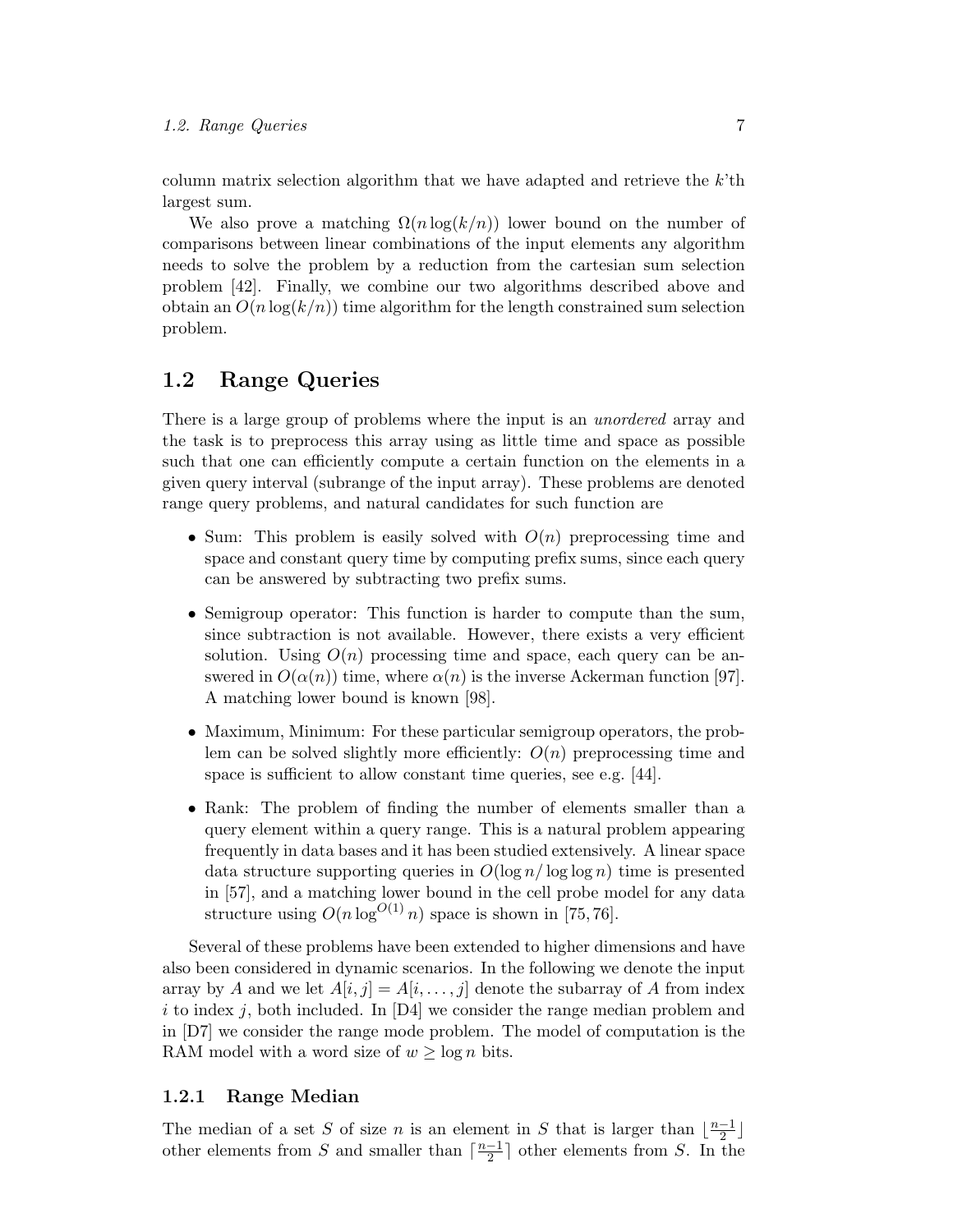column matrix selection algorithm that we have adapted and retrieve the $k$'th largest sum.

We also prove a matching $\Omega(n \log(k/n))$ lower bound on the number of comparisons between linear combinations of the input elements any algorithm needs to solve the problem by a reduction from the cartesian sum selection problem [42]. Finally, we combine our two algorithms described above and obtain an $O(n \log(k/n))$ time algorithm for the length constrained sum selection problem.

## 1.2 Range Queries

There is a large group of problems where the input is an *unordered* array and the task is to preprocess this array using as little time and space as possible such that one can efficiently compute a certain function on the elements in a given query interval (subrange of the input array). These problems are denoted range query problems, and natural candidates for such function are

- Sum: This problem is easily solved with $O(n)$ preprocessing time and space and constant query time by computing prefix sums, since each query can be answered by subtracting two prefix sums.
- Semigroup operator: This function is harder to compute than the sum, since subtraction is not available. However, there exists a very efficient solution. Using $O(n)$ processing time and space, each query can be answered in $O(\alpha(n))$ time, where $\alpha(n)$ is the inverse Ackerman function [97]. A matching lower bound is known [98].
- Maximum, Minimum: For these particular semigroup operators, the problem can be solved slightly more efficiently: $O(n)$ preprocessing time and space is sufficient to allow constant time queries, see e.g. [44].
- Rank: The problem of finding the number of elements smaller than a query element within a query range. This is a natural problem appearing frequently in data bases and it has been studied extensively. A linear space data structure supporting queries in $O(\log n/\log\log n)$ time is presented in [57], and a matching lower bound in the cell probe model for any data structure using $O(n \log^{O(1)} n)$ space is shown in [75, 76].

Several of these problems have been extended to higher dimensions and have also been considered in dynamic scenarios. In the following we denote the input array by $A$ and we let $A[i, j] = A[i, \ldots, j]$ denote the subarray of $A$ from index $i$ to index $j$, both included. In [D4] we consider the range median problem and in [D7] we consider the range mode problem. The model of computation is the RAM model with a word size of $w \geq \log n$ bits.

### 1.2.1 Range Median

The median of a set $S$ of size $n$ is an element in $S$ that is larger than $\lfloor \frac{n-1}{2} \rfloor$ other elements from $S$ and smaller than $\lceil \frac{n-1}{2} \rceil$ other elements from $S$. In the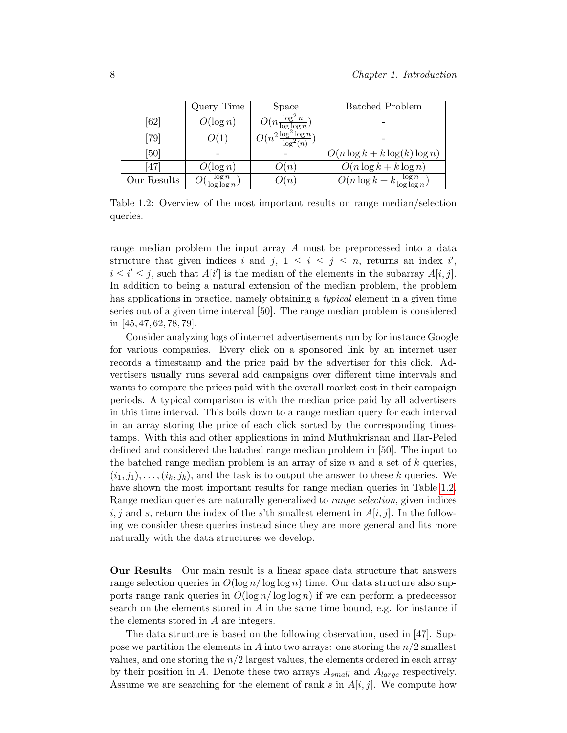|  | Query Time | Space | Batched Problem |
|---|---|---|---|
| [62] | $O(\log n)$ | $O(n\frac{\log^2 n}{\log\log n})$ | - |
| [79] | $O(1)$ | $O(n^2\frac{\log^2\log n}{\log^2(n)})$ | - |
| [50] | - | - | $O(n\log k + k\log(k)\log n)$ |
| [47] | $O(\log n)$ | $O(n)$ | $O(n\log k + k\log n)$ |
| Our Results | $O(\frac{\log n}{\log\log n})$ | $O(n)$ | $O(n\log k + k\frac{\log n}{\log\log n})$ |

Table 1.2: Overview of the most important results on range median/selection queries.

range median problem the input array $A$ must be preprocessed into a data structure that given indices $i$ and $j$, $1 \le i \le j \le n$, returns an index $i'$, $i \le i' \le j$, such that $A[i']$ is the median of the elements in the subarray $A[i,j]$. In addition to being a natural extension of the median problem, the problem has applications in practice, namely obtaining a *typical* element in a given time series out of a given time interval [50]. The range median problem is considered in [45, 47, 62, 78, 79].

Consider analyzing logs of internet advertisements run by for instance Google for various companies. Every click on a sponsored link by an internet user records a timestamp and the price paid by the advertiser for this click. Advertisers usually runs several add campaigns over different time intervals and wants to compare the prices paid with the overall market cost in their campaign periods. A typical comparison is with the median price paid by all advertisers in this time interval. This boils down to a range median query for each interval in an array storing the price of each click sorted by the corresponding timestamps. With this and other applications in mind Muthukrisnan and Har-Peled defined and considered the batched range median problem in [50]. The input to the batched range median problem is an array of size $n$ and a set of $k$ queries, $(i_1, j_1), \ldots, (i_k, j_k)$, and the task is to output the answer to these $k$ queries. We have shown the most important results for range median queries in Table 1.2. Range median queries are naturally generalized to *range selection*, given indices $i, j$ and $s$, return the index of the $s$'th smallest element in $A[i,j]$. In the following we consider these queries instead since they are more general and fits more naturally with the data structures we develop.

**Our Results** Our main result is a linear space data structure that answers range selection queries in $O(\log n/\log\log n)$ time. Our data structure also supports range rank queries in $O(\log n/\log\log n)$ if we can perform a predecessor search on the elements stored in $A$ in the same time bound, e.g. for instance if the elements stored in $A$ are integers.

The data structure is based on the following observation, used in [47]. Suppose we partition the elements in $A$ into two arrays: one storing the $n/2$ smallest values, and one storing the $n/2$ largest values, the elements ordered in each array by their position in $A$. Denote these two arrays $A_{small}$ and $A_{large}$ respectively. Assume we are searching for the element of rank $s$ in $A[i,j]$. We compute how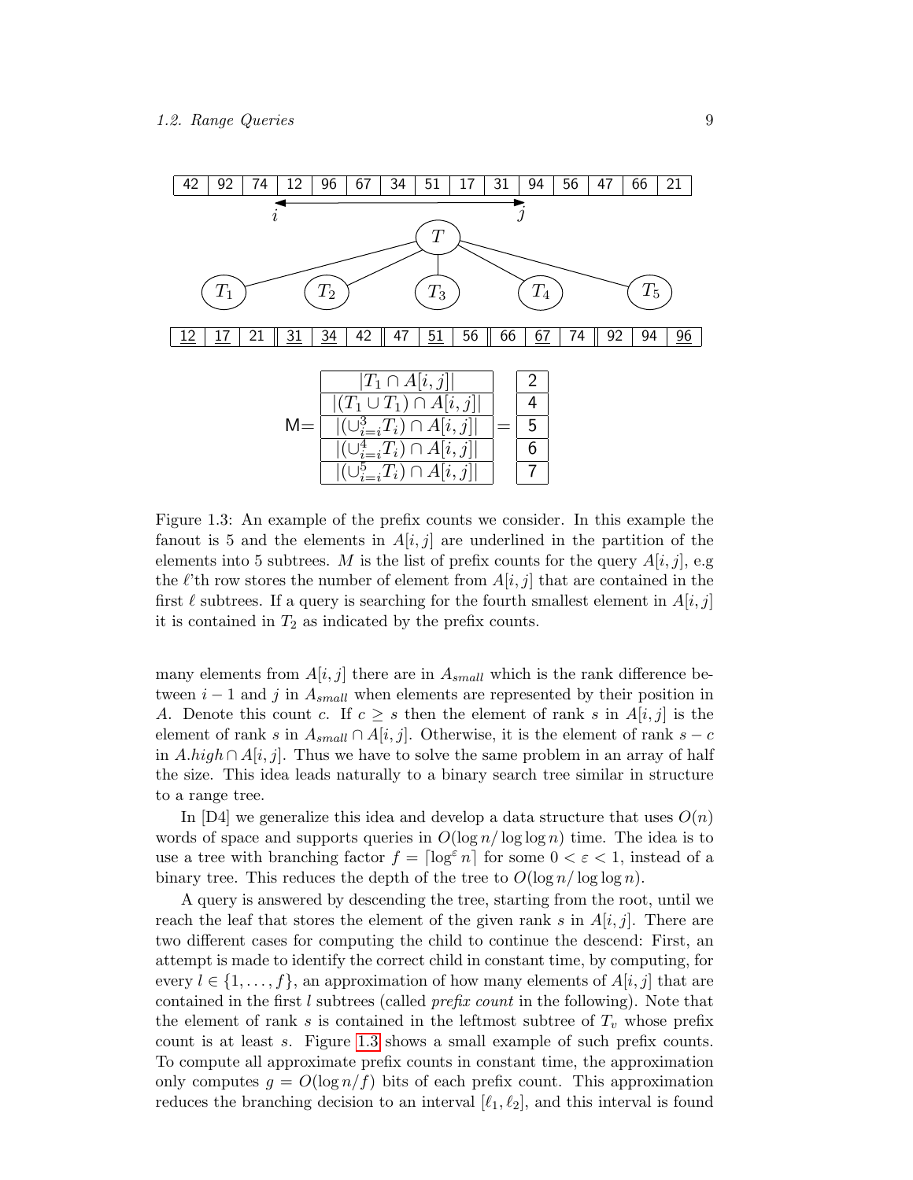| 42 | 92 | 74 | 12 | 96 | 67 | 34 | 51 | 17 | 31 | 94 | 56 | 47 | 66 | 21 |
|---|---|---|---|---|---|---|---|---|---|---|---|---|---|---|

| 12 | 17 | 21 | 31 | 34 | 42 | 47 | 51 | 56 | 66 | 67 | 74 | 92 | 94 | 96 |
|---|---|---|---|---|---|---|---|---|---|---|---|---|---|---|

$$
M = \begin{bmatrix} |T_1 \cap A[i,j]| \\ |(T_1 \cup T_1) \cap A[i,j]| \\ |(\cup_{i=i}^{3} T_i) \cap A[i,j]| \\ |(\cup_{i=i}^{4} T_i) \cap A[i,j]| \\ |(\cup_{i=i}^{5} T_i) \cap A[i,j]| \end{bmatrix} = \begin{bmatrix} 2 \\ 4 \\ 5 \\ 6 \\ 7 \end{bmatrix}
$$

Figure 1.3: An example of the prefix counts we consider. In this example the fanout is 5 and the elements in $A[i, j]$ are underlined in the partition of the elements into 5 subtrees. $M$ is the list of prefix counts for the query $A[i, j]$, e.g the $\ell$'th row stores the number of element from $A[i, j]$ that are contained in the first $\ell$ subtrees. If a query is searching for the fourth smallest element in $A[i, j]$ it is contained in $T_2$ as indicated by the prefix counts.

many elements from $A[i, j]$ there are in $A_{small}$ which is the rank difference between $i - 1$ and $j$ in $A_{small}$ when elements are represented by their position in $A$. Denote this count $c$. If $c \geq s$ then the element of rank $s$ in $A[i, j]$ is the element of rank $s$ in $A_{small} \cap A[i, j]$. Otherwise, it is the element of rank $s - c$ in $A.high \cap A[i, j]$. Thus we have to solve the same problem in an array of half the size. This idea leads naturally to a binary search tree similar in structure to a range tree.

In [D4] we generalize this idea and develop a data structure that uses $O(n)$ words of space and supports queries in $O(\log n/ \log \log n)$ time. The idea is to use a tree with branching factor $f = \lceil \log^{\varepsilon} n \rceil$ for some $0 < \varepsilon < 1$, instead of a binary tree. This reduces the depth of the tree to $O(\log n/ \log \log n)$.

A query is answered by descending the tree, starting from the root, until we reach the leaf that stores the element of the given rank $s$ in $A[i, j]$. There are two different cases for computing the child to continue the descend: First, an attempt is made to identify the correct child in constant time, by computing, for every $l \in \{1, \ldots, f\}$, an approximation of how many elements of $A[i, j]$ that are contained in the first $l$ subtrees (called *prefix count* in the following). Note that the element of rank $s$ is contained in the leftmost subtree of $T_v$ whose prefix count is at least $s$. Figure 1.3 shows a small example of such prefix counts. To compute all approximate prefix counts in constant time, the approximation only computes $g = O(\log n/f)$ bits of each prefix count. This approximation reduces the branching decision to an interval $[\ell_1, \ell_2]$, and this interval is found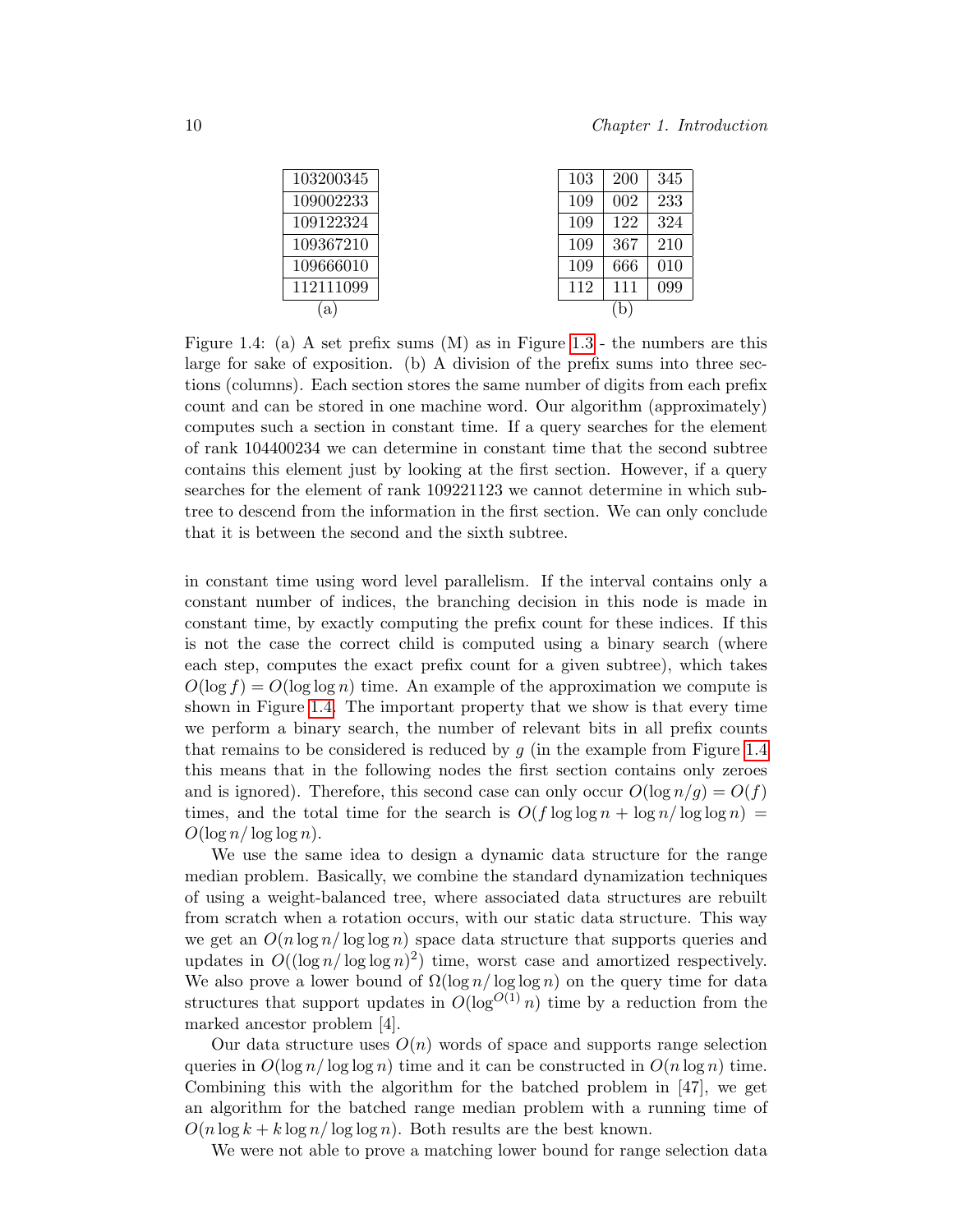| 103200345 |
|---|
| 109002233 |
| 109122324 |
| 109367210 |
| 109666010 |
| 112111099 |

(a)

| 103 | 200 | 345 |
|---|---|---|
| 109 | 002 | 233 |
| 109 | 122 | 324 |
| 109 | 367 | 210 |
| 109 | 666 | 010 |
| 112 | 111 | 099 |

(b)

Figure 1.4: (a) A set prefix sums (M) as in Figure 1.3 - the numbers are this large for sake of exposition. (b) A division of the prefix sums into three sections (columns). Each section stores the same number of digits from each prefix count and can be stored in one machine word. Our algorithm (approximately) computes such a section in constant time. If a query searches for the element of rank 104400234 we can determine in constant time that the second subtree contains this element just by looking at the first section. However, if a query searches for the element of rank 109221123 we cannot determine in which subtree to descend from the information in the first section. We can only conclude that it is between the second and the sixth subtree.

in constant time using word level parallelism. If the interval contains only a constant number of indices, the branching decision in this node is made in constant time, by exactly computing the prefix count for these indices. If this is not the case the correct child is computed using a binary search (where each step, computes the exact prefix count for a given subtree), which takes $O(\log f) = O(\log \log n)$ time. An example of the approximation we compute is shown in Figure 1.4. The important property that we show is that every time we perform a binary search, the number of relevant bits in all prefix counts that remains to be considered is reduced by $g$ (in the example from Figure 1.4 this means that in the following nodes the first section contains only zeroes and is ignored). Therefore, this second case can only occur $O(\log n/g) = O(f)$ times, and the total time for the search is $O(f \log \log n + \log n/ \log \log n) = O(\log n/ \log \log n)$.

We use the same idea to design a dynamic data structure for the range median problem. Basically, we combine the standard dynamization techniques of using a weight-balanced tree, where associated data structures are rebuilt from scratch when a rotation occurs, with our static data structure. This way we get an $O(n \log n/ \log \log n)$ space data structure that supports queries and updates in $O((\log n/ \log \log n)^2)$ time, worst case and amortized respectively. We also prove a lower bound of $\Omega(\log n/ \log \log n)$ on the query time for data structures that support updates in $O(\log^{O(1)} n)$ time by a reduction from the marked ancestor problem [4].

Our data structure uses $O(n)$ words of space and supports range selection queries in $O(\log n/ \log \log n)$ time and it can be constructed in $O(n \log n)$ time. Combining this with the algorithm for the batched problem in [47], we get an algorithm for the batched range median problem with a running time of $O(n \log k + k \log n/ \log \log n)$. Both results are the best known.

We were not able to prove a matching lower bound for range selection data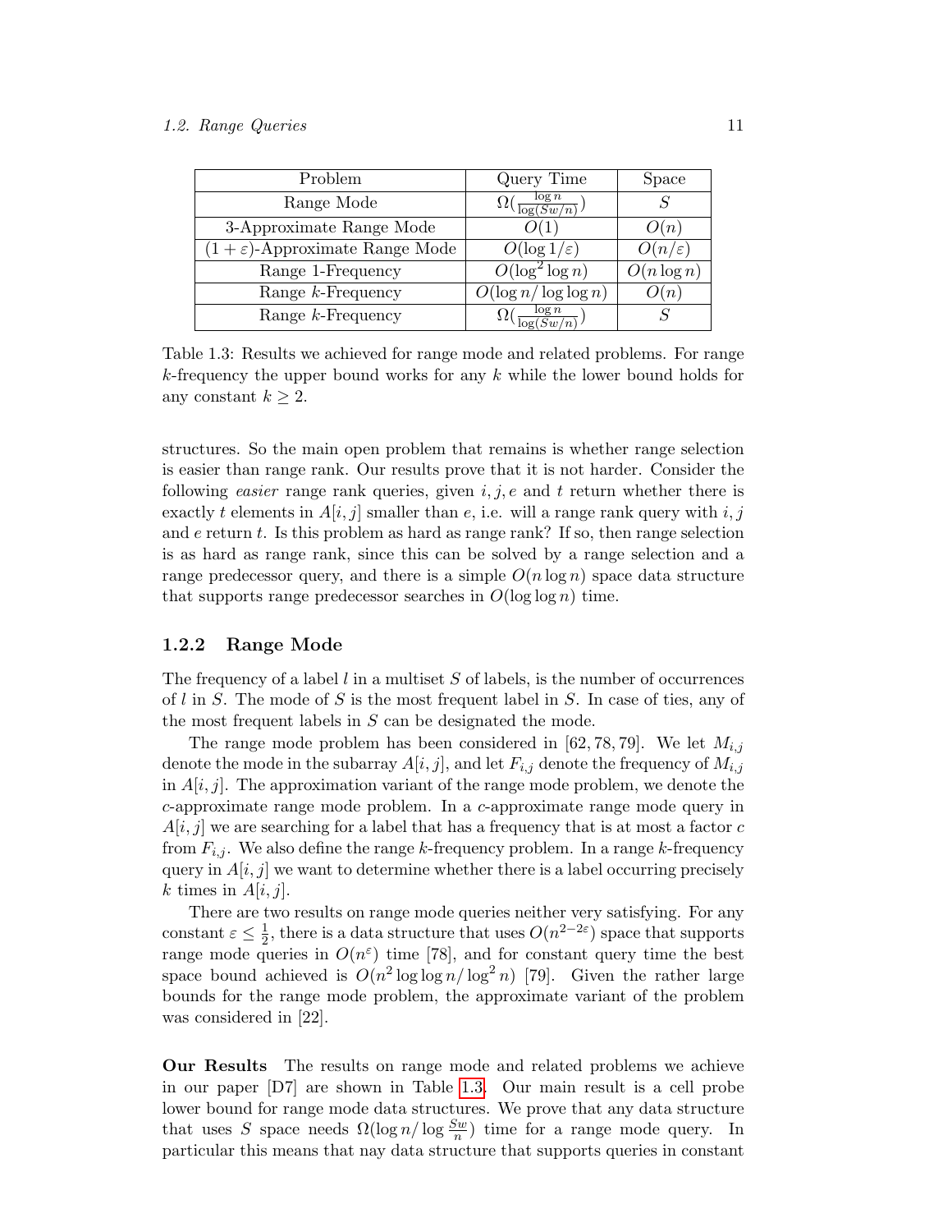| Problem | Query Time | Space |
|---|---|---|
| Range Mode | $\Omega(\frac{\log n}{\log(Sw/n)})$ | $S$ |
| 3-Approximate Range Mode | $O(1)$ | $O(n)$ |
| $(1+\varepsilon)$-Approximate Range Mode | $O(\log 1/\varepsilon)$ | $O(n/\varepsilon)$ |
| Range 1-Frequency | $O(\log^2 \log n)$ | $O(n \log n)$ |
| Range $k$-Frequency | $O(\log n / \log \log n)$ | $O(n)$ |
| Range $k$-Frequency | $\Omega(\frac{\log n}{\log(Sw/n)})$ | $S$ |

Table 1.3: Results we achieved for range mode and related problems. For range $k$-frequency the upper bound works for any $k$ while the lower bound holds for any constant $k \geq 2$.

structures. So the main open problem that remains is whether range selection is easier than range rank. Our results prove that it is not harder. Consider the following *easier* range rank queries, given $i, j, e$ and $t$ return whether there is exactly $t$ elements in $A[i, j]$ smaller than $e$, i.e. will a range rank query with $i, j$ and $e$ return $t$. Is this problem as hard as range rank? If so, then range selection is as hard as range rank, since this can be solved by a range selection and a range predecessor query, and there is a simple $O(n \log n)$ space data structure that supports range predecessor searches in $O(\log \log n)$ time.

### 1.2.2 Range Mode

The frequency of a label $l$ in a multiset $S$ of labels, is the number of occurrences of $l$ in $S$. The mode of $S$ is the most frequent label in $S$. In case of ties, any of the most frequent labels in $S$ can be designated the mode.

The range mode problem has been considered in [62, 78, 79]. We let $M_{i,j}$ denote the mode in the subarray $A[i, j]$, and let $F_{i,j}$ denote the frequency of $M_{i,j}$ in $A[i, j]$. The approximation variant of the range mode problem, we denote the $c$-approximate range mode problem. In a $c$-approximate range mode query in $A[i, j]$ we are searching for a label that has a frequency that is at most a factor $c$ from $F_{i,j}$. We also define the range $k$-frequency problem. In a range $k$-frequency query in $A[i, j]$ we want to determine whether there is a label occurring precisely $k$ times in $A[i, j]$.

There are two results on range mode queries neither very satisfying. For any constant $\varepsilon \leq \frac{1}{2}$, there is a data structure that uses $O(n^{2-2\varepsilon})$ space that supports range mode queries in $O(n^{\varepsilon})$ time [78], and for constant query time the best space bound achieved is $O(n^2 \log \log n / \log^2 n)$ [79]. Given the rather large bounds for the range mode problem, the approximate variant of the problem was considered in [22].

**Our Results** The results on range mode and related problems we achieve in our paper [D7] are shown in Table 1.3. Our main result is a cell probe lower bound for range mode data structures. We prove that any data structure that uses $S$ space needs $\Omega(\log n / \log \frac{Sw}{n})$ time for a range mode query. In particular this means that nay data structure that supports queries in constant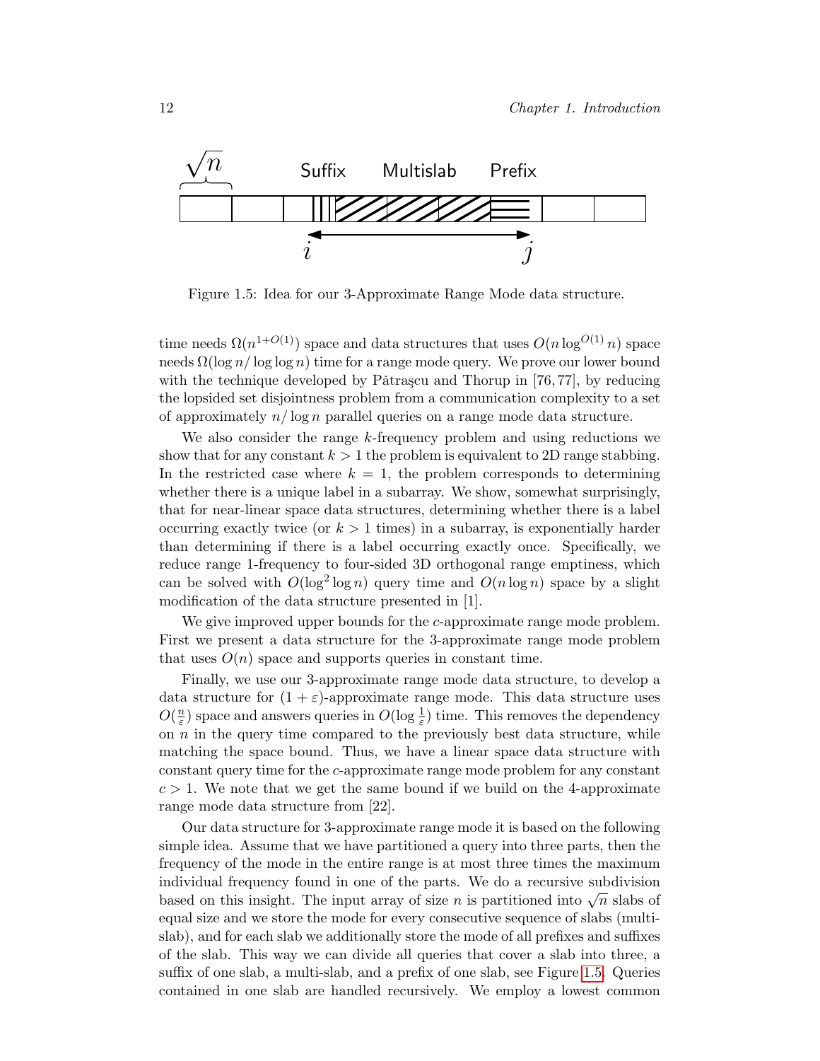Figure 1.5: Idea for our 3-Approximate Range Mode data structure.

time needs $\Omega(n^{1+O(1)})$ space and data structures that uses $O(n \log^{O(1)} n)$ space needs $\Omega(\log n / \log\log n)$ time for a range mode query. We prove our lower bound with the technique developed by Pătraşcu and Thorup in [76, 77], by reducing the lopsided set disjointness problem from a communication complexity to a set of approximately $n/\log n$ parallel queries on a range mode data structure.

We also consider the range $k$-frequency problem and using reductions we show that for any constant $k > 1$ the problem is equivalent to 2D range stabbing. In the restricted case where $k = 1$, the problem corresponds to determining whether there is a unique label in a subarray. We show, somewhat surprisingly, that for near-linear space data structures, determining whether there is a label occurring exactly twice (or $k > 1$ times) in a subarray, is exponentially harder than determining if there is a label occurring exactly once. Specifically, we reduce range 1-frequency to four-sided 3D orthogonal range emptiness, which can be solved with $O(\log^2 \log n)$ query time and $O(n \log n)$ space by a slight modification of the data structure presented in [1].

We give improved upper bounds for the $c$-approximate range mode problem. First we present a data structure for the 3-approximate range mode problem that uses $O(n)$ space and supports queries in constant time.

Finally, we use our 3-approximate range mode data structure, to develop a data structure for $(1+\varepsilon)$-approximate range mode. This data structure uses $O(\frac{n}{\varepsilon})$ space and answers queries in $O(\log \frac{1}{\varepsilon})$ time. This removes the dependency on $n$ in the query time compared to the previously best data structure, while matching the space bound. Thus, we have a linear space data structure with constant query time for the $c$-approximate range mode problem for any constant $c > 1$. We note that we get the same bound if we build on the 4-approximate range mode data structure from [22].

Our data structure for 3-approximate range mode it is based on the following simple idea. Assume that we have partitioned a query into three parts, then the frequency of the mode in the entire range is at most three times the maximum individual frequency found in one of the parts. We do a recursive subdivision based on this insight. The input array of size $n$ is partitioned into $\sqrt{n}$ slabs of equal size and we store the mode for every consecutive sequence of slabs (multi-slab), and for each slab we additionally store the mode of all prefixes and suffixes of the slab. This way we can divide all queries that cover a slab into three, a suffix of one slab, a multi-slab, and a prefix of one slab, see Figure 1.5. Queries contained in one slab are handled recursively. We employ a lowest common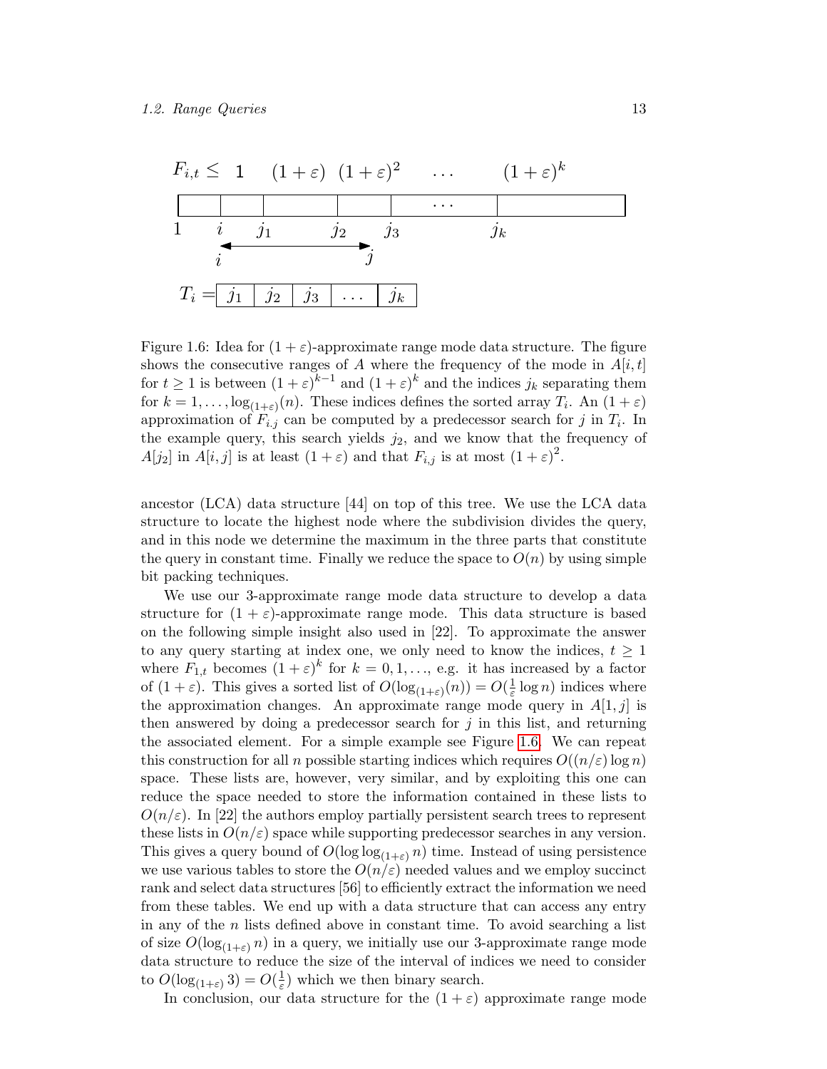Figure 1.6: Idea for $(1+\varepsilon)$-approximate range mode data structure. The figure shows the consecutive ranges of $A$ where the frequency of the mode in $A[i,t]$ for $t \geq 1$ is between $(1+\varepsilon)^{k-1}$ and $(1+\varepsilon)^k$ and the indices $j_k$ separating them for $k = 1, \ldots, \log_{(1+\varepsilon)}(n)$. These indices defines the sorted array $T_i$. An $(1+\varepsilon)$ approximation of $F_{i,j}$ can be computed by a predecessor search for $j$ in $T_i$. In the example query, this search yields $j_2$, and we know that the frequency of $A[j_2]$ in $A[i,j]$ is at least $(1+\varepsilon)$ and that $F_{i,j}$ is at most $(1+\varepsilon)^2$.

ancestor (LCA) data structure [44] on top of this tree. We use the LCA data structure to locate the highest node where the subdivision divides the query, and in this node we determine the maximum in the three parts that constitute the query in constant time. Finally we reduce the space to $O(n)$ by using simple bit packing techniques.

We use our 3-approximate range mode data structure to develop a data structure for $(1+\varepsilon)$-approximate range mode. This data structure is based on the following simple insight also used in [22]. To approximate the answer to any query starting at index one, we only need to know the indices, $t \geq 1$ where $F_{1,t}$ becomes $(1+\varepsilon)^k$ for $k = 0, 1, \ldots$, e.g. it has increased by a factor of $(1+\varepsilon)$. This gives a sorted list of $O(\log_{(1+\varepsilon)}(n)) = O(\frac{1}{\varepsilon}\log n)$ indices where the approximation changes. An approximate range mode query in $A[1,j]$ is then answered by doing a predecessor search for $j$ in this list, and returning the associated element. For a simple example see Figure 1.6. We can repeat this construction for all $n$ possible starting indices which requires $O((n/\varepsilon)\log n)$ space. These lists are, however, very similar, and by exploiting this one can reduce the space needed to store the information contained in these lists to $O(n/\varepsilon)$. In [22] the authors employ partially persistent search trees to represent these lists in $O(n/\varepsilon)$ space while supporting predecessor searches in any version. This gives a query bound of $O(\log\log_{(1+\varepsilon)} n)$ time. Instead of using persistence we use various tables to store the $O(n/\varepsilon)$ needed values and we employ succinct rank and select data structures [56] to efficiently extract the information we need from these tables. We end up with a data structure that can access any entry in any of the $n$ lists defined above in constant time. To avoid searching a list of size $O(\log_{(1+\varepsilon)} n)$ in a query, we initially use our 3-approximate range mode data structure to reduce the size of the interval of indices we need to consider to $O(\log_{(1+\varepsilon)} 3) = O(\frac{1}{\varepsilon})$ which we then binary search.

In conclusion, our data structure for the $(1+\varepsilon)$ approximate range mode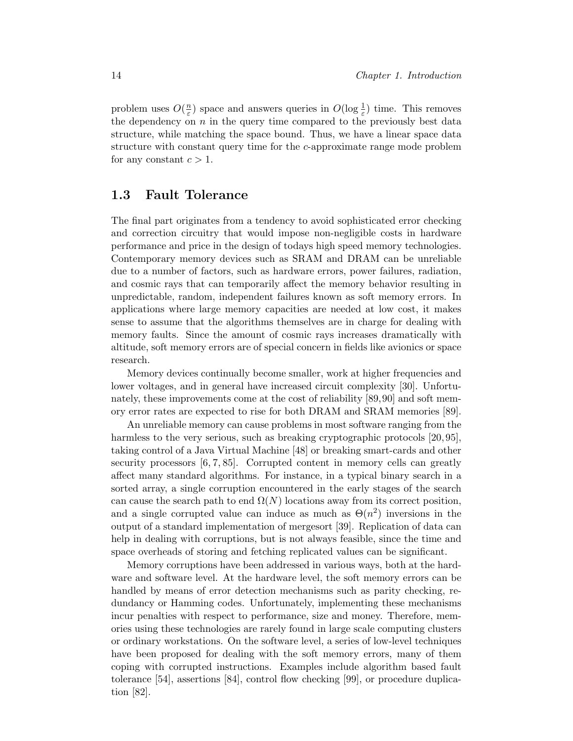problem uses $O(\frac{n}{\varepsilon})$ space and answers queries in $O(\log \frac{1}{\varepsilon})$ time. This removes the dependency on $n$ in the query time compared to the previously best data structure, while matching the space bound. Thus, we have a linear space data structure with constant query time for the $c$-approximate range mode problem for any constant $c > 1$.

## 1.3 Fault Tolerance

The final part originates from a tendency to avoid sophisticated error checking and correction circuitry that would impose non-negligible costs in hardware performance and price in the design of todays high speed memory technologies. Contemporary memory devices such as SRAM and DRAM can be unreliable due to a number of factors, such as hardware errors, power failures, radiation, and cosmic rays that can temporarily affect the memory behavior resulting in unpredictable, random, independent failures known as soft memory errors. In applications where large memory capacities are needed at low cost, it makes sense to assume that the algorithms themselves are in charge for dealing with memory faults. Since the amount of cosmic rays increases dramatically with altitude, soft memory errors are of special concern in fields like avionics or space research.

Memory devices continually become smaller, work at higher frequencies and lower voltages, and in general have increased circuit complexity [30]. Unfortunately, these improvements come at the cost of reliability [89,90] and soft memory error rates are expected to rise for both DRAM and SRAM memories [89].

An unreliable memory can cause problems in most software ranging from the harmless to the very serious, such as breaking cryptographic protocols [20,95], taking control of a Java Virtual Machine [48] or breaking smart-cards and other security processors [6,7,85]. Corrupted content in memory cells can greatly affect many standard algorithms. For instance, in a typical binary search in a sorted array, a single corruption encountered in the early stages of the search can cause the search path to end $\Omega(N)$ locations away from its correct position, and a single corrupted value can induce as much as $\Theta(n^2)$ inversions in the output of a standard implementation of mergesort [39]. Replication of data can help in dealing with corruptions, but is not always feasible, since the time and space overheads of storing and fetching replicated values can be significant.

Memory corruptions have been addressed in various ways, both at the hardware and software level. At the hardware level, the soft memory errors can be handled by means of error detection mechanisms such as parity checking, redundancy or Hamming codes. Unfortunately, implementing these mechanisms incur penalties with respect to performance, size and money. Therefore, memories using these technologies are rarely found in large scale computing clusters or ordinary workstations. On the software level, a series of low-level techniques have been proposed for dealing with the soft memory errors, many of them coping with corrupted instructions. Examples include algorithm based fault tolerance [54], assertions [84], control flow checking [99], or procedure duplication [82].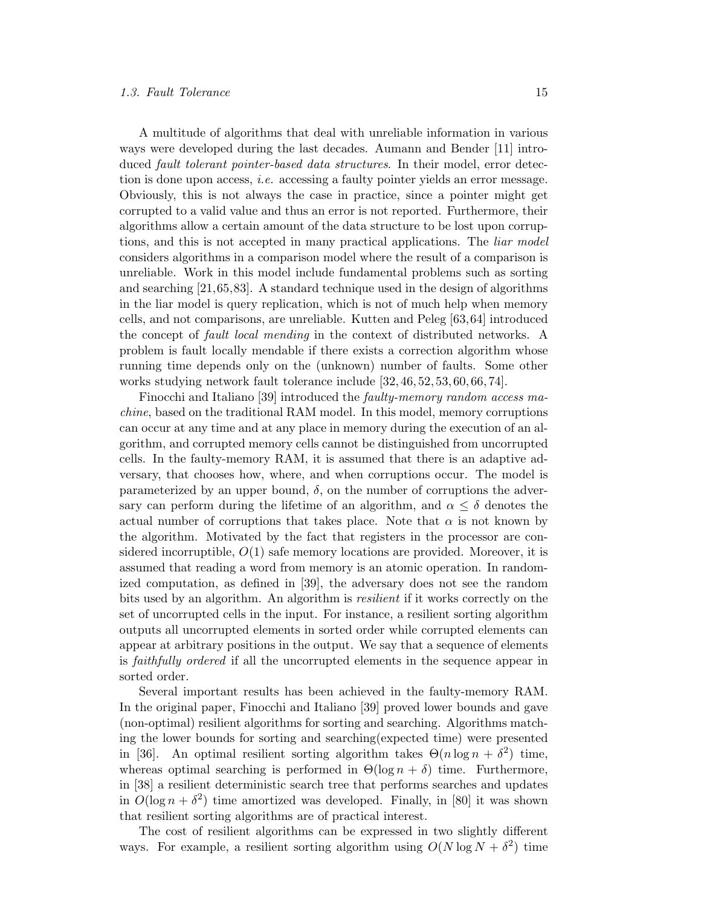A multitude of algorithms that deal with unreliable information in various ways were developed during the last decades. Aumann and Bender [11] introduced *fault tolerant pointer-based data structures*. In their model, error detection is done upon access, *i.e.* accessing a faulty pointer yields an error message. Obviously, this is not always the case in practice, since a pointer might get corrupted to a valid value and thus an error is not reported. Furthermore, their algorithms allow a certain amount of the data structure to be lost upon corruptions, and this is not accepted in many practical applications. The *liar model* considers algorithms in a comparison model where the result of a comparison is unreliable. Work in this model include fundamental problems such as sorting and searching [21,65,83]. A standard technique used in the design of algorithms in the liar model is query replication, which is not of much help when memory cells, and not comparisons, are unreliable. Kutten and Peleg [63,64] introduced the concept of *fault local mending* in the context of distributed networks. A problem is fault locally mendable if there exists a correction algorithm whose running time depends only on the (unknown) number of faults. Some other works studying network fault tolerance include [32, 46, 52, 53, 60, 66, 74].

Finocchi and Italiano [39] introduced the *faulty-memory random access machine*, based on the traditional RAM model. In this model, memory corruptions can occur at any time and at any place in memory during the execution of an algorithm, and corrupted memory cells cannot be distinguished from uncorrupted cells. In the faulty-memory RAM, it is assumed that there is an adaptive adversary, that chooses how, where, and when corruptions occur. The model is parameterized by an upper bound, $\delta$, on the number of corruptions the adversary can perform during the lifetime of an algorithm, and $\alpha \leq \delta$ denotes the actual number of corruptions that takes place. Note that $\alpha$ is not known by the algorithm. Motivated by the fact that registers in the processor are considered incorruptible, $O(1)$ safe memory locations are provided. Moreover, it is assumed that reading a word from memory is an atomic operation. In randomized computation, as defined in [39], the adversary does not see the random bits used by an algorithm. An algorithm is *resilient* if it works correctly on the set of uncorrupted cells in the input. For instance, a resilient sorting algorithm outputs all uncorrupted elements in sorted order while corrupted elements can appear at arbitrary positions in the output. We say that a sequence of elements is *faithfully ordered* if all the uncorrupted elements in the sequence appear in sorted order.

Several important results has been achieved in the faulty-memory RAM. In the original paper, Finocchi and Italiano [39] proved lower bounds and gave (non-optimal) resilient algorithms for sorting and searching. Algorithms matching the lower bounds for sorting and searching(expected time) were presented in [36]. An optimal resilient sorting algorithm takes $\Theta(n \log n + \delta^2)$ time, whereas optimal searching is performed in $\Theta(\log n + \delta)$ time. Furthermore, in [38] a resilient deterministic search tree that performs searches and updates in $O(\log n + \delta^2)$ time amortized was developed. Finally, in [80] it was shown that resilient sorting algorithms are of practical interest.

The cost of resilient algorithms can be expressed in two slightly different ways. For example, a resilient sorting algorithm using $O(N \log N + \delta^2)$ time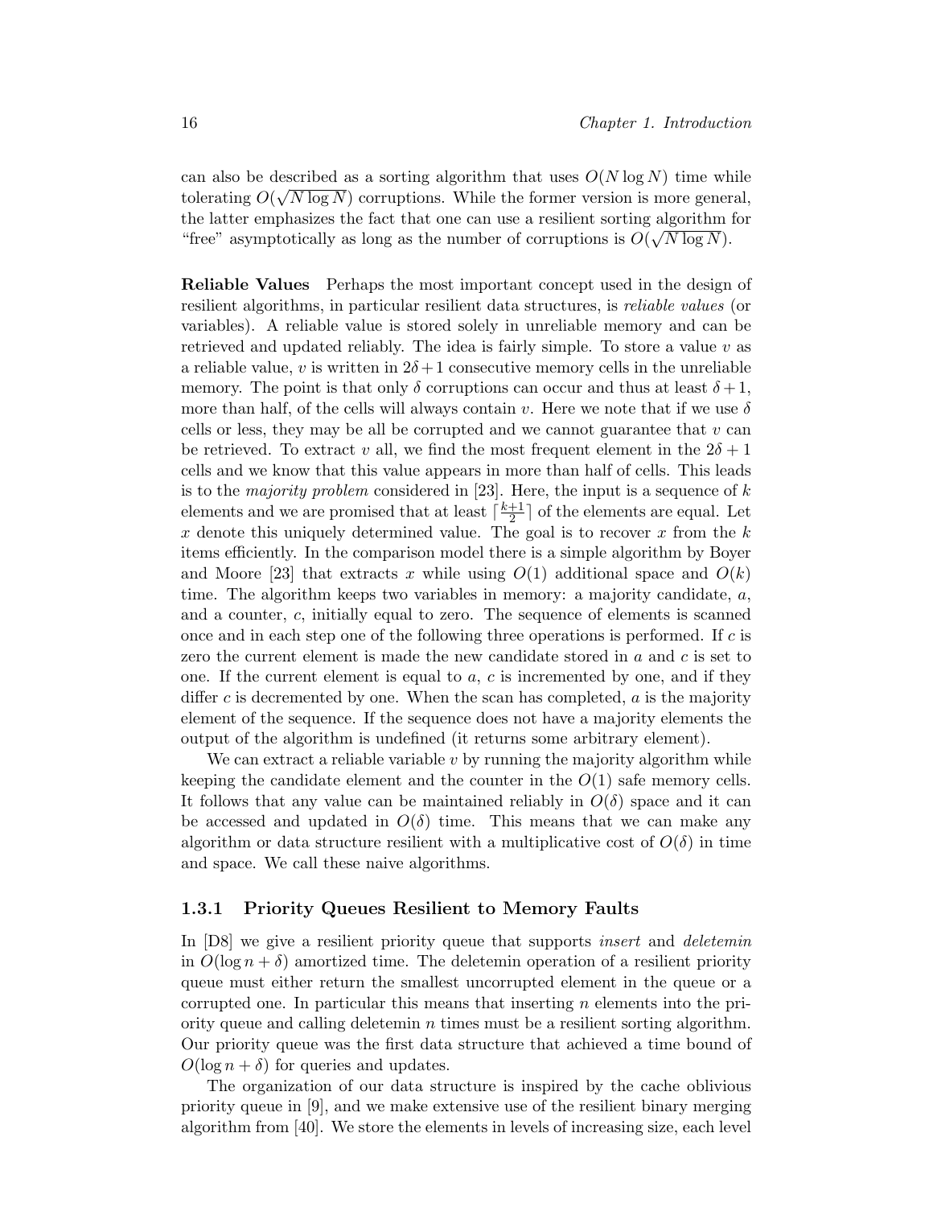can also be described as a sorting algorithm that uses $O(N \log N)$ time while tolerating $O(\sqrt{N \log N})$ corruptions. While the former version is more general, the latter emphasizes the fact that one can use a resilient sorting algorithm for "free" asymptotically as long as the number of corruptions is $O(\sqrt{N \log N})$.

**Reliable Values** Perhaps the most important concept used in the design of resilient algorithms, in particular resilient data structures, is *reliable values* (or variables). A reliable value is stored solely in unreliable memory and can be retrieved and updated reliably. The idea is fairly simple. To store a value $v$ as a reliable value, $v$ is written in $2\delta+1$ consecutive memory cells in the unreliable memory. The point is that only $\delta$ corruptions can occur and thus at least $\delta+1$, more than half, of the cells will always contain $v$. Here we note that if we use $\delta$ cells or less, they may be all be corrupted and we cannot guarantee that $v$ can be retrieved. To extract $v$ all, we find the most frequent element in the $2\delta+1$ cells and we know that this value appears in more than half of cells. This leads is to the *majority problem* considered in [23]. Here, the input is a sequence of $k$ elements and we are promised that at least $\lceil \frac{k+1}{2} \rceil$ of the elements are equal. Let $x$ denote this uniquely determined value. The goal is to recover $x$ from the $k$ items efficiently. In the comparison model there is a simple algorithm by Boyer and Moore [23] that extracts $x$ while using $O(1)$ additional space and $O(k)$ time. The algorithm keeps two variables in memory: a majority candidate, $a$, and a counter, $c$, initially equal to zero. The sequence of elements is scanned once and in each step one of the following three operations is performed. If $c$ is zero the current element is made the new candidate stored in $a$ and $c$ is set to one. If the current element is equal to $a$, $c$ is incremented by one, and if they differ $c$ is decremented by one. When the scan has completed, $a$ is the majority element of the sequence. If the sequence does not have a majority elements the output of the algorithm is undefined (it returns some arbitrary element).

We can extract a reliable variable $v$ by running the majority algorithm while keeping the candidate element and the counter in the $O(1)$ safe memory cells. It follows that any value can be maintained reliably in $O(\delta)$ space and it can be accessed and updated in $O(\delta)$ time. This means that we can make any algorithm or data structure resilient with a multiplicative cost of $O(\delta)$ in time and space. We call these naive algorithms.

### 1.3.1 Priority Queues Resilient to Memory Faults

In [D8] we give a resilient priority queue that supports *insert* and *deletemin* in $O(\log n + \delta)$ amortized time. The deletemin operation of a resilient priority queue must either return the smallest uncorrupted element in the queue or a corrupted one. In particular this means that inserting $n$ elements into the priority queue and calling deletemin $n$ times must be a resilient sorting algorithm. Our priority queue was the first data structure that achieved a time bound of $O(\log n + \delta)$ for queries and updates.

The organization of our data structure is inspired by the cache oblivious priority queue in [9], and we make extensive use of the resilient binary merging algorithm from [40]. We store the elements in levels of increasing size, each level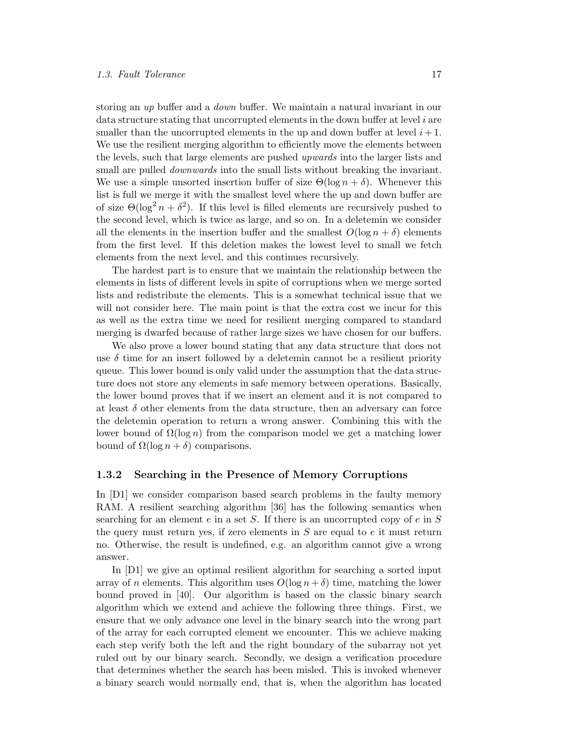storing an *up* buffer and a *down* buffer. We maintain a natural invariant in our data structure stating that uncorrupted elements in the down buffer at level $i$ are smaller than the uncorrupted elements in the up and down buffer at level $i+1$. We use the resilient merging algorithm to efficiently move the elements between the levels, such that large elements are pushed *upwards* into the larger lists and small are pulled *downwards* into the small lists without breaking the invariant. We use a simple unsorted insertion buffer of size $\Theta(\log n + \delta)$. Whenever this list is full we merge it with the smallest level where the up and down buffer are of size $\Theta(\log^2 n + \delta^2)$. If this level is filled elements are recursively pushed to the second level, which is twice as large, and so on. In a deletemin we consider all the elements in the insertion buffer and the smallest $O(\log n + \delta)$ elements from the first level. If this deletion makes the lowest level to small we fetch elements from the next level, and this continues recursively.

The hardest part is to ensure that we maintain the relationship between the elements in lists of different levels in spite of corruptions when we merge sorted lists and redistribute the elements. This is a somewhat technical issue that we will not consider here. The main point is that the extra cost we incur for this as well as the extra time we need for resilient merging compared to standard merging is dwarfed because of rather large sizes we have chosen for our buffers.

We also prove a lower bound stating that any data structure that does not use $\delta$ time for an insert followed by a deletemin cannot be a resilient priority queue. This lower bound is only valid under the assumption that the data structure does not store any elements in safe memory between operations. Basically, the lower bound proves that if we insert an element and it is not compared to at least $\delta$ other elements from the data structure, then an adversary can force the deletemin operation to return a wrong answer. Combining this with the lower bound of $\Omega(\log n)$ from the comparison model we get a matching lower bound of $\Omega(\log n + \delta)$ comparisons.

### 1.3.2 Searching in the Presence of Memory Corruptions

In [D1] we consider comparison based search problems in the faulty memory RAM. A resilient searching algorithm [36] has the following semantics when searching for an element $e$ in a set $S$. If there is an uncorrupted copy of $e$ in $S$ the query must return yes, if zero elements in $S$ are equal to $e$ it must return no. Otherwise, the result is undefined, e.g. an algorithm cannot give a wrong answer.

In [D1] we give an optimal resilient algorithm for searching a sorted input array of $n$ elements. This algorithm uses $O(\log n + \delta)$ time, matching the lower bound proved in [40]. Our algorithm is based on the classic binary search algorithm which we extend and achieve the following three things. First, we ensure that we only advance one level in the binary search into the wrong part of the array for each corrupted element we encounter. This we achieve making each step verify both the left and the right boundary of the subarray not yet ruled out by our binary search. Secondly, we design a verification procedure that determines whether the search has been misled. This is invoked whenever a binary search would normally end, that is, when the algorithm has located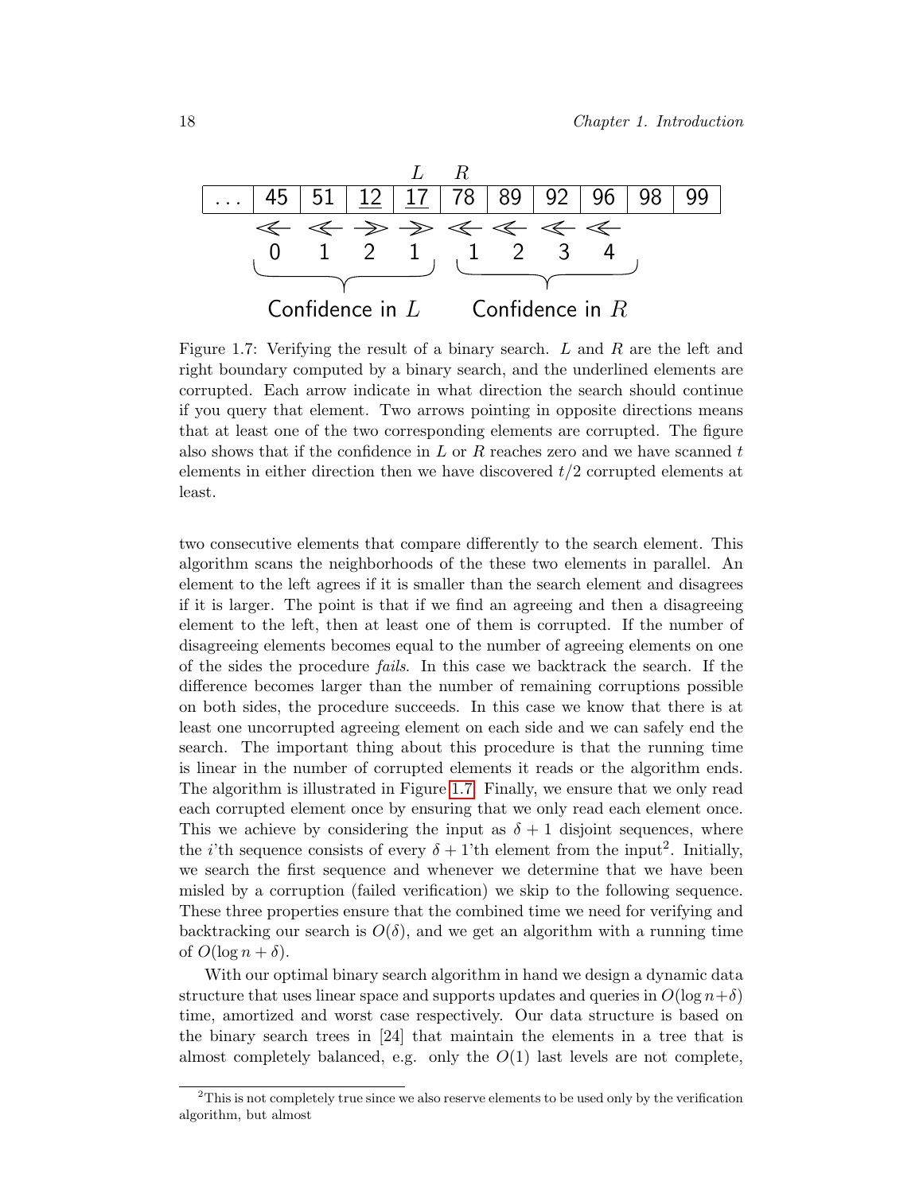| ... | 45 | 51 | <u>12</u> | <u>17</u> | 78 | 89 | 92 | 96 | 98 | 99 |
|---|---|---|---|---|---|---|---|---|---|---|
| | ≪ | ≪ | ≫ | ≫ | ≪ | ≪ | ≪ | ≪ | | |
| | 0 | 1 | 2 | 1 | 1 | 2 | 3 | 4 | | |

$L$ is above 17 and $R$ is above 78. The values 0, 1, 2, 1 (under 45, 51, 12, 17) are labeled "Confidence in $L$"; the values 1, 2, 3, 4 (under 78, 89, 92, 96) are labeled "Confidence in $R$".

Figure 1.7: Verifying the result of a binary search. $L$ and $R$ are the left and right boundary computed by a binary search, and the underlined elements are corrupted. Each arrow indicate in what direction the search should continue if you query that element. Two arrows pointing in opposite directions means that at least one of the two corresponding elements are corrupted. The figure also shows that if the confidence in $L$ or $R$ reaches zero and we have scanned $t$ elements in either direction then we have discovered $t/2$ corrupted elements at least.

two consecutive elements that compare differently to the search element. This algorithm scans the neighborhoods of the these two elements in parallel. An element to the left agrees if it is smaller than the search element and disagrees if it is larger. The point is that if we find an agreeing and then a disagreeing element to the left, then at least one of them is corrupted. If the number of disagreeing elements becomes equal to the number of agreeing elements on one of the sides the procedure *fails*. In this case we backtrack the search. If the difference becomes larger than the number of remaining corruptions possible on both sides, the procedure succeeds. In this case we know that there is at least one uncorrupted agreeing element on each side and we can safely end the search. The important thing about this procedure is that the running time is linear in the number of corrupted elements it reads or the algorithm ends. The algorithm is illustrated in Figure 1.7. Finally, we ensure that we only read each corrupted element once by ensuring that we only read each element once. This we achieve by considering the input as $\delta+1$ disjoint sequences, where the $i$'th sequence consists of every $\delta+1$'th element from the input[2]. Initially, we search the first sequence and whenever we determine that we have been misled by a corruption (failed verification) we skip to the following sequence. These three properties ensure that the combined time we need for verifying and backtracking our search is $O(\delta)$, and we get an algorithm with a running time of $O(\log n + \delta)$.

With our optimal binary search algorithm in hand we design a dynamic data structure that uses linear space and supports updates and queries in $O(\log n+\delta)$ time, amortized and worst case respectively. Our data structure is based on the binary search trees in [24] that maintain the elements in a tree that is almost completely balanced, e.g. only the $O(1)$ last levels are not complete,

[2] This is not completely true since we also reserve elements to be used only by the verification algorithm, but almost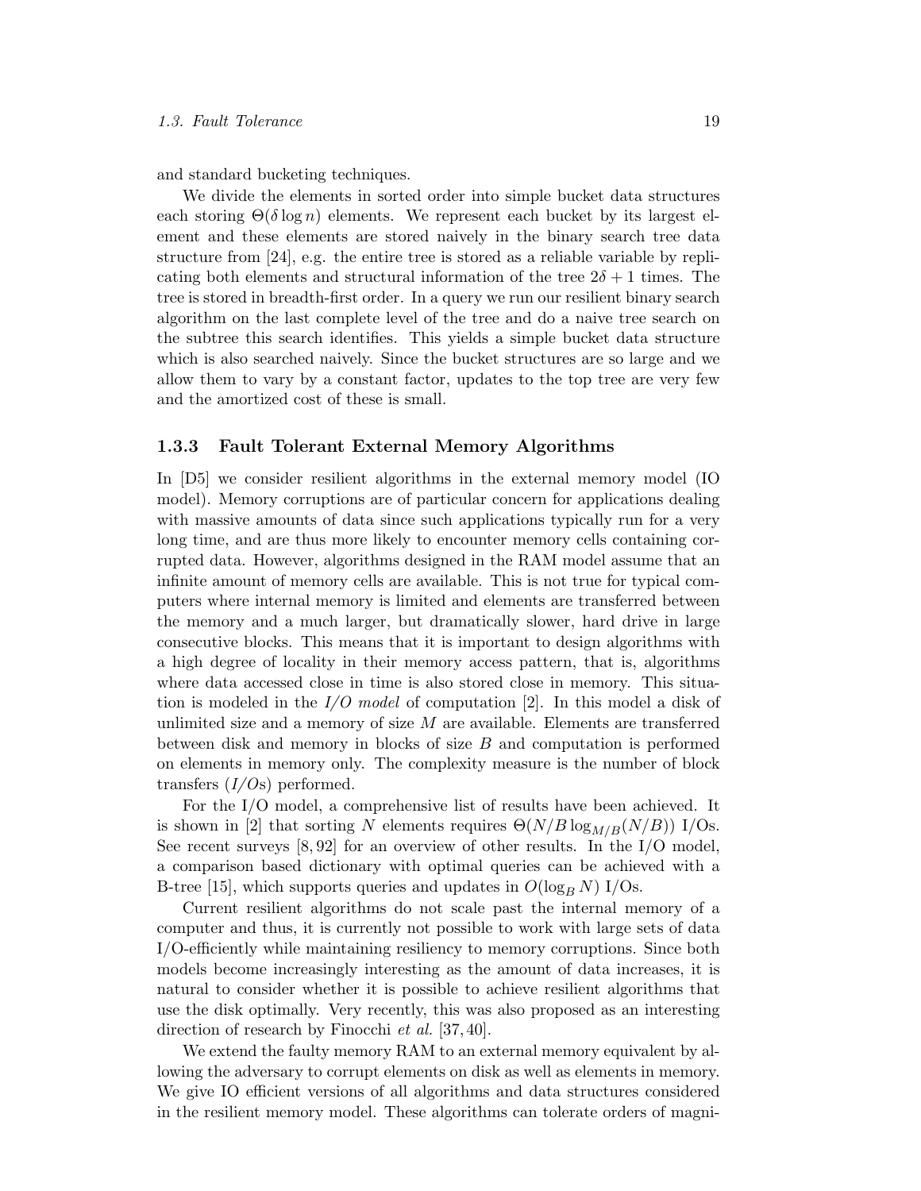and standard bucketing techniques.

We divide the elements in sorted order into simple bucket data structures each storing $\Theta(\delta \log n)$ elements. We represent each bucket by its largest element and these elements are stored naively in the binary search tree data structure from [24], e.g. the entire tree is stored as a reliable variable by replicating both elements and structural information of the tree $2\delta + 1$ times. The tree is stored in breadth-first order. In a query we run our resilient binary search algorithm on the last complete level of the tree and do a naive tree search on the subtree this search identifies. This yields a simple bucket data structure which is also searched naively. Since the bucket structures are so large and we allow them to vary by a constant factor, updates to the top tree are very few and the amortized cost of these is small.

### 1.3.3 Fault Tolerant External Memory Algorithms

In [D5] we consider resilient algorithms in the external memory model (IO model). Memory corruptions are of particular concern for applications dealing with massive amounts of data since such applications typically run for a very long time, and are thus more likely to encounter memory cells containing corrupted data. However, algorithms designed in the RAM model assume that an infinite amount of memory cells are available. This is not true for typical computers where internal memory is limited and elements are transferred between the memory and a much larger, but dramatically slower, hard drive in large consecutive blocks. This means that it is important to design algorithms with a high degree of locality in their memory access pattern, that is, algorithms where data accessed close in time is also stored close in memory. This situation is modeled in the *I/O model* of computation [2]. In this model a disk of unlimited size and a memory of size $M$ are available. Elements are transferred between disk and memory in blocks of size $B$ and computation is performed on elements in memory only. The complexity measure is the number of block transfers (*I/O*s) performed.

For the I/O model, a comprehensive list of results have been achieved. It is shown in [2] that sorting $N$ elements requires $\Theta(N/B \log_{M/B}(N/B))$ I/Os. See recent surveys [8, 92] for an overview of other results. In the I/O model, a comparison based dictionary with optimal queries can be achieved with a B-tree [15], which supports queries and updates in $O(\log_B N)$ I/Os.

Current resilient algorithms do not scale past the internal memory of a computer and thus, it is currently not possible to work with large sets of data I/O-efficiently while maintaining resiliency to memory corruptions. Since both models become increasingly interesting as the amount of data increases, it is natural to consider whether it is possible to achieve resilient algorithms that use the disk optimally. Very recently, this was also proposed as an interesting direction of research by Finocchi *et al.* [37, 40].

We extend the faulty memory RAM to an external memory equivalent by allowing the adversary to corrupt elements on disk as well as elements in memory. We give IO efficient versions of all algorithms and data structures considered in the resilient memory model. These algorithms can tolerate orders of magni-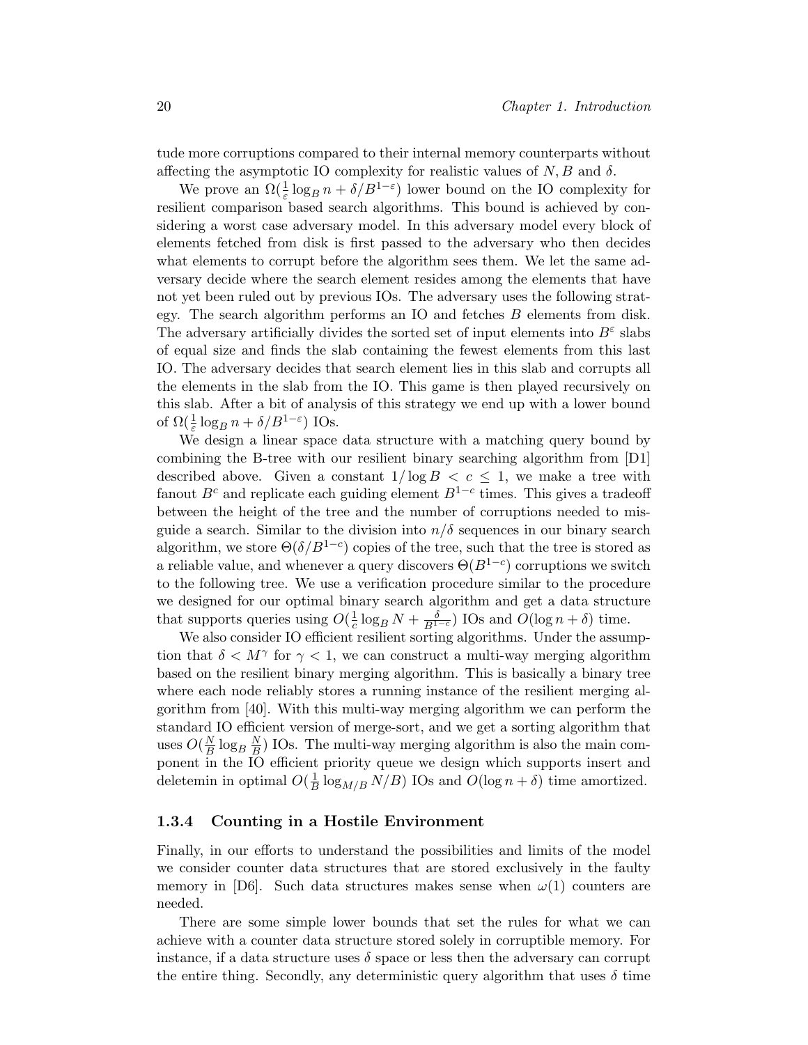tude more corruptions compared to their internal memory counterparts without affecting the asymptotic IO complexity for realistic values of $N, B$ and $\delta$.

We prove an $\Omega(\frac{1}{\varepsilon}\log_B n + \delta/B^{1-\varepsilon})$ lower bound on the IO complexity for resilient comparison based search algorithms. This bound is achieved by considering a worst case adversary model. In this adversary model every block of elements fetched from disk is first passed to the adversary who then decides what elements to corrupt before the algorithm sees them. We let the same adversary decide where the search element resides among the elements that have not yet been ruled out by previous IOs. The adversary uses the following strategy. The search algorithm performs an IO and fetches $B$ elements from disk. The adversary artificially divides the sorted set of input elements into $B^\varepsilon$ slabs of equal size and finds the slab containing the fewest elements from this last IO. The adversary decides that search element lies in this slab and corrupts all the elements in the slab from the IO. This game is then played recursively on this slab. After a bit of analysis of this strategy we end up with a lower bound of $\Omega(\frac{1}{\varepsilon}\log_B n + \delta/B^{1-\varepsilon})$ IOs.

We design a linear space data structure with a matching query bound by combining the B-tree with our resilient binary searching algorithm from [D1] described above. Given a constant $1/\log B < c \leq 1$, we make a tree with fanout $B^c$ and replicate each guiding element $B^{1-c}$ times. This gives a tradeoff between the height of the tree and the number of corruptions needed to misguide a search. Similar to the division into $n/\delta$ sequences in our binary search algorithm, we store $\Theta(\delta/B^{1-c})$ copies of the tree, such that the tree is stored as a reliable value, and whenever a query discovers $\Theta(B^{1-c})$ corruptions we switch to the following tree. We use a verification procedure similar to the procedure we designed for our optimal binary search algorithm and get a data structure that supports queries using $O(\frac{1}{c}\log_B N + \frac{\delta}{B^{1-c}})$ IOs and $O(\log n + \delta)$ time.

We also consider IO efficient resilient sorting algorithms. Under the assumption that $\delta < M^\gamma$ for $\gamma < 1$, we can construct a multi-way merging algorithm based on the resilient binary merging algorithm. This is basically a binary tree where each node reliably stores a running instance of the resilient merging algorithm from [40]. With this multi-way merging algorithm we can perform the standard IO efficient version of merge-sort, and we get a sorting algorithm that uses $O(\frac{N}{B}\log_B \frac{N}{B})$ IOs. The multi-way merging algorithm is also the main component in the IO efficient priority queue we design which supports insert and deletemin in optimal $O(\frac{1}{B}\log_{M/B} N/B)$ IOs and $O(\log n + \delta)$ time amortized.

### 1.3.4 Counting in a Hostile Environment

Finally, in our efforts to understand the possibilities and limits of the model we consider counter data structures that are stored exclusively in the faulty memory in [D6]. Such data structures makes sense when $\omega(1)$ counters are needed.

There are some simple lower bounds that set the rules for what we can achieve with a counter data structure stored solely in corruptible memory. For instance, if a data structure uses $\delta$ space or less then the adversary can corrupt the entire thing. Secondly, any deterministic query algorithm that uses $\delta$ time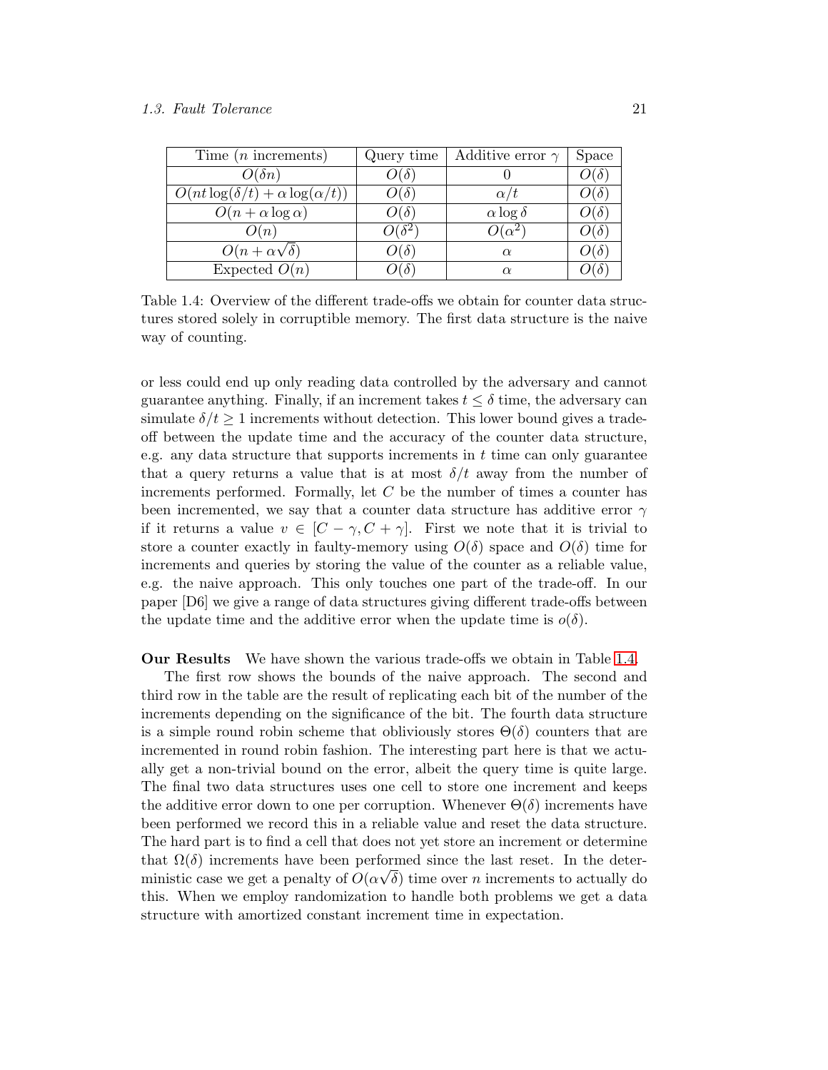| Time ($n$ increments) | Query time | Additive error $\gamma$ | Space |
|---|---|---|---|
| $O(\delta n)$ | $O(\delta)$ | 0 | $O(\delta)$ |
| $O(nt\log(\delta/t)+\alpha\log(\alpha/t))$ | $O(\delta)$ | $\alpha/t$ | $O(\delta)$ |
| $O(n+\alpha\log\alpha)$ | $O(\delta)$ | $\alpha\log\delta$ | $O(\delta)$ |
| $O(n)$ | $O(\delta^2)$ | $O(\alpha^2)$ | $O(\delta)$ |
| $O(n+\alpha\sqrt{\delta})$ | $O(\delta)$ | $\alpha$ | $O(\delta)$ |
| Expected $O(n)$ | $O(\delta)$ | $\alpha$ | $O(\delta)$ |

Table 1.4: Overview of the different trade-offs we obtain for counter data structures stored solely in corruptible memory. The first data structure is the naive way of counting.

or less could end up only reading data controlled by the adversary and cannot guarantee anything. Finally, if an increment takes $t \leq \delta$ time, the adversary can simulate $\delta/t \geq 1$ increments without detection. This lower bound gives a trade-off between the update time and the accuracy of the counter data structure, e.g. any data structure that supports increments in $t$ time can only guarantee that a query returns a value that is at most $\delta/t$ away from the number of increments performed. Formally, let $C$ be the number of times a counter has been incremented, we say that a counter data structure has additive error $\gamma$ if it returns a value $v \in [C-\gamma, C+\gamma]$. First we note that it is trivial to store a counter exactly in faulty-memory using $O(\delta)$ space and $O(\delta)$ time for increments and queries by storing the value of the counter as a reliable value, e.g. the naive approach. This only touches one part of the trade-off. In our paper [D6] we give a range of data structures giving different trade-offs between the update time and the additive error when the update time is $o(\delta)$.

**Our Results** We have shown the various trade-offs we obtain in Table 1.4.

The first row shows the bounds of the naive approach. The second and third row in the table are the result of replicating each bit of the number of the increments depending on the significance of the bit. The fourth data structure is a simple round robin scheme that obliviously stores $\Theta(\delta)$ counters that are incremented in round robin fashion. The interesting part here is that we actually get a non-trivial bound on the error, albeit the query time is quite large. The final two data structures uses one cell to store one increment and keeps the additive error down to one per corruption. Whenever $\Theta(\delta)$ increments have been performed we record this in a reliable value and reset the data structure. The hard part is to find a cell that does not yet store an increment or determine that $\Omega(\delta)$ increments have been performed since the last reset. In the deterministic case we get a penalty of $O(\alpha\sqrt{\delta})$ time over $n$ increments to actually do this. When we employ randomization to handle both problems we get a data structure with amortized constant increment time in expectation.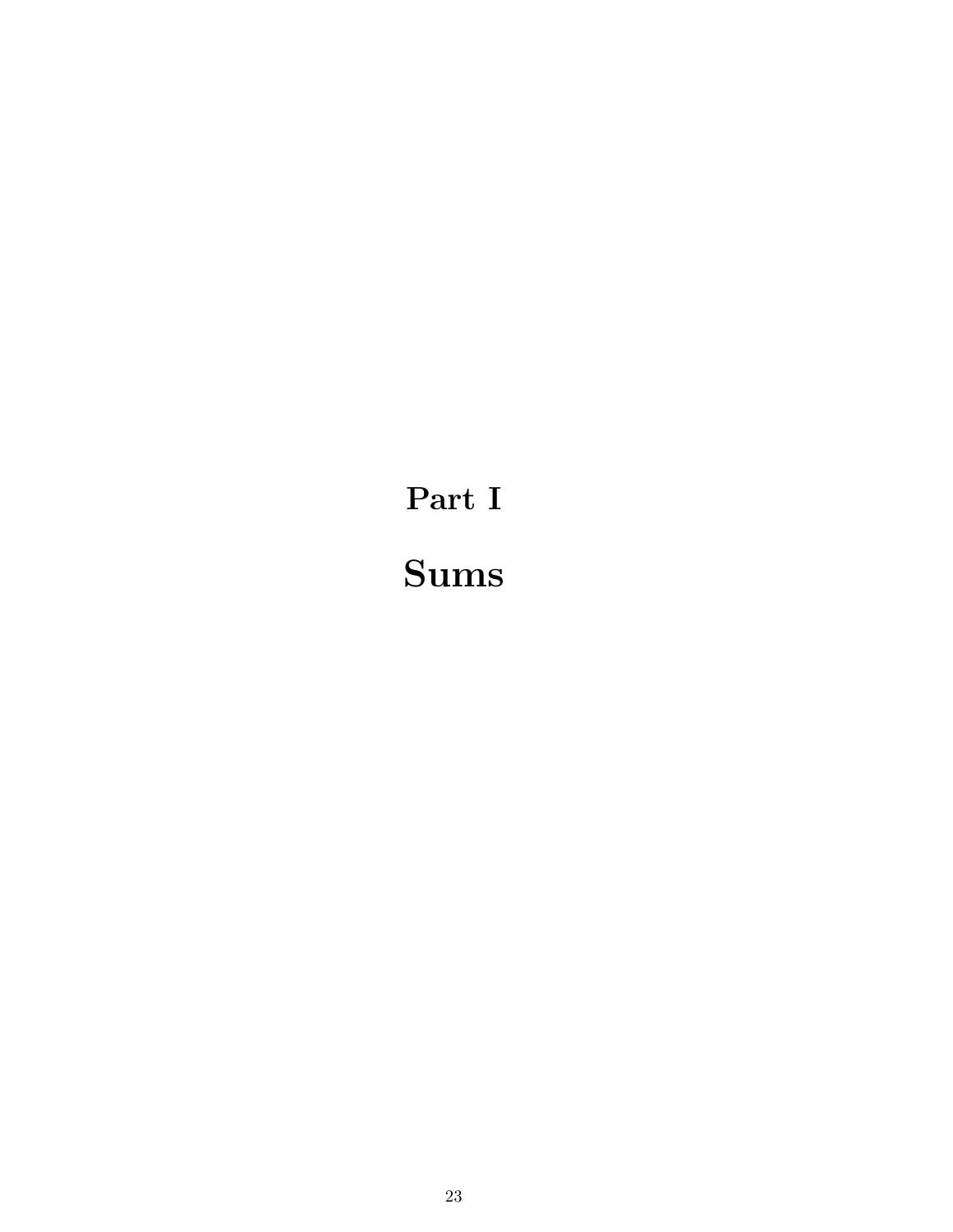# Part I

# Sums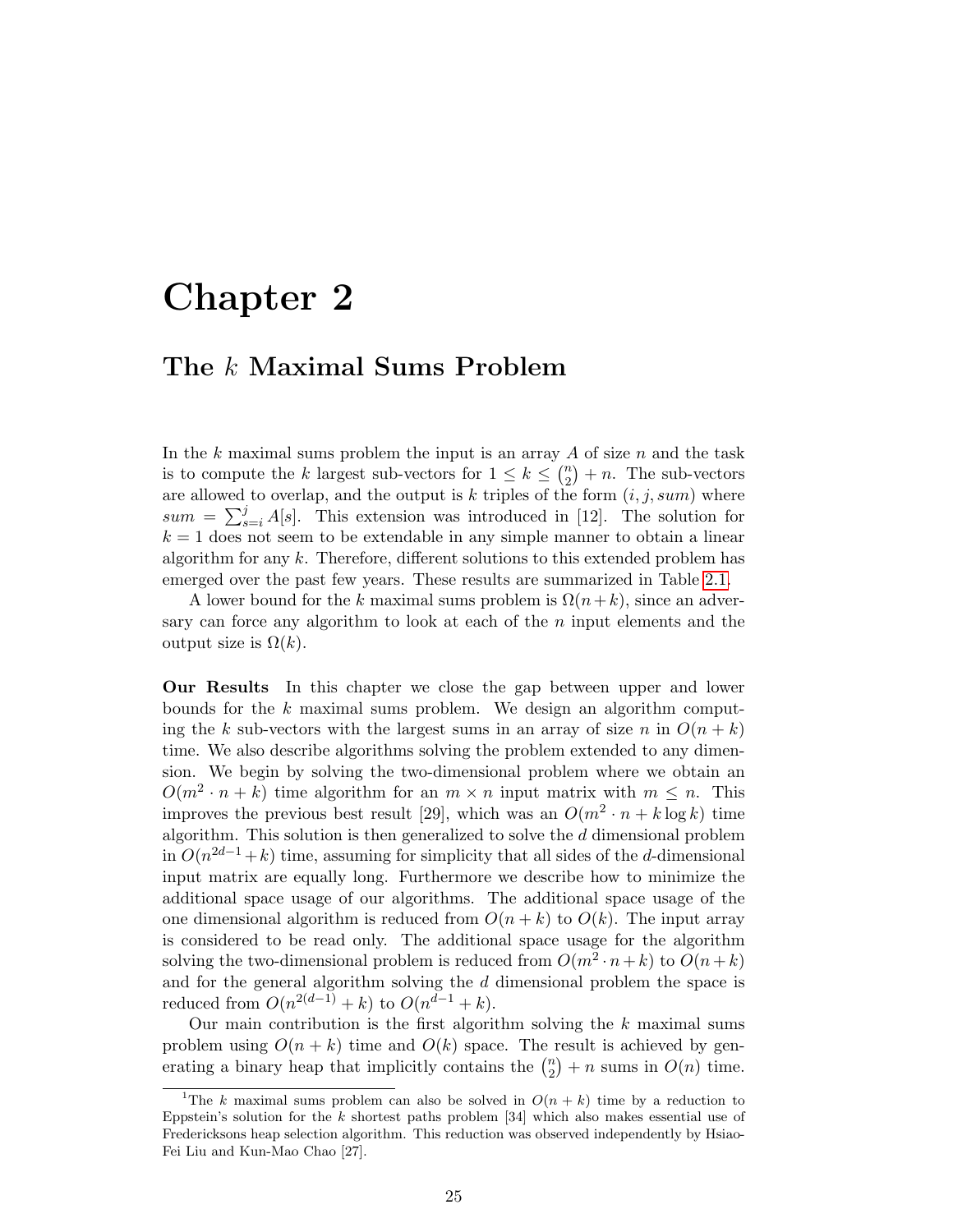# Chapter 2

## The $k$ Maximal Sums Problem

In the $k$ maximal sums problem the input is an array $A$ of size $n$ and the task is to compute the $k$ largest sub-vectors for $1 \leq k \leq \binom{n}{2} + n$. The sub-vectors are allowed to overlap, and the output is $k$ triples of the form $(i, j, sum)$ where $sum = \sum_{s=i}^{j} A[s]$. This extension was introduced in [12]. The solution for $k = 1$ does not seem to be extendable in any simple manner to obtain a linear algorithm for any $k$. Therefore, different solutions to this extended problem has emerged over the past few years. These results are summarized in Table 2.1.

A lower bound for the $k$ maximal sums problem is $\Omega(n+k)$, since an adversary can force any algorithm to look at each of the $n$ input elements and the output size is $\Omega(k)$.

**Our Results** In this chapter we close the gap between upper and lower bounds for the $k$ maximal sums problem. We design an algorithm computing the $k$ sub-vectors with the largest sums in an array of size $n$ in $O(n + k)$ time. We also describe algorithms solving the problem extended to any dimension. We begin by solving the two-dimensional problem where we obtain an $O(m^2 \cdot n + k)$ time algorithm for an $m \times n$ input matrix with $m \leq n$. This improves the previous best result [29], which was an $O(m^2 \cdot n + k \log k)$ time algorithm. This solution is then generalized to solve the $d$ dimensional problem in $O(n^{2d-1} + k)$ time, assuming for simplicity that all sides of the $d$-dimensional input matrix are equally long. Furthermore we describe how to minimize the additional space usage of our algorithms. The additional space usage of the one dimensional algorithm is reduced from $O(n + k)$ to $O(k)$. The input array is considered to be read only. The additional space usage for the algorithm solving the two-dimensional problem is reduced from $O(m^2 \cdot n + k)$ to $O(n + k)$ and for the general algorithm solving the $d$ dimensional problem the space is reduced from $O(n^{2(d-1)} + k)$ to $O(n^{d-1} + k)$.

Our main contribution is the first algorithm solving the $k$ maximal sums problem using $O(n + k)$ time and $O(k)$ space. The result is achieved by generating a binary heap that implicitly contains the $\binom{n}{2} + n$ sums in $O(n)$ time.

[1]The $k$ maximal sums problem can also be solved in $O(n + k)$ time by a reduction to Eppstein's solution for the $k$ shortest paths problem [34] which also makes essential use of Fredericksons heap selection algorithm. This reduction was observed independently by Hsiao-Fei Liu and Kun-Mao Chao [27].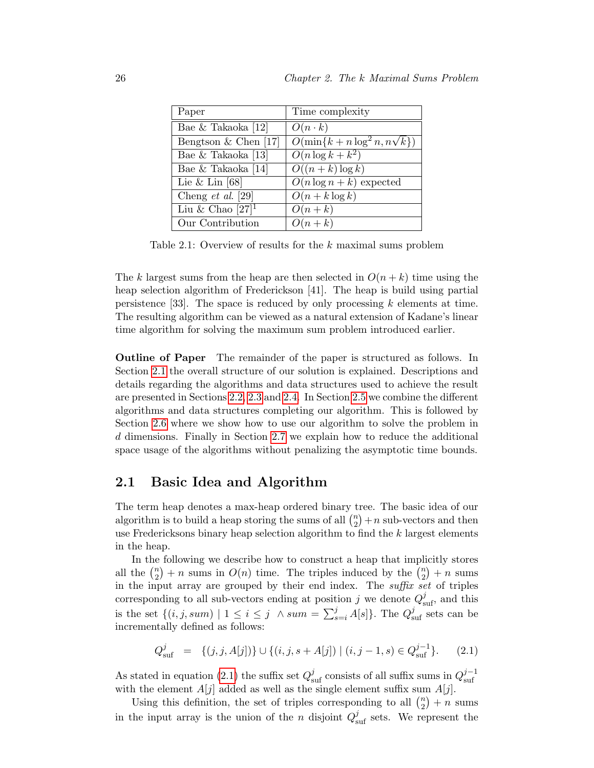| Paper | Time complexity |
|---|---|
| Bae & Takaoka [12] | $O(n \cdot k)$ |
| Bengtson & Chen [17] | $O(\min\{k + n\log^2 n, n\sqrt{k}\})$ |
| Bae & Takaoka [13] | $O(n \log k + k^2)$ |
| Bae & Takaoka [14] | $O((n + k) \log k)$ |
| Lie & Lin [68] | $O(n \log n + k)$ expected |
| Cheng *et al.* [29] | $O(n + k \log k)$ |
| Liu & Chao [27][1] | $O(n + k)$ |
| Our Contribution | $O(n + k)$ |

Table 2.1: Overview of results for the $k$ maximal sums problem

The $k$ largest sums from the heap are then selected in $O(n + k)$ time using the heap selection algorithm of Frederickson [41]. The heap is build using partial persistence [33]. The space is reduced by only processing $k$ elements at time. The resulting algorithm can be viewed as a natural extension of Kadane's linear time algorithm for solving the maximum sum problem introduced earlier.

**Outline of Paper** The remainder of the paper is structured as follows. In Section 2.1 the overall structure of our solution is explained. Descriptions and details regarding the algorithms and data structures used to achieve the result are presented in Sections 2.2, 2.3 and 2.4. In Section 2.5 we combine the different algorithms and data structures completing our algorithm. This is followed by Section 2.6 where we show how to use our algorithm to solve the problem in $d$ dimensions. Finally in Section 2.7 we explain how to reduce the additional space usage of the algorithms without penalizing the asymptotic time bounds.

## 2.1 Basic Idea and Algorithm

The term heap denotes a max-heap ordered binary tree. The basic idea of our algorithm is to build a heap storing the sums of all $\binom{n}{2} + n$ sub-vectors and then use Fredericksons binary heap selection algorithm to find the $k$ largest elements in the heap.

In the following we describe how to construct a heap that implicitly stores all the $\binom{n}{2} + n$ sums in $O(n)$ time. The triples induced by the $\binom{n}{2} + n$ sums in the input array are grouped by their end index. The *suffix set* of triples corresponding to all sub-vectors ending at position $j$ we denote $Q^j_{\text{suf}}$, and this is the set $\{(i, j, sum) \mid 1 \leq i \leq j \ \wedge sum = \sum_{s=i}^{j} A[s]\}$. The $Q^j_{\text{suf}}$ sets can be incrementally defined as follows:

$$Q^j_{\text{suf}} \quad = \quad \{(j, j, A[j])\} \cup \{(i, j, s + A[j]) \mid (i, j-1, s) \in Q^{j-1}_{\text{suf}}\}. \qquad (2.1)$$

As stated in equation (2.1) the suffix set $Q^j_{\text{suf}}$ consists of all suffix sums in $Q^{j-1}_{\text{suf}}$ with the element $A[j]$ added as well as the single element suffix sum $A[j]$.

Using this definition, the set of triples corresponding to all $\binom{n}{2} + n$ sums in the input array is the union of the $n$ disjoint $Q^j_{\text{suf}}$ sets. We represent the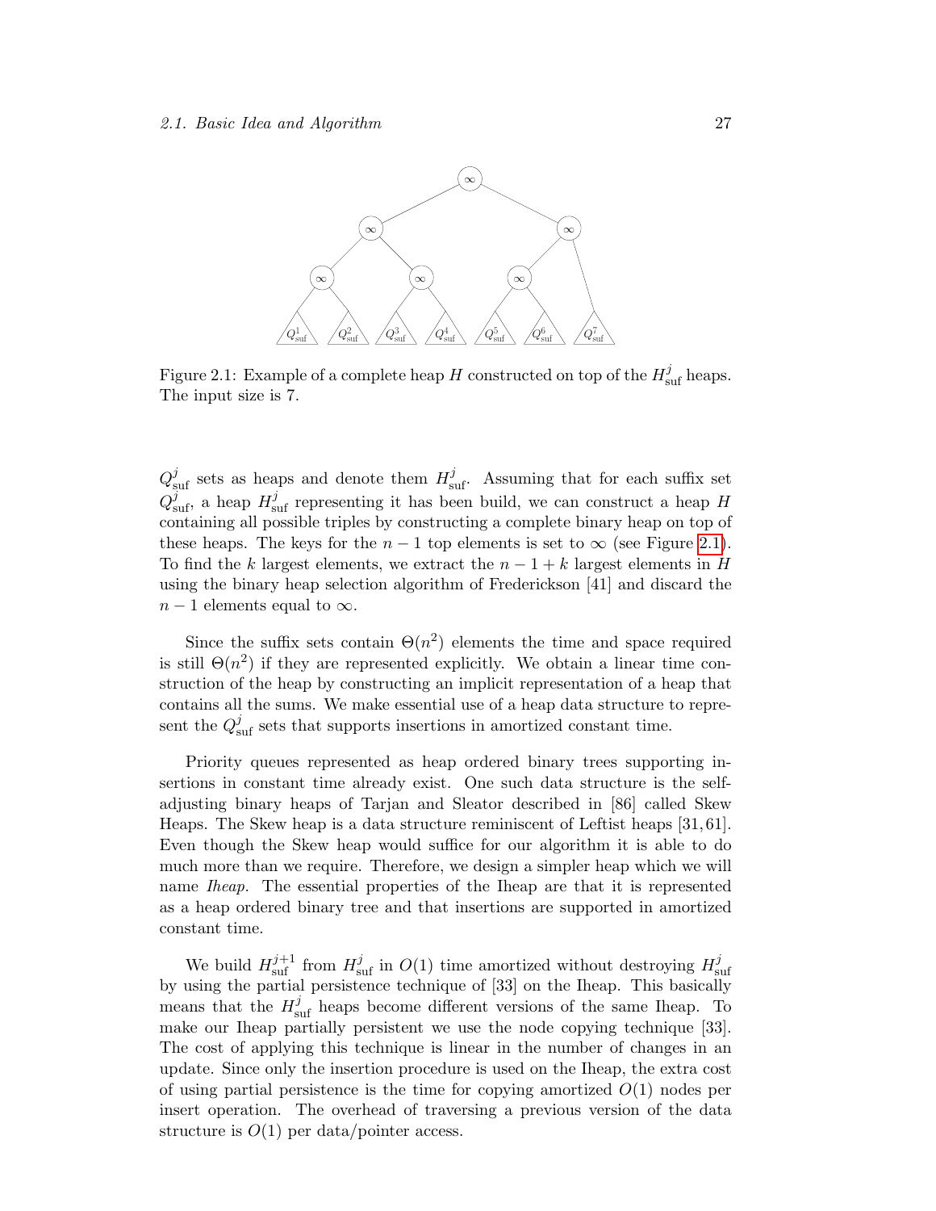Figure 2.1: Example of a complete heap $H$ constructed on top of the $H^j_{\text{suf}}$ heaps. The input size is 7.

$Q^j_{\text{suf}}$ sets as heaps and denote them $H^j_{\text{suf}}$. Assuming that for each suffix set $Q^j_{\text{suf}}$, a heap $H^j_{\text{suf}}$ representing it has been build, we can construct a heap $H$ containing all possible triples by constructing a complete binary heap on top of these heaps. The keys for the $n-1$ top elements is set to $\infty$ (see Figure 2.1). To find the $k$ largest elements, we extract the $n-1+k$ largest elements in $H$ using the binary heap selection algorithm of Frederickson [41] and discard the $n-1$ elements equal to $\infty$.

Since the suffix sets contain $\Theta(n^2)$ elements the time and space required is still $\Theta(n^2)$ if they are represented explicitly. We obtain a linear time construction of the heap by constructing an implicit representation of a heap that contains all the sums. We make essential use of a heap data structure to represent the $Q^j_{\text{suf}}$ sets that supports insertions in amortized constant time.

Priority queues represented as heap ordered binary trees supporting insertions in constant time already exist. One such data structure is the self-adjusting binary heaps of Tarjan and Sleator described in [86] called Skew Heaps. The Skew heap is a data structure reminiscent of Leftist heaps [31, 61]. Even though the Skew heap would suffice for our algorithm it is able to do much more than we require. Therefore, we design a simpler heap which we will name *Iheap.* The essential properties of the Iheap are that it is represented as a heap ordered binary tree and that insertions are supported in amortized constant time.

We build $H^{j+1}_{\text{suf}}$ from $H^j_{\text{suf}}$ in $O(1)$ time amortized without destroying $H^j_{\text{suf}}$ by using the partial persistence technique of [33] on the Iheap. This basically means that the $H^j_{\text{suf}}$ heaps become different versions of the same Iheap. To make our Iheap partially persistent we use the node copying technique [33]. The cost of applying this technique is linear in the number of changes in an update. Since only the insertion procedure is used on the Iheap, the extra cost of using partial persistence is the time for copying amortized $O(1)$ nodes per insert operation. The overhead of traversing a previous version of the data structure is $O(1)$ per data/pointer access.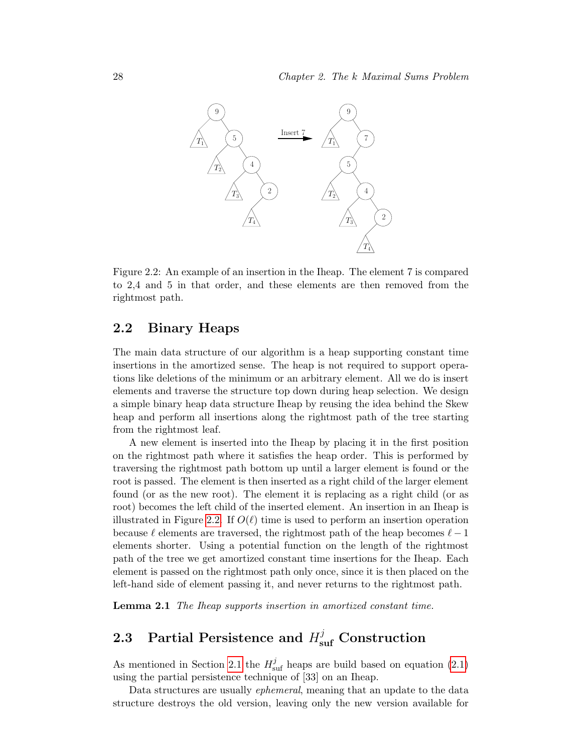Figure 2.2: An example of an insertion in the Iheap. The element 7 is compared to 2,4 and 5 in that order, and these elements are then removed from the rightmost path.

## 2.2 Binary Heaps

The main data structure of our algorithm is a heap supporting constant time insertions in the amortized sense. The heap is not required to support operations like deletions of the minimum or an arbitrary element. All we do is insert elements and traverse the structure top down during heap selection. We design a simple binary heap data structure Iheap by reusing the idea behind the Skew heap and perform all insertions along the rightmost path of the tree starting from the rightmost leaf.

A new element is inserted into the Iheap by placing it in the first position on the rightmost path where it satisfies the heap order. This is performed by traversing the rightmost path bottom up until a larger element is found or the root is passed. The element is then inserted as a right child of the larger element found (or as the new root). The element it is replacing as a right child (or as root) becomes the left child of the inserted element. An insertion in an Iheap is illustrated in Figure 2.2. If $O(\ell)$ time is used to perform an insertion operation because $\ell$ elements are traversed, the rightmost path of the heap becomes $\ell - 1$ elements shorter. Using a potential function on the length of the rightmost path of the tree we get amortized constant time insertions for the Iheap. Each element is passed on the rightmost path only once, since it is then placed on the left-hand side of element passing it, and never returns to the rightmost path.

**Lemma 2.1** *The Iheap supports insertion in amortized constant time.*

## 2.3 Partial Persistence and $H^j_{\text{suf}}$ Construction

As mentioned in Section 2.1 the $H^j_{\text{suf}}$ heaps are build based on equation (2.1) using the partial persistence technique of [33] on an Iheap.

Data structures are usually *ephemeral*, meaning that an update to the data structure destroys the old version, leaving only the new version available for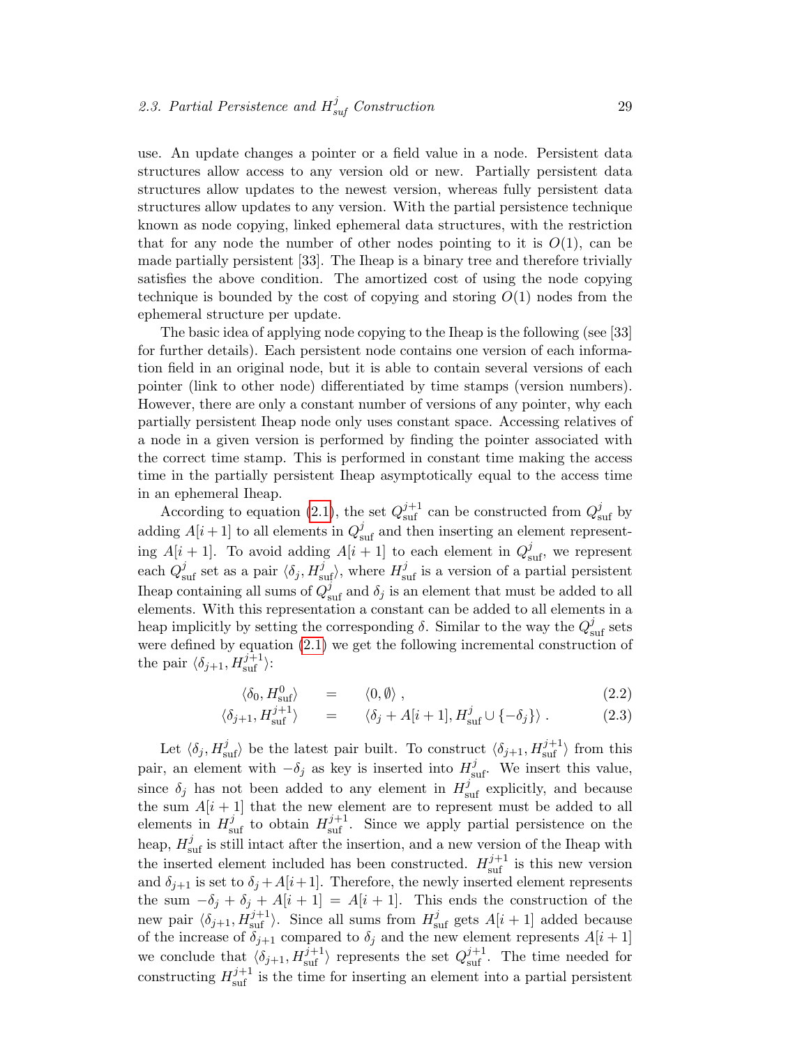use. An update changes a pointer or a field value in a node. Persistent data structures allow access to any version old or new. Partially persistent data structures allow updates to the newest version, whereas fully persistent data structures allow updates to any version. With the partial persistence technique known as node copying, linked ephemeral data structures, with the restriction that for any node the number of other nodes pointing to it is $O(1)$, can be made partially persistent [33]. The Iheap is a binary tree and therefore trivially satisfies the above condition. The amortized cost of using the node copying technique is bounded by the cost of copying and storing $O(1)$ nodes from the ephemeral structure per update.

The basic idea of applying node copying to the Iheap is the following (see [33] for further details). Each persistent node contains one version of each information field in an original node, but it is able to contain several versions of each pointer (link to other node) differentiated by time stamps (version numbers). However, there are only a constant number of versions of any pointer, why each partially persistent Iheap node only uses constant space. Accessing relatives of a node in a given version is performed by finding the pointer associated with the correct time stamp. This is performed in constant time making the access time in the partially persistent Iheap asymptotically equal to the access time in an ephemeral Iheap.

According to equation (2.1), the set $Q^{j+1}_{\text{suf}}$ can be constructed from $Q^{j}_{\text{suf}}$ by adding $A[i+1]$ to all elements in $Q^{j}_{\text{suf}}$ and then inserting an element representing $A[i+1]$. To avoid adding $A[i+1]$ to each element in $Q^{j}_{\text{suf}}$, we represent each $Q^{j}_{\text{suf}}$ set as a pair $\langle \delta_j, H^{j}_{\text{suf}} \rangle$, where $H^{j}_{\text{suf}}$ is a version of a partial persistent Iheap containing all sums of $Q^{j}_{\text{suf}}$ and $\delta_j$ is an element that must be added to all elements. With this representation a constant can be added to all elements in a heap implicitly by setting the corresponding $\delta$. Similar to the way the $Q^{j}_{\text{suf}}$ sets were defined by equation (2.1) we get the following incremental construction of the pair $\langle \delta_{j+1}, H^{j+1}_{\text{suf}} \rangle$:

$$\langle \delta_0, H^{0}_{\text{suf}} \rangle \quad = \quad \langle 0, \emptyset \rangle \,, \tag{2.2}$$

$$\langle \delta_{j+1}, H^{j+1}_{\text{suf}} \rangle \quad = \quad \langle \delta_j + A[i+1], H^{j}_{\text{suf}} \cup \{-\delta_j\} \rangle \,. \tag{2.3}$$

Let $\langle \delta_j, H^{j}_{\text{suf}} \rangle$ be the latest pair built. To construct $\langle \delta_{j+1}, H^{j+1}_{\text{suf}} \rangle$ from this pair, an element with $-\delta_j$ as key is inserted into $H^{j}_{\text{suf}}$. We insert this value, since $\delta_j$ has not been added to any element in $H^{j}_{\text{suf}}$ explicitly, and because the sum $A[i+1]$ that the new element are to represent must be added to all elements in $H^{j}_{\text{suf}}$ to obtain $H^{j+1}_{\text{suf}}$. Since we apply partial persistence on the heap, $H^{j}_{\text{suf}}$ is still intact after the insertion, and a new version of the Iheap with the inserted element included has been constructed. $H^{j+1}_{\text{suf}}$ is this new version and $\delta_{j+1}$ is set to $\delta_j + A[i+1]$. Therefore, the newly inserted element represents the sum $-\delta_j + \delta_j + A[i+1] = A[i+1]$. This ends the construction of the new pair $\langle \delta_{j+1}, H^{j+1}_{\text{suf}} \rangle$. Since all sums from $H^{j}_{\text{suf}}$ gets $A[i+1]$ added because of the increase of $\delta_{j+1}$ compared to $\delta_j$ and the new element represents $A[i+1]$ we conclude that $\langle \delta_{j+1}, H^{j+1}_{\text{suf}} \rangle$ represents the set $Q^{j+1}_{\text{suf}}$. The time needed for constructing $H^{j+1}_{\text{suf}}$ is the time for inserting an element into a partial persistent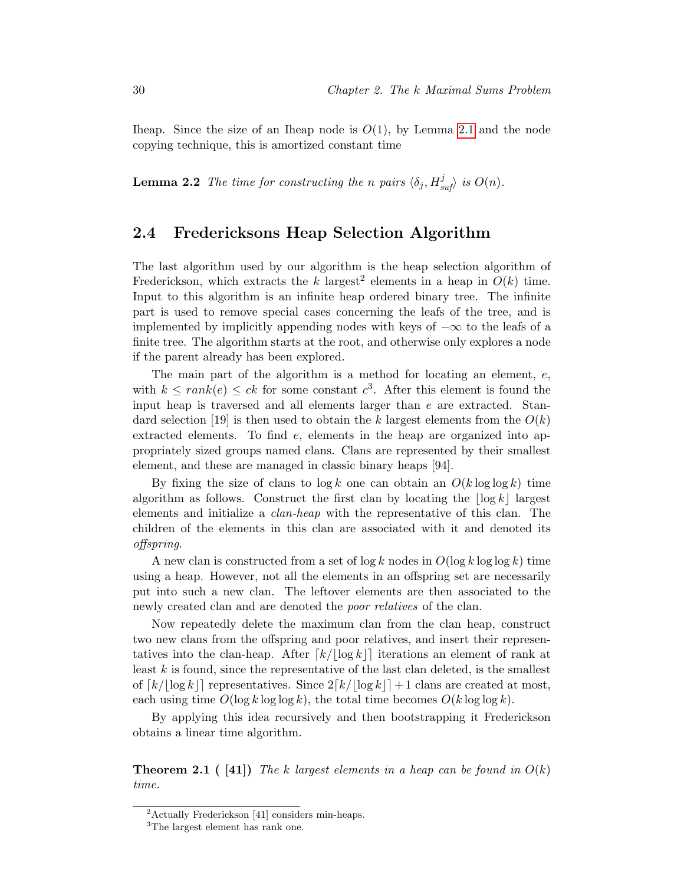Iheap. Since the size of an Iheap node is $O(1)$, by Lemma 2.1 and the node copying technique, this is amortized constant time

**Lemma 2.2** *The time for constructing the n pairs* $\langle \delta_j, H^j_{suf} \rangle$ *is* $O(n)$.

## 2.4 Fredericksons Heap Selection Algorithm

The last algorithm used by our algorithm is the heap selection algorithm of Frederickson, which extracts the $k$ largest[2] elements in a heap in $O(k)$ time. Input to this algorithm is an infinite heap ordered binary tree. The infinite part is used to remove special cases concerning the leafs of the tree, and is implemented by implicitly appending nodes with keys of $-\infty$ to the leafs of a finite tree. The algorithm starts at the root, and otherwise only explores a node if the parent already has been explored.

The main part of the algorithm is a method for locating an element, $e$, with $k \le rank(e) \le ck$ for some constant $c$[3]. After this element is found the input heap is traversed and all elements larger than $e$ are extracted. Standard selection [19] is then used to obtain the $k$ largest elements from the $O(k)$ extracted elements. To find $e$, elements in the heap are organized into appropriately sized groups named clans. Clans are represented by their smallest element, and these are managed in classic binary heaps [94].

By fixing the size of clans to $\log k$ one can obtain an $O(k \log \log k)$ time algorithm as follows. Construct the first clan by locating the $\lfloor \log k \rfloor$ largest elements and initialize a *clan-heap* with the representative of this clan. The children of the elements in this clan are associated with it and denoted its *offspring*.

A new clan is constructed from a set of $\log k$ nodes in $O(\log k \log \log k)$ time using a heap. However, not all the elements in an offspring set are necessarily put into such a new clan. The leftover elements are then associated to the newly created clan and are denoted the *poor relatives* of the clan.

Now repeatedly delete the maximum clan from the clan heap, construct two new clans from the offspring and poor relatives, and insert their representatives into the clan-heap. After $\lceil k / \lfloor \log k \rfloor \rceil$ iterations an element of rank at least $k$ is found, since the representative of the last clan deleted, is the smallest of $\lceil k / \lfloor \log k \rfloor \rceil$ representatives. Since $2 \lceil k / \lfloor \log k \rfloor \rceil + 1$ clans are created at most, each using time $O(\log k \log \log k)$, the total time becomes $O(k \log \log k)$.

By applying this idea recursively and then bootstrapping it Frederickson obtains a linear time algorithm.

**Theorem 2.1 ( [41])** *The k largest elements in a heap can be found in* $O(k)$ *time.*

---

[2] Actually Frederickson [41] considers min-heaps.

[3] The largest element has rank one.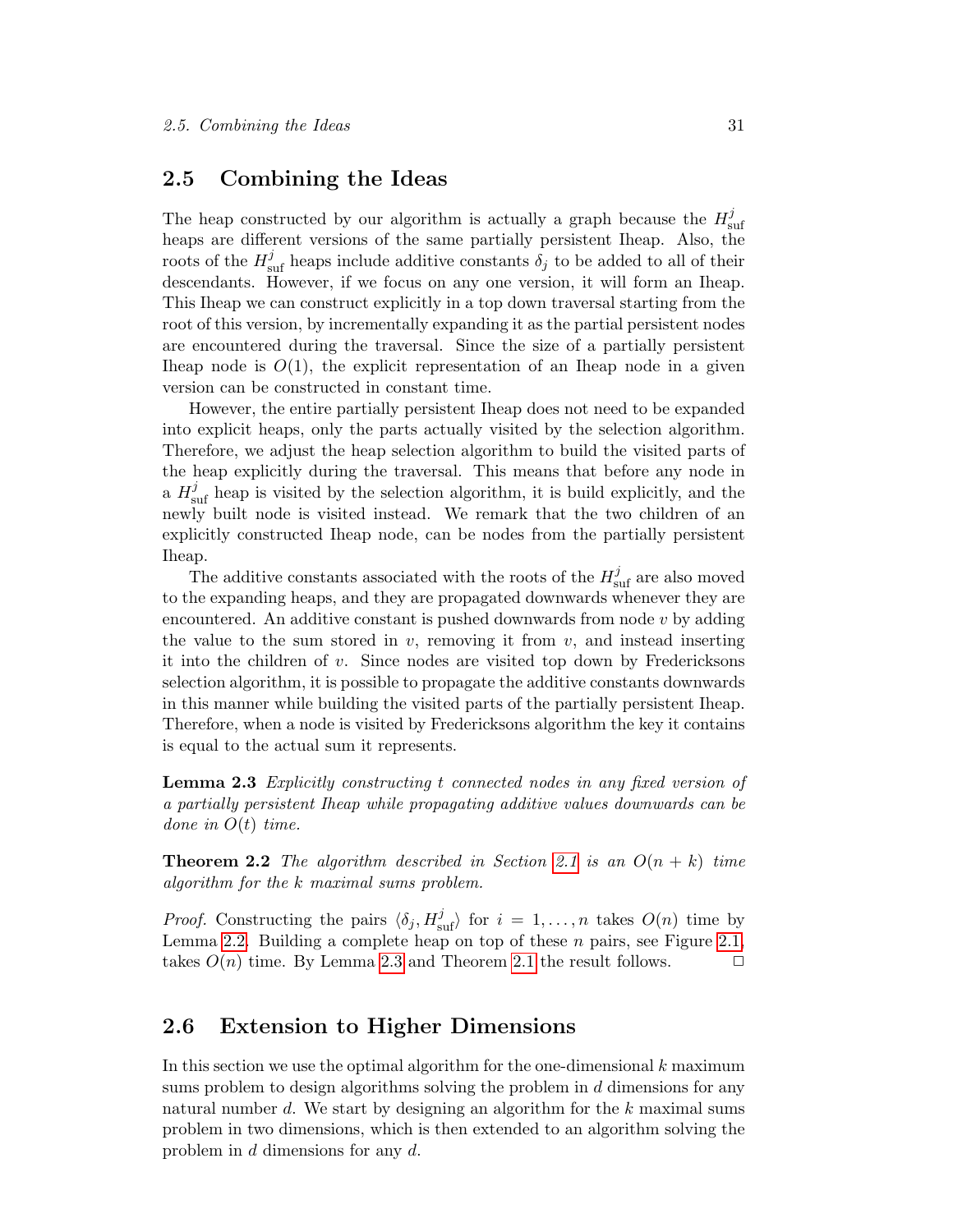## 2.5 Combining the Ideas

The heap constructed by our algorithm is actually a graph because the $H^j_{\text{suf}}$ heaps are different versions of the same partially persistent Iheap. Also, the roots of the $H^j_{\text{suf}}$ heaps include additive constants $\delta_j$ to be added to all of their descendants. However, if we focus on any one version, it will form an Iheap. This Iheap we can construct explicitly in a top down traversal starting from the root of this version, by incrementally expanding it as the partial persistent nodes are encountered during the traversal. Since the size of a partially persistent Iheap node is $O(1)$, the explicit representation of an Iheap node in a given version can be constructed in constant time.

However, the entire partially persistent Iheap does not need to be expanded into explicit heaps, only the parts actually visited by the selection algorithm. Therefore, we adjust the heap selection algorithm to build the visited parts of the heap explicitly during the traversal. This means that before any node in a $H^j_{\text{suf}}$ heap is visited by the selection algorithm, it is build explicitly, and the newly built node is visited instead. We remark that the two children of an explicitly constructed Iheap node, can be nodes from the partially persistent Iheap.

The additive constants associated with the roots of the $H^j_{\text{suf}}$ are also moved to the expanding heaps, and they are propagated downwards whenever they are encountered. An additive constant is pushed downwards from node $v$ by adding the value to the sum stored in $v$, removing it from $v$, and instead inserting it into the children of $v$. Since nodes are visited top down by Fredericksons selection algorithm, it is possible to propagate the additive constants downwards in this manner while building the visited parts of the partially persistent Iheap. Therefore, when a node is visited by Fredericksons algorithm the key it contains is equal to the actual sum it represents.

**Lemma 2.3** *Explicitly constructing $t$ connected nodes in any fixed version of a partially persistent Iheap while propagating additive values downwards can be done in $O(t)$ time.*

**Theorem 2.2** *The algorithm described in Section 2.1 is an $O(n+k)$ time algorithm for the $k$ maximal sums problem.*

*Proof.* Constructing the pairs $\langle \delta_j, H^j_{\text{suf}} \rangle$ for $i = 1, \ldots, n$ takes $O(n)$ time by Lemma 2.2. Building a complete heap on top of these $n$ pairs, see Figure 2.1, takes $O(n)$ time. By Lemma 2.3 and Theorem 2.1 the result follows. □

## 2.6 Extension to Higher Dimensions

In this section we use the optimal algorithm for the one-dimensional $k$ maximum sums problem to design algorithms solving the problem in $d$ dimensions for any natural number $d$. We start by designing an algorithm for the $k$ maximal sums problem in two dimensions, which is then extended to an algorithm solving the problem in $d$ dimensions for any $d$.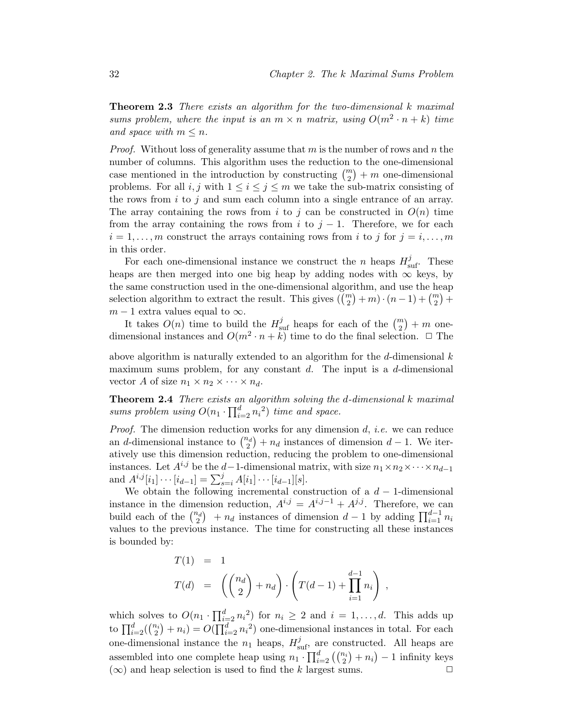**Theorem 2.3** *There exists an algorithm for the two-dimensional k maximal sums problem, where the input is an $m \times n$ matrix, using $O(m^2 \cdot n + k)$ time and space with $m \leq n$.*

*Proof.* Without loss of generality assume that $m$ is the number of rows and $n$ the number of columns. This algorithm uses the reduction to the one-dimensional case mentioned in the introduction by constructing $\binom{m}{2} + m$ one-dimensional problems. For all $i, j$ with $1 \leq i \leq j \leq m$ we take the sub-matrix consisting of the rows from $i$ to $j$ and sum each column into a single entrance of an array. The array containing the rows from $i$ to $j$ can be constructed in $O(n)$ time from the array containing the rows from $i$ to $j-1$. Therefore, we for each $i = 1, \ldots, m$ construct the arrays containing rows from $i$ to $j$ for $j = i, \ldots, m$ in this order.

For each one-dimensional instance we construct the $n$ heaps $H^j_{\text{suf}}$. These heaps are then merged into one big heap by adding nodes with $\infty$ keys, by the same construction used in the one-dimensional algorithm, and use the heap selection algorithm to extract the result. This gives $(\binom{m}{2} + m) \cdot (n-1) + \binom{m}{2} + m - 1$ extra values equal to $\infty$.

It takes $O(n)$ time to build the $H^j_{\text{suf}}$ heaps for each of the $\binom{m}{2} + m$ one-dimensional instances and $O(m^2 \cdot n + k)$ time to do the final selection. □ The above algorithm is naturally extended to an algorithm for the $d$-dimensional $k$ maximum sums problem, for any constant $d$. The input is a $d$-dimensional vector $A$ of size $n_1 \times n_2 \times \cdots \times n_d$.

**Theorem 2.4** *There exists an algorithm solving the d-dimensional k maximal sums problem using $O(n_1 \cdot \prod_{i=2}^{d} {n_i}^2)$ time and space.*

*Proof.* The dimension reduction works for any dimension $d$, *i.e.* we can reduce an $d$-dimensional instance to $\binom{n_d}{2} + n_d$ instances of dimension $d-1$. We iteratively use this dimension reduction, reducing the problem to one-dimensional instances. Let $A^{i,j}$ be the $d-1$-dimensional matrix, with size $n_1 \times n_2 \times \cdots \times n_{d-1}$ and $A^{i,j}[i_1] \cdots [i_{d-1}] = \sum_{s=i}^{j} A[i_1] \cdots [i_{d-1}][s]$.

We obtain the following incremental construction of a $d-1$-dimensional instance in the dimension reduction, $A^{i,j} = A^{i,j-1} + A^{j,j}$. Therefore, we can build each of the $\binom{n_d}{2} + n_d$ instances of dimension $d-1$ by adding $\prod_{i=1}^{d-1} n_i$ values to the previous instance. The time for constructing all these instances is bounded by:

$$
\begin{aligned}
T(1) &= 1 \\
T(d) &= \left( \binom{n_d}{2} + n_d \right) \cdot \left( T(d-1) + \prod_{i=1}^{d-1} n_i \right) ,
\end{aligned}
$$

which solves to $O(n_1 \cdot \prod_{i=2}^{d} {n_i}^2)$ for $n_i \geq 2$ and $i = 1, \ldots, d$. This adds up to $\prod_{i=2}^{d} (\binom{n_i}{2} + n_i) = O(\prod_{i=2}^{d} {n_i}^2)$ one-dimensional instances in total. For each one-dimensional instance the $n_1$ heaps, $H^j_{\text{suf}}$, are constructed. All heaps are assembled into one complete heap using $n_1 \cdot \prod_{i=2}^{d} \left( \binom{n_i}{2} + n_i \right) - 1$ infinity keys ($\infty$) and heap selection is used to find the $k$ largest sums. □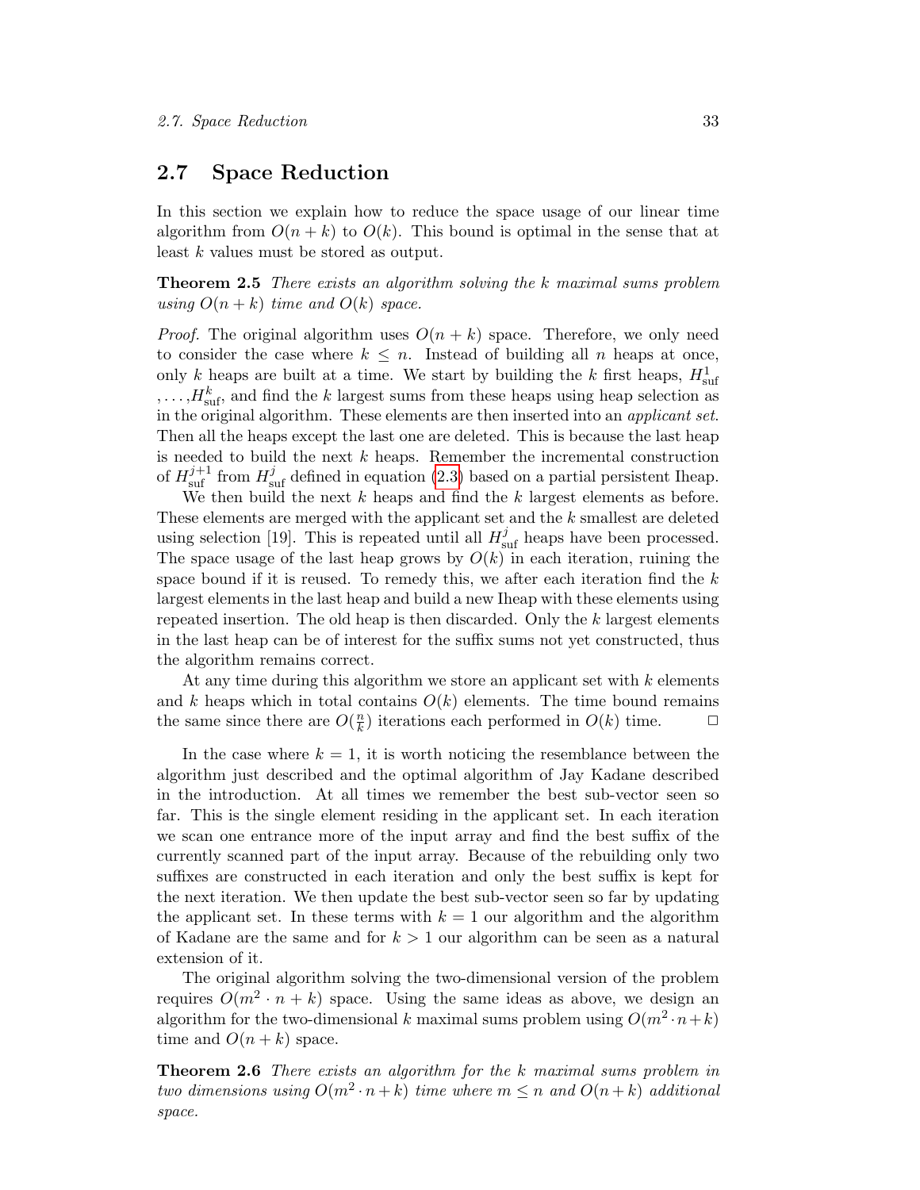## 2.7 Space Reduction

In this section we explain how to reduce the space usage of our linear time algorithm from $O(n + k)$ to $O(k)$. This bound is optimal in the sense that at least $k$ values must be stored as output.

**Theorem 2.5** *There exists an algorithm solving the $k$ maximal sums problem using $O(n + k)$ time and $O(k)$ space.*

*Proof.* The original algorithm uses $O(n + k)$ space. Therefore, we only need to consider the case where $k \leq n$. Instead of building all $n$ heaps at once, only $k$ heaps are built at a time. We start by building the $k$ first heaps, $H^1_{\text{suf}}$ $, \ldots, H^k_{\text{suf}}$, and find the $k$ largest sums from these heaps using heap selection as in the original algorithm. These elements are then inserted into an *applicant set*. Then all the heaps except the last one are deleted. This is because the last heap is needed to build the next $k$ heaps. Remember the incremental construction of $H^{j+1}_{\text{suf}}$ from $H^j_{\text{suf}}$ defined in equation (2.3) based on a partial persistent Iheap.

We then build the next $k$ heaps and find the $k$ largest elements as before. These elements are merged with the applicant set and the $k$ smallest are deleted using selection [19]. This is repeated until all $H^j_{\text{suf}}$ heaps have been processed. The space usage of the last heap grows by $O(k)$ in each iteration, ruining the space bound if it is reused. To remedy this, we after each iteration find the $k$ largest elements in the last heap and build a new Iheap with these elements using repeated insertion. The old heap is then discarded. Only the $k$ largest elements in the last heap can be of interest for the suffix sums not yet constructed, thus the algorithm remains correct.

At any time during this algorithm we store an applicant set with $k$ elements and $k$ heaps which in total contains $O(k)$ elements. The time bound remains the same since there are $O(\frac{n}{k})$ iterations each performed in $O(k)$ time. □

In the case where $k = 1$, it is worth noticing the resemblance between the algorithm just described and the optimal algorithm of Jay Kadane described in the introduction. At all times we remember the best sub-vector seen so far. This is the single element residing in the applicant set. In each iteration we scan one entrance more of the input array and find the best suffix of the currently scanned part of the input array. Because of the rebuilding only two suffixes are constructed in each iteration and only the best suffix is kept for the next iteration. We then update the best sub-vector seen so far by updating the applicant set. In these terms with $k = 1$ our algorithm and the algorithm of Kadane are the same and for $k > 1$ our algorithm can be seen as a natural extension of it.

The original algorithm solving the two-dimensional version of the problem requires $O(m^2 \cdot n + k)$ space. Using the same ideas as above, we design an algorithm for the two-dimensional $k$ maximal sums problem using $O(m^2 \cdot n + k)$ time and $O(n + k)$ space.

**Theorem 2.6** *There exists an algorithm for the $k$ maximal sums problem in two dimensions using $O(m^2 \cdot n + k)$ time where $m \leq n$ and $O(n + k)$ additional space.*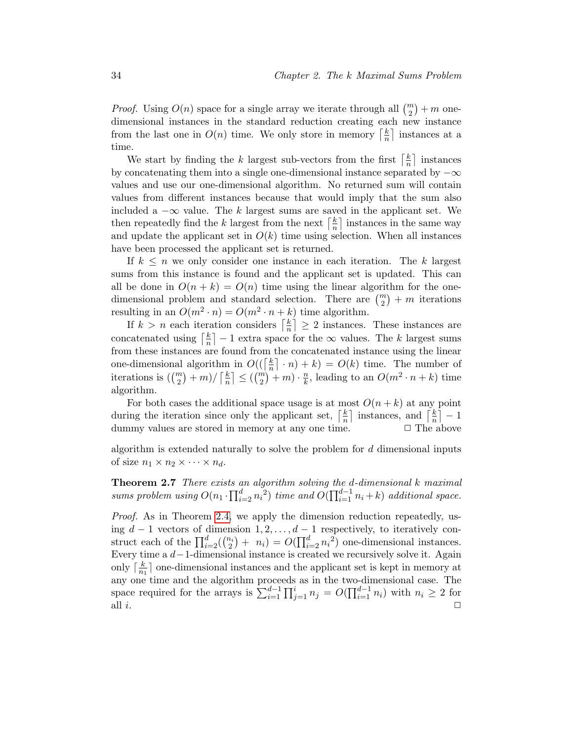*Proof.* Using $O(n)$ space for a single array we iterate through all $\binom{m}{2} + m$ one-dimensional instances in the standard reduction creating each new instance from the last one in $O(n)$ time. We only store in memory $\lceil \frac{k}{n} \rceil$ instances at a time.

We start by finding the $k$ largest sub-vectors from the first $\lceil \frac{k}{n} \rceil$ instances by concatenating them into a single one-dimensional instance separated by $-\infty$ values and use our one-dimensional algorithm. No returned sum will contain values from different instances because that would imply that the sum also included a $-\infty$ value. The $k$ largest sums are saved in the applicant set. We then repeatedly find the $k$ largest from the next $\lceil \frac{k}{n} \rceil$ instances in the same way and update the applicant set in $O(k)$ time using selection. When all instances have been processed the applicant set is returned.

If $k \leq n$ we only consider one instance in each iteration. The $k$ largest sums from this instance is found and the applicant set is updated. This can all be done in $O(n + k) = O(n)$ time using the linear algorithm for the one-dimensional problem and standard selection. There are $\binom{m}{2} + m$ iterations resulting in an $O(m^2 \cdot n) = O(m^2 \cdot n + k)$ time algorithm.

If $k > n$ each iteration considers $\lceil \frac{k}{n} \rceil \geq 2$ instances. These instances are concatenated using $\lceil \frac{k}{n} \rceil - 1$ extra space for the $\infty$ values. The $k$ largest sums from these instances are found from the concatenated instance using the linear one-dimensional algorithm in $O((\lceil \frac{k}{n} \rceil \cdot n) + k) = O(k)$ time. The number of iterations is $(\binom{m}{2} + m)/\lceil \frac{k}{n} \rceil \leq (\binom{m}{2} + m) \cdot \frac{n}{k}$, leading to an $O(m^2 \cdot n + k)$ time algorithm.

For both cases the additional space usage is at most $O(n + k)$ at any point during the iteration since only the applicant set, $\lceil \frac{k}{n} \rceil$ instances, and $\lceil \frac{k}{n} \rceil - 1$ dummy values are stored in memory at any one time. □ The above

algorithm is extended naturally to solve the problem for $d$ dimensional inputs of size $n_1 \times n_2 \times \cdots \times n_d$.

**Theorem 2.7** *There exists an algorithm solving the d-dimensional k maximal sums problem using* $O(n_1 \cdot \prod_{i=2}^{d} {n_i}^2)$ *time and* $O(\prod_{i=1}^{d-1} n_i + k)$ *additional space.*

*Proof.* As in Theorem 2.4, we apply the dimension reduction repeatedly, using $d - 1$ vectors of dimension $1, 2, \ldots, d - 1$ respectively, to iteratively construct each of the $\prod_{i=2}^{d}(\binom{n_i}{2} + \ n_i) = O(\prod_{i=2}^{d} {n_i}^2)$ one-dimensional instances. Every time a $d-1$-dimensional instance is created we recursively solve it. Again only $\lceil \frac{k}{n_1} \rceil$ one-dimensional instances and the applicant set is kept in memory at any one time and the algorithm proceeds as in the two-dimensional case. The space required for the arrays is $\sum_{i=1}^{d-1} \prod_{j=1}^{i} n_j = O(\prod_{i=1}^{d-1} n_i)$ with $n_i \geq 2$ for all $i$. □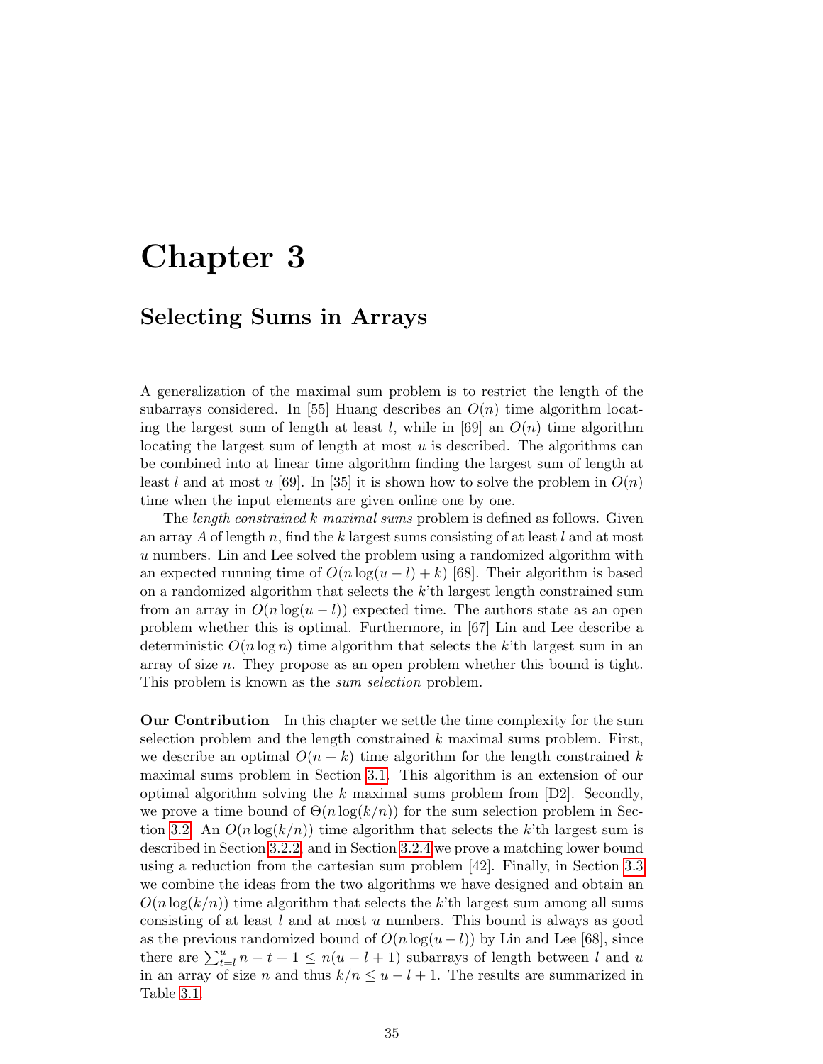# Chapter 3

## Selecting Sums in Arrays

A generalization of the maximal sum problem is to restrict the length of the subarrays considered. In [55] Huang describes an $O(n)$ time algorithm locating the largest sum of length at least $l$, while in [69] an $O(n)$ time algorithm locating the largest sum of length at most $u$ is described. The algorithms can be combined into at linear time algorithm finding the largest sum of length at least $l$ and at most $u$ [69]. In [35] it is shown how to solve the problem in $O(n)$ time when the input elements are given online one by one.

The *length constrained* $k$ *maximal sums* problem is defined as follows. Given an array $A$ of length $n$, find the $k$ largest sums consisting of at least $l$ and at most $u$ numbers. Lin and Lee solved the problem using a randomized algorithm with an expected running time of $O(n \log(u - l) + k)$ [68]. Their algorithm is based on a randomized algorithm that selects the $k$'th largest length constrained sum from an array in $O(n \log(u - l))$ expected time. The authors state as an open problem whether this is optimal. Furthermore, in [67] Lin and Lee describe a deterministic $O(n \log n)$ time algorithm that selects the $k$'th largest sum in an array of size $n$. They propose as an open problem whether this bound is tight. This problem is known as the *sum selection* problem.

**Our Contribution** In this chapter we settle the time complexity for the sum selection problem and the length constrained $k$ maximal sums problem. First, we describe an optimal $O(n + k)$ time algorithm for the length constrained $k$ maximal sums problem in Section 3.1. This algorithm is an extension of our optimal algorithm solving the $k$ maximal sums problem from [D2]. Secondly, we prove a time bound of $\Theta(n \log(k/n))$ for the sum selection problem in Section 3.2. An $O(n \log(k/n))$ time algorithm that selects the $k$'th largest sum is described in Section 3.2.2, and in Section 3.2.4 we prove a matching lower bound using a reduction from the cartesian sum problem [42]. Finally, in Section 3.3 we combine the ideas from the two algorithms we have designed and obtain an $O(n \log(k/n))$ time algorithm that selects the $k$'th largest sum among all sums consisting of at least $l$ and at most $u$ numbers. This bound is always as good as the previous randomized bound of $O(n \log(u - l))$ by Lin and Lee [68], since there are $\sum_{t=l}^{u} n - t + 1 \leq n(u - l + 1)$ subarrays of length between $l$ and $u$ in an array of size $n$ and thus $k/n \leq u - l + 1$. The results are summarized in Table 3.1.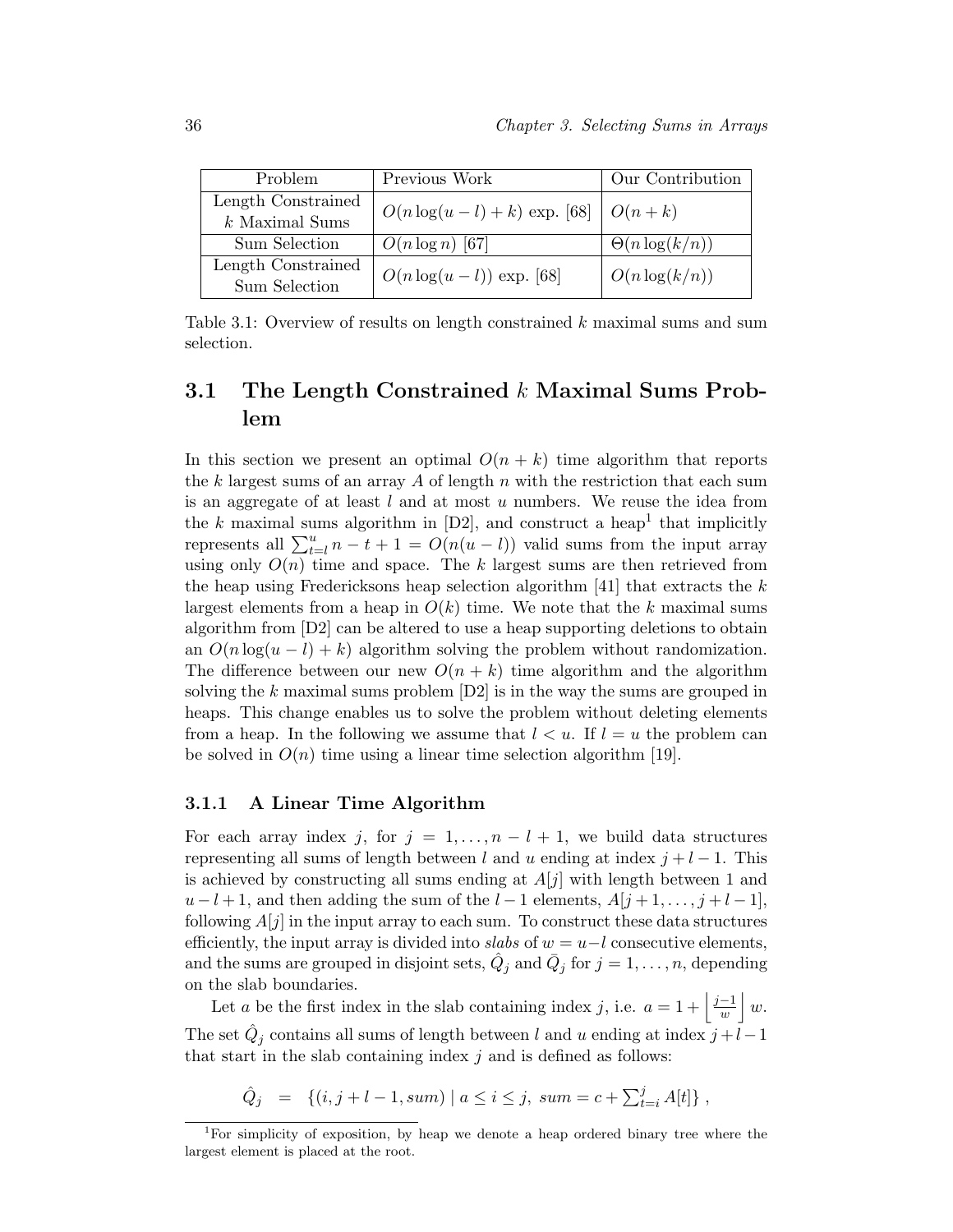| Problem | Previous Work | Our Contribution |
|---|---|---|
| Length Constrained $k$ Maximal Sums | $O(n \log(u-l) + k)$ exp. [68] | $O(n+k)$ |
| Sum Selection | $O(n \log n)$ [67] | $\Theta(n \log(k/n))$ |
| Length Constrained Sum Selection | $O(n \log(u-l))$ exp. [68] | $O(n \log(k/n))$ |

Table 3.1: Overview of results on length constrained $k$ maximal sums and sum selection.

## 3.1 The Length Constrained $k$ Maximal Sums Problem

In this section we present an optimal $O(n+k)$ time algorithm that reports the $k$ largest sums of an array $A$ of length $n$ with the restriction that each sum is an aggregate of at least $l$ and at most $u$ numbers. We reuse the idea from the $k$ maximal sums algorithm in [D2], and construct a heap[1] that implicitly represents all $\sum_{t=l}^{u} n-t+1 = O(n(u-l))$ valid sums from the input array using only $O(n)$ time and space. The $k$ largest sums are then retrieved from the heap using Fredericksons heap selection algorithm [41] that extracts the $k$ largest elements from a heap in $O(k)$ time. We note that the $k$ maximal sums algorithm from [D2] can be altered to use a heap supporting deletions to obtain an $O(n\log(u-l)+k)$ algorithm solving the problem without randomization. The difference between our new $O(n+k)$ time algorithm and the algorithm solving the $k$ maximal sums problem [D2] is in the way the sums are grouped in heaps. This change enables us to solve the problem without deleting elements from a heap. In the following we assume that $l < u$. If $l = u$ the problem can be solved in $O(n)$ time using a linear time selection algorithm [19].

### 3.1.1 A Linear Time Algorithm

For each array index $j$, for $j = 1, \ldots, n-l+1$, we build data structures representing all sums of length between $l$ and $u$ ending at index $j+l-1$. This is achieved by constructing all sums ending at $A[j]$ with length between 1 and $u-l+1$, and then adding the sum of the $l-1$ elements, $A[j+1,\ldots,j+l-1]$, following $A[j]$ in the input array to each sum. To construct these data structures efficiently, the input array is divided into *slabs* of $w = u-l$ consecutive elements, and the sums are grouped in disjoint sets, $\hat{Q}_j$ and $\bar{Q}_j$ for $j = 1,\ldots,n$, depending on the slab boundaries.

Let $a$ be the first index in the slab containing index $j$, i.e. $a = 1 + \left\lfloor \frac{j-1}{w} \right\rfloor w$. The set $\hat{Q}_j$ contains all sums of length between $l$ and $u$ ending at index $j+l-1$ that start in the slab containing index $j$ and is defined as follows:

$$\hat{Q}_j \;=\; \{(i, j+l-1, sum) \mid a \le i \le j,\ sum = c + \textstyle\sum_{t=i}^{j} A[t]\}\ ,$$

[1] For simplicity of exposition, by heap we denote a heap ordered binary tree where the largest element is placed at the root.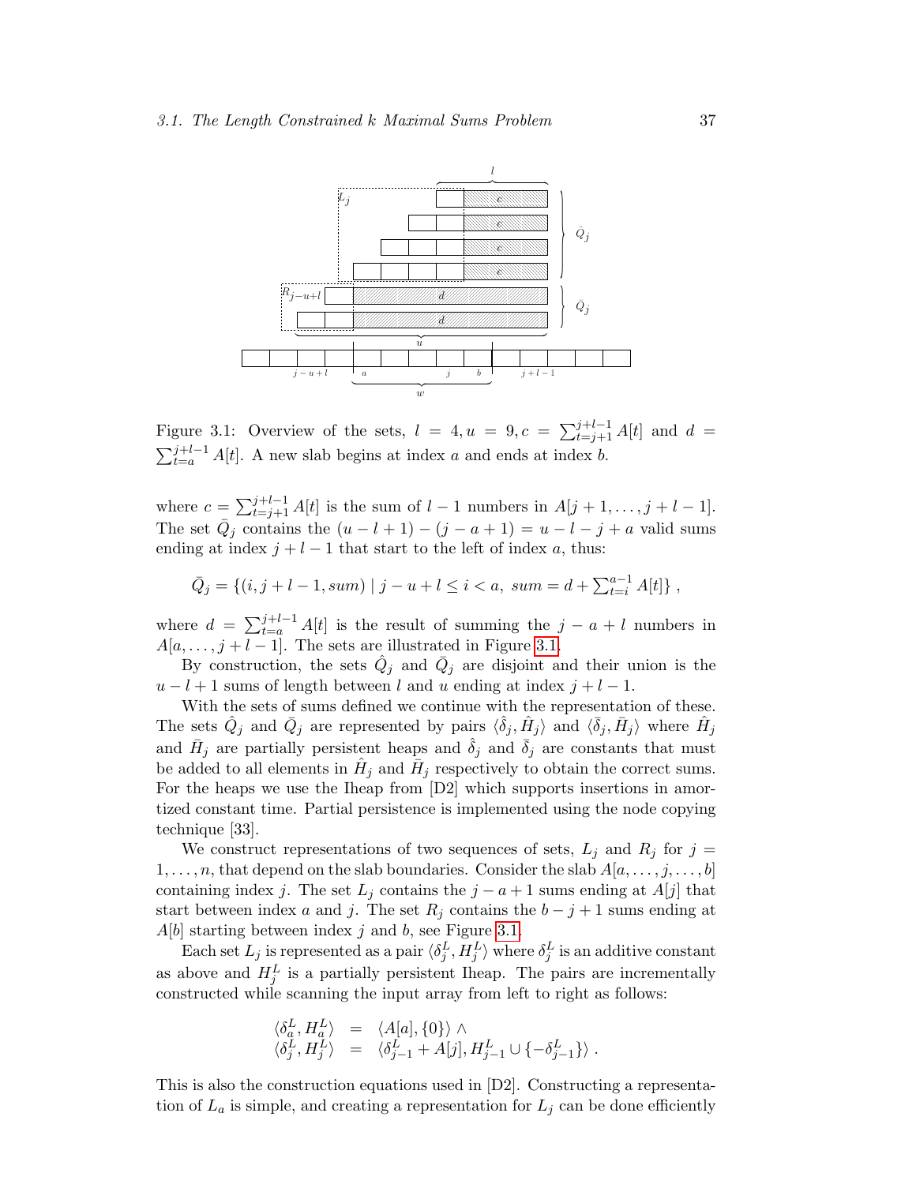Figure 3.1: Overview of the sets, $l = 4, u = 9, c = \sum_{t=j+1}^{j+l-1} A[t]$ and $d = \sum_{t=a}^{j+l-1} A[t]$. A new slab begins at index $a$ and ends at index $b$.

where $c = \sum_{t=j+1}^{j+l-1} A[t]$ is the sum of $l-1$ numbers in $A[j+1,\ldots,j+l-1]$. The set $\bar{Q}_j$ contains the $(u-l+1)-(j-a+1) = u-l-j+a$ valid sums ending at index $j+l-1$ that start to the left of index $a$, thus:

$$\bar{Q}_j = \{(i, j+l-1, sum) \mid j-u+l \leq i < a,\ sum = d + \textstyle\sum_{t=i}^{a-1} A[t]\}\ ,$$

where $d = \sum_{t=a}^{j+l-1} A[t]$ is the result of summing the $j-a+l$ numbers in $A[a,\ldots,j+l-1]$. The sets are illustrated in Figure 3.1.

By construction, the sets $\hat{Q}_j$ and $\bar{Q}_j$ are disjoint and their union is the $u-l+1$ sums of length between $l$ and $u$ ending at index $j+l-1$.

With the sets of sums defined we continue with the representation of these. The sets $\hat{Q}_j$ and $\bar{Q}_j$ are represented by pairs $\langle\hat{\delta}_j, \hat{H}_j\rangle$ and $\langle\bar{\delta}_j, \bar{H}_j\rangle$ where $\hat{H}_j$ and $\bar{H}_j$ are partially persistent heaps and $\hat{\delta}_j$ and $\bar{\delta}_j$ are constants that must be added to all elements in $\hat{H}_j$ and $\bar{H}_j$ respectively to obtain the correct sums. For the heaps we use the Iheap from [D2] which supports insertions in amortized constant time. Partial persistence is implemented using the node copying technique [33].

We construct representations of two sequences of sets, $L_j$ and $R_j$ for $j = 1,\ldots,n$, that depend on the slab boundaries. Consider the slab $A[a,\ldots,j,\ldots,b]$ containing index $j$. The set $L_j$ contains the $j-a+1$ sums ending at $A[j]$ that start between index $a$ and $j$. The set $R_j$ contains the $b-j+1$ sums ending at $A[b]$ starting between index $j$ and $b$, see Figure 3.1.

Each set $L_j$ is represented as a pair $\langle\delta_j^L, H_j^L\rangle$ where $\delta_j^L$ is an additive constant as above and $H_j^L$ is a partially persistent Iheap. The pairs are incrementally constructed while scanning the input array from left to right as follows:

$$\begin{aligned}
\langle\delta_a^L, H_a^L\rangle &= \langle A[a], \{0\}\rangle \wedge \\
\langle\delta_j^L, H_j^L\rangle &= \langle\delta_{j-1}^L + A[j], H_{j-1}^L \cup \{-\delta_{j-1}^L\}\rangle\ .
\end{aligned}$$

This is also the construction equations used in [D2]. Constructing a representation of $L_a$ is simple, and creating a representation for $L_j$ can be done efficiently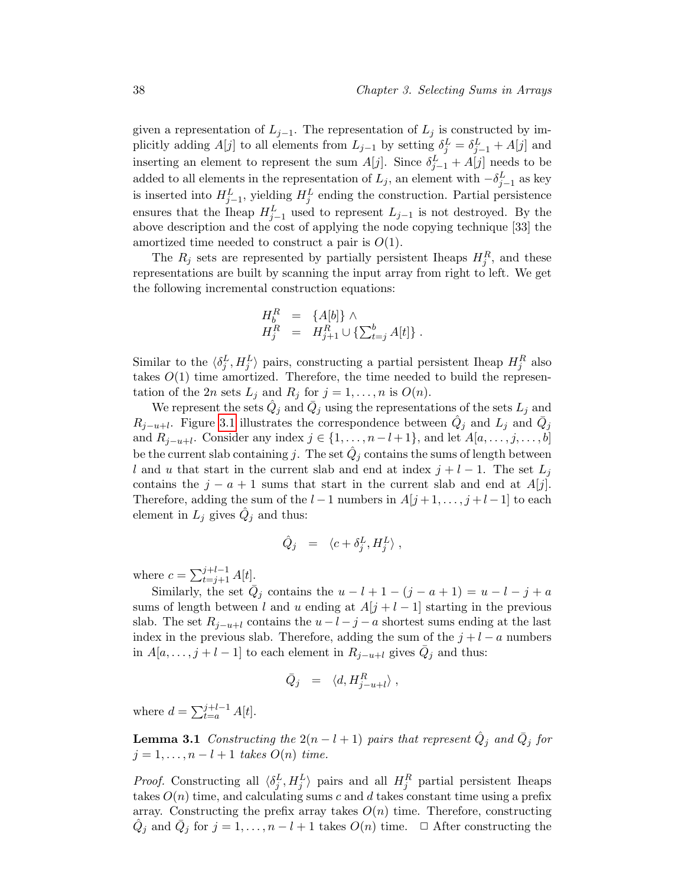given a representation of $L_{j-1}$. The representation of $L_j$ is constructed by implicitly adding $A[j]$ to all elements from $L_{j-1}$ by setting $\delta^L_j = \delta^L_{j-1} + A[j]$ and inserting an element to represent the sum $A[j]$. Since $\delta^L_{j-1} + A[j]$ needs to be added to all elements in the representation of $L_j$, an element with $-\delta^L_{j-1}$ as key is inserted into $H^L_{j-1}$, yielding $H^L_j$ ending the construction. Partial persistence ensures that the Iheap $H^L_{j-1}$ used to represent $L_{j-1}$ is not destroyed. By the above description and the cost of applying the node copying technique [33] the amortized time needed to construct a pair is $O(1)$.

The $R_j$ sets are represented by partially persistent Iheaps $H^R_j$, and these representations are built by scanning the input array from right to left. We get the following incremental construction equations:

$$
\begin{aligned}
H^R_b &= \{A[b]\} \wedge \\
H^R_j &= H^R_{j+1} \cup \{\textstyle\sum_{t=j}^{b} A[t]\} .
\end{aligned}
$$

Similar to the $\langle \delta^L_j, H^L_j \rangle$ pairs, constructing a partial persistent Iheap $H^R_j$ also takes $O(1)$ time amortized. Therefore, the time needed to build the representation of the $2n$ sets $L_j$ and $R_j$ for $j = 1, \ldots, n$ is $O(n)$.

We represent the sets $\hat{Q}_j$ and $\bar{Q}_j$ using the representations of the sets $L_j$ and $R_{j-u+l}$. Figure 3.1 illustrates the correspondence between $\hat{Q}_j$ and $L_j$ and $\bar{Q}_j$ and $R_{j-u+l}$. Consider any index $j \in \{1, \ldots, n-l+1\}$, and let $A[a, \ldots, j, \ldots, b]$ be the current slab containing $j$. The set $\hat{Q}_j$ contains the sums of length between $l$ and $u$ that start in the current slab and end at index $j+l-1$. The set $L_j$ contains the $j-a+1$ sums that start in the current slab and end at $A[j]$. Therefore, adding the sum of the $l-1$ numbers in $A[j+1, \ldots, j+l-1]$ to each element in $L_j$ gives $\hat{Q}_j$ and thus:

$$
\hat{Q}_j \quad = \quad \langle c + \delta^L_j, H^L_j \rangle ,
$$

where $c = \sum_{t=j+1}^{j+l-1} A[t]$.

Similarly, the set $\bar{Q}_j$ contains the $u-l+1-(j-a+1) = u-l-j+a$ sums of length between $l$ and $u$ ending at $A[j+l-1]$ starting in the previous slab. The set $R_{j-u+l}$ contains the $u-l-j-a$ shortest sums ending at the last index in the previous slab. Therefore, adding the sum of the $j+l-a$ numbers in $A[a, \ldots, j+l-1]$ to each element in $R_{j-u+l}$ gives $\bar{Q}_j$ and thus:

$$
\bar{Q}_j \quad = \quad \langle d, H^R_{j-u+l} \rangle ,
$$

where $d = \sum_{t=a}^{j+l-1} A[t]$.

**Lemma 3.1** *Constructing the $2(n-l+1)$ pairs that represent $\hat{Q}_j$ and $\bar{Q}_j$ for $j = 1, \ldots, n-l+1$ takes $O(n)$ time.*

*Proof.* Constructing all $\langle \delta^L_j, H^L_j \rangle$ pairs and all $H^R_j$ partial persistent Iheaps takes $O(n)$ time, and calculating sums $c$ and $d$ takes constant time using a prefix array. Constructing the prefix array takes $O(n)$ time. Therefore, constructing $\hat{Q}_j$ and $\bar{Q}_j$ for $j = 1, \ldots, n-l+1$ takes $O(n)$ time. □ After constructing the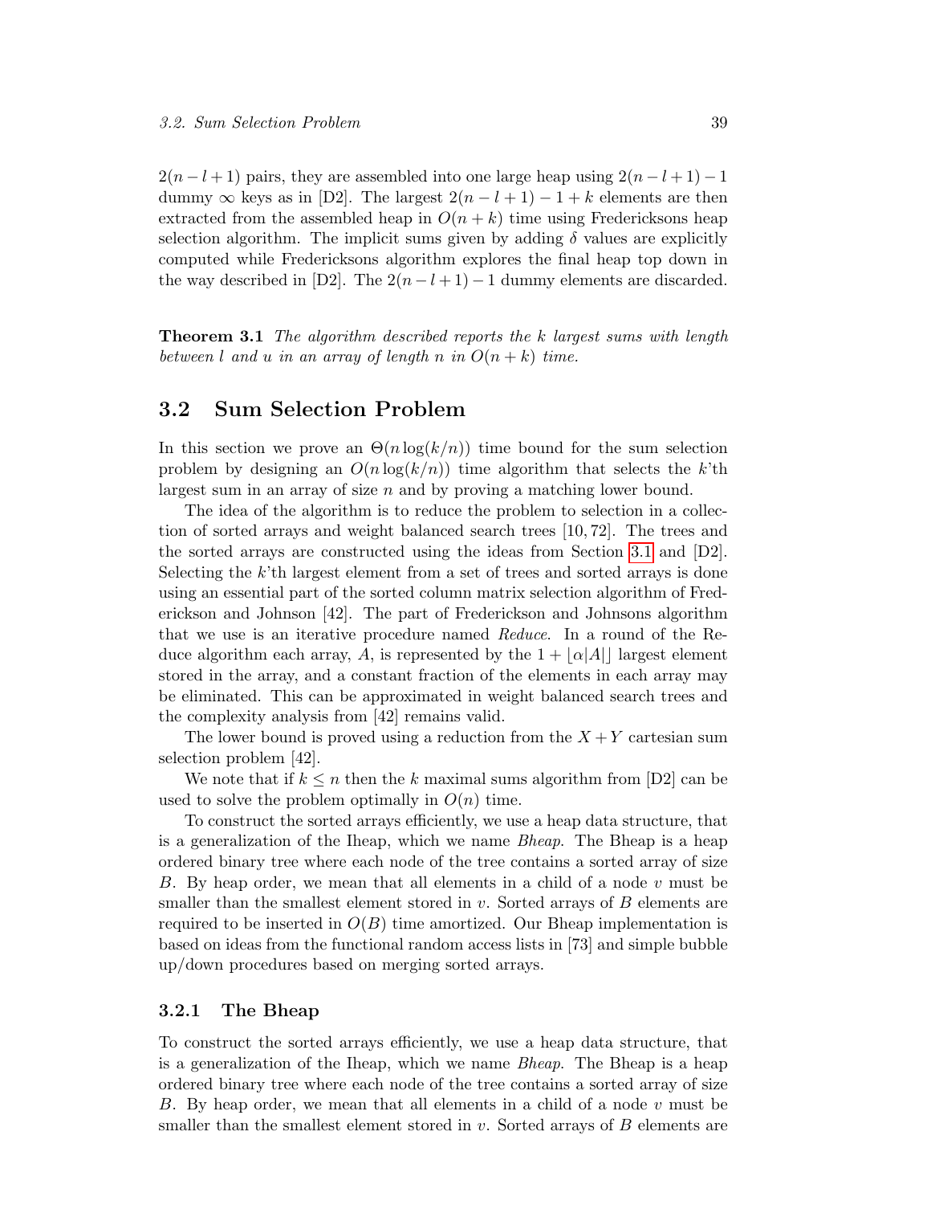$2(n-l+1)$ pairs, they are assembled into one large heap using $2(n-l+1)-1$ dummy $\infty$ keys as in [D2]. The largest $2(n-l+1)-1+k$ elements are then extracted from the assembled heap in $O(n+k)$ time using Fredericksons heap selection algorithm. The implicit sums given by adding $\delta$ values are explicitly computed while Fredericksons algorithm explores the final heap top down in the way described in [D2]. The $2(n-l+1)-1$ dummy elements are discarded.

**Theorem 3.1** *The algorithm described reports the $k$ largest sums with length between $l$ and $u$ in an array of length $n$ in $O(n+k)$ time.*

## 3.2 Sum Selection Problem

In this section we prove an $\Theta(n\log(k/n))$ time bound for the sum selection problem by designing an $O(n\log(k/n))$ time algorithm that selects the $k$'th largest sum in an array of size $n$ and by proving a matching lower bound.

The idea of the algorithm is to reduce the problem to selection in a collection of sorted arrays and weight balanced search trees [10, 72]. The trees and the sorted arrays are constructed using the ideas from Section 3.1 and [D2]. Selecting the $k$'th largest element from a set of trees and sorted arrays is done using an essential part of the sorted column matrix selection algorithm of Frederickson and Johnson [42]. The part of Frederickson and Johnsons algorithm that we use is an iterative procedure named *Reduce*. In a round of the Reduce algorithm each array, $A$, is represented by the $1+\lfloor\alpha|A|\rfloor$ largest element stored in the array, and a constant fraction of the elements in each array may be eliminated. This can be approximated in weight balanced search trees and the complexity analysis from [42] remains valid.

The lower bound is proved using a reduction from the $X+Y$ cartesian sum selection problem [42].

We note that if $k \le n$ then the $k$ maximal sums algorithm from [D2] can be used to solve the problem optimally in $O(n)$ time.

To construct the sorted arrays efficiently, we use a heap data structure, that is a generalization of the Iheap, which we name *Bheap*. The Bheap is a heap ordered binary tree where each node of the tree contains a sorted array of size $B$. By heap order, we mean that all elements in a child of a node $v$ must be smaller than the smallest element stored in $v$. Sorted arrays of $B$ elements are required to be inserted in $O(B)$ time amortized. Our Bheap implementation is based on ideas from the functional random access lists in [73] and simple bubble up/down procedures based on merging sorted arrays.

### 3.2.1 The Bheap

To construct the sorted arrays efficiently, we use a heap data structure, that is a generalization of the Iheap, which we name *Bheap*. The Bheap is a heap ordered binary tree where each node of the tree contains a sorted array of size $B$. By heap order, we mean that all elements in a child of a node $v$ must be smaller than the smallest element stored in $v$. Sorted arrays of $B$ elements are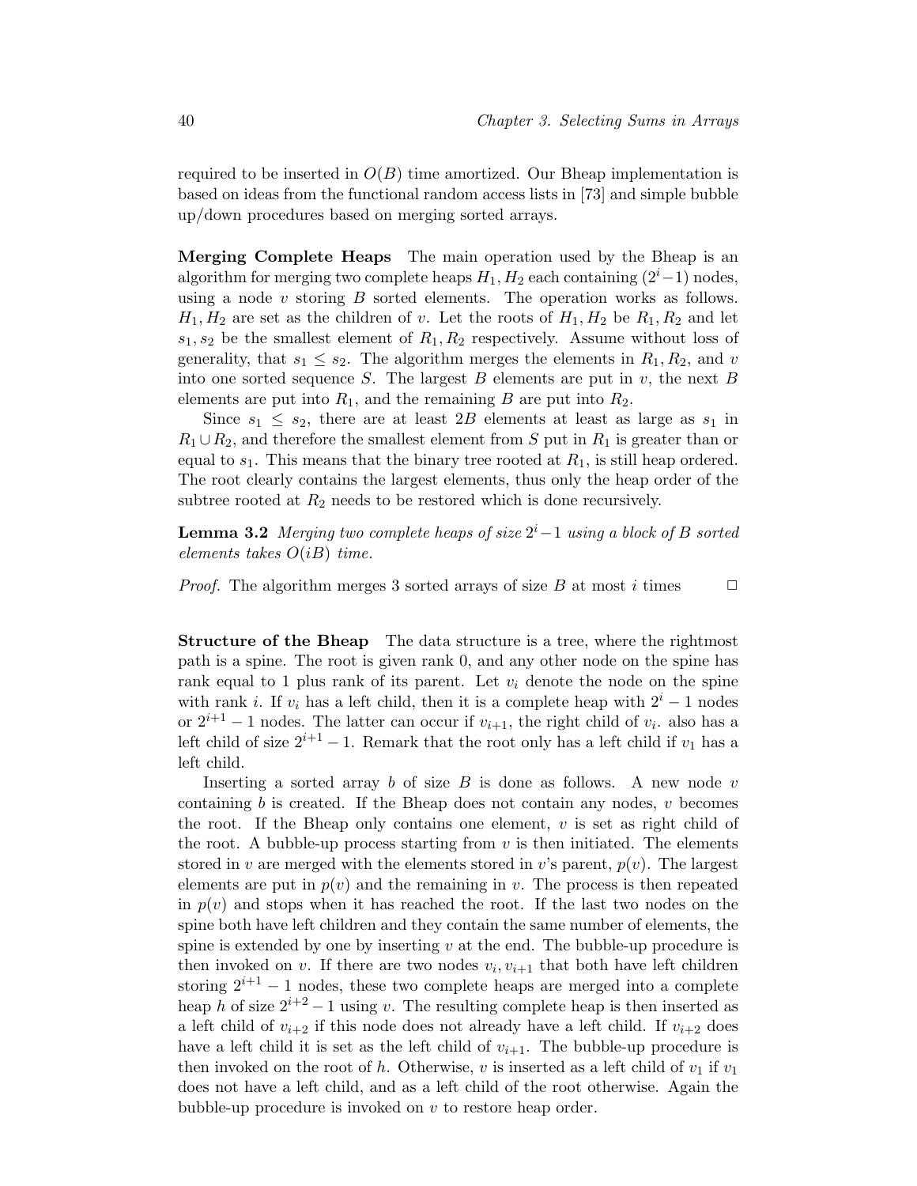required to be inserted in $O(B)$ time amortized. Our Bheap implementation is based on ideas from the functional random access lists in [73] and simple bubble up/down procedures based on merging sorted arrays.

**Merging Complete Heaps** The main operation used by the Bheap is an algorithm for merging two complete heaps $H_1, H_2$ each containing $(2^i - 1)$ nodes, using a node $v$ storing $B$ sorted elements. The operation works as follows. $H_1, H_2$ are set as the children of $v$. Let the roots of $H_1, H_2$ be $R_1, R_2$ and let $s_1, s_2$ be the smallest element of $R_1, R_2$ respectively. Assume without loss of generality, that $s_1 \leq s_2$. The algorithm merges the elements in $R_1, R_2$, and $v$ into one sorted sequence $S$. The largest $B$ elements are put in $v$, the next $B$ elements are put into $R_1$, and the remaining $B$ are put into $R_2$.

Since $s_1 \leq s_2$, there are at least $2B$ elements at least as large as $s_1$ in $R_1 \cup R_2$, and therefore the smallest element from $S$ put in $R_1$ is greater than or equal to $s_1$. This means that the binary tree rooted at $R_1$, is still heap ordered. The root clearly contains the largest elements, thus only the heap order of the subtree rooted at $R_2$ needs to be restored which is done recursively.

**Lemma 3.2** *Merging two complete heaps of size $2^i - 1$ using a block of $B$ sorted elements takes $O(iB)$ time.*

*Proof.* The algorithm merges 3 sorted arrays of size $B$ at most $i$ times □

**Structure of the Bheap** The data structure is a tree, where the rightmost path is a spine. The root is given rank 0, and any other node on the spine has rank equal to 1 plus rank of its parent. Let $v_i$ denote the node on the spine with rank $i$. If $v_i$ has a left child, then it is a complete heap with $2^i - 1$ nodes or $2^{i+1} - 1$ nodes. The latter can occur if $v_{i+1}$, the right child of $v_i$. also has a left child of size $2^{i+1} - 1$. Remark that the root only has a left child if $v_1$ has a left child.

Inserting a sorted array $b$ of size $B$ is done as follows. A new node $v$ containing $b$ is created. If the Bheap does not contain any nodes, $v$ becomes the root. If the Bheap only contains one element, $v$ is set as right child of the root. A bubble-up process starting from $v$ is then initiated. The elements stored in $v$ are merged with the elements stored in $v$'s parent, $p(v)$. The largest elements are put in $p(v)$ and the remaining in $v$. The process is then repeated in $p(v)$ and stops when it has reached the root. If the last two nodes on the spine both have left children and they contain the same number of elements, the spine is extended by one by inserting $v$ at the end. The bubble-up procedure is then invoked on $v$. If there are two nodes $v_i, v_{i+1}$ that both have left children storing $2^{i+1} - 1$ nodes, these two complete heaps are merged into a complete heap $h$ of size $2^{i+2} - 1$ using $v$. The resulting complete heap is then inserted as a left child of $v_{i+2}$ if this node does not already have a left child. If $v_{i+2}$ does have a left child it is set as the left child of $v_{i+1}$. The bubble-up procedure is then invoked on the root of $h$. Otherwise, $v$ is inserted as a left child of $v_1$ if $v_1$ does not have a left child, and as a left child of the root otherwise. Again the bubble-up procedure is invoked on $v$ to restore heap order.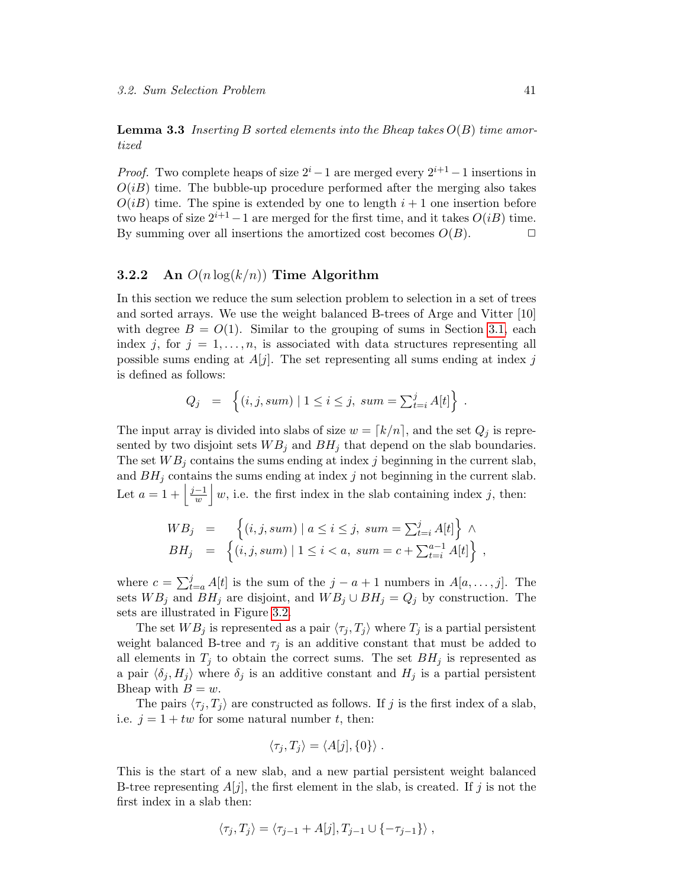**Lemma 3.3** *Inserting $B$ sorted elements into the Bheap takes $O(B)$ time amortized*

*Proof.* Two complete heaps of size $2^i - 1$ are merged every $2^{i+1} - 1$ insertions in $O(iB)$ time. The bubble-up procedure performed after the merging also takes $O(iB)$ time. The spine is extended by one to length $i + 1$ one insertion before two heaps of size $2^{i+1} - 1$ are merged for the first time, and it takes $O(iB)$ time. By summing over all insertions the amortized cost becomes $O(B)$. □

### 3.2.2 An $O(n \log(k/n))$ Time Algorithm

In this section we reduce the sum selection problem to selection in a set of trees and sorted arrays. We use the weight balanced B-trees of Arge and Vitter [10] with degree $B = O(1)$. Similar to the grouping of sums in Section 3.1, each index $j$, for $j = 1, \ldots, n$, is associated with data structures representing all possible sums ending at $A[j]$. The set representing all sums ending at index $j$ is defined as follows:

$$Q_j \;=\; \left\{ (i, j, sum) \mid 1 \le i \le j,\; sum = \textstyle\sum_{t=i}^{j} A[t] \right\} .$$

The input array is divided into slabs of size $w = \lceil k/n \rceil$, and the set $Q_j$ is represented by two disjoint sets $WB_j$ and $BH_j$ that depend on the slab boundaries. The set $WB_j$ contains the sums ending at index $j$ beginning in the current slab, and $BH_j$ contains the sums ending at index $j$ not beginning in the current slab. Let $a = 1 + \left\lfloor \frac{j-1}{w} \right\rfloor w$, i.e. the first index in the slab containing index $j$, then:

$$\begin{aligned} WB_j &= \;\left\{ (i, j, sum) \mid a \le i \le j,\; sum = \textstyle\sum_{t=i}^{j} A[t] \right\} \;\wedge \\ BH_j &= \left\{ (i, j, sum) \mid 1 \le i < a,\; sum = c + \textstyle\sum_{t=i}^{a-1} A[t] \right\} , \end{aligned}$$

where $c = \sum_{t=a}^{j} A[t]$ is the sum of the $j - a + 1$ numbers in $A[a, \ldots, j]$. The sets $WB_j$ and $BH_j$ are disjoint, and $WB_j \cup BH_j = Q_j$ by construction. The sets are illustrated in Figure 3.2.

The set $WB_j$ is represented as a pair $\langle \tau_j, T_j \rangle$ where $T_j$ is a partial persistent weight balanced B-tree and $\tau_j$ is an additive constant that must be added to all elements in $T_j$ to obtain the correct sums. The set $BH_j$ is represented as a pair $\langle \delta_j, H_j \rangle$ where $\delta_j$ is an additive constant and $H_j$ is a partial persistent Bheap with $B = w$.

The pairs $\langle \tau_j, T_j \rangle$ are constructed as follows. If $j$ is the first index of a slab, i.e. $j = 1 + tw$ for some natural number $t$, then:

$$\langle \tau_j, T_j \rangle = \langle A[j], \{0\} \rangle .$$

This is the start of a new slab, and a new partial persistent weight balanced B-tree representing $A[j]$, the first element in the slab, is created. If $j$ is not the first index in a slab then:

$$\langle \tau_j, T_j \rangle = \langle \tau_{j-1} + A[j], T_{j-1} \cup \{-\tau_{j-1}\} \rangle ,$$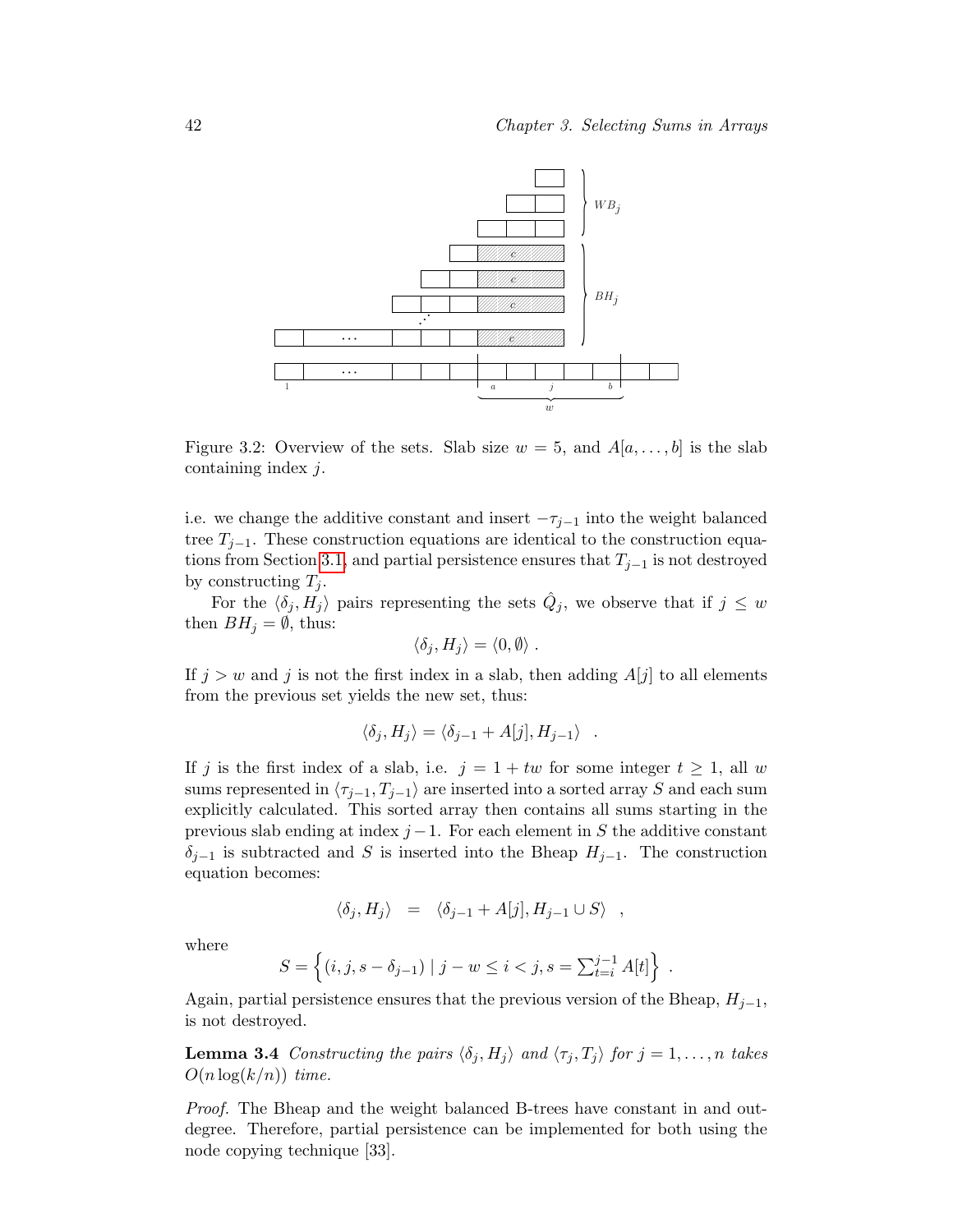Figure 3.2: Overview of the sets. Slab size $w = 5$, and $A[a, \ldots, b]$ is the slab containing index $j$.

i.e. we change the additive constant and insert $-\tau_{j-1}$ into the weight balanced tree $T_{j-1}$. These construction equations are identical to the construction equations from Section 3.1, and partial persistence ensures that $T_{j-1}$ is not destroyed by constructing $T_j$.

For the $\langle \delta_j, H_j \rangle$ pairs representing the sets $\hat{Q}_j$, we observe that if $j \leq w$ then $BH_j = \emptyset$, thus:

$$\langle \delta_j, H_j \rangle = \langle 0, \emptyset \rangle \; .$$

If $j > w$ and $j$ is not the first index in a slab, then adding $A[j]$ to all elements from the previous set yields the new set, thus:

$$\langle \delta_j, H_j \rangle = \langle \delta_{j-1} + A[j], H_{j-1} \rangle \quad .$$

If $j$ is the first index of a slab, i.e. $j = 1 + tw$ for some integer $t \geq 1$, all $w$ sums represented in $\langle \tau_{j-1}, T_{j-1} \rangle$ are inserted into a sorted array $S$ and each sum explicitly calculated. This sorted array then contains all sums starting in the previous slab ending at index $j-1$. For each element in $S$ the additive constant $\delta_{j-1}$ is subtracted and $S$ is inserted into the Bheap $H_{j-1}$. The construction equation becomes:

$$\langle \delta_j, H_j \rangle \quad = \quad \langle \delta_{j-1} + A[j], H_{j-1} \cup S \rangle \quad ,$$

where

$$S = \left\{ (i, j, s - \delta_{j-1}) \mid j - w \leq i < j, s = \textstyle\sum_{t=i}^{j-1} A[t] \right\} \; .$$

Again, partial persistence ensures that the previous version of the Bheap, $H_{j-1}$, is not destroyed.

**Lemma 3.4** *Constructing the pairs $\langle \delta_j, H_j \rangle$ and $\langle \tau_j, T_j \rangle$ for $j = 1, \ldots, n$ takes $O(n \log(k/n))$ time.*

*Proof.* The Bheap and the weight balanced B-trees have constant in and out-degree. Therefore, partial persistence can be implemented for both using the node copying technique [33].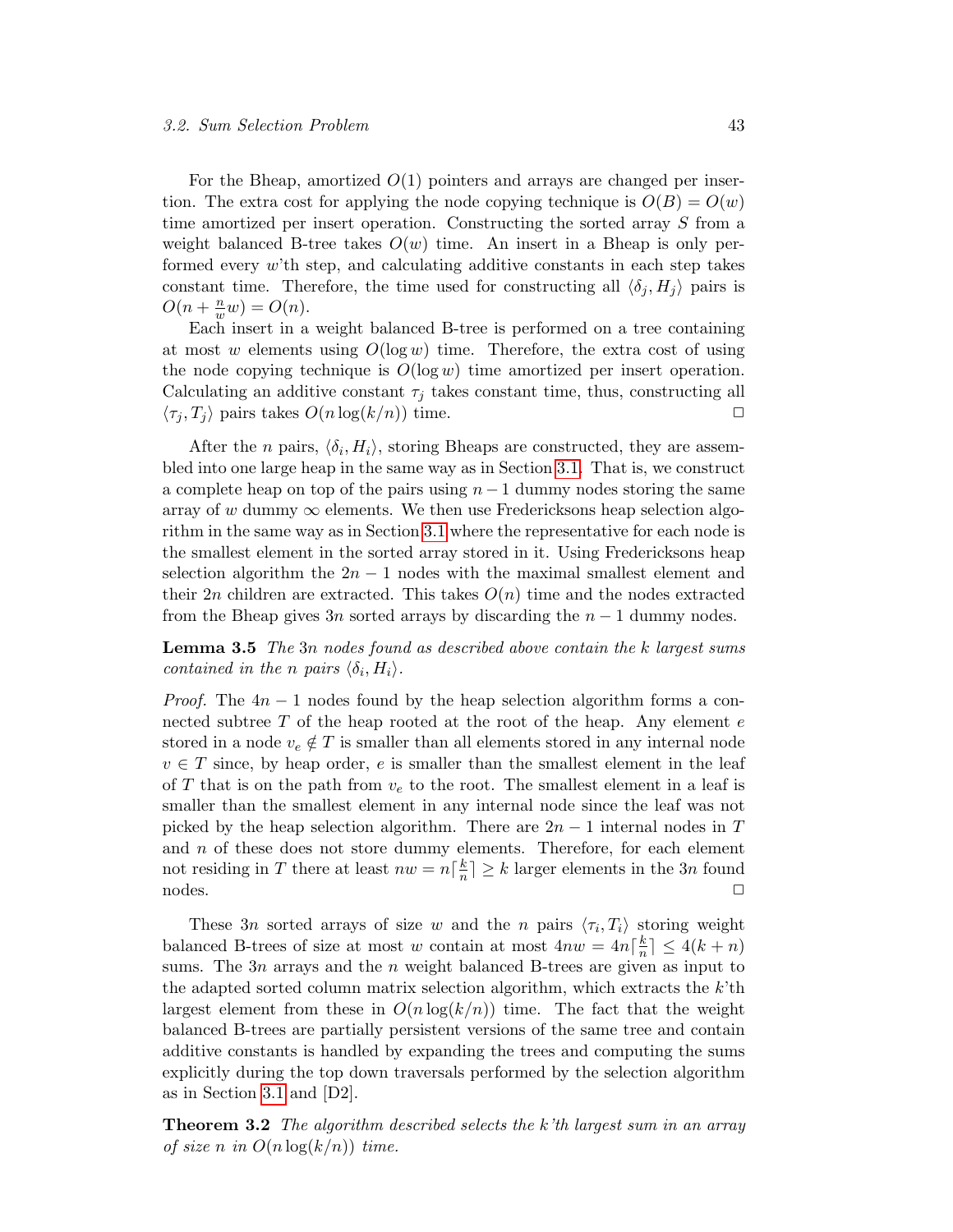For the Bheap, amortized $O(1)$ pointers and arrays are changed per insertion. The extra cost for applying the node copying technique is $O(B) = O(w)$ time amortized per insert operation. Constructing the sorted array $S$ from a weight balanced B-tree takes $O(w)$ time. An insert in a Bheap is only performed every $w$'th step, and calculating additive constants in each step takes constant time. Therefore, the time used for constructing all $\langle \delta_j, H_j \rangle$ pairs is $O(n + \frac{n}{w}w) = O(n)$.

Each insert in a weight balanced B-tree is performed on a tree containing at most $w$ elements using $O(\log w)$ time. Therefore, the extra cost of using the node copying technique is $O(\log w)$ time amortized per insert operation. Calculating an additive constant $\tau_j$ takes constant time, thus, constructing all $\langle \tau_j, T_j \rangle$ pairs takes $O(n \log(k/n))$ time. □

After the $n$ pairs, $\langle \delta_i, H_i \rangle$, storing Bheaps are constructed, they are assembled into one large heap in the same way as in Section 3.1. That is, we construct a complete heap on top of the pairs using $n-1$ dummy nodes storing the same array of $w$ dummy $\infty$ elements. We then use Fredericksons heap selection algorithm in the same way as in Section 3.1 where the representative for each node is the smallest element in the sorted array stored in it. Using Fredericksons heap selection algorithm the $2n-1$ nodes with the maximal smallest element and their $2n$ children are extracted. This takes $O(n)$ time and the nodes extracted from the Bheap gives $3n$ sorted arrays by discarding the $n-1$ dummy nodes.

**Lemma 3.5** *The $3n$ nodes found as described above contain the $k$ largest sums contained in the $n$ pairs $\langle \delta_i, H_i \rangle$.*

*Proof.* The $4n-1$ nodes found by the heap selection algorithm forms a connected subtree $T$ of the heap rooted at the root of the heap. Any element $e$ stored in a node $v_e \notin T$ is smaller than all elements stored in any internal node $v \in T$ since, by heap order, $e$ is smaller than the smallest element in the leaf of $T$ that is on the path from $v_e$ to the root. The smallest element in a leaf is smaller than the smallest element in any internal node since the leaf was not picked by the heap selection algorithm. There are $2n-1$ internal nodes in $T$ and $n$ of these does not store dummy elements. Therefore, for each element not residing in $T$ there at least $nw = n\lceil \frac{k}{n} \rceil \geq k$ larger elements in the $3n$ found nodes. □

These $3n$ sorted arrays of size $w$ and the $n$ pairs $\langle \tau_i, T_i \rangle$ storing weight balanced B-trees of size at most $w$ contain at most $4nw = 4n\lceil \frac{k}{n} \rceil \leq 4(k+n)$ sums. The $3n$ arrays and the $n$ weight balanced B-trees are given as input to the adapted sorted column matrix selection algorithm, which extracts the $k$'th largest element from these in $O(n \log(k/n))$ time. The fact that the weight balanced B-trees are partially persistent versions of the same tree and contain additive constants is handled by expanding the trees and computing the sums explicitly during the top down traversals performed by the selection algorithm as in Section 3.1 and [D2].

**Theorem 3.2** *The algorithm described selects the $k$'th largest sum in an array of size $n$ in $O(n \log(k/n))$ time.*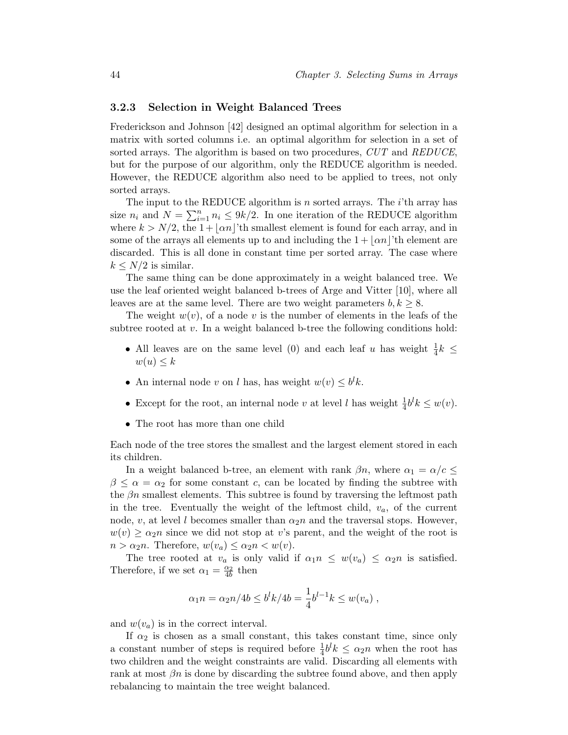### 3.2.3 Selection in Weight Balanced Trees

Frederickson and Johnson [42] designed an optimal algorithm for selection in a matrix with sorted columns i.e. an optimal algorithm for selection in a set of sorted arrays. The algorithm is based on two procedures, *CUT* and *REDUCE*, but for the purpose of our algorithm, only the REDUCE algorithm is needed. However, the REDUCE algorithm also need to be applied to trees, not only sorted arrays.

The input to the REDUCE algorithm is $n$ sorted arrays. The $i$'th array has size $n_i$ and $N = \sum_{i=1}^{n} n_i \le 9k/2$. In one iteration of the REDUCE algorithm where $k > N/2$, the $1 + \lfloor \alpha n \rfloor$'th smallest element is found for each array, and in some of the arrays all elements up to and including the $1 + \lfloor \alpha n \rfloor$'th element are discarded. This is all done in constant time per sorted array. The case where $k \le N/2$ is similar.

The same thing can be done approximately in a weight balanced tree. We use the leaf oriented weight balanced b-trees of Arge and Vitter [10], where all leaves are at the same level. There are two weight parameters $b, k \ge 8$.

The weight $w(v)$, of a node $v$ is the number of elements in the leafs of the subtree rooted at $v$. In a weight balanced b-tree the following conditions hold:

- All leaves are on the same level (0) and each leaf $u$ has weight $\frac{1}{4}k \le w(u) \le k$
- An internal node $v$ on $l$ has, has weight $w(v) \le b^l k$.
- Except for the root, an internal node $v$ at level $l$ has weight $\frac{1}{4}b^l k \le w(v)$.
- The root has more than one child

Each node of the tree stores the smallest and the largest element stored in each its children.

In a weight balanced b-tree, an element with rank $\beta n$, where $\alpha_1 = \alpha/c \le \beta \le \alpha = \alpha_2$ for some constant $c$, can be located by finding the subtree with the $\beta n$ smallest elements. This subtree is found by traversing the leftmost path in the tree. Eventually the weight of the leftmost child, $v_a$, of the current node, $v$, at level $l$ becomes smaller than $\alpha_2 n$ and the traversal stops. However, $w(v) \ge \alpha_2 n$ since we did not stop at $v$'s parent, and the weight of the root is $n > \alpha_2 n$. Therefore, $w(v_a) \le \alpha_2 n < w(v)$.

The tree rooted at $v_a$ is only valid if $\alpha_1 n \le w(v_a) \le \alpha_2 n$ is satisfied. Therefore, if we set $\alpha_1 = \frac{\alpha_2}{4b}$ then

$$\alpha_1 n = \alpha_2 n / 4b \le b^l k / 4b = \frac{1}{4} b^{l-1} k \le w(v_a) ,$$

and $w(v_a)$ is in the correct interval.

If $\alpha_2$ is chosen as a small constant, this takes constant time, since only a constant number of steps is required before $\frac{1}{4}b^l k \le \alpha_2 n$ when the root has two children and the weight constraints are valid. Discarding all elements with rank at most $\beta n$ is done by discarding the subtree found above, and then apply rebalancing to maintain the tree weight balanced.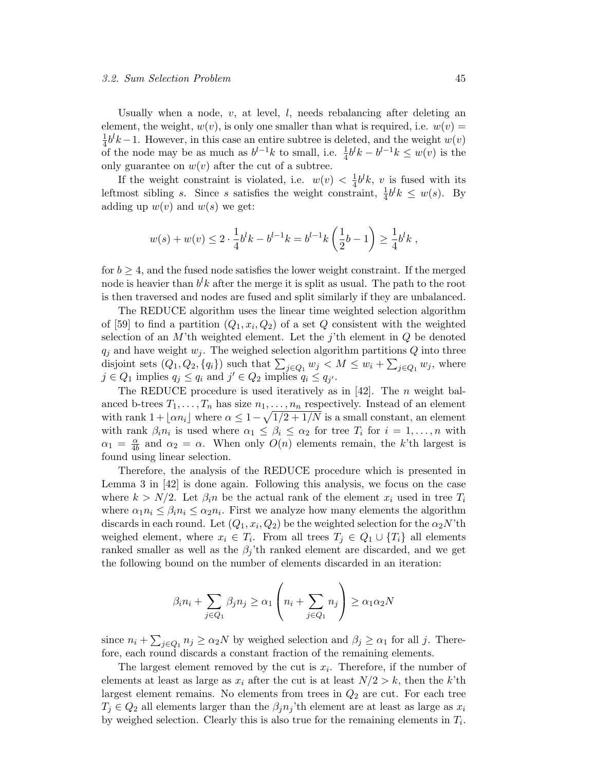Usually when a node, $v$, at level, $l$, needs rebalancing after deleting an element, the weight, $w(v)$, is only one smaller than what is required, i.e. $w(v) = \frac{1}{4}b^l k - 1$. However, in this case an entire subtree is deleted, and the weight $w(v)$ of the node may be as much as $b^{l-1}k$ to small, i.e. $\frac{1}{4}b^l k - b^{l-1}k \leq w(v)$ is the only guarantee on $w(v)$ after the cut of a subtree.

If the weight constraint is violated, i.e. $w(v) < \frac{1}{4}b^l k$, $v$ is fused with its leftmost sibling $s$. Since $s$ satisfies the weight constraint, $\frac{1}{4}b^l k \leq w(s)$. By adding up $w(v)$ and $w(s)$ we get:

$$w(s) + w(v) \leq 2 \cdot \frac{1}{4}b^l k - b^{l-1}k = b^{l-1}k\left(\frac{1}{2}b - 1\right) \geq \frac{1}{4}b^l k \ ,$$

for $b \geq 4$, and the fused node satisfies the lower weight constraint. If the merged node is heavier than $b^l k$ after the merge it is split as usual. The path to the root is then traversed and nodes are fused and split similarly if they are unbalanced.

The REDUCE algorithm uses the linear time weighted selection algorithm of [59] to find a partition $(Q_1, x_i, Q_2)$ of a set $Q$ consistent with the weighted selection of an $M$'th weighted element. Let the $j$'th element in $Q$ be denoted $q_j$ and have weight $w_j$. The weighed selection algorithm partitions $Q$ into three disjoint sets $(Q_1, Q_2, \{q_i\})$ such that $\sum_{j \in Q_1} w_j < M \leq w_i + \sum_{j \in Q_1} w_j$, where $j \in Q_1$ implies $q_j \leq q_i$ and $j' \in Q_2$ implies $q_i \leq q_{j'}$.

The REDUCE procedure is used iteratively as in [42]. The $n$ weight balanced b-trees $T_1, \ldots, T_n$ has size $n_1, \ldots, n_n$ respectively. Instead of an element with rank $1 + \lfloor \alpha n_i \rfloor$ where $\alpha \leq 1 - \sqrt{1/2 + 1/N}$ is a small constant, an element with rank $\beta_i n_i$ is used where $\alpha_1 \leq \beta_i \leq \alpha_2$ for tree $T_i$ for $i = 1, \ldots, n$ with $\alpha_1 = \frac{\alpha}{4b}$ and $\alpha_2 = \alpha$. When only $O(n)$ elements remain, the $k$'th largest is found using linear selection.

Therefore, the analysis of the REDUCE procedure which is presented in Lemma 3 in [42] is done again. Following this analysis, we focus on the case where $k > N/2$. Let $\beta_i n$ be the actual rank of the element $x_i$ used in tree $T_i$ where $\alpha_1 n_i \leq \beta_i n_i \leq \alpha_2 n_i$. First we analyze how many elements the algorithm discards in each round. Let $(Q_1, x_i, Q_2)$ be the weighted selection for the $\alpha_2 N$'th weighed element, where $x_i \in T_i$. From all trees $T_j \in Q_1 \cup \{T_i\}$ all elements ranked smaller as well as the $\beta_j$'th ranked element are discarded, and we get the following bound on the number of elements discarded in an iteration:

$$\beta_i n_i + \sum_{j \in Q_1} \beta_j n_j \geq \alpha_1 \left(n_i + \sum_{j \in Q_1} n_j\right) \geq \alpha_1 \alpha_2 N$$

since $n_i + \sum_{j \in Q_1} n_j \geq \alpha_2 N$ by weighed selection and $\beta_j \geq \alpha_1$ for all $j$. Therefore, each round discards a constant fraction of the remaining elements.

The largest element removed by the cut is $x_i$. Therefore, if the number of elements at least as large as $x_i$ after the cut is at least $N/2 > k$, then the $k$'th largest element remains. No elements from trees in $Q_2$ are cut. For each tree $T_j \in Q_2$ all elements larger than the $\beta_j n_j$'th element are at least as large as $x_i$ by weighed selection. Clearly this is also true for the remaining elements in $T_i$.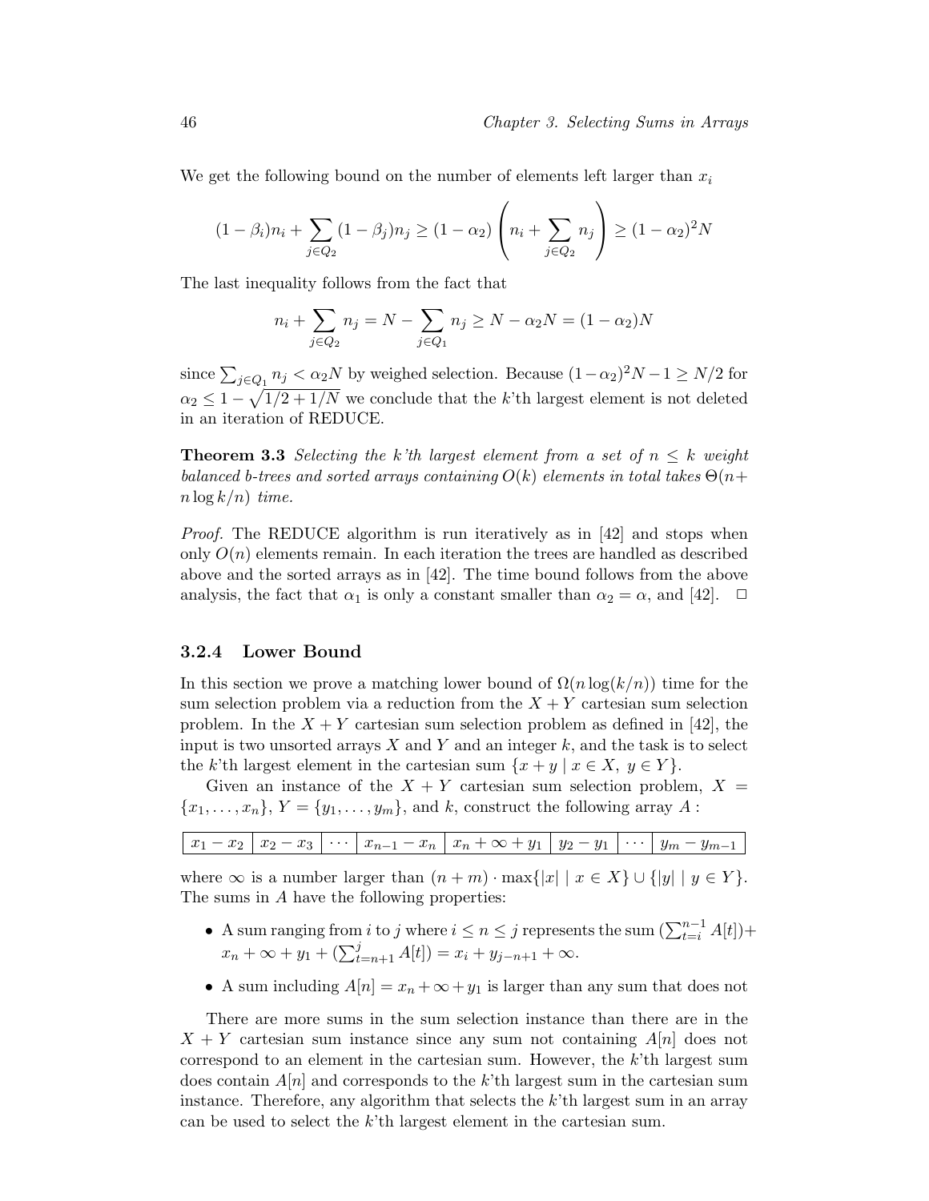We get the following bound on the number of elements left larger than $x_i$

$$(1-\beta_i)n_i + \sum_{j\in Q_2}(1-\beta_j)n_j \geq (1-\alpha_2)\left(n_i + \sum_{j\in Q_2} n_j\right) \geq (1-\alpha_2)^2 N$$

The last inequality follows from the fact that

$$n_i + \sum_{j\in Q_2} n_j = N - \sum_{j\in Q_1} n_j \geq N - \alpha_2 N = (1-\alpha_2)N$$

since $\sum_{j\in Q_1} n_j < \alpha_2 N$ by weighed selection. Because $(1-\alpha_2)^2 N - 1 \geq N/2$ for $\alpha_2 \leq 1-\sqrt{1/2+1/N}$ we conclude that the $k$'th largest element is not deleted in an iteration of REDUCE.

**Theorem 3.3** *Selecting the $k$'th largest element from a set of $n \leq k$ weight balanced b-trees and sorted arrays containing $O(k)$ elements in total takes $\Theta(n + n\log k/n)$ time.*

*Proof.* The REDUCE algorithm is run iteratively as in [42] and stops when only $O(n)$ elements remain. In each iteration the trees are handled as described above and the sorted arrays as in [42]. The time bound follows from the above analysis, the fact that $\alpha_1$ is only a constant smaller than $\alpha_2 = \alpha$, and [42]. □

### 3.2.4 Lower Bound

In this section we prove a matching lower bound of $\Omega(n\log(k/n))$ time for the sum selection problem via a reduction from the $X+Y$ cartesian sum selection problem. In the $X+Y$ cartesian sum selection problem as defined in [42], the input is two unsorted arrays $X$ and $Y$ and an integer $k$, and the task is to select the $k$'th largest element in the cartesian sum $\{x+y \mid x\in X,\ y\in Y\}$.

Given an instance of the $X+Y$ cartesian sum selection problem, $X = \{x_1,\ldots,x_n\}$, $Y=\{y_1,\ldots,y_m\}$, and $k$, construct the following array $A$ :

| $x_1-x_2$ | $x_2-x_3$ | $\cdots$ | $x_{n-1}-x_n$ | $x_n+\infty+y_1$ | $y_2-y_1$ | $\cdots$ | $y_m-y_{m-1}$ |
|---|---|---|---|---|---|---|---|

where $\infty$ is a number larger than $(n+m)\cdot\max\{|x| \mid x\in X\}\cup\{|y| \mid y\in Y\}$. The sums in $A$ have the following properties:

- A sum ranging from $i$ to $j$ where $i\leq n\leq j$ represents the sum $(\sum_{t=i}^{n-1} A[t]) + x_n + \infty + y_1 + (\sum_{t=n+1}^{j} A[t]) = x_i + y_{j-n+1} + \infty$.
- A sum including $A[n] = x_n+\infty+y_1$ is larger than any sum that does not

There are more sums in the sum selection instance than there are in the $X+Y$ cartesian sum instance since any sum not containing $A[n]$ does not correspond to an element in the cartesian sum. However, the $k$'th largest sum does contain $A[n]$ and corresponds to the $k$'th largest sum in the cartesian sum instance. Therefore, any algorithm that selects the $k$'th largest sum in an array can be used to select the $k$'th largest element in the cartesian sum.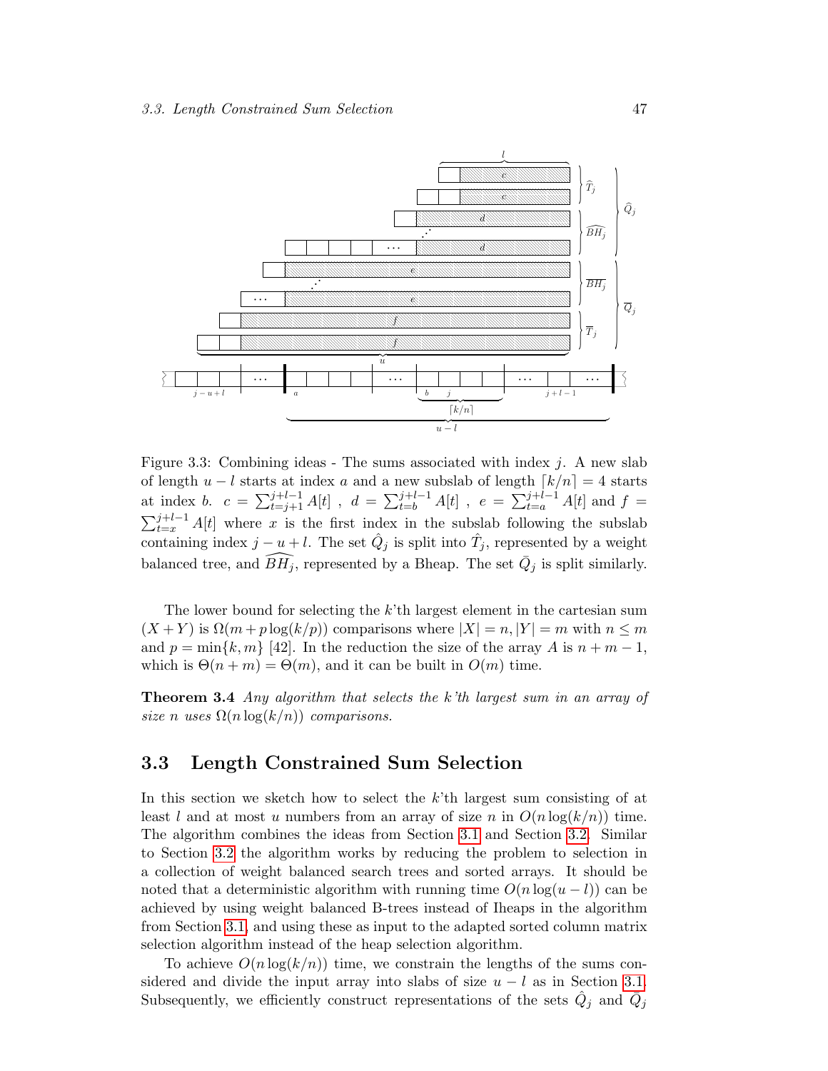Figure 3.3: Combining ideas - The sums associated with index $j$. A new slab of length $u-l$ starts at index $a$ and a new subslab of length $\lceil k/n \rceil = 4$ starts at index $b$. $c = \sum_{t=j+1}^{j+l-1} A[t]$ , $d = \sum_{t=b}^{j+l-1} A[t]$ , $e = \sum_{t=a}^{j+l-1} A[t]$ and $f = \sum_{t=x}^{j+l-1} A[t]$ where $x$ is the first index in the subslab following the subslab containing index $j-u+l$. The set $\hat{Q}_j$ is split into $\hat{T}_j$, represented by a weight balanced tree, and $\widehat{BH}_j$, represented by a Bheap. The set $\bar{Q}_j$ is split similarly.

The lower bound for selecting the $k$'th largest element in the cartesian sum $(X+Y)$ is $\Omega(m + p\log(k/p))$ comparisons where $|X| = n, |Y| = m$ with $n \leq m$ and $p = \min\{k, m\}$ [42]. In the reduction the size of the array $A$ is $n+m-1$, which is $\Theta(n+m) = \Theta(m)$, and it can be built in $O(m)$ time.

**Theorem 3.4** *Any algorithm that selects the k'th largest sum in an array of size n uses* $\Omega(n\log(k/n))$ *comparisons.*

## 3.3 Length Constrained Sum Selection

In this section we sketch how to select the $k$'th largest sum consisting of at least $l$ and at most $u$ numbers from an array of size $n$ in $O(n\log(k/n))$ time. The algorithm combines the ideas from Section 3.1 and Section 3.2. Similar to Section 3.2 the algorithm works by reducing the problem to selection in a collection of weight balanced search trees and sorted arrays. It should be noted that a deterministic algorithm with running time $O(n\log(u-l))$ can be achieved by using weight balanced B-trees instead of Iheaps in the algorithm from Section 3.1, and using these as input to the adapted sorted column matrix selection algorithm instead of the heap selection algorithm.

To achieve $O(n\log(k/n))$ time, we constrain the lengths of the sums considered and divide the input array into slabs of size $u-l$ as in Section 3.1. Subsequently, we efficiently construct representations of the sets $\hat{Q}_j$ and $\bar{Q}_j$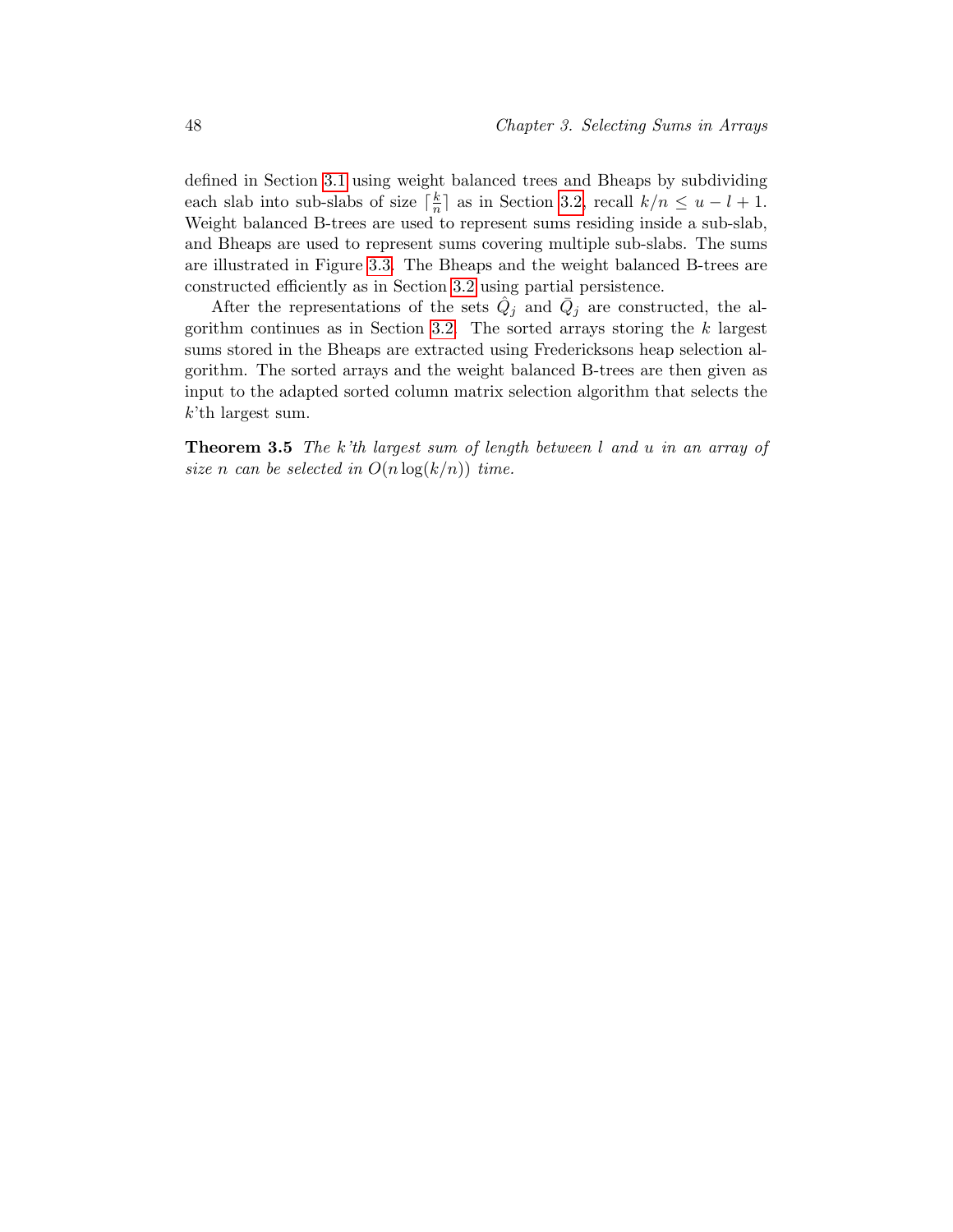defined in Section 3.1 using weight balanced trees and Bheaps by subdividing each slab into sub-slabs of size $\lceil \frac{k}{n} \rceil$ as in Section 3.2, recall $k/n \leq u - l + 1$. Weight balanced B-trees are used to represent sums residing inside a sub-slab, and Bheaps are used to represent sums covering multiple sub-slabs. The sums are illustrated in Figure 3.3. The Bheaps and the weight balanced B-trees are constructed efficiently as in Section 3.2 using partial persistence.

After the representations of the sets $\hat{Q}_j$ and $\bar{Q}_j$ are constructed, the algorithm continues as in Section 3.2. The sorted arrays storing the $k$ largest sums stored in the Bheaps are extracted using Fredericksons heap selection algorithm. The sorted arrays and the weight balanced B-trees are then given as input to the adapted sorted column matrix selection algorithm that selects the $k$'th largest sum.

**Theorem 3.5** *The $k$'th largest sum of length between $l$ and $u$ in an array of size $n$ can be selected in $O(n \log(k/n))$ time.*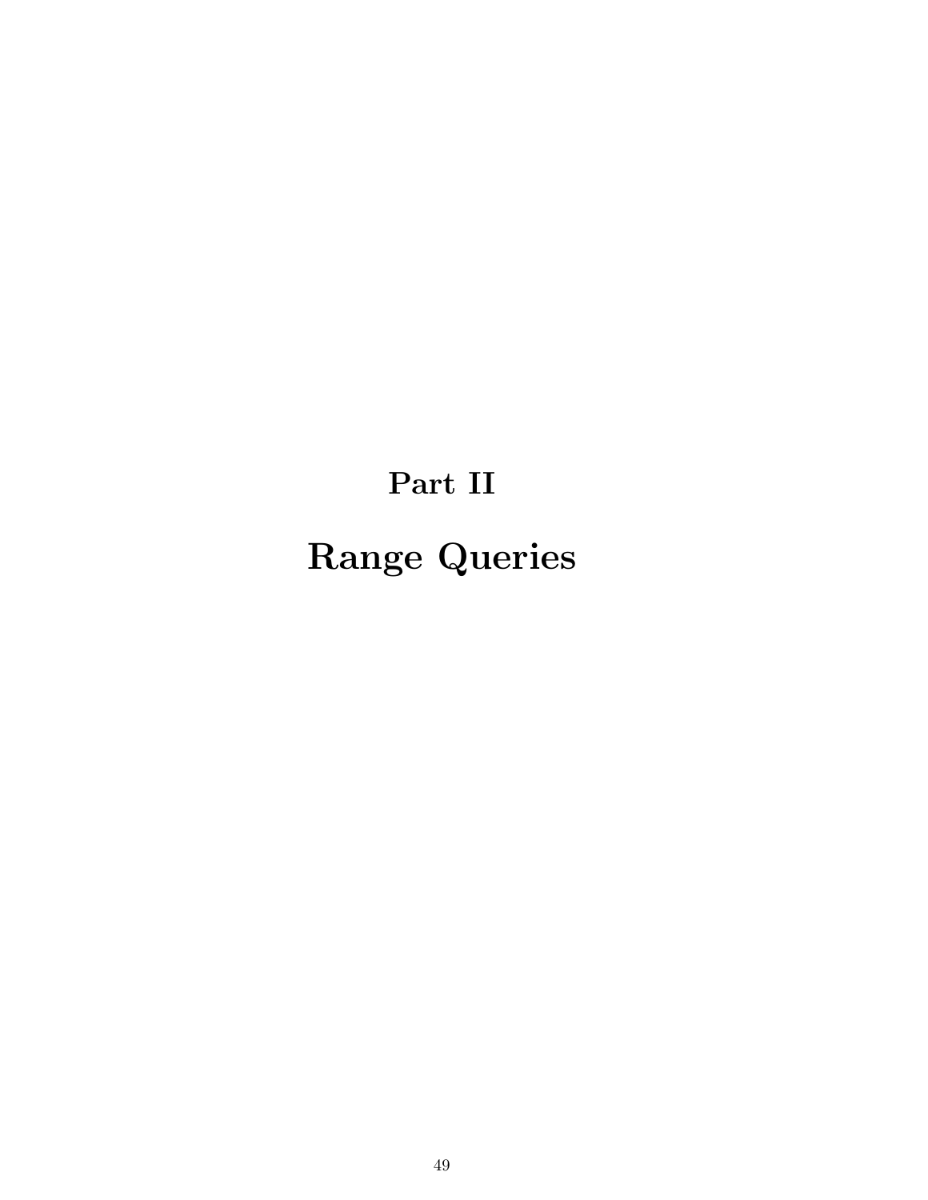# Part II

# Range Queries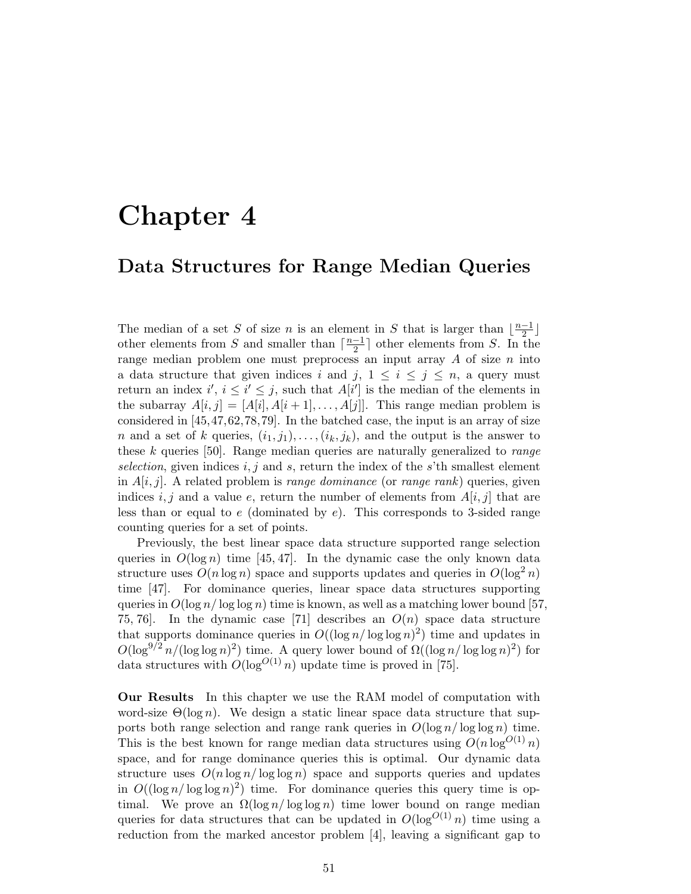# Chapter 4

## Data Structures for Range Median Queries

The median of a set $S$ of size $n$ is an element in $S$ that is larger than $\lfloor \frac{n-1}{2} \rfloor$ other elements from $S$ and smaller than $\lceil \frac{n-1}{2} \rceil$ other elements from $S$. In the range median problem one must preprocess an input array $A$ of size $n$ into a data structure that given indices $i$ and $j$, $1 \leq i \leq j \leq n$, a query must return an index $i'$, $i \leq i' \leq j$, such that $A[i']$ is the median of the elements in the subarray $A[i,j] = [A[i], A[i+1], \ldots, A[j]]$. This range median problem is considered in [45, 47, 62, 78, 79]. In the batched case, the input is an array of size $n$ and a set of $k$ queries, $(i_1, j_1), \ldots, (i_k, j_k)$, and the output is the answer to these $k$ queries [50]. Range median queries are naturally generalized to *range selection*, given indices $i, j$ and $s$, return the index of the $s$'th smallest element in $A[i,j]$. A related problem is *range dominance* (or *range rank*) queries, given indices $i, j$ and a value $e$, return the number of elements from $A[i,j]$ that are less than or equal to $e$ (dominated by $e$). This corresponds to 3-sided range counting queries for a set of points.

Previously, the best linear space data structure supported range selection queries in $O(\log n)$ time [45, 47]. In the dynamic case the only known data structure uses $O(n \log n)$ space and supports updates and queries in $O(\log^2 n)$ time [47]. For dominance queries, linear space data structures supporting queries in $O(\log n / \log\log n)$ time is known, as well as a matching lower bound [57, 75, 76]. In the dynamic case [71] describes an $O(n)$ space data structure that supports dominance queries in $O((\log n / \log\log n)^2)$ time and updates in $O(\log^{9/2} n / (\log\log n)^2)$ time. A query lower bound of $\Omega((\log n / \log\log n)^2)$ for data structures with $O(\log^{O(1)} n)$ update time is proved in [75].

**Our Results** In this chapter we use the RAM model of computation with word-size $\Theta(\log n)$. We design a static linear space data structure that supports both range selection and range rank queries in $O(\log n / \log\log n)$ time. This is the best known for range median data structures using $O(n \log^{O(1)} n)$ space, and for range dominance queries this is optimal. Our dynamic data structure uses $O(n \log n / \log\log n)$ space and supports queries and updates in $O((\log n / \log\log n)^2)$ time. For dominance queries this query time is optimal. We prove an $\Omega(\log n / \log\log n)$ time lower bound on range median queries for data structures that can be updated in $O(\log^{O(1)} n)$ time using a reduction from the marked ancestor problem [4], leaving a significant gap to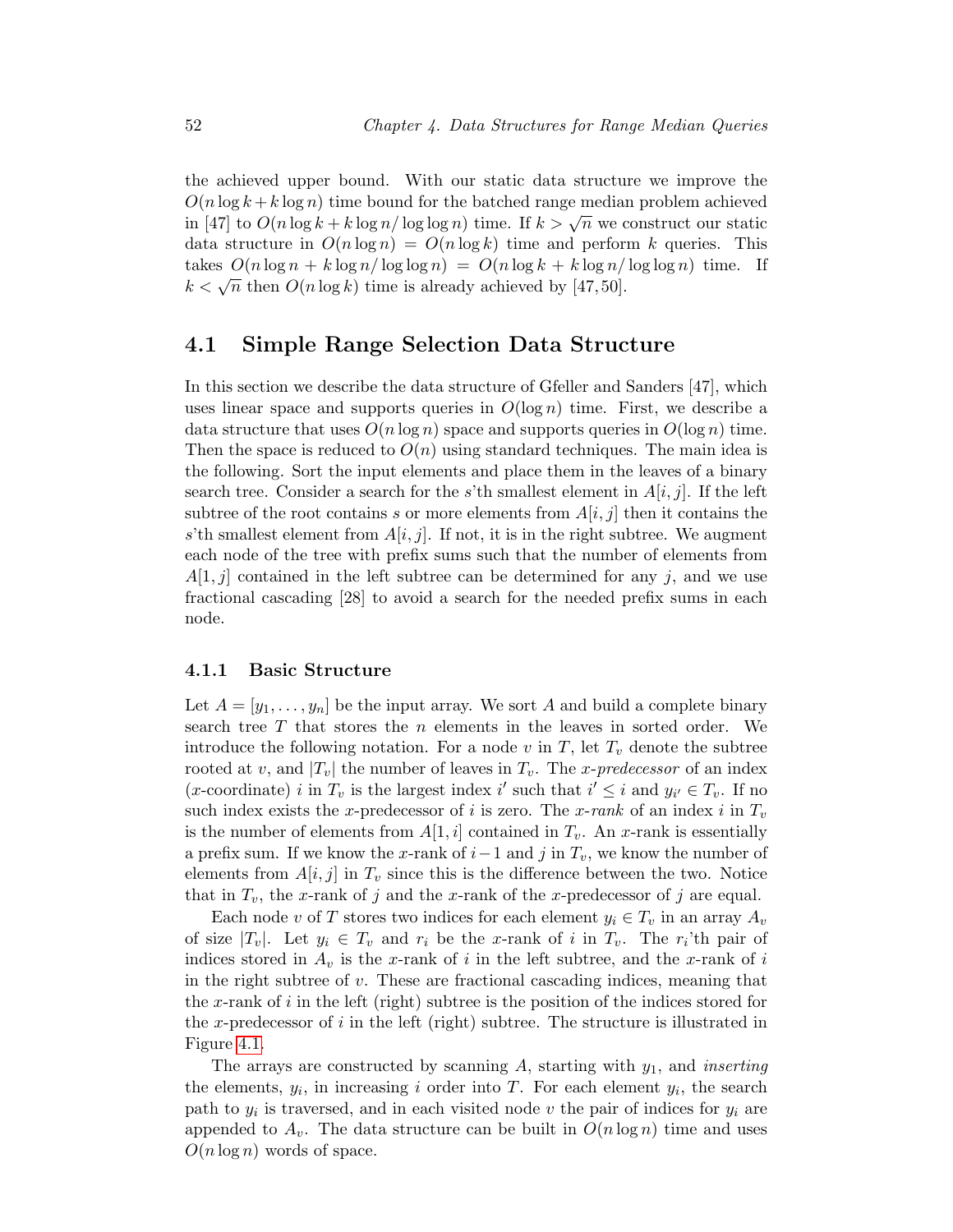the achieved upper bound. With our static data structure we improve the $O(n \log k + k \log n)$ time bound for the batched range median problem achieved in [47] to $O(n \log k + k \log n / \log \log n)$ time. If $k > \sqrt{n}$ we construct our static data structure in $O(n \log n) = O(n \log k)$ time and perform $k$ queries. This takes $O(n \log n + k \log n / \log \log n) = O(n \log k + k \log n / \log \log n)$ time. If $k < \sqrt{n}$ then $O(n \log k)$ time is already achieved by [47, 50].

## 4.1 Simple Range Selection Data Structure

In this section we describe the data structure of Gfeller and Sanders [47], which uses linear space and supports queries in $O(\log n)$ time. First, we describe a data structure that uses $O(n \log n)$ space and supports queries in $O(\log n)$ time. Then the space is reduced to $O(n)$ using standard techniques. The main idea is the following. Sort the input elements and place them in the leaves of a binary search tree. Consider a search for the $s$'th smallest element in $A[i, j]$. If the left subtree of the root contains $s$ or more elements from $A[i, j]$ then it contains the $s$'th smallest element from $A[i, j]$. If not, it is in the right subtree. We augment each node of the tree with prefix sums such that the number of elements from $A[1, j]$ contained in the left subtree can be determined for any $j$, and we use fractional cascading [28] to avoid a search for the needed prefix sums in each node.

### 4.1.1 Basic Structure

Let $A = [y_1, \ldots, y_n]$ be the input array. We sort $A$ and build a complete binary search tree $T$ that stores the $n$ elements in the leaves in sorted order. We introduce the following notation. For a node $v$ in $T$, let $T_v$ denote the subtree rooted at $v$, and $|T_v|$ the number of leaves in $T_v$. The *x-predecessor* of an index ($x$-coordinate) $i$ in $T_v$ is the largest index $i'$ such that $i' \leq i$ and $y_{i'} \in T_v$. If no such index exists the $x$-predecessor of $i$ is zero. The *x-rank* of an index $i$ in $T_v$ is the number of elements from $A[1, i]$ contained in $T_v$. An $x$-rank is essentially a prefix sum. If we know the $x$-rank of $i-1$ and $j$ in $T_v$, we know the number of elements from $A[i, j]$ in $T_v$ since this is the difference between the two. Notice that in $T_v$, the $x$-rank of $j$ and the $x$-rank of the $x$-predecessor of $j$ are equal.

Each node $v$ of $T$ stores two indices for each element $y_i \in T_v$ in an array $A_v$ of size $|T_v|$. Let $y_i \in T_v$ and $r_i$ be the $x$-rank of $i$ in $T_v$. The $r_i$'th pair of indices stored in $A_v$ is the $x$-rank of $i$ in the left subtree, and the $x$-rank of $i$ in the right subtree of $v$. These are fractional cascading indices, meaning that the $x$-rank of $i$ in the left (right) subtree is the position of the indices stored for the $x$-predecessor of $i$ in the left (right) subtree. The structure is illustrated in Figure 4.1.

The arrays are constructed by scanning $A$, starting with $y_1$, and *inserting* the elements, $y_i$, in increasing $i$ order into $T$. For each element $y_i$, the search path to $y_i$ is traversed, and in each visited node $v$ the pair of indices for $y_i$ are appended to $A_v$. The data structure can be built in $O(n \log n)$ time and uses $O(n \log n)$ words of space.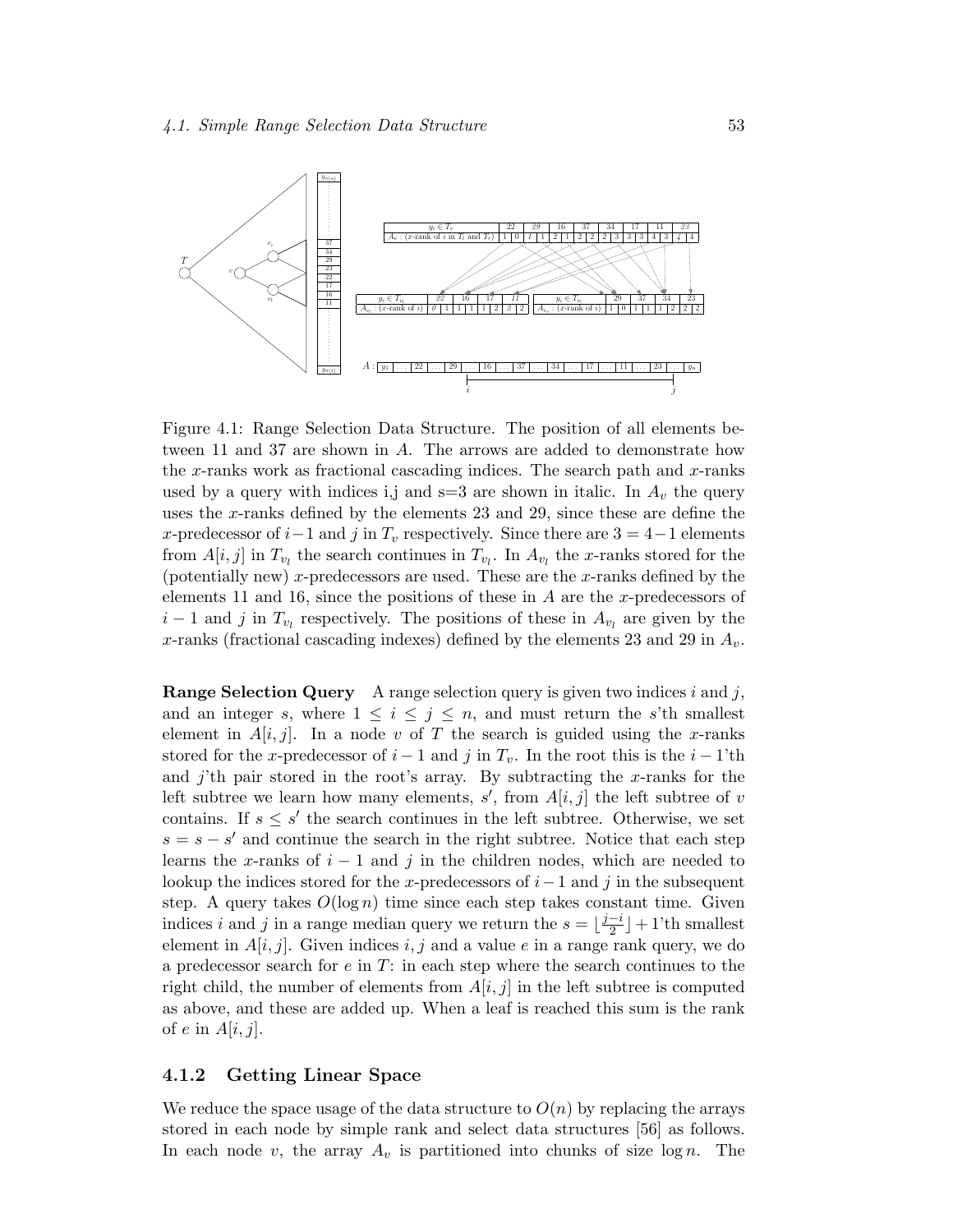Figure 4.1: Range Selection Data Structure. The position of all elements between 11 and 37 are shown in $A$. The arrows are added to demonstrate how the $x$-ranks work as fractional cascading indices. The search path and $x$-ranks used by a query with indices i,j and s=3 are shown in italic. In $A_v$ the query uses the $x$-ranks defined by the elements 23 and 29, since these are define the $x$-predecessor of $i-1$ and $j$ in $T_v$ respectively. Since there are $3 = 4-1$ elements from $A[i,j]$ in $T_{v_l}$ the search continues in $T_{v_l}$. In $A_{v_l}$ the $x$-ranks stored for the (potentially new) $x$-predecessors are used. These are the $x$-ranks defined by the elements 11 and 16, since the positions of these in $A$ are the $x$-predecessors of $i-1$ and $j$ in $T_{v_l}$ respectively. The positions of these in $A_{v_l}$ are given by the $x$-ranks (fractional cascading indexes) defined by the elements 23 and 29 in $A_v$.

**Range Selection Query** A range selection query is given two indices $i$ and $j$, and an integer $s$, where $1 \leq i \leq j \leq n$, and must return the $s$'th smallest element in $A[i,j]$. In a node $v$ of $T$ the search is guided using the $x$-ranks stored for the $x$-predecessor of $i-1$ and $j$ in $T_v$. In the root this is the $i-1$'th and $j$'th pair stored in the root's array. By subtracting the $x$-ranks for the left subtree we learn how many elements, $s'$, from $A[i,j]$ the left subtree of $v$ contains. If $s \leq s'$ the search continues in the left subtree. Otherwise, we set $s = s - s'$ and continue the search in the right subtree. Notice that each step learns the $x$-ranks of $i-1$ and $j$ in the children nodes, which are needed to lookup the indices stored for the $x$-predecessors of $i-1$ and $j$ in the subsequent step. A query takes $O(\log n)$ time since each step takes constant time. Given indices $i$ and $j$ in a range median query we return the $s = \lfloor \frac{j-i}{2} \rfloor + 1$'th smallest element in $A[i,j]$. Given indices $i,j$ and a value $e$ in a range rank query, we do a predecessor search for $e$ in $T$: in each step where the search continues to the right child, the number of elements from $A[i,j]$ in the left subtree is computed as above, and these are added up. When a leaf is reached this sum is the rank of $e$ in $A[i,j]$.

### 4.1.2 Getting Linear Space

We reduce the space usage of the data structure to $O(n)$ by replacing the arrays stored in each node by simple rank and select data structures [56] as follows. In each node $v$, the array $A_v$ is partitioned into chunks of size $\log n$. The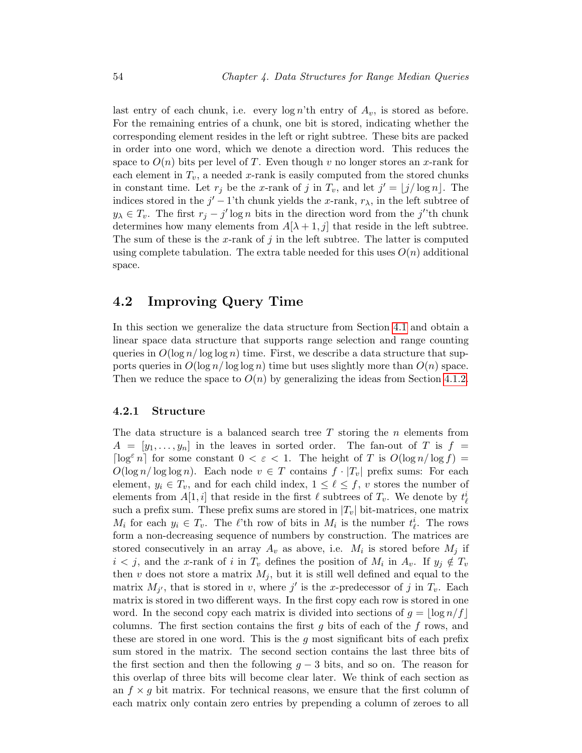last entry of each chunk, i.e. every $\log n$'th entry of $A_v$, is stored as before. For the remaining entries of a chunk, one bit is stored, indicating whether the corresponding element resides in the left or right subtree. These bits are packed in order into one word, which we denote a direction word. This reduces the space to $O(n)$ bits per level of $T$. Even though $v$ no longer stores an $x$-rank for each element in $T_v$, a needed $x$-rank is easily computed from the stored chunks in constant time. Let $r_j$ be the $x$-rank of $j$ in $T_v$, and let $j' = \lfloor j/\log n \rfloor$. The indices stored in the $j'-1$'th chunk yields the $x$-rank, $r_\lambda$, in the left subtree of $y_\lambda \in T_v$. The first $r_j - j' \log n$ bits in the direction word from the $j'$'th chunk determines how many elements from $A[\lambda+1, j]$ that reside in the left subtree. The sum of these is the $x$-rank of $j$ in the left subtree. The latter is computed using complete tabulation. The extra table needed for this uses $O(n)$ additional space.

## 4.2 Improving Query Time

In this section we generalize the data structure from Section 4.1 and obtain a linear space data structure that supports range selection and range counting queries in $O(\log n/\log\log n)$ time. First, we describe a data structure that supports queries in $O(\log n/\log\log n)$ time but uses slightly more than $O(n)$ space. Then we reduce the space to $O(n)$ by generalizing the ideas from Section 4.1.2.

### 4.2.1 Structure

The data structure is a balanced search tree $T$ storing the $n$ elements from $A = [y_1, \ldots, y_n]$ in the leaves in sorted order. The fan-out of $T$ is $f = \lceil \log^\varepsilon n \rceil$ for some constant $0 < \varepsilon < 1$. The height of $T$ is $O(\log n/\log f) = O(\log n/\log\log n)$. Each node $v \in T$ contains $f \cdot |T_v|$ prefix sums: For each element, $y_i \in T_v$, and for each child index, $1 \le \ell \le f$, $v$ stores the number of elements from $A[1, i]$ that reside in the first $\ell$ subtrees of $T_v$. We denote by $t_\ell^i$ such a prefix sum. These prefix sums are stored in $|T_v|$ bit-matrices, one matrix $M_i$ for each $y_i \in T_v$. The $\ell$'th row of bits in $M_i$ is the number $t_\ell^i$. The rows form a non-decreasing sequence of numbers by construction. The matrices are stored consecutively in an array $A_v$ as above, i.e. $M_i$ is stored before $M_j$ if $i < j$, and the $x$-rank of $i$ in $T_v$ defines the position of $M_i$ in $A_v$. If $y_j \notin T_v$ then $v$ does not store a matrix $M_j$, but it is still well defined and equal to the matrix $M_{j'}$, that is stored in $v$, where $j'$ is the $x$-predecessor of $j$ in $T_v$. Each matrix is stored in two different ways. In the first copy each row is stored in one word. In the second copy each matrix is divided into sections of $g = \lfloor \log n/f \rfloor$ columns. The first section contains the first $g$ bits of each of the $f$ rows, and these are stored in one word. This is the $g$ most significant bits of each prefix sum stored in the matrix. The second section contains the last three bits of the first section and then the following $g-3$ bits, and so on. The reason for this overlap of three bits will become clear later. We think of each section as an $f \times g$ bit matrix. For technical reasons, we ensure that the first column of each matrix only contain zero entries by prepending a column of zeroes to all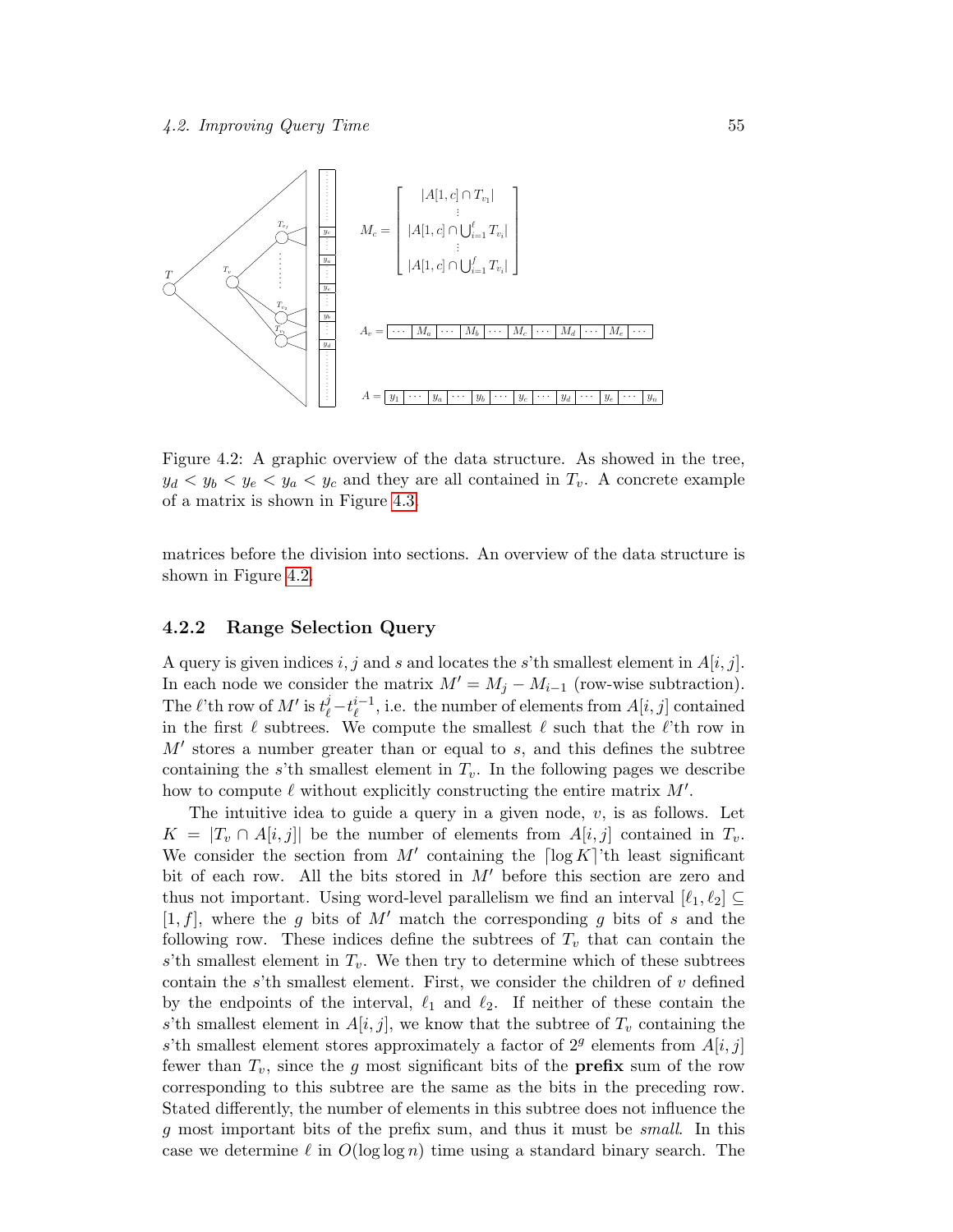Figure 4.2: A graphic overview of the data structure. As showed in the tree, $y_d < y_b < y_e < y_a < y_c$ and they are all contained in $T_v$. A concrete example of a matrix is shown in Figure 4.3.

matrices before the division into sections. An overview of the data structure is shown in Figure 4.2.

### 4.2.2 Range Selection Query

A query is given indices $i, j$ and $s$ and locates the $s$'th smallest element in $A[i, j]$. In each node we consider the matrix $M' = M_j - M_{i-1}$ (row-wise subtraction). The $\ell$'th row of $M'$ is $t_\ell^j - t_\ell^{i-1}$, i.e. the number of elements from $A[i, j]$ contained in the first $\ell$ subtrees. We compute the smallest $\ell$ such that the $\ell$'th row in $M'$ stores a number greater than or equal to $s$, and this defines the subtree containing the $s$'th smallest element in $T_v$. In the following pages we describe how to compute $\ell$ without explicitly constructing the entire matrix $M'$.

The intuitive idea to guide a query in a given node, $v$, is as follows. Let $K = |T_v \cap A[i, j]|$ be the number of elements from $A[i, j]$ contained in $T_v$. We consider the section from $M'$ containing the $\lceil \log K \rceil$'th least significant bit of each row. All the bits stored in $M'$ before this section are zero and thus not important. Using word-level parallelism we find an interval $[\ell_1, \ell_2] \subseteq [1, f]$, where the $g$ bits of $M'$ match the corresponding $g$ bits of $s$ and the following row. These indices define the subtrees of $T_v$ that can contain the $s$'th smallest element in $T_v$. We then try to determine which of these subtrees contain the $s$'th smallest element. First, we consider the children of $v$ defined by the endpoints of the interval, $\ell_1$ and $\ell_2$. If neither of these contain the $s$'th smallest element in $A[i, j]$, we know that the subtree of $T_v$ containing the $s$'th smallest element stores approximately a factor of $2^g$ elements from $A[i, j]$ fewer than $T_v$, since the $g$ most significant bits of the **prefix** sum of the row corresponding to this subtree are the same as the bits in the preceding row. Stated differently, the number of elements in this subtree does not influence the $g$ most important bits of the prefix sum, and thus it must be *small*. In this case we determine $\ell$ in $O(\log \log n)$ time using a standard binary search. The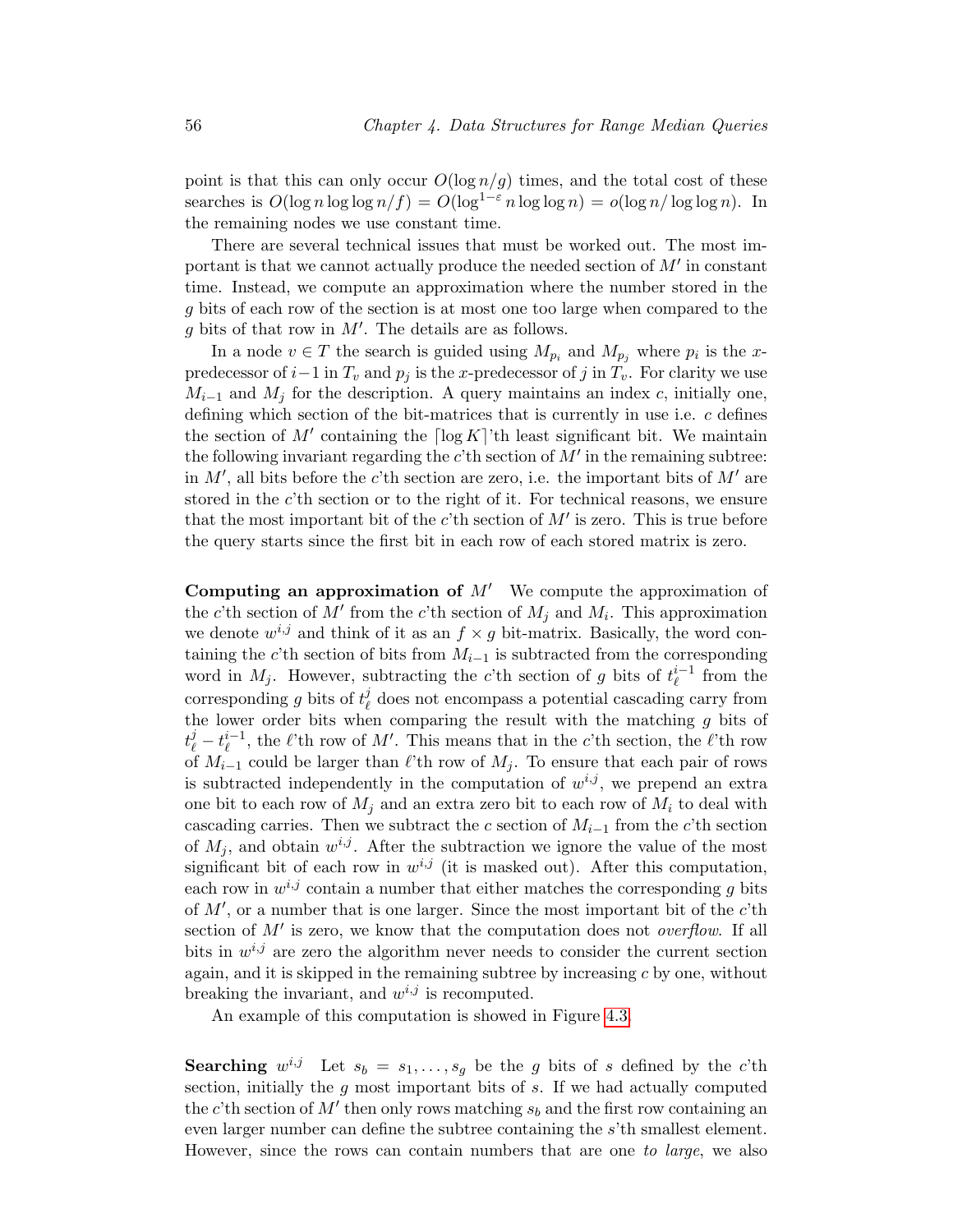point is that this can only occur $O(\log n/g)$ times, and the total cost of these searches is $O(\log n \log\log n/f) = O(\log^{1-\varepsilon} n \log\log n) = o(\log n/\log\log n)$. In the remaining nodes we use constant time.

There are several technical issues that must be worked out. The most important is that we cannot actually produce the needed section of $M'$ in constant time. Instead, we compute an approximation where the number stored in the $g$ bits of each row of the section is at most one too large when compared to the $g$ bits of that row in $M'$. The details are as follows.

In a node $v \in T$ the search is guided using $M_{p_i}$ and $M_{p_j}$ where $p_i$ is the $x$-predecessor of $i-1$ in $T_v$ and $p_j$ is the $x$-predecessor of $j$ in $T_v$. For clarity we use $M_{i-1}$ and $M_j$ for the description. A query maintains an index $c$, initially one, defining which section of the bit-matrices that is currently in use i.e. $c$ defines the section of $M'$ containing the $\lceil \log K \rceil$'th least significant bit. We maintain the following invariant regarding the $c$'th section of $M'$ in the remaining subtree: in $M'$, all bits before the $c$'th section are zero, i.e. the important bits of $M'$ are stored in the $c$'th section or to the right of it. For technical reasons, we ensure that the most important bit of the $c$'th section of $M'$ is zero. This is true before the query starts since the first bit in each row of each stored matrix is zero.

**Computing an approximation of $M'$** We compute the approximation of the $c$'th section of $M'$ from the $c$'th section of $M_j$ and $M_i$. This approximation we denote $w^{i,j}$ and think of it as an $f \times g$ bit-matrix. Basically, the word containing the $c$'th section of bits from $M_{i-1}$ is subtracted from the corresponding word in $M_j$. However, subtracting the $c$'th section of $g$ bits of $t_\ell^{i-1}$ from the corresponding $g$ bits of $t_\ell^{j}$ does not encompass a potential cascading carry from the lower order bits when comparing the result with the matching $g$ bits of $t_\ell^{j} - t_\ell^{i-1}$, the $\ell$'th row of $M'$. This means that in the $c$'th section, the $\ell$'th row of $M_{i-1}$ could be larger than $\ell$'th row of $M_j$. To ensure that each pair of rows is subtracted independently in the computation of $w^{i,j}$, we prepend an extra one bit to each row of $M_j$ and an extra zero bit to each row of $M_i$ to deal with cascading carries. Then we subtract the $c$ section of $M_{i-1}$ from the $c$'th section of $M_j$, and obtain $w^{i,j}$. After the subtraction we ignore the value of the most significant bit of each row in $w^{i,j}$ (it is masked out). After this computation, each row in $w^{i,j}$ contain a number that either matches the corresponding $g$ bits of $M'$, or a number that is one larger. Since the most important bit of the $c$'th section of $M'$ is zero, we know that the computation does not *overflow*. If all bits in $w^{i,j}$ are zero the algorithm never needs to consider the current section again, and it is skipped in the remaining subtree by increasing $c$ by one, without breaking the invariant, and $w^{i,j}$ is recomputed.

An example of this computation is showed in Figure 4.3.

**Searching $w^{i,j}$** Let $s_b = s_1, \ldots, s_g$ be the $g$ bits of $s$ defined by the $c$'th section, initially the $g$ most important bits of $s$. If we had actually computed the $c$'th section of $M'$ then only rows matching $s_b$ and the first row containing an even larger number can define the subtree containing the $s$'th smallest element. However, since the rows can contain numbers that are one *to large*, we also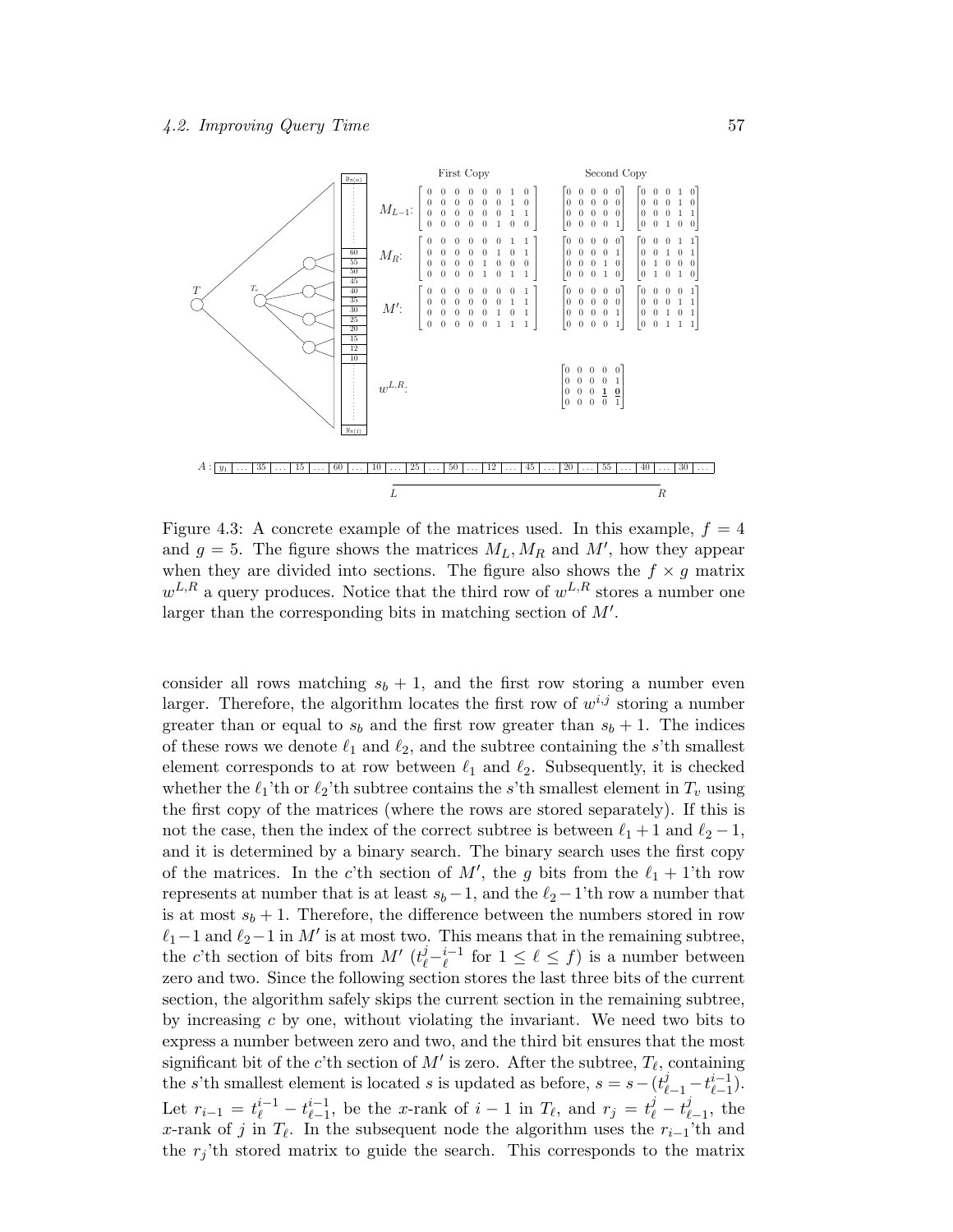Figure 4.3: A concrete example of the matrices used. In this example, $f = 4$ and $g = 5$. The figure shows the matrices $M_L, M_R$ and $M'$, how they appear when they are divided into sections. The figure also shows the $f \times g$ matrix $w^{L,R}$ a query produces. Notice that the third row of $w^{L,R}$ stores a number one larger than the corresponding bits in matching section of $M'$.

consider all rows matching $s_b + 1$, and the first row storing a number even larger. Therefore, the algorithm locates the first row of $w^{i,j}$ storing a number greater than or equal to $s_b$ and the first row greater than $s_b + 1$. The indices of these rows we denote $\ell_1$ and $\ell_2$, and the subtree containing the $s$'th smallest element corresponds to at row between $\ell_1$ and $\ell_2$. Subsequently, it is checked whether the $\ell_1$'th or $\ell_2$'th subtree contains the $s$'th smallest element in $T_v$ using the first copy of the matrices (where the rows are stored separately). If this is not the case, then the index of the correct subtree is between $\ell_1 + 1$ and $\ell_2 - 1$, and it is determined by a binary search. The binary search uses the first copy of the matrices. In the $c$'th section of $M'$, the $g$ bits from the $\ell_1 + 1$'th row represents at number that is at least $s_b - 1$, and the $\ell_2 - 1$'th row a number that is at most $s_b + 1$. Therefore, the difference between the numbers stored in row $\ell_1 - 1$ and $\ell_2 - 1$ in $M'$ is at most two. This means that in the remaining subtree, the $c$'th section of bits from $M'$ ($t^j_\ell - t^{i-1}_\ell$ for $1 \leq \ell \leq f$) is a number between zero and two. Since the following section stores the last three bits of the current section, the algorithm safely skips the current section in the remaining subtree, by increasing $c$ by one, without violating the invariant. We need two bits to express a number between zero and two, and the third bit ensures that the most significant bit of the $c$'th section of $M'$ is zero. After the subtree, $T_\ell$, containing the $s$'th smallest element is located $s$ is updated as before, $s = s - (t^j_{\ell-1} - t^{i-1}_{\ell-1})$. Let $r_{i-1} = t^{i-1}_\ell - t^{i-1}_{\ell-1}$, be the $x$-rank of $i - 1$ in $T_\ell$, and $r_j = t^j_\ell - t^j_{\ell-1}$, the $x$-rank of $j$ in $T_\ell$. In the subsequent node the algorithm uses the $r_{i-1}$'th and the $r_j$'th stored matrix to guide the search. This corresponds to the matrix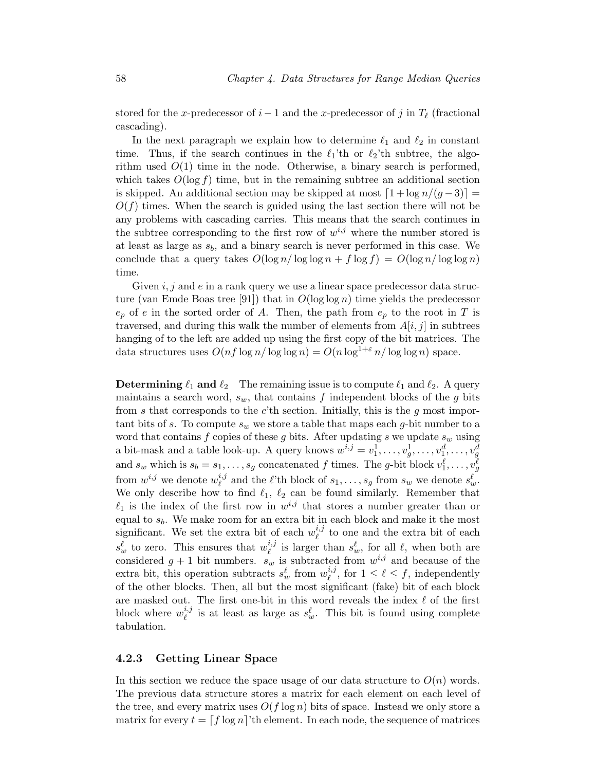stored for the $x$-predecessor of $i-1$ and the $x$-predecessor of $j$ in $T_\ell$ (fractional cascading).

In the next paragraph we explain how to determine $\ell_1$ and $\ell_2$ in constant time. Thus, if the search continues in the $\ell_1$'th or $\ell_2$'th subtree, the algorithm used $O(1)$ time in the node. Otherwise, a binary search is performed, which takes $O(\log f)$ time, but in the remaining subtree an additional section is skipped. An additional section may be skipped at most $\lceil 1 + \log n/(g-3) \rceil = O(f)$ times. When the search is guided using the last section there will not be any problems with cascading carries. This means that the search continues in the subtree corresponding to the first row of $w^{i,j}$ where the number stored is at least as large as $s_b$, and a binary search is never performed in this case. We conclude that a query takes $O(\log n / \log\log n + f \log f) = O(\log n / \log\log n)$ time.

Given $i, j$ and $e$ in a rank query we use a linear space predecessor data structure (van Emde Boas tree [91]) that in $O(\log\log n)$ time yields the predecessor $e_p$ of $e$ in the sorted order of $A$. Then, the path from $e_p$ to the root in $T$ is traversed, and during this walk the number of elements from $A[i,j]$ in subtrees hanging of to the left are added up using the first copy of the bit matrices. The data structures uses $O(nf \log n / \log\log n) = O(n \log^{1+\varepsilon} n / \log\log n)$ space.

**Determining $\ell_1$ and $\ell_2$** The remaining issue is to compute $\ell_1$ and $\ell_2$. A query maintains a search word, $s_w$, that contains $f$ independent blocks of the $g$ bits from $s$ that corresponds to the $c$'th section. Initially, this is the $g$ most important bits of $s$. To compute $s_w$ we store a table that maps each $g$-bit number to a word that contains $f$ copies of these $g$ bits. After updating $s$ we update $s_w$ using a bit-mask and a table look-up. A query knows $w^{i,j} = v_1^1, \ldots, v_g^1, \ldots, v_1^d, \ldots, v_g^d$ and $s_w$ which is $s_b = s_1, \ldots, s_g$ concatenated $f$ times. The $g$-bit block $v_1^\ell, \ldots, v_g^\ell$ from $w^{i,j}$ we denote $w_\ell^{i,j}$ and the $\ell$'th block of $s_1, \ldots, s_g$ from $s_w$ we denote $s_w^\ell$. We only describe how to find $\ell_1$, $\ell_2$ can be found similarly. Remember that $\ell_1$ is the index of the first row in $w^{i,j}$ that stores a number greater than or equal to $s_b$. We make room for an extra bit in each block and make it the most significant. We set the extra bit of each $w_\ell^{i,j}$ to one and the extra bit of each $s_w^\ell$ to zero. This ensures that $w_\ell^{i,j}$ is larger than $s_w^\ell$, for all $\ell$, when both are considered $g+1$ bit numbers. $s_w$ is subtracted from $w^{i,j}$ and because of the extra bit, this operation subtracts $s_w^\ell$ from $w_\ell^{i,j}$, for $1 \leq \ell \leq f$, independently of the other blocks. Then, all but the most significant (fake) bit of each block are masked out. The first one-bit in this word reveals the index $\ell$ of the first block where $w_\ell^{i,j}$ is at least as large as $s_w^\ell$. This bit is found using complete tabulation.

### 4.2.3 Getting Linear Space

In this section we reduce the space usage of our data structure to $O(n)$ words. The previous data structure stores a matrix for each element on each level of the tree, and every matrix uses $O(f \log n)$ bits of space. Instead we only store a matrix for every $t = \lceil f \log n \rceil$'th element. In each node, the sequence of matrices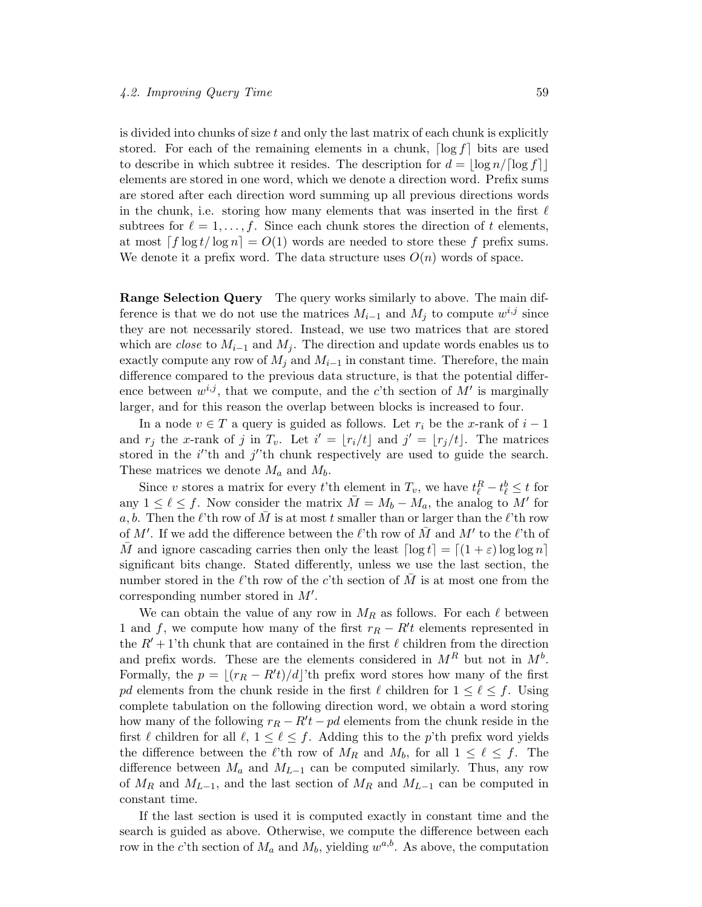is divided into chunks of size $t$ and only the last matrix of each chunk is explicitly stored. For each of the remaining elements in a chunk, $\lceil \log f \rceil$ bits are used to describe in which subtree it resides. The description for $d = \lfloor \log n / \lceil \log f \rceil \rfloor$ elements are stored in one word, which we denote a direction word. Prefix sums are stored after each direction word summing up all previous directions words in the chunk, i.e. storing how many elements that was inserted in the first $\ell$ subtrees for $\ell = 1, \ldots, f$. Since each chunk stores the direction of $t$ elements, at most $\lceil f \log t / \log n \rceil = O(1)$ words are needed to store these $f$ prefix sums. We denote it a prefix word. The data structure uses $O(n)$ words of space.

**Range Selection Query** The query works similarly to above. The main difference is that we do not use the matrices $M_{i-1}$ and $M_j$ to compute $w^{i,j}$ since they are not necessarily stored. Instead, we use two matrices that are stored which are *close* to $M_{i-1}$ and $M_j$. The direction and update words enables us to exactly compute any row of $M_j$ and $M_{i-1}$ in constant time. Therefore, the main difference compared to the previous data structure, is that the potential difference between $w^{i,j}$, that we compute, and the $c$'th section of $M'$ is marginally larger, and for this reason the overlap between blocks is increased to four.

In a node $v \in T$ a query is guided as follows. Let $r_i$ be the $x$-rank of $i-1$ and $r_j$ the $x$-rank of $j$ in $T_v$. Let $i' = \lfloor r_i/t \rfloor$ and $j' = \lfloor r_j/t \rfloor$. The matrices stored in the $i'$'th and $j'$'th chunk respectively are used to guide the search. These matrices we denote $M_a$ and $M_b$.

Since $v$ stores a matrix for every $t$'th element in $T_v$, we have $t_\ell^R - t_\ell^b \le t$ for any $1 \le \ell \le f$. Now consider the matrix $\bar{M} = M_b - M_a$, the analog to $M'$ for $a, b$. Then the $\ell$'th row of $\bar{M}$ is at most $t$ smaller than or larger than the $\ell$'th row of $M'$. If we add the difference between the $\ell$'th row of $\bar{M}$ and $M'$ to the $\ell$'th of $\bar{M}$ and ignore cascading carries then only the least $\lceil \log t \rceil = \lceil (1+\varepsilon) \log \log n \rceil$ significant bits change. Stated differently, unless we use the last section, the number stored in the $\ell$'th row of the $c$'th section of $\bar{M}$ is at most one from the corresponding number stored in $M'$.

We can obtain the value of any row in $M_R$ as follows. For each $\ell$ between 1 and $f$, we compute how many of the first $r_R - R't$ elements represented in the $R'+1$'th chunk that are contained in the first $\ell$ children from the direction and prefix words. These are the elements considered in $M^R$ but not in $M^b$. Formally, the $p = \lfloor (r_R - R't)/d \rfloor$'th prefix word stores how many of the first $pd$ elements from the chunk reside in the first $\ell$ children for $1 \le \ell \le f$. Using complete tabulation on the following direction word, we obtain a word storing how many of the following $r_R - R't - pd$ elements from the chunk reside in the first $\ell$ children for all $\ell$, $1 \le \ell \le f$. Adding this to the $p$'th prefix word yields the difference between the $\ell$'th row of $M_R$ and $M_b$, for all $1 \le \ell \le f$. The difference between $M_a$ and $M_{L-1}$ can be computed similarly. Thus, any row of $M_R$ and $M_{L-1}$, and the last section of $M_R$ and $M_{L-1}$ can be computed in constant time.

If the last section is used it is computed exactly in constant time and the search is guided as above. Otherwise, we compute the difference between each row in the $c$'th section of $M_a$ and $M_b$, yielding $w^{a,b}$. As above, the computation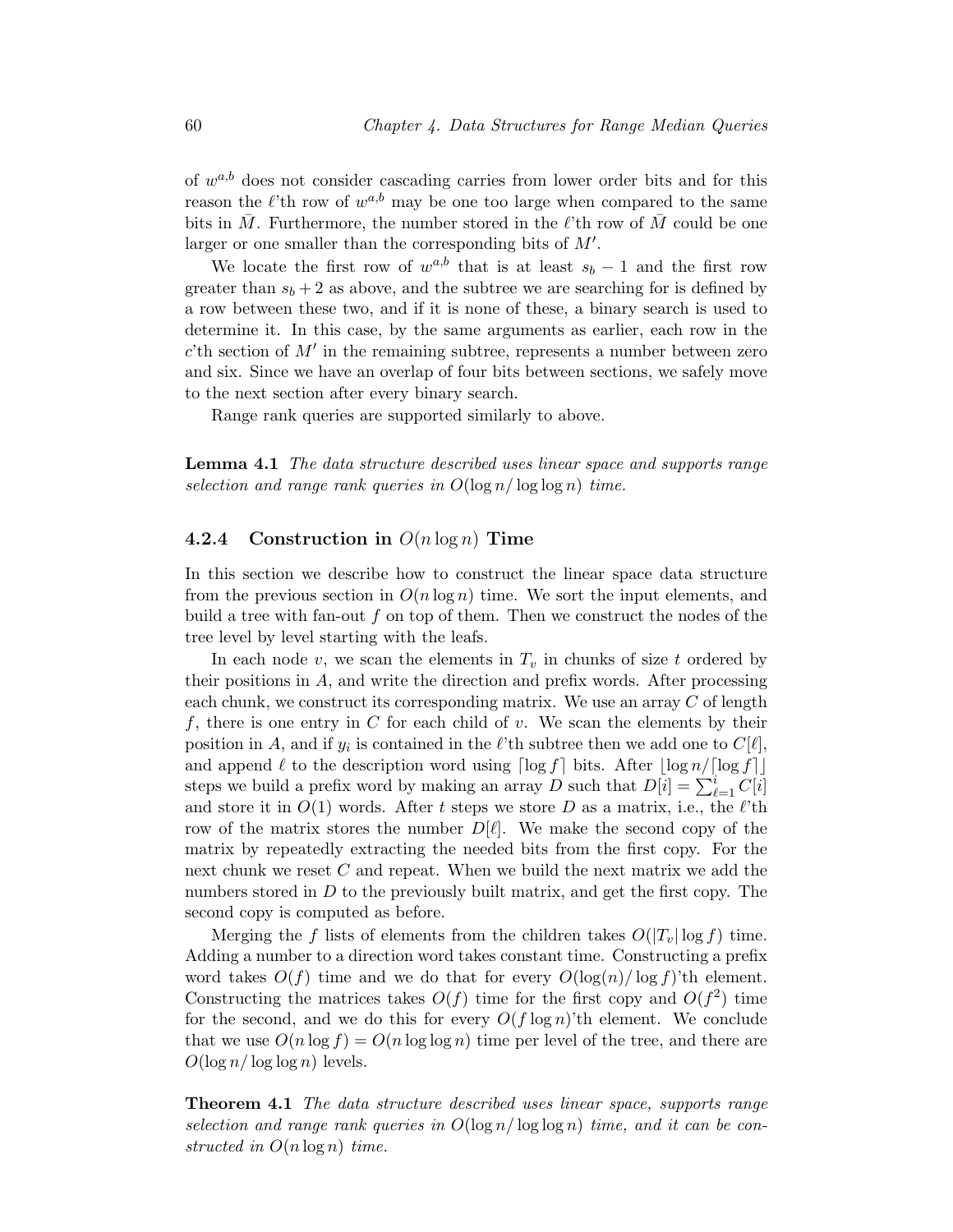of $w^{a,b}$ does not consider cascading carries from lower order bits and for this reason the $\ell$'th row of $w^{a,b}$ may be one too large when compared to the same bits in $\bar{M}$. Furthermore, the number stored in the $\ell$'th row of $\bar{M}$ could be one larger or one smaller than the corresponding bits of $M'$.

We locate the first row of $w^{a,b}$ that is at least $s_b - 1$ and the first row greater than $s_b + 2$ as above, and the subtree we are searching for is defined by a row between these two, and if it is none of these, a binary search is used to determine it. In this case, by the same arguments as earlier, each row in the $c$'th section of $M'$ in the remaining subtree, represents a number between zero and six. Since we have an overlap of four bits between sections, we safely move to the next section after every binary search.

Range rank queries are supported similarly to above.

**Lemma 4.1** *The data structure described uses linear space and supports range selection and range rank queries in $O(\log n / \log \log n)$ time.*

### 4.2.4 Construction in $O(n \log n)$ Time

In this section we describe how to construct the linear space data structure from the previous section in $O(n \log n)$ time. We sort the input elements, and build a tree with fan-out $f$ on top of them. Then we construct the nodes of the tree level by level starting with the leafs.

In each node $v$, we scan the elements in $T_v$ in chunks of size $t$ ordered by their positions in $A$, and write the direction and prefix words. After processing each chunk, we construct its corresponding matrix. We use an array $C$ of length $f$, there is one entry in $C$ for each child of $v$. We scan the elements by their position in $A$, and if $y_i$ is contained in the $\ell$'th subtree then we add one to $C[\ell]$, and append $\ell$ to the description word using $\lceil \log f \rceil$ bits. After $\lfloor \log n / \lceil \log f \rceil \rfloor$ steps we build a prefix word by making an array $D$ such that $D[i] = \sum_{\ell=1}^{i} C[i]$ and store it in $O(1)$ words. After $t$ steps we store $D$ as a matrix, i.e., the $\ell$'th row of the matrix stores the number $D[\ell]$. We make the second copy of the matrix by repeatedly extracting the needed bits from the first copy. For the next chunk we reset $C$ and repeat. When we build the next matrix we add the numbers stored in $D$ to the previously built matrix, and get the first copy. The second copy is computed as before.

Merging the $f$ lists of elements from the children takes $O(|T_v| \log f)$ time. Adding a number to a direction word takes constant time. Constructing a prefix word takes $O(f)$ time and we do that for every $O(\log(n)/\log f)$'th element. Constructing the matrices takes $O(f)$ time for the first copy and $O(f^2)$ time for the second, and we do this for every $O(f \log n)$'th element. We conclude that we use $O(n \log f) = O(n \log \log n)$ time per level of the tree, and there are $O(\log n / \log \log n)$ levels.

**Theorem 4.1** *The data structure described uses linear space, supports range selection and range rank queries in $O(\log n / \log \log n)$ time, and it can be constructed in $O(n \log n)$ time.*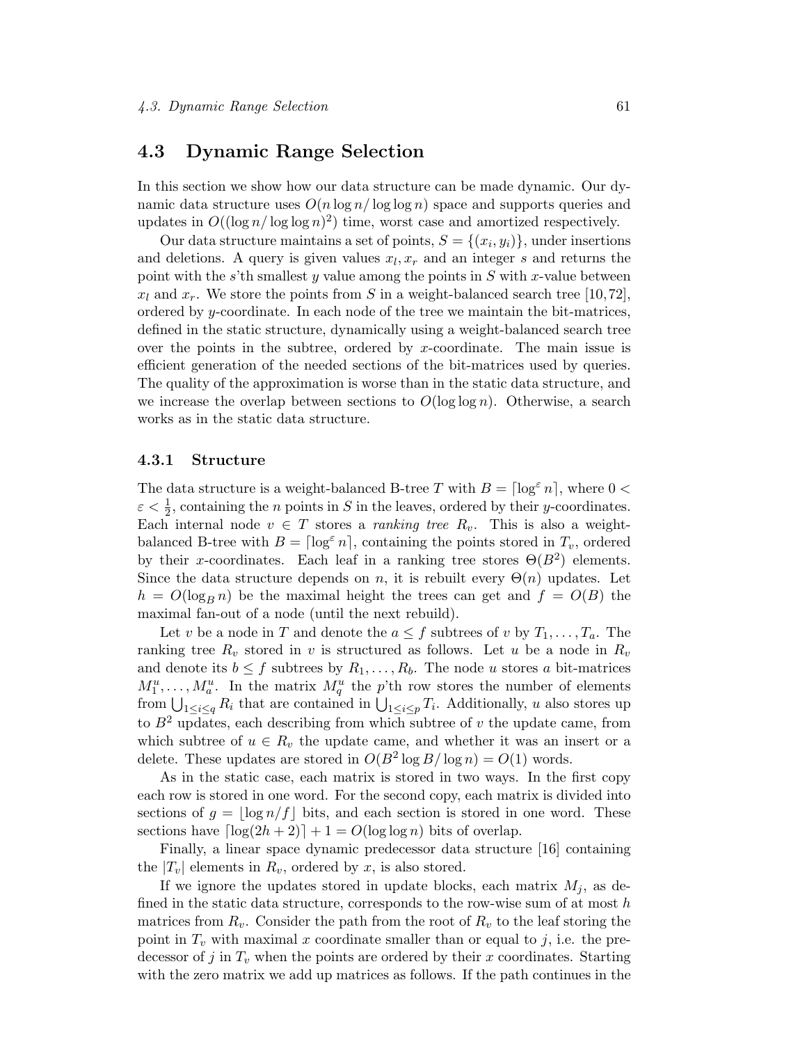## 4.3 Dynamic Range Selection

In this section we show how our data structure can be made dynamic. Our dynamic data structure uses $O(n \log n / \log \log n)$ space and supports queries and updates in $O((\log n / \log \log n)^2)$ time, worst case and amortized respectively.

Our data structure maintains a set of points, $S = \{(x_i, y_i)\}$, under insertions and deletions. A query is given values $x_l, x_r$ and an integer $s$ and returns the point with the $s$'th smallest $y$ value among the points in $S$ with $x$-value between $x_l$ and $x_r$. We store the points from $S$ in a weight-balanced search tree [10, 72], ordered by $y$-coordinate. In each node of the tree we maintain the bit-matrices, defined in the static structure, dynamically using a weight-balanced search tree over the points in the subtree, ordered by $x$-coordinate. The main issue is efficient generation of the needed sections of the bit-matrices used by queries. The quality of the approximation is worse than in the static data structure, and we increase the overlap between sections to $O(\log \log n)$. Otherwise, a search works as in the static data structure.

### 4.3.1 Structure

The data structure is a weight-balanced B-tree $T$ with $B = \lceil \log^{\varepsilon} n \rceil$, where $0 < \varepsilon < \frac{1}{2}$, containing the $n$ points in $S$ in the leaves, ordered by their $y$-coordinates. Each internal node $v \in T$ stores a *ranking tree* $R_v$. This is also a weight-balanced B-tree with $B = \lceil \log^{\varepsilon} n \rceil$, containing the points stored in $T_v$, ordered by their $x$-coordinates. Each leaf in a ranking tree stores $\Theta(B^2)$ elements. Since the data structure depends on $n$, it is rebuilt every $\Theta(n)$ updates. Let $h = O(\log_B n)$ be the maximal height the trees can get and $f = O(B)$ the maximal fan-out of a node (until the next rebuild).

Let $v$ be a node in $T$ and denote the $a \leq f$ subtrees of $v$ by $T_1, \ldots, T_a$. The ranking tree $R_v$ stored in $v$ is structured as follows. Let $u$ be a node in $R_v$ and denote its $b \leq f$ subtrees by $R_1, \ldots, R_b$. The node $u$ stores $a$ bit-matrices $M_1^u, \ldots, M_a^u$. In the matrix $M_q^u$ the $p$'th row stores the number of elements from $\bigcup_{1 \leq i \leq q} R_i$ that are contained in $\bigcup_{1 \leq i \leq p} T_i$. Additionally, $u$ also stores up to $B^2$ updates, each describing from which subtree of $v$ the update came, from which subtree of $u \in R_v$ the update came, and whether it was an insert or a delete. These updates are stored in $O(B^2 \log B / \log n) = O(1)$ words.

As in the static case, each matrix is stored in two ways. In the first copy each row is stored in one word. For the second copy, each matrix is divided into sections of $g = \lfloor \log n / f \rfloor$ bits, and each section is stored in one word. These sections have $\lceil \log(2h + 2) \rceil + 1 = O(\log \log n)$ bits of overlap.

Finally, a linear space dynamic predecessor data structure [16] containing the $|T_v|$ elements in $R_v$, ordered by $x$, is also stored.

If we ignore the updates stored in update blocks, each matrix $M_j$, as defined in the static data structure, corresponds to the row-wise sum of at most $h$ matrices from $R_v$. Consider the path from the root of $R_v$ to the leaf storing the point in $T_v$ with maximal $x$ coordinate smaller than or equal to $j$, i.e. the predecessor of $j$ in $T_v$ when the points are ordered by their $x$ coordinates. Starting with the zero matrix we add up matrices as follows. If the path continues in the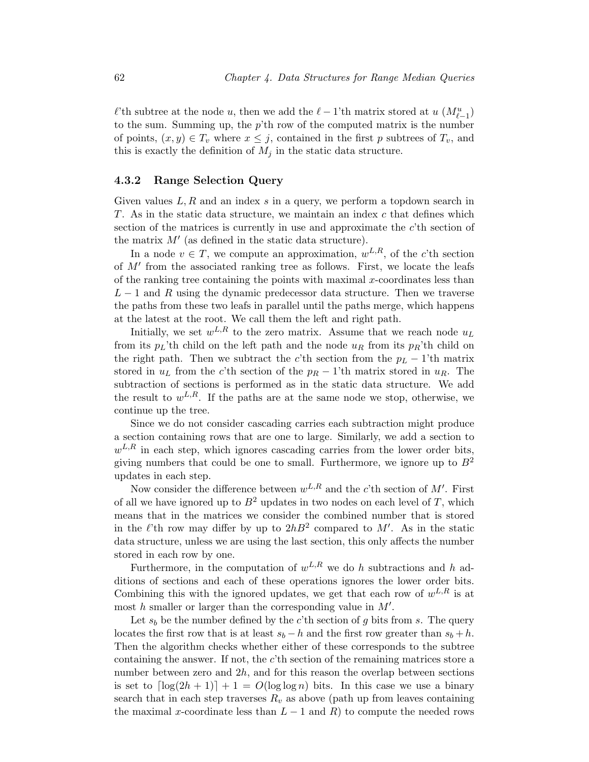$\ell$'th subtree at the node $u$, then we add the $\ell - 1$'th matrix stored at $u$ ($M^u_{\ell-1}$) to the sum. Summing up, the $p$'th row of the computed matrix is the number of points, $(x, y) \in T_v$ where $x \leq j$, contained in the first $p$ subtrees of $T_v$, and this is exactly the definition of $M_j$ in the static data structure.

### 4.3.2 Range Selection Query

Given values $L, R$ and an index $s$ in a query, we perform a topdown search in $T$. As in the static data structure, we maintain an index $c$ that defines which section of the matrices is currently in use and approximate the $c$'th section of the matrix $M'$ (as defined in the static data structure).

In a node $v \in T$, we compute an approximation, $w^{L,R}$, of the $c$'th section of $M'$ from the associated ranking tree as follows. First, we locate the leafs of the ranking tree containing the points with maximal $x$-coordinates less than $L - 1$ and $R$ using the dynamic predecessor data structure. Then we traverse the paths from these two leafs in parallel until the paths merge, which happens at the latest at the root. We call them the left and right path.

Initially, we set $w^{L,R}$ to the zero matrix. Assume that we reach node $u_L$ from its $p_L$'th child on the left path and the node $u_R$ from its $p_R$'th child on the right path. Then we subtract the $c$'th section from the $p_L - 1$'th matrix stored in $u_L$ from the $c$'th section of the $p_R - 1$'th matrix stored in $u_R$. The subtraction of sections is performed as in the static data structure. We add the result to $w^{L,R}$. If the paths are at the same node we stop, otherwise, we continue up the tree.

Since we do not consider cascading carries each subtraction might produce a section containing rows that are one to large. Similarly, we add a section to $w^{L,R}$ in each step, which ignores cascading carries from the lower order bits, giving numbers that could be one to small. Furthermore, we ignore up to $B^2$ updates in each step.

Now consider the difference between $w^{L,R}$ and the $c$'th section of $M'$. First of all we have ignored up to $B^2$ updates in two nodes on each level of $T$, which means that in the matrices we consider the combined number that is stored in the $\ell$'th row may differ by up to $2hB^2$ compared to $M'$. As in the static data structure, unless we are using the last section, this only affects the number stored in each row by one.

Furthermore, in the computation of $w^{L,R}$ we do $h$ subtractions and $h$ additions of sections and each of these operations ignores the lower order bits. Combining this with the ignored updates, we get that each row of $w^{L,R}$ is at most $h$ smaller or larger than the corresponding value in $M'$.

Let $s_b$ be the number defined by the $c$'th section of $g$ bits from $s$. The query locates the first row that is at least $s_b - h$ and the first row greater than $s_b + h$. Then the algorithm checks whether either of these corresponds to the subtree containing the answer. If not, the $c$'th section of the remaining matrices store a number between zero and $2h$, and for this reason the overlap between sections is set to $\lceil \log(2h + 1) \rceil + 1 = O(\log \log n)$ bits. In this case we use a binary search that in each step traverses $R_v$ as above (path up from leaves containing the maximal $x$-coordinate less than $L - 1$ and $R$) to compute the needed rows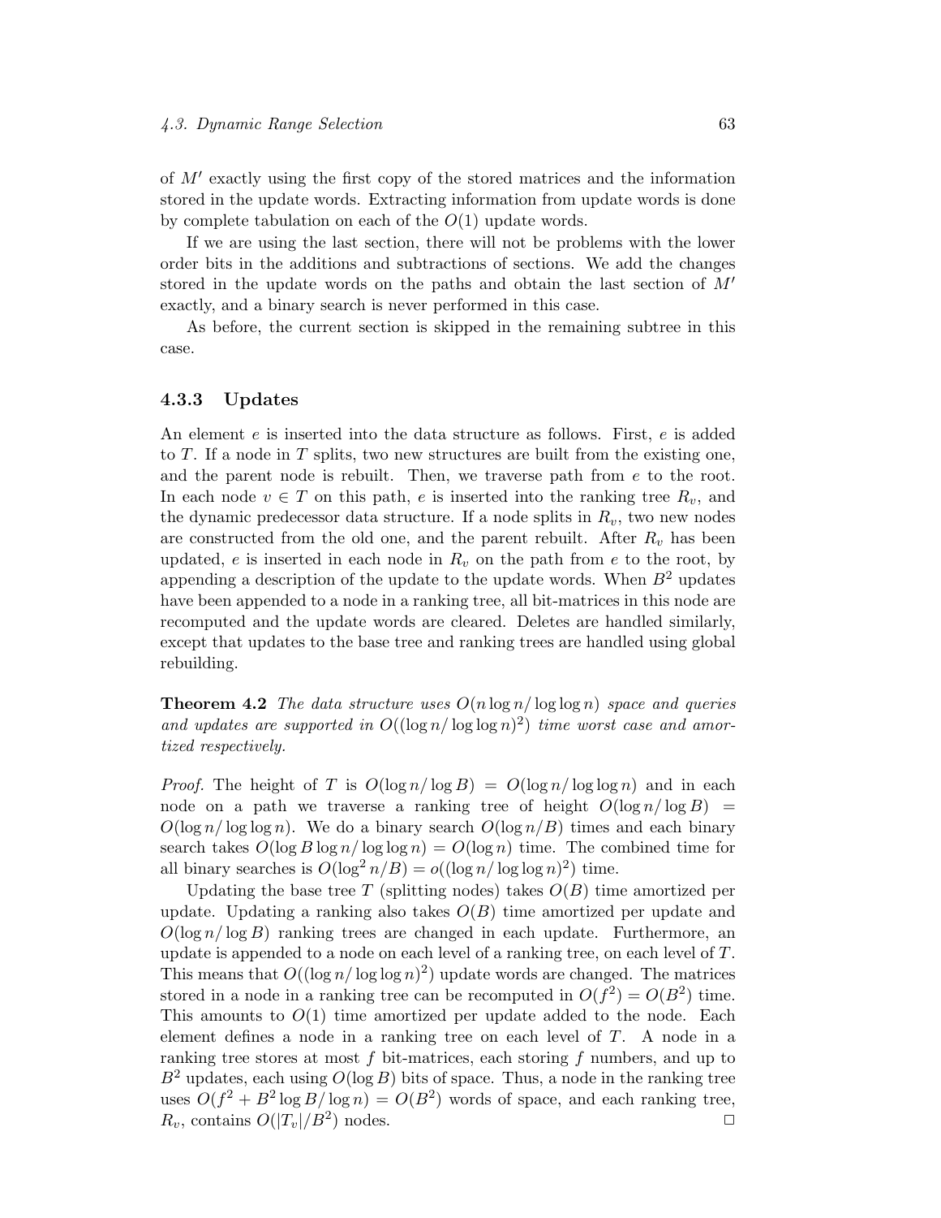of $M'$ exactly using the first copy of the stored matrices and the information stored in the update words. Extracting information from update words is done by complete tabulation on each of the $O(1)$ update words.

If we are using the last section, there will not be problems with the lower order bits in the additions and subtractions of sections. We add the changes stored in the update words on the paths and obtain the last section of $M'$ exactly, and a binary search is never performed in this case.

As before, the current section is skipped in the remaining subtree in this case.

### 4.3.3 Updates

An element $e$ is inserted into the data structure as follows. First, $e$ is added to $T$. If a node in $T$ splits, two new structures are built from the existing one, and the parent node is rebuilt. Then, we traverse path from $e$ to the root. In each node $v \in T$ on this path, $e$ is inserted into the ranking tree $R_v$, and the dynamic predecessor data structure. If a node splits in $R_v$, two new nodes are constructed from the old one, and the parent rebuilt. After $R_v$ has been updated, $e$ is inserted in each node in $R_v$ on the path from $e$ to the root, by appending a description of the update to the update words. When $B^2$ updates have been appended to a node in a ranking tree, all bit-matrices in this node are recomputed and the update words are cleared. Deletes are handled similarly, except that updates to the base tree and ranking trees are handled using global rebuilding.

**Theorem 4.2** *The data structure uses $O(n \log n / \log \log n)$ space and queries and updates are supported in $O((\log n / \log \log n)^2)$ time worst case and amortized respectively.*

*Proof.* The height of $T$ is $O(\log n / \log B) = O(\log n / \log \log n)$ and in each node on a path we traverse a ranking tree of height $O(\log n / \log B) = O(\log n / \log \log n)$. We do a binary search $O(\log n / B)$ times and each binary search takes $O(\log B \log n / \log \log n) = O(\log n)$ time. The combined time for all binary searches is $O(\log^2 n / B) = o((\log n / \log \log n)^2)$ time.

Updating the base tree $T$ (splitting nodes) takes $O(B)$ time amortized per update. Updating a ranking also takes $O(B)$ time amortized per update and $O(\log n / \log B)$ ranking trees are changed in each update. Furthermore, an update is appended to a node on each level of a ranking tree, on each level of $T$. This means that $O((\log n / \log \log n)^2)$ update words are changed. The matrices stored in a node in a ranking tree can be recomputed in $O(f^2) = O(B^2)$ time. This amounts to $O(1)$ time amortized per update added to the node. Each element defines a node in a ranking tree on each level of $T$. A node in a ranking tree stores at most $f$ bit-matrices, each storing $f$ numbers, and up to $B^2$ updates, each using $O(\log B)$ bits of space. Thus, a node in the ranking tree uses $O(f^2 + B^2 \log B / \log n) = O(B^2)$ words of space, and each ranking tree, $R_v$, contains $O(|T_v|/B^2)$ nodes. □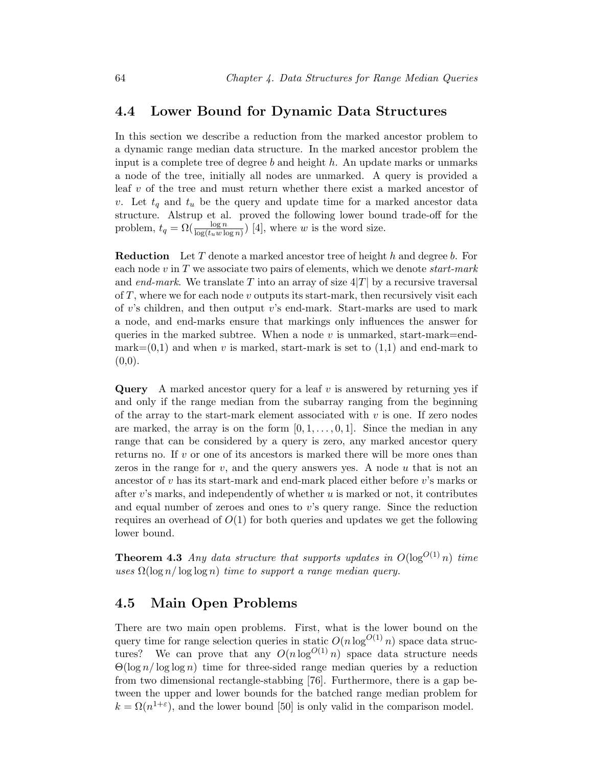## 4.4 Lower Bound for Dynamic Data Structures

In this section we describe a reduction from the marked ancestor problem to a dynamic range median data structure. In the marked ancestor problem the input is a complete tree of degree $b$ and height $h$. An update marks or unmarks a node of the tree, initially all nodes are unmarked. A query is provided a leaf $v$ of the tree and must return whether there exist a marked ancestor of $v$. Let $t_q$ and $t_u$ be the query and update time for a marked ancestor data structure. Alstrup et al. proved the following lower bound trade-off for the problem, $t_q = \Omega(\frac{\log n}{\log(t_u w \log n)})$ [4], where $w$ is the word size.

**Reduction** Let $T$ denote a marked ancestor tree of height $h$ and degree $b$. For each node $v$ in $T$ we associate two pairs of elements, which we denote *start-mark* and *end-mark*. We translate $T$ into an array of size $4|T|$ by a recursive traversal of $T$, where we for each node $v$ outputs its start-mark, then recursively visit each of $v$'s children, and then output $v$'s end-mark. Start-marks are used to mark a node, and end-marks ensure that markings only influences the answer for queries in the marked subtree. When a node $v$ is unmarked, start-mark=end-mark=(0,1) and when $v$ is marked, start-mark is set to (1,1) and end-mark to (0,0).

**Query** A marked ancestor query for a leaf $v$ is answered by returning yes if and only if the range median from the subarray ranging from the beginning of the array to the start-mark element associated with $v$ is one. If zero nodes are marked, the array is on the form $[0, 1, \ldots, 0, 1]$. Since the median in any range that can be considered by a query is zero, any marked ancestor query returns no. If $v$ or one of its ancestors is marked there will be more ones than zeros in the range for $v$, and the query answers yes. A node $u$ that is not an ancestor of $v$ has its start-mark and end-mark placed either before $v$'s marks or after $v$'s marks, and independently of whether $u$ is marked or not, it contributes and equal number of zeroes and ones to $v$'s query range. Since the reduction requires an overhead of $O(1)$ for both queries and updates we get the following lower bound.

**Theorem 4.3** *Any data structure that supports updates in $O(\log^{O(1)} n)$ time uses $\Omega(\log n / \log\log n)$ time to support a range median query.*

## 4.5 Main Open Problems

There are two main open problems. First, what is the lower bound on the query time for range selection queries in static $O(n \log^{O(1)} n)$ space data structures? We can prove that any $O(n \log^{O(1)} n)$ space data structure needs $\Theta(\log n / \log\log n)$ time for three-sided range median queries by a reduction from two dimensional rectangle-stabbing [76]. Furthermore, there is a gap between the upper and lower bounds for the batched range median problem for $k = \Omega(n^{1+\varepsilon})$, and the lower bound [50] is only valid in the comparison model.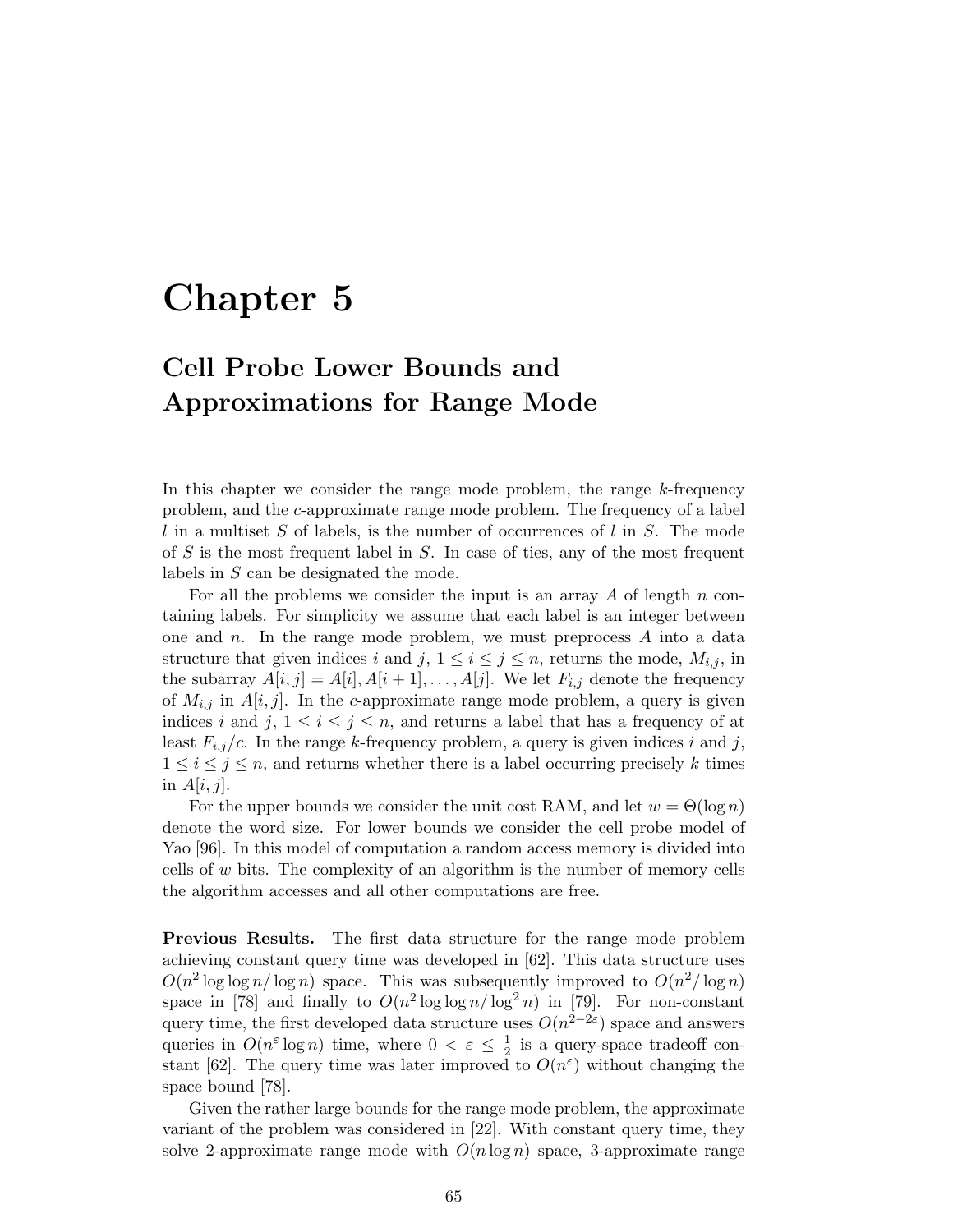# Chapter 5

## Cell Probe Lower Bounds and Approximations for Range Mode

In this chapter we consider the range mode problem, the range $k$-frequency problem, and the $c$-approximate range mode problem. The frequency of a label $l$ in a multiset $S$ of labels, is the number of occurrences of $l$ in $S$. The mode of $S$ is the most frequent label in $S$. In case of ties, any of the most frequent labels in $S$ can be designated the mode.

For all the problems we consider the input is an array $A$ of length $n$ containing labels. For simplicity we assume that each label is an integer between one and $n$. In the range mode problem, we must preprocess $A$ into a data structure that given indices $i$ and $j$, $1 \leq i \leq j \leq n$, returns the mode, $M_{i,j}$, in the subarray $A[i,j] = A[i], A[i+1], \ldots, A[j]$. We let $F_{i,j}$ denote the frequency of $M_{i,j}$ in $A[i,j]$. In the $c$-approximate range mode problem, a query is given indices $i$ and $j$, $1 \leq i \leq j \leq n$, and returns a label that has a frequency of at least $F_{i,j}/c$. In the range $k$-frequency problem, a query is given indices $i$ and $j$, $1 \leq i \leq j \leq n$, and returns whether there is a label occurring precisely $k$ times in $A[i,j]$.

For the upper bounds we consider the unit cost RAM, and let $w = \Theta(\log n)$ denote the word size. For lower bounds we consider the cell probe model of Yao [96]. In this model of computation a random access memory is divided into cells of $w$ bits. The complexity of an algorithm is the number of memory cells the algorithm accesses and all other computations are free.

**Previous Results.** The first data structure for the range mode problem achieving constant query time was developed in [62]. This data structure uses $O(n^2 \log\log n/\log n)$ space. This was subsequently improved to $O(n^2/\log n)$ space in [78] and finally to $O(n^2 \log\log n/\log^2 n)$ in [79]. For non-constant query time, the first developed data structure uses $O(n^{2-2\varepsilon})$ space and answers queries in $O(n^{\varepsilon}\log n)$ time, where $0 < \varepsilon \leq \frac{1}{2}$ is a query-space tradeoff constant [62]. The query time was later improved to $O(n^{\varepsilon})$ without changing the space bound [78].

Given the rather large bounds for the range mode problem, the approximate variant of the problem was considered in [22]. With constant query time, they solve 2-approximate range mode with $O(n \log n)$ space, 3-approximate range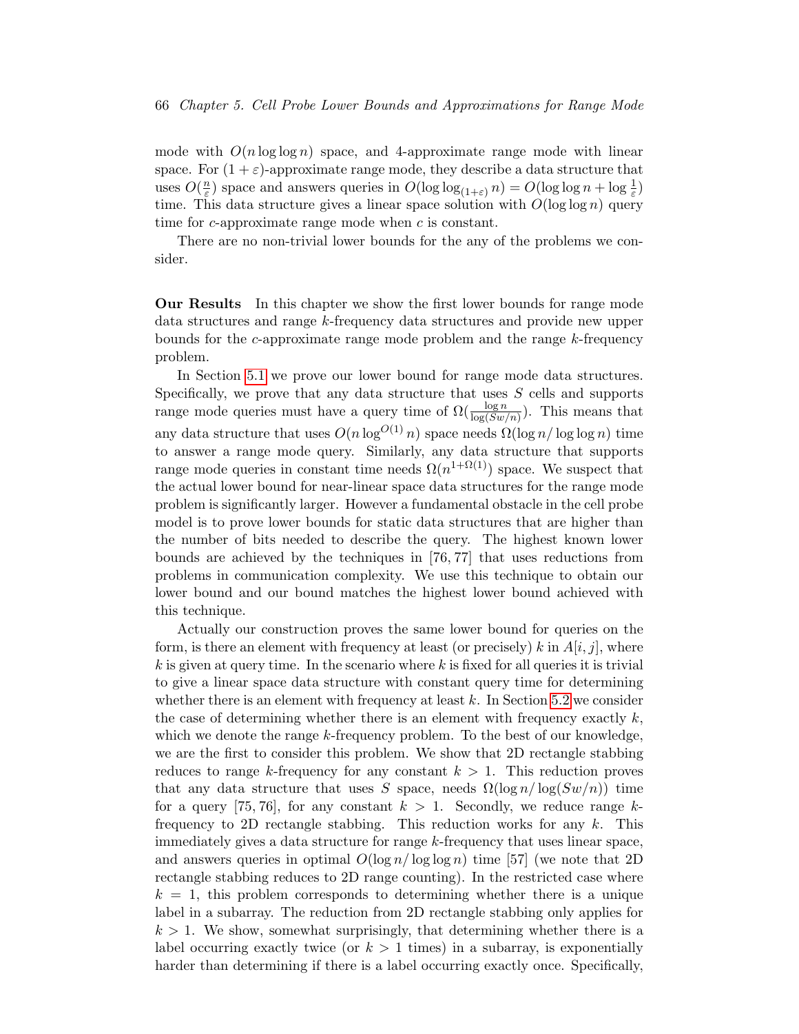mode with $O(n \log \log n)$ space, and 4-approximate range mode with linear space. For $(1+\varepsilon)$-approximate range mode, they describe a data structure that uses $O(\frac{n}{\varepsilon})$ space and answers queries in $O(\log \log_{(1+\varepsilon)} n) = O(\log \log n + \log \frac{1}{\varepsilon})$ time. This data structure gives a linear space solution with $O(\log \log n)$ query time for $c$-approximate range mode when $c$ is constant.

There are no non-trivial lower bounds for the any of the problems we consider.

**Our Results** In this chapter we show the first lower bounds for range mode data structures and range $k$-frequency data structures and provide new upper bounds for the $c$-approximate range mode problem and the range $k$-frequency problem.

In Section 5.1 we prove our lower bound for range mode data structures. Specifically, we prove that any data structure that uses $S$ cells and supports range mode queries must have a query time of $\Omega(\frac{\log n}{\log(Sw/n)})$. This means that any data structure that uses $O(n \log^{O(1)} n)$ space needs $\Omega(\log n / \log \log n)$ time to answer a range mode query. Similarly, any data structure that supports range mode queries in constant time needs $\Omega(n^{1+\Omega(1)})$ space. We suspect that the actual lower bound for near-linear space data structures for the range mode problem is significantly larger. However a fundamental obstacle in the cell probe model is to prove lower bounds for static data structures that are higher than the number of bits needed to describe the query. The highest known lower bounds are achieved by the techniques in [76, 77] that uses reductions from problems in communication complexity. We use this technique to obtain our lower bound and our bound matches the highest lower bound achieved with this technique.

Actually our construction proves the same lower bound for queries on the form, is there an element with frequency at least (or precisely) $k$ in $A[i, j]$, where $k$ is given at query time. In the scenario where $k$ is fixed for all queries it is trivial to give a linear space data structure with constant query time for determining whether there is an element with frequency at least $k$. In Section 5.2 we consider the case of determining whether there is an element with frequency exactly $k$, which we denote the range $k$-frequency problem. To the best of our knowledge, we are the first to consider this problem. We show that 2D rectangle stabbing reduces to range $k$-frequency for any constant $k > 1$. This reduction proves that any data structure that uses $S$ space, needs $\Omega(\log n / \log(Sw/n))$ time for a query [75, 76], for any constant $k > 1$. Secondly, we reduce range $k$-frequency to 2D rectangle stabbing. This reduction works for any $k$. This immediately gives a data structure for range $k$-frequency that uses linear space, and answers queries in optimal $O(\log n / \log \log n)$ time [57] (we note that 2D rectangle stabbing reduces to 2D range counting). In the restricted case where $k = 1$, this problem corresponds to determining whether there is a unique label in a subarray. The reduction from 2D rectangle stabbing only applies for $k > 1$. We show, somewhat surprisingly, that determining whether there is a label occurring exactly twice (or $k > 1$ times) in a subarray, is exponentially harder than determining if there is a label occurring exactly once. Specifically,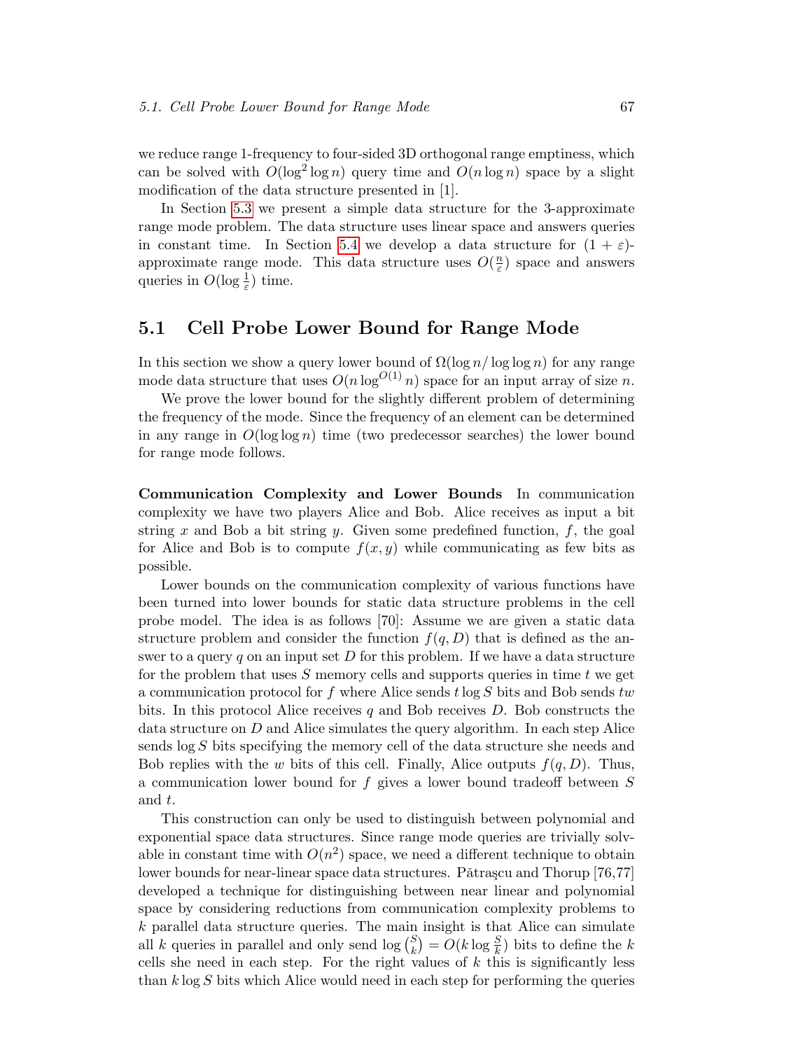we reduce range 1-frequency to four-sided 3D orthogonal range emptiness, which can be solved with $O(\log^2 \log n)$ query time and $O(n \log n)$ space by a slight modification of the data structure presented in [1].

In Section 5.3 we present a simple data structure for the 3-approximate range mode problem. The data structure uses linear space and answers queries in constant time. In Section 5.4 we develop a data structure for $(1+\varepsilon)$-approximate range mode. This data structure uses $O(\frac{n}{\varepsilon})$ space and answers queries in $O(\log \frac{1}{\varepsilon})$ time.

## 5.1 Cell Probe Lower Bound for Range Mode

In this section we show a query lower bound of $\Omega(\log n / \log \log n)$ for any range mode data structure that uses $O(n \log^{O(1)} n)$ space for an input array of size $n$.

We prove the lower bound for the slightly different problem of determining the frequency of the mode. Since the frequency of an element can be determined in any range in $O(\log \log n)$ time (two predecessor searches) the lower bound for range mode follows.

**Communication Complexity and Lower Bounds** In communication complexity we have two players Alice and Bob. Alice receives as input a bit string $x$ and Bob a bit string $y$. Given some predefined function, $f$, the goal for Alice and Bob is to compute $f(x, y)$ while communicating as few bits as possible.

Lower bounds on the communication complexity of various functions have been turned into lower bounds for static data structure problems in the cell probe model. The idea is as follows [70]: Assume we are given a static data structure problem and consider the function $f(q, D)$ that is defined as the answer to a query $q$ on an input set $D$ for this problem. If we have a data structure for the problem that uses $S$ memory cells and supports queries in time $t$ we get a communication protocol for $f$ where Alice sends $t \log S$ bits and Bob sends $tw$ bits. In this protocol Alice receives $q$ and Bob receives $D$. Bob constructs the data structure on $D$ and Alice simulates the query algorithm. In each step Alice sends $\log S$ bits specifying the memory cell of the data structure she needs and Bob replies with the $w$ bits of this cell. Finally, Alice outputs $f(q, D)$. Thus, a communication lower bound for $f$ gives a lower bound tradeoff between $S$ and $t$.

This construction can only be used to distinguish between polynomial and exponential space data structures. Since range mode queries are trivially solvable in constant time with $O(n^2)$ space, we need a different technique to obtain lower bounds for near-linear space data structures. Pătraşcu and Thorup [76,77] developed a technique for distinguishing between near linear and polynomial space by considering reductions from communication complexity problems to $k$ parallel data structure queries. The main insight is that Alice can simulate all $k$ queries in parallel and only send $\log \binom{S}{k} = O(k \log \frac{S}{k})$ bits to define the $k$ cells she need in each step. For the right values of $k$ this is significantly less than $k \log S$ bits which Alice would need in each step for performing the queries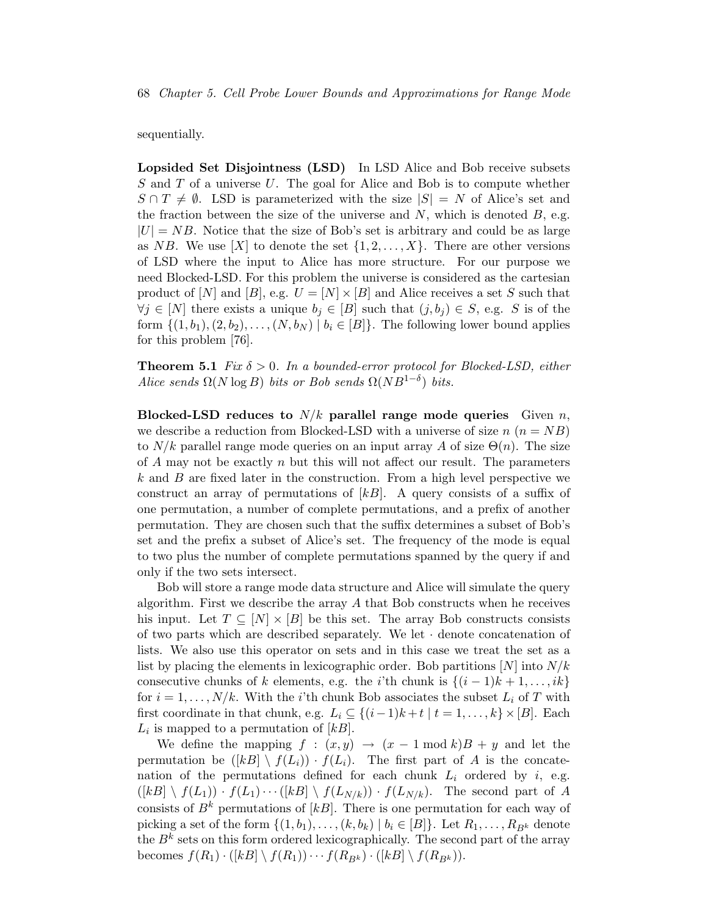sequentially.

**Lopsided Set Disjointness (LSD)** In LSD Alice and Bob receive subsets $S$ and $T$ of a universe $U$. The goal for Alice and Bob is to compute whether $S \cap T \neq \emptyset$. LSD is parameterized with the size $|S| = N$ of Alice's set and the fraction between the size of the universe and $N$, which is denoted $B$, e.g. $|U| = NB$. Notice that the size of Bob's set is arbitrary and could be as large as $NB$. We use $[X]$ to denote the set $\{1, 2, \ldots, X\}$. There are other versions of LSD where the input to Alice has more structure. For our purpose we need Blocked-LSD. For this problem the universe is considered as the cartesian product of $[N]$ and $[B]$, e.g. $U = [N] \times [B]$ and Alice receives a set $S$ such that $\forall j \in [N]$ there exists a unique $b_j \in [B]$ such that $(j, b_j) \in S$, e.g. $S$ is of the form $\{(1, b_1), (2, b_2), \ldots, (N, b_N) \mid b_i \in [B]\}$. The following lower bound applies for this problem [76].

**Theorem 5.1** *Fix $\delta > 0$. In a bounded-error protocol for Blocked-LSD, either Alice sends $\Omega(N \log B)$ bits or Bob sends $\Omega(NB^{1-\delta})$ bits.*

**Blocked-LSD reduces to $N/k$ parallel range mode queries** Given $n$, we describe a reduction from Blocked-LSD with a universe of size $n$ ($n = NB$) to $N/k$ parallel range mode queries on an input array $A$ of size $\Theta(n)$. The size of $A$ may not be exactly $n$ but this will not affect our result. The parameters $k$ and $B$ are fixed later in the construction. From a high level perspective we construct an array of permutations of $[kB]$. A query consists of a suffix of one permutation, a number of complete permutations, and a prefix of another permutation. They are chosen such that the suffix determines a subset of Bob's set and the prefix a subset of Alice's set. The frequency of the mode is equal to two plus the number of complete permutations spanned by the query if and only if the two sets intersect.

Bob will store a range mode data structure and Alice will simulate the query algorithm. First we describe the array $A$ that Bob constructs when he receives his input. Let $T \subseteq [N] \times [B]$ be this set. The array Bob constructs consists of two parts which are described separately. We let $\cdot$ denote concatenation of lists. We also use this operator on sets and in this case we treat the set as a list by placing the elements in lexicographic order. Bob partitions $[N]$ into $N/k$ consecutive chunks of $k$ elements, e.g. the $i$'th chunk is $\{(i-1)k+1, \ldots, ik\}$ for $i = 1, \ldots, N/k$. With the $i$'th chunk Bob associates the subset $L_i$ of $T$ with first coordinate in that chunk, e.g. $L_i \subseteq \{(i-1)k+t \mid t = 1, \ldots, k\} \times [B]$. Each $L_i$ is mapped to a permutation of $[kB]$.

We define the mapping $f : (x, y) \rightarrow (x - 1 \bmod k)B + y$ and let the permutation be $([kB] \setminus f(L_i)) \cdot f(L_i)$. The first part of $A$ is the concatenation of the permutations defined for each chunk $L_i$ ordered by $i$, e.g. $([kB] \setminus f(L_1)) \cdot f(L_1) \cdots ([kB] \setminus f(L_{N/k})) \cdot f(L_{N/k})$. The second part of $A$ consists of $B^k$ permutations of $[kB]$. There is one permutation for each way of picking a set of the form $\{(1, b_1), \ldots, (k, b_k) \mid b_i \in [B]\}$. Let $R_1, \ldots, R_{B^k}$ denote the $B^k$ sets on this form ordered lexicographically. The second part of the array becomes $f(R_1) \cdot ([kB] \setminus f(R_1)) \cdots f(R_{B^k}) \cdot ([kB] \setminus f(R_{B^k}))$.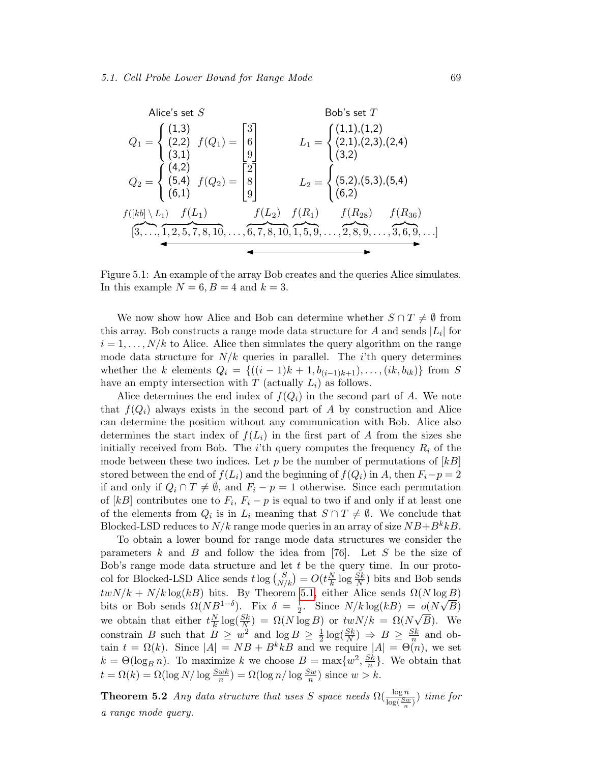Alice's set $S$ Bob's set $T$

$$Q_1 = \begin{cases} (1,3) \\ (2,2) \\ (3,1) \end{cases} f(Q_1) = \begin{bmatrix} 3 \\ 6 \\ 9 \end{bmatrix} \qquad L_1 = \begin{cases} (1,1),(1,2) \\ (2,1),(2,3),(2,4) \\ (3,2) \end{cases}$$

$$Q_2 = \begin{cases} (4,2) \\ (5,4) \\ (6,1) \end{cases} f(Q_2) = \begin{bmatrix} 2 \\ 8 \\ 9 \end{bmatrix} \qquad L_2 = \begin{cases} \\ (5,2),(5,3),(5,4) \\ (6,2) \end{cases}$$

$$[\overbrace{3,\ldots,}^{f([kb]\setminus L_1)}\overbrace{1,2,5,7,8,10}^{f(L_1)},\ldots,\overbrace{6,7,8,10}^{f(L_2)},\overbrace{1,5,9}^{f(R_1)},\ldots,\overbrace{2,8,9}^{f(R_{28})},\ldots,\overbrace{3,6,9}^{f(R_{36})},\ldots]$$

Figure 5.1: An example of the array Bob creates and the queries Alice simulates. In this example $N = 6, B = 4$ and $k = 3$.

We now show how Alice and Bob can determine whether $S \cap T \neq \emptyset$ from this array. Bob constructs a range mode data structure for $A$ and sends $|L_i|$ for $i = 1, \ldots, N/k$ to Alice. Alice then simulates the query algorithm on the range mode data structure for $N/k$ queries in parallel. The $i$'th query determines whether the $k$ elements $Q_i = \{((i-1)k+1, b_{(i-1)k+1}), \ldots, (ik, b_{ik})\}$ from $S$ have an empty intersection with $T$ (actually $L_i$) as follows.

Alice determines the end index of $f(Q_i)$ in the second part of $A$. We note that $f(Q_i)$ always exists in the second part of $A$ by construction and Alice can determine the position without any communication with Bob. Alice also determines the start index of $f(L_i)$ in the first part of $A$ from the sizes she initially received from Bob. The $i$'th query computes the frequency $R_i$ of the mode between these two indices. Let $p$ be the number of permutations of $[kB]$ stored between the end of $f(L_i)$ and the beginning of $f(Q_i)$ in $A$, then $F_i - p = 2$ if and only if $Q_i \cap T \neq \emptyset$, and $F_i - p = 1$ otherwise. Since each permutation of $[kB]$ contributes one to $F_i$, $F_i - p$ is equal to two if and only if at least one of the elements from $Q_i$ is in $L_i$ meaning that $S \cap T \neq \emptyset$. We conclude that Blocked-LSD reduces to $N/k$ range mode queries in an array of size $NB + B^k kB$.

To obtain a lower bound for range mode data structures we consider the parameters $k$ and $B$ and follow the idea from [76]. Let $S$ be the size of Bob's range mode data structure and let $t$ be the query time. In our protocol for Blocked-LSD Alice sends $t \log \binom{S}{N/k} = O(t\frac{N}{k}\log\frac{Sk}{N})$ bits and Bob sends $twN/k + N/k\log(kB)$ bits. By Theorem 5.1, either Alice sends $\Omega(N\log B)$ bits or Bob sends $\Omega(NB^{1-\delta})$. Fix $\delta = \frac{1}{2}$. Since $N/k\log(kB) = o(N\sqrt{B})$ we obtain that either $t\frac{N}{k}\log(\frac{Sk}{N}) = \Omega(N\log B)$ or $twN/k = \Omega(N\sqrt{B})$. We constrain $B$ such that $B \geq w^2$ and $\log B \geq \frac{1}{2}\log(\frac{Sk}{N}) \Rightarrow B \geq \frac{Sk}{n}$ and obtain $t = \Omega(k)$. Since $|A| = NB + B^k kB$ and we require $|A| = \Theta(n)$, we set $k = \Theta(\log_B n)$. To maximize $k$ we choose $B = \max\{w^2, \frac{Sk}{n}\}$. We obtain that $t = \Omega(k) = \Omega(\log N/\log\frac{Swk}{n}) = \Omega(\log n/\log\frac{Sw}{n})$ since $w > k$.

**Theorem 5.2** *Any data structure that uses $S$ space needs $\Omega(\frac{\log n}{\log(\frac{Sw}{n})})$ time for a range mode query.*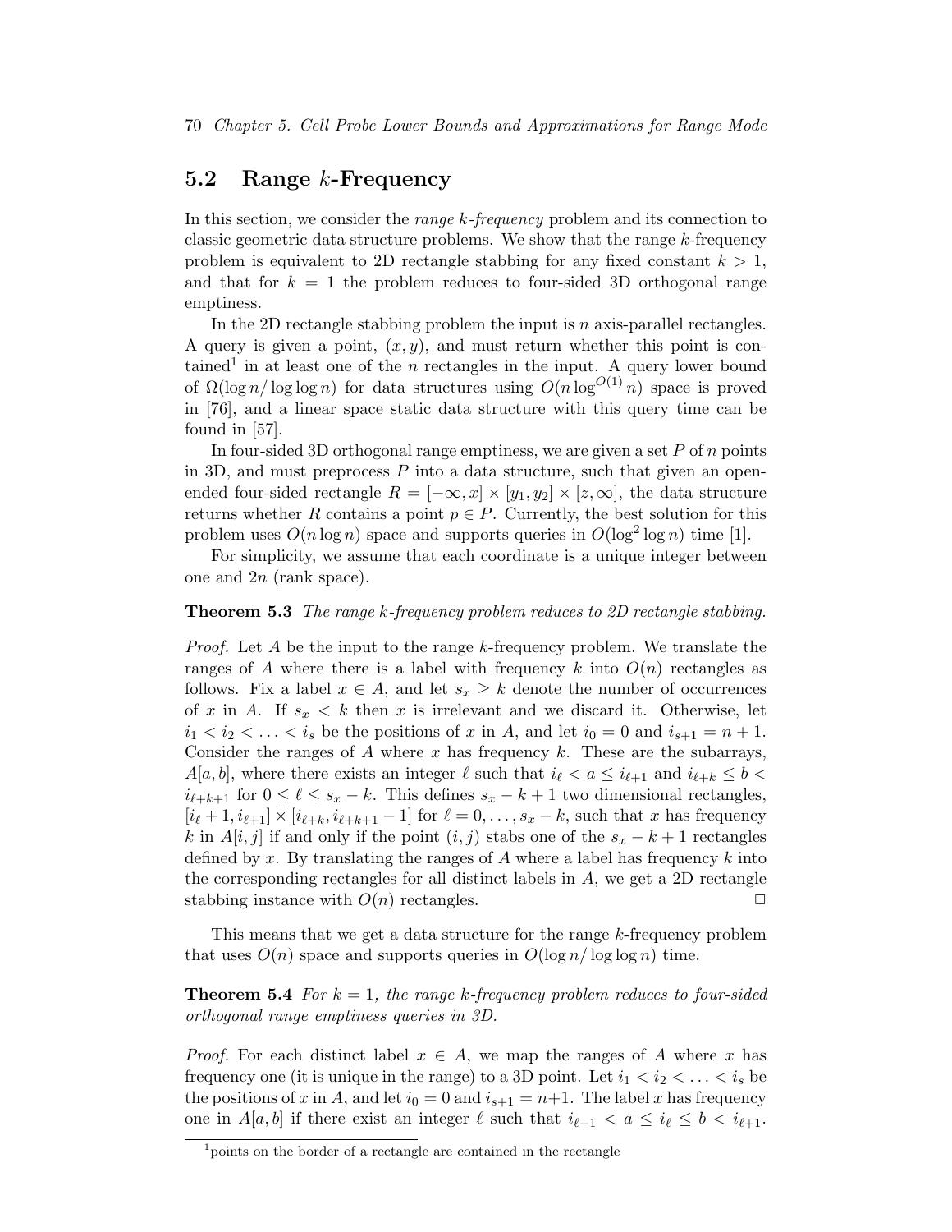## 5.2 Range $k$-Frequency

In this section, we consider the *range $k$-frequency* problem and its connection to classic geometric data structure problems. We show that the range $k$-frequency problem is equivalent to 2D rectangle stabbing for any fixed constant $k > 1$, and that for $k = 1$ the problem reduces to four-sided 3D orthogonal range emptiness.

In the 2D rectangle stabbing problem the input is $n$ axis-parallel rectangles. A query is given a point, $(x, y)$, and must return whether this point is contained[1] in at least one of the $n$ rectangles in the input. A query lower bound of $\Omega(\log n / \log \log n)$ for data structures using $O(n \log^{O(1)} n)$ space is proved in [76], and a linear space static data structure with this query time can be found in [57].

In four-sided 3D orthogonal range emptiness, we are given a set $P$ of $n$ points in 3D, and must preprocess $P$ into a data structure, such that given an open-ended four-sided rectangle $R = [-\infty, x] \times [y_1, y_2] \times [z, \infty]$, the data structure returns whether $R$ contains a point $p \in P$. Currently, the best solution for this problem uses $O(n \log n)$ space and supports queries in $O(\log^2 \log n)$ time [1].

For simplicity, we assume that each coordinate is a unique integer between one and $2n$ (rank space).

**Theorem 5.3** *The range $k$-frequency problem reduces to 2D rectangle stabbing.*

*Proof.* Let $A$ be the input to the range $k$-frequency problem. We translate the ranges of $A$ where there is a label with frequency $k$ into $O(n)$ rectangles as follows. Fix a label $x \in A$, and let $s_x \geq k$ denote the number of occurrences of $x$ in $A$. If $s_x < k$ then $x$ is irrelevant and we discard it. Otherwise, let $i_1 < i_2 < \ldots < i_s$ be the positions of $x$ in $A$, and let $i_0 = 0$ and $i_{s+1} = n + 1$. Consider the ranges of $A$ where $x$ has frequency $k$. These are the subarrays, $A[a, b]$, where there exists an integer $\ell$ such that $i_\ell < a \leq i_{\ell+1}$ and $i_{\ell+k} \leq b < i_{\ell+k+1}$ for $0 \leq \ell \leq s_x - k$. This defines $s_x - k + 1$ two dimensional rectangles, $[i_\ell + 1, i_{\ell+1}] \times [i_{\ell+k}, i_{\ell+k+1} - 1]$ for $\ell = 0, \ldots, s_x - k$, such that $x$ has frequency $k$ in $A[i, j]$ if and only if the point $(i, j)$ stabs one of the $s_x - k + 1$ rectangles defined by $x$. By translating the ranges of $A$ where a label has frequency $k$ into the corresponding rectangles for all distinct labels in $A$, we get a 2D rectangle stabbing instance with $O(n)$ rectangles. $\square$

This means that we get a data structure for the range $k$-frequency problem that uses $O(n)$ space and supports queries in $O(\log n / \log \log n)$ time.

**Theorem 5.4** *For $k = 1$, the range $k$-frequency problem reduces to four-sided orthogonal range emptiness queries in 3D.*

*Proof.* For each distinct label $x \in A$, we map the ranges of $A$ where $x$ has frequency one (it is unique in the range) to a 3D point. Let $i_1 < i_2 < \ldots < i_s$ be the positions of $x$ in $A$, and let $i_0 = 0$ and $i_{s+1} = n+1$. The label $x$ has frequency one in $A[a, b]$ if there exist an integer $\ell$ such that $i_{\ell-1} < a \leq i_\ell \leq b < i_{\ell+1}$.

[1] points on the border of a rectangle are contained in the rectangle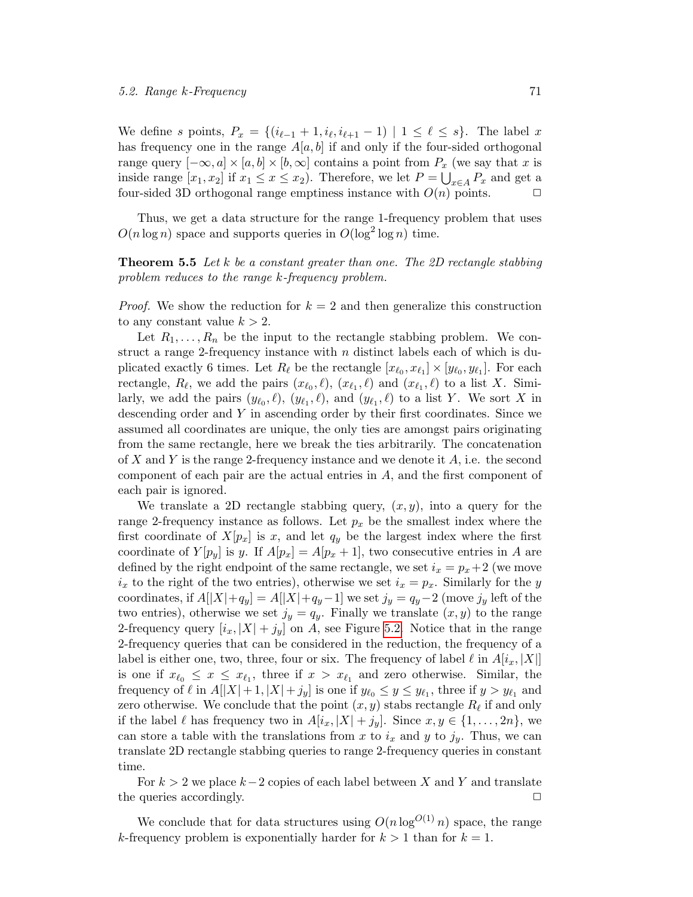We define $s$ points, $P_x = \{(i_{\ell-1}+1, i_\ell, i_{\ell+1}-1) \mid 1 \leq \ell \leq s\}$. The label $x$ has frequency one in the range $A[a,b]$ if and only if the four-sided orthogonal range query $[-\infty, a] \times [a,b] \times [b, \infty]$ contains a point from $P_x$ (we say that $x$ is inside range $[x_1, x_2]$ if $x_1 \leq x \leq x_2$). Therefore, we let $P = \bigcup_{x \in A} P_x$ and get a four-sided 3D orthogonal range emptiness instance with $O(n)$ points. □

Thus, we get a data structure for the range 1-frequency problem that uses $O(n \log n)$ space and supports queries in $O(\log^2 \log n)$ time.

**Theorem 5.5** *Let $k$ be a constant greater than one. The 2D rectangle stabbing problem reduces to the range $k$-frequency problem.*

*Proof.* We show the reduction for $k = 2$ and then generalize this construction to any constant value $k > 2$.

Let $R_1, \ldots, R_n$ be the input to the rectangle stabbing problem. We construct a range 2-frequency instance with $n$ distinct labels each of which is duplicated exactly 6 times. Let $R_\ell$ be the rectangle $[x_{\ell_0}, x_{\ell_1}] \times [y_{\ell_0}, y_{\ell_1}]$. For each rectangle, $R_\ell$, we add the pairs $(x_{\ell_0}, \ell)$, $(x_{\ell_1}, \ell)$ and $(x_{\ell_1}, \ell)$ to a list $X$. Similarly, we add the pairs $(y_{\ell_0}, \ell)$, $(y_{\ell_1}, \ell)$, and $(y_{\ell_1}, \ell)$ to a list $Y$. We sort $X$ in descending order and $Y$ in ascending order by their first coordinates. Since we assumed all coordinates are unique, the only ties are amongst pairs originating from the same rectangle, here we break the ties arbitrarily. The concatenation of $X$ and $Y$ is the range 2-frequency instance and we denote it $A$, i.e. the second component of each pair are the actual entries in $A$, and the first component of each pair is ignored.

We translate a 2D rectangle stabbing query, $(x, y)$, into a query for the range 2-frequency instance as follows. Let $p_x$ be the smallest index where the first coordinate of $X[p_x]$ is $x$, and let $q_y$ be the largest index where the first coordinate of $Y[p_y]$ is $y$. If $A[p_x] = A[p_x + 1]$, two consecutive entries in $A$ are defined by the right endpoint of the same rectangle, we set $i_x = p_x + 2$ (we move $i_x$ to the right of the two entries), otherwise we set $i_x = p_x$. Similarly for the $y$ coordinates, if $A[|X| + q_y] = A[|X| + q_y - 1]$ we set $j_y = q_y - 2$ (move $j_y$ left of the two entries), otherwise we set $j_y = q_y$. Finally we translate $(x, y)$ to the range 2-frequency query $[i_x, |X| + j_y]$ on $A$, see Figure 5.2. Notice that in the range 2-frequency queries that can be considered in the reduction, the frequency of a label is either one, two, three, four or six. The frequency of label $\ell$ in $A[i_x, |X|]$ is one if $x_{\ell_0} \leq x \leq x_{\ell_1}$, three if $x > x_{\ell_1}$ and zero otherwise. Similar, the frequency of $\ell$ in $A[|X|+1, |X|+j_y]$ is one if $y_{\ell_0} \leq y \leq y_{\ell_1}$, three if $y > y_{\ell_1}$ and zero otherwise. We conclude that the point $(x, y)$ stabs rectangle $R_\ell$ if and only if the label $\ell$ has frequency two in $A[i_x, |X| + j_y]$. Since $x, y \in \{1, \ldots, 2n\}$, we can store a table with the translations from $x$ to $i_x$ and $y$ to $j_y$. Thus, we can translate 2D rectangle stabbing queries to range 2-frequency queries in constant time.

For $k > 2$ we place $k - 2$ copies of each label between $X$ and $Y$ and translate the queries accordingly. □

We conclude that for data structures using $O(n \log^{O(1)} n)$ space, the range $k$-frequency problem is exponentially harder for $k > 1$ than for $k = 1$.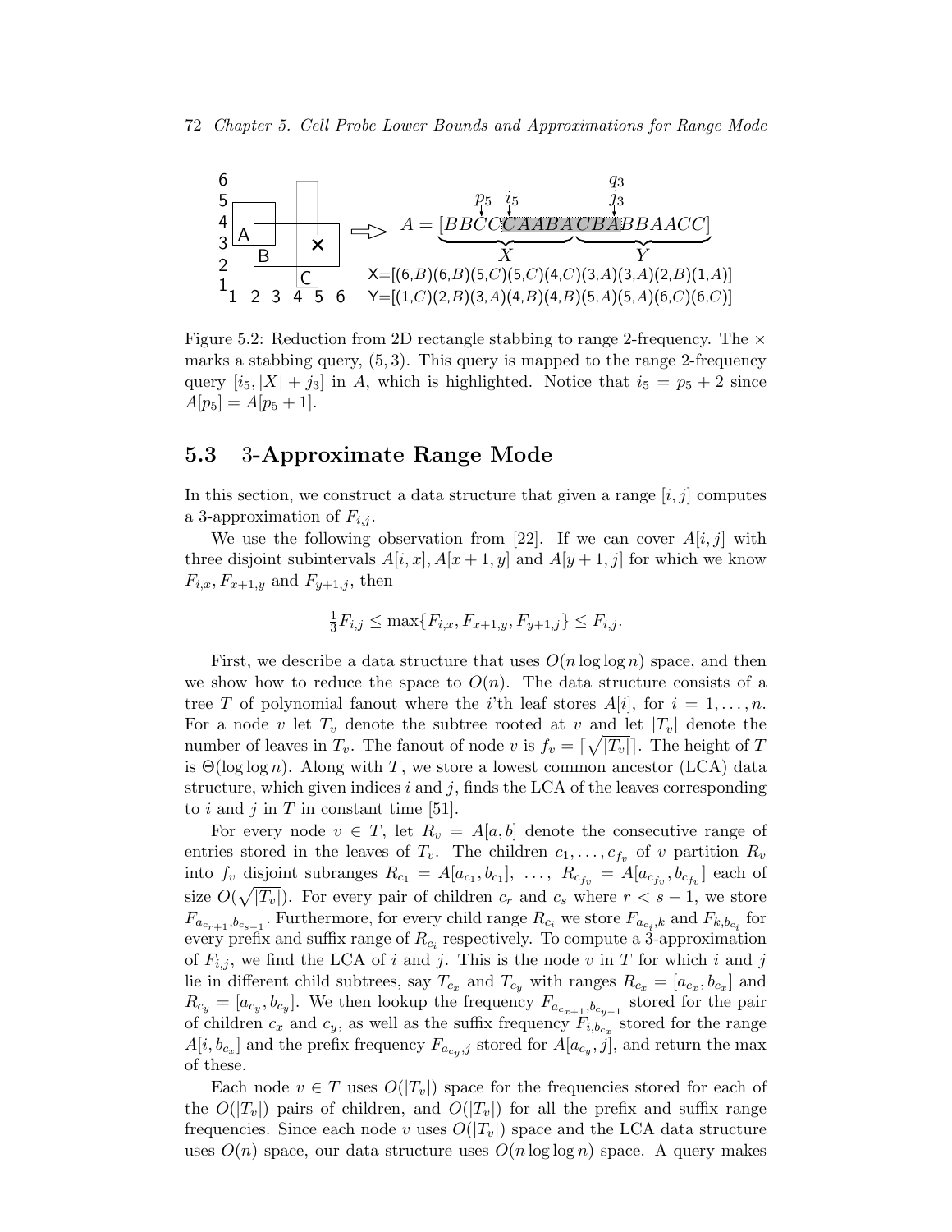Figure 5.2: Reduction from 2D rectangle stabbing to range 2-frequency. The $\times$ marks a stabbing query, $(5, 3)$. This query is mapped to the range 2-frequency query $[i_5, |X| + j_3]$ in $A$, which is highlighted. Notice that $i_5 = p_5 + 2$ since $A[p_5] = A[p_5 + 1]$.

## 5.3 3-Approximate Range Mode

In this section, we construct a data structure that given a range $[i, j]$ computes a 3-approximation of $F_{i,j}$.

We use the following observation from [22]. If we can cover $A[i, j]$ with three disjoint subintervals $A[i, x], A[x + 1, y]$ and $A[y + 1, j]$ for which we know $F_{i,x}, F_{x+1,y}$ and $F_{y+1,j}$, then

$$\tfrac{1}{3}F_{i,j} \leq \max\{F_{i,x}, F_{x+1,y}, F_{y+1,j}\} \leq F_{i,j}.$$

First, we describe a data structure that uses $O(n \log \log n)$ space, and then we show how to reduce the space to $O(n)$. The data structure consists of a tree $T$ of polynomial fanout where the $i$'th leaf stores $A[i]$, for $i = 1, \ldots, n$. For a node $v$ let $T_v$ denote the subtree rooted at $v$ and let $|T_v|$ denote the number of leaves in $T_v$. The fanout of node $v$ is $f_v = \lceil \sqrt{|T_v|} \rceil$. The height of $T$ is $\Theta(\log \log n)$. Along with $T$, we store a lowest common ancestor (LCA) data structure, which given indices $i$ and $j$, finds the LCA of the leaves corresponding to $i$ and $j$ in $T$ in constant time [51].

For every node $v \in T$, let $R_v = A[a, b]$ denote the consecutive range of entries stored in the leaves of $T_v$. The children $c_1, \ldots, c_{f_v}$ of $v$ partition $R_v$ into $f_v$ disjoint subranges $R_{c_1} = A[a_{c_1}, b_{c_1}], \ \ldots, \ R_{c_{f_v}} = A[a_{c_{f_v}}, b_{c_{f_v}}]$ each of size $O(\sqrt{|T_v|})$. For every pair of children $c_r$ and $c_s$ where $r < s - 1$, we store $F_{a_{c_{r+1}}, b_{c_{s-1}}}$. Furthermore, for every child range $R_{c_i}$ we store $F_{a_{c_i},k}$ and $F_{k,b_{c_i}}$ for every prefix and suffix range of $R_{c_i}$ respectively. To compute a 3-approximation of $F_{i,j}$, we find the LCA of $i$ and $j$. This is the node $v$ in $T$ for which $i$ and $j$ lie in different child subtrees, say $T_{c_x}$ and $T_{c_y}$ with ranges $R_{c_x} = [a_{c_x}, b_{c_x}]$ and $R_{c_y} = [a_{c_y}, b_{c_y}]$. We then lookup the frequency $F_{a_{c_{x+1}}, b_{c_{y-1}}}$ stored for the pair of children $c_x$ and $c_y$, as well as the suffix frequency $F_{i,b_{c_x}}$ stored for the range $A[i, b_{c_x}]$ and the prefix frequency $F_{a_{c_y},j}$ stored for $A[a_{c_y}, j]$, and return the max of these.

Each node $v \in T$ uses $O(|T_v|)$ space for the frequencies stored for each of the $O(|T_v|)$ pairs of children, and $O(|T_v|)$ for all the prefix and suffix range frequencies. Since each node $v$ uses $O(|T_v|)$ space and the LCA data structure uses $O(n)$ space, our data structure uses $O(n \log \log n)$ space. A query makes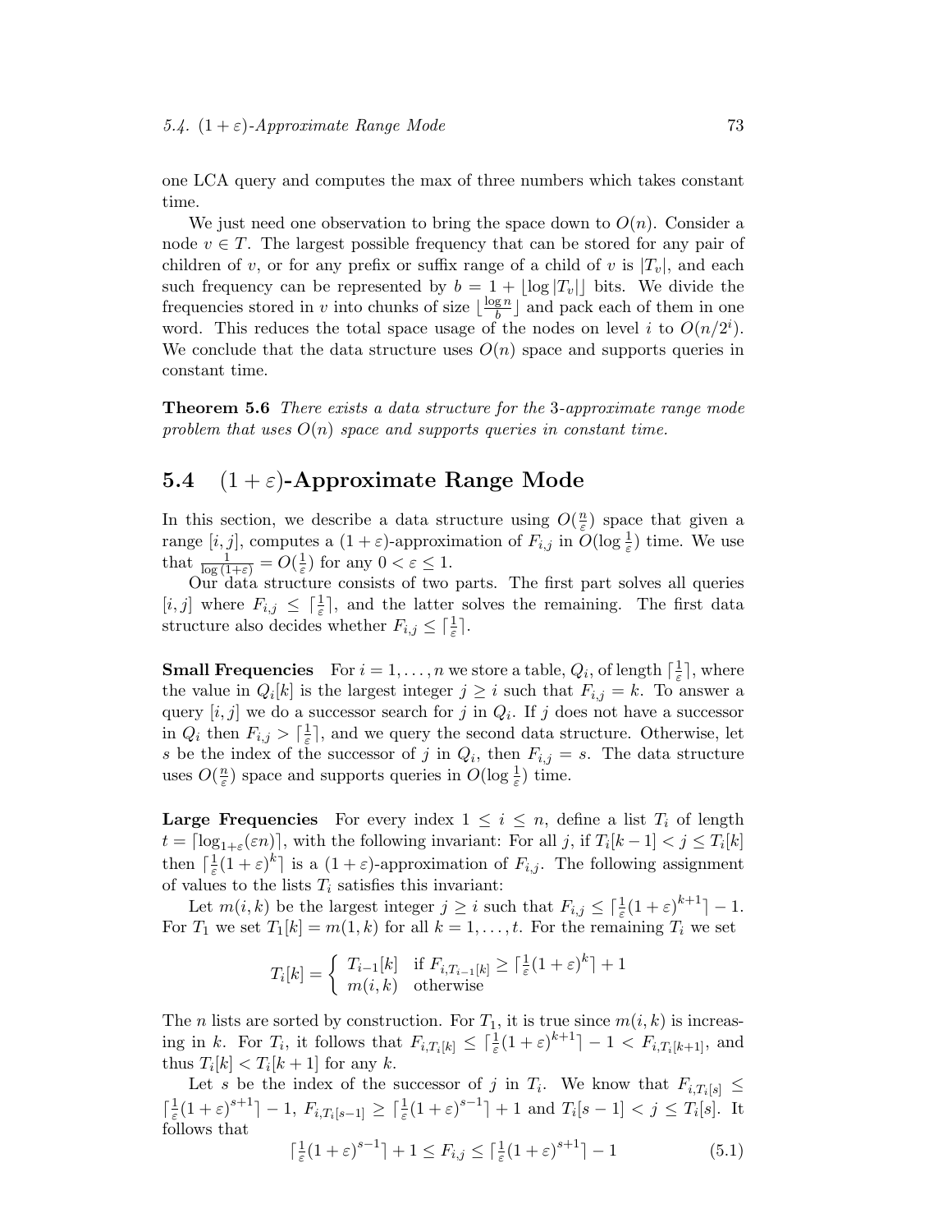one LCA query and computes the max of three numbers which takes constant time.

We just need one observation to bring the space down to $O(n)$. Consider a node $v \in T$. The largest possible frequency that can be stored for any pair of children of $v$, or for any prefix or suffix range of a child of $v$ is $|T_v|$, and each such frequency can be represented by $b = 1 + \lfloor \log |T_v| \rfloor$ bits. We divide the frequencies stored in $v$ into chunks of size $\lfloor \frac{\log n}{b} \rfloor$ and pack each of them in one word. This reduces the total space usage of the nodes on level $i$ to $O(n/2^i)$. We conclude that the data structure uses $O(n)$ space and supports queries in constant time.

**Theorem 5.6** *There exists a data structure for the* 3*-approximate range mode problem that uses* $O(n)$ *space and supports queries in constant time.*

## 5.4 $(1+\varepsilon)$-Approximate Range Mode

In this section, we describe a data structure using $O(\frac{n}{\varepsilon})$ space that given a range $[i,j]$, computes a $(1+\varepsilon)$-approximation of $F_{i,j}$ in $O(\log \frac{1}{\varepsilon})$ time. We use that $\frac{1}{\log(1+\varepsilon)} = O(\frac{1}{\varepsilon})$ for any $0 < \varepsilon \leq 1$.

Our data structure consists of two parts. The first part solves all queries $[i,j]$ where $F_{i,j} \leq \lceil \frac{1}{\varepsilon} \rceil$, and the latter solves the remaining. The first data structure also decides whether $F_{i,j} \leq \lceil \frac{1}{\varepsilon} \rceil$.

**Small Frequencies** For $i = 1, \ldots, n$ we store a table, $Q_i$, of length $\lceil \frac{1}{\varepsilon} \rceil$, where the value in $Q_i[k]$ is the largest integer $j \geq i$ such that $F_{i,j} = k$. To answer a query $[i,j]$ we do a successor search for $j$ in $Q_i$. If $j$ does not have a successor in $Q_i$ then $F_{i,j} > \lceil \frac{1}{\varepsilon} \rceil$, and we query the second data structure. Otherwise, let $s$ be the index of the successor of $j$ in $Q_i$, then $F_{i,j} = s$. The data structure uses $O(\frac{n}{\varepsilon})$ space and supports queries in $O(\log \frac{1}{\varepsilon})$ time.

**Large Frequencies** For every index $1 \leq i \leq n$, define a list $T_i$ of length $t = \lceil \log_{1+\varepsilon}(\varepsilon n) \rceil$, with the following invariant: For all $j$, if $T_i[k-1] < j \leq T_i[k]$ then $\lceil \frac{1}{\varepsilon}(1+\varepsilon)^k \rceil$ is a $(1+\varepsilon)$-approximation of $F_{i,j}$. The following assignment of values to the lists $T_i$ satisfies this invariant:

Let $m(i,k)$ be the largest integer $j \geq i$ such that $F_{i,j} \leq \lceil \frac{1}{\varepsilon}(1+\varepsilon)^{k+1} \rceil - 1$. For $T_1$ we set $T_1[k] = m(1,k)$ for all $k = 1, \ldots, t$. For the remaining $T_i$ we set

$$T_i[k] = \begin{cases} T_{i-1}[k] & \text{if } F_{i,T_{i-1}[k]} \geq \lceil \frac{1}{\varepsilon}(1+\varepsilon)^k \rceil + 1 \\ m(i,k) & \text{otherwise} \end{cases}$$

The $n$ lists are sorted by construction. For $T_1$, it is true since $m(i,k)$ is increasing in $k$. For $T_i$, it follows that $F_{i,T_i[k]} \leq \lceil \frac{1}{\varepsilon}(1+\varepsilon)^{k+1} \rceil - 1 < F_{i,T_i[k+1]}$, and thus $T_i[k] < T_i[k+1]$ for any $k$.

Let $s$ be the index of the successor of $j$ in $T_i$. We know that $F_{i,T_i[s]} \leq \lceil \frac{1}{\varepsilon}(1+\varepsilon)^{s+1} \rceil - 1$, $F_{i,T_i[s-1]} \geq \lceil \frac{1}{\varepsilon}(1+\varepsilon)^{s-1} \rceil + 1$ and $T_i[s-1] < j \leq T_i[s]$. It follows that

$$\lceil \tfrac{1}{\varepsilon}(1+\varepsilon)^{s-1} \rceil + 1 \leq F_{i,j} \leq \lceil \tfrac{1}{\varepsilon}(1+\varepsilon)^{s+1} \rceil - 1 \tag{5.1}$$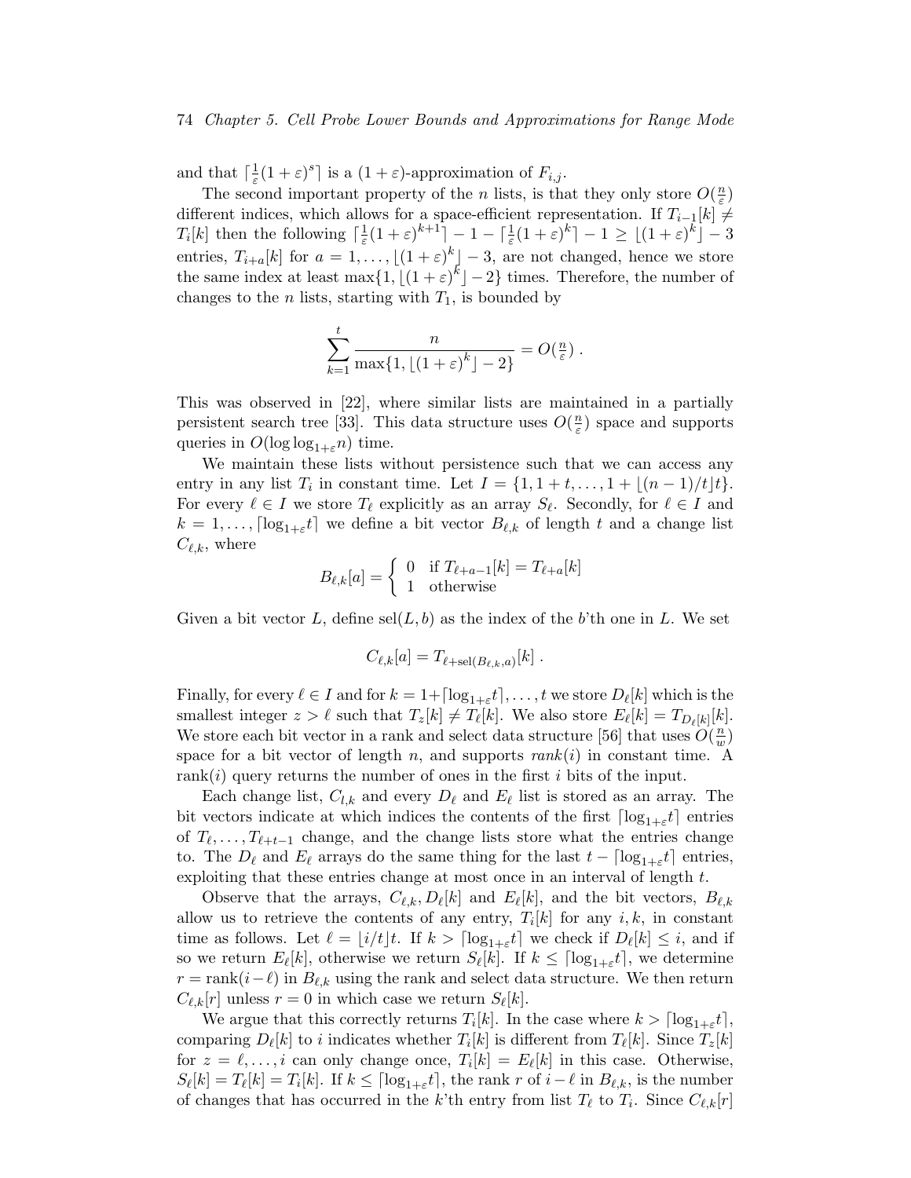and that $\lceil \frac{1}{\varepsilon}(1+\varepsilon)^s \rceil$ is a $(1+\varepsilon)$-approximation of $F_{i,j}$.

The second important property of the $n$ lists, is that they only store $O(\frac{n}{\varepsilon})$ different indices, which allows for a space-efficient representation. If $T_{i-1}[k] \neq T_i[k]$ then the following $\lceil \frac{1}{\varepsilon}(1+\varepsilon)^{k+1} \rceil - 1 - \lceil \frac{1}{\varepsilon}(1+\varepsilon)^k \rceil - 1 \geq \lfloor (1+\varepsilon)^k \rfloor - 3$ entries, $T_{i+a}[k]$ for $a = 1, \ldots, \lfloor (1+\varepsilon)^k \rfloor - 3$, are not changed, hence we store the same index at least $\max\{1, \lfloor (1+\varepsilon)^k \rfloor - 2\}$ times. Therefore, the number of changes to the $n$ lists, starting with $T_1$, is bounded by

$$\sum_{k=1}^{t} \frac{n}{\max\{1, \lfloor (1+\varepsilon)^k \rfloor - 2\}} = O(\tfrac{n}{\varepsilon}) \ .$$

This was observed in [22], where similar lists are maintained in a partially persistent search tree [33]. This data structure uses $O(\frac{n}{\varepsilon})$ space and supports queries in $O(\log \log_{1+\varepsilon} n)$ time.

We maintain these lists without persistence such that we can access any entry in any list $T_i$ in constant time. Let $I = \{1, 1+t, \ldots, 1 + \lfloor (n-1)/t \rfloor t\}$. For every $\ell \in I$ we store $T_\ell$ explicitly as an array $S_\ell$. Secondly, for $\ell \in I$ and $k = 1, \ldots, \lceil \log_{1+\varepsilon} t \rceil$ we define a bit vector $B_{\ell,k}$ of length $t$ and a change list $C_{\ell,k}$, where

$$B_{\ell,k}[a] = \begin{cases} 0 & \text{if } T_{\ell+a-1}[k] = T_{\ell+a}[k] \\ 1 & \text{otherwise} \end{cases}$$

Given a bit vector $L$, define $\text{sel}(L, b)$ as the index of the $b$'th one in $L$. We set

$$C_{\ell,k}[a] = T_{\ell+\text{sel}(B_{\ell,k},a)}[k] \ .$$

Finally, for every $\ell \in I$ and for $k = 1 + \lceil \log_{1+\varepsilon} t \rceil, \ldots, t$ we store $D_\ell[k]$ which is the smallest integer $z > \ell$ such that $T_z[k] \neq T_\ell[k]$. We also store $E_\ell[k] = T_{D_\ell[k]}[k]$. We store each bit vector in a rank and select data structure [56] that uses $O(\frac{n}{w})$ space for a bit vector of length $n$, and supports $\mathit{rank}(i)$ in constant time. A rank$(i)$ query returns the number of ones in the first $i$ bits of the input.

Each change list, $C_{l,k}$ and every $D_\ell$ and $E_\ell$ list is stored as an array. The bit vectors indicate at which indices the contents of the first $\lceil \log_{1+\varepsilon} t \rceil$ entries of $T_\ell, \ldots, T_{\ell+t-1}$ change, and the change lists store what the entries change to. The $D_\ell$ and $E_\ell$ arrays do the same thing for the last $t - \lceil \log_{1+\varepsilon} t \rceil$ entries, exploiting that these entries change at most once in an interval of length $t$.

Observe that the arrays, $C_{\ell,k}, D_\ell[k]$ and $E_\ell[k]$, and the bit vectors, $B_{\ell,k}$ allow us to retrieve the contents of any entry, $T_i[k]$ for any $i, k$, in constant time as follows. Let $\ell = \lfloor i/t \rfloor t$. If $k > \lceil \log_{1+\varepsilon} t \rceil$ we check if $D_\ell[k] \leq i$, and if so we return $E_\ell[k]$, otherwise we return $S_\ell[k]$. If $k \leq \lceil \log_{1+\varepsilon} t \rceil$, we determine $r = \text{rank}(i - \ell)$ in $B_{\ell,k}$ using the rank and select data structure. We then return $C_{\ell,k}[r]$ unless $r = 0$ in which case we return $S_\ell[k]$.

We argue that this correctly returns $T_i[k]$. In the case where $k > \lceil \log_{1+\varepsilon} t \rceil$, comparing $D_\ell[k]$ to $i$ indicates whether $T_i[k]$ is different from $T_\ell[k]$. Since $T_z[k]$ for $z = \ell, \ldots, i$ can only change once, $T_i[k] = E_\ell[k]$ in this case. Otherwise, $S_\ell[k] = T_\ell[k] = T_i[k]$. If $k \leq \lceil \log_{1+\varepsilon} t \rceil$, the rank $r$ of $i - \ell$ in $B_{\ell,k}$, is the number of changes that has occurred in the $k$'th entry from list $T_\ell$ to $T_i$. Since $C_{\ell,k}[r]$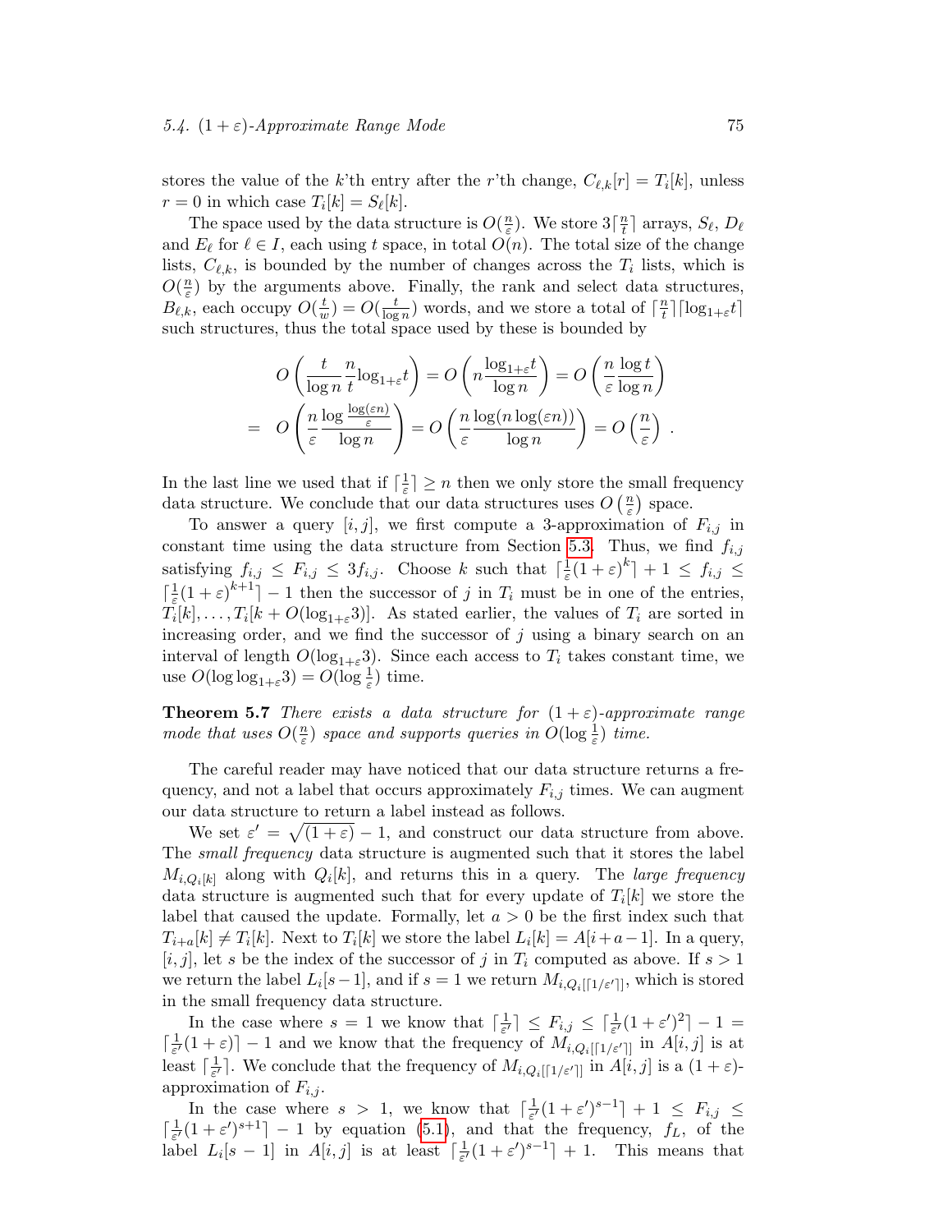stores the value of the $k$'th entry after the $r$'th change, $C_{\ell,k}[r] = T_i[k]$, unless $r = 0$ in which case $T_i[k] = S_\ell[k]$.

The space used by the data structure is $O(\frac{n}{\varepsilon})$. We store $3\lceil \frac{n}{t} \rceil$ arrays, $S_\ell$, $D_\ell$ and $E_\ell$ for $\ell \in I$, each using $t$ space, in total $O(n)$. The total size of the change lists, $C_{\ell,k}$, is bounded by the number of changes across the $T_i$ lists, which is $O(\frac{n}{\varepsilon})$ by the arguments above. Finally, the rank and select data structures, $B_{\ell,k}$, each occupy $O(\frac{t}{w}) = O(\frac{t}{\log n})$ words, and we store a total of $\lceil \frac{n}{t} \rceil \lceil \log_{1+\varepsilon} t \rceil$ such structures, thus the total space used by these is bounded by

$$
\begin{aligned}
& O\left(\frac{t}{\log n}\frac{n}{t}\log_{1+\varepsilon} t\right) = O\left(n\frac{\log_{1+\varepsilon} t}{\log n}\right) = O\left(\frac{n}{\varepsilon}\frac{\log t}{\log n}\right) \\
= \; & O\left(\frac{n}{\varepsilon}\frac{\log \frac{\log(\varepsilon n)}{\varepsilon}}{\log n}\right) = O\left(\frac{n}{\varepsilon}\frac{\log(n \log(\varepsilon n))}{\log n}\right) = O\left(\frac{n}{\varepsilon}\right) \; .
\end{aligned}
$$

In the last line we used that if $\lceil \frac{1}{\varepsilon} \rceil \geq n$ then we only store the small frequency data structure. We conclude that our data structures uses $O\left(\frac{n}{\varepsilon}\right)$ space.

To answer a query $[i, j]$, we first compute a 3-approximation of $F_{i,j}$ in constant time using the data structure from Section 5.3. Thus, we find $f_{i,j}$ satisfying $f_{i,j} \leq F_{i,j} \leq 3f_{i,j}$. Choose $k$ such that $\lceil \frac{1}{\varepsilon}(1+\varepsilon)^k \rceil + 1 \leq f_{i,j} \leq \lceil \frac{1}{\varepsilon}(1+\varepsilon)^{k+1} \rceil - 1$ then the successor of $j$ in $T_i$ must be in one of the entries, $T_i[k], \ldots, T_i[k + O(\log_{1+\varepsilon} 3)]$. As stated earlier, the values of $T_i$ are sorted in increasing order, and we find the successor of $j$ using a binary search on an interval of length $O(\log_{1+\varepsilon} 3)$. Since each access to $T_i$ takes constant time, we use $O(\log \log_{1+\varepsilon} 3) = O(\log \frac{1}{\varepsilon})$ time.

**Theorem 5.7** *There exists a data structure for $(1+\varepsilon)$-approximate range mode that uses $O(\frac{n}{\varepsilon})$ space and supports queries in $O(\log \frac{1}{\varepsilon})$ time.*

The careful reader may have noticed that our data structure returns a frequency, and not a label that occurs approximately $F_{i,j}$ times. We can augment our data structure to return a label instead as follows.

We set $\varepsilon' = \sqrt{(1+\varepsilon)} - 1$, and construct our data structure from above. The *small frequency* data structure is augmented such that it stores the label $M_{i,Q_i[k]}$ along with $Q_i[k]$, and returns this in a query. The *large frequency* data structure is augmented such that for every update of $T_i[k]$ we store the label that caused the update. Formally, let $a > 0$ be the first index such that $T_{i+a}[k] \neq T_i[k]$. Next to $T_i[k]$ we store the label $L_i[k] = A[i+a-1]$. In a query, $[i, j]$, let $s$ be the index of the successor of $j$ in $T_i$ computed as above. If $s > 1$ we return the label $L_i[s-1]$, and if $s = 1$ we return $M_{i,Q_i[\lceil 1/\varepsilon' \rceil]}$, which is stored in the small frequency data structure.

In the case where $s = 1$ we know that $\lceil \frac{1}{\varepsilon'} \rceil \leq F_{i,j} \leq \lceil \frac{1}{\varepsilon'}(1+\varepsilon')^2 \rceil - 1 = \lceil \frac{1}{\varepsilon'}(1+\varepsilon) \rceil - 1$ and we know that the frequency of $M_{i,Q_i[\lceil 1/\varepsilon' \rceil]}$ in $A[i,j]$ is at least $\lceil \frac{1}{\varepsilon'} \rceil$. We conclude that the frequency of $M_{i,Q_i[\lceil 1/\varepsilon' \rceil]}$ in $A[i,j]$ is a $(1+\varepsilon)$-approximation of $F_{i,j}$.

In the case where $s > 1$, we know that $\lceil \frac{1}{\varepsilon'}(1+\varepsilon')^{s-1} \rceil + 1 \leq F_{i,j} \leq \lceil \frac{1}{\varepsilon'}(1+\varepsilon')^{s+1} \rceil - 1$ by equation (5.1), and that the frequency, $f_L$, of the label $L_i[s-1]$ in $A[i,j]$ is at least $\lceil \frac{1}{\varepsilon'}(1+\varepsilon')^{s-1} \rceil + 1$. This means that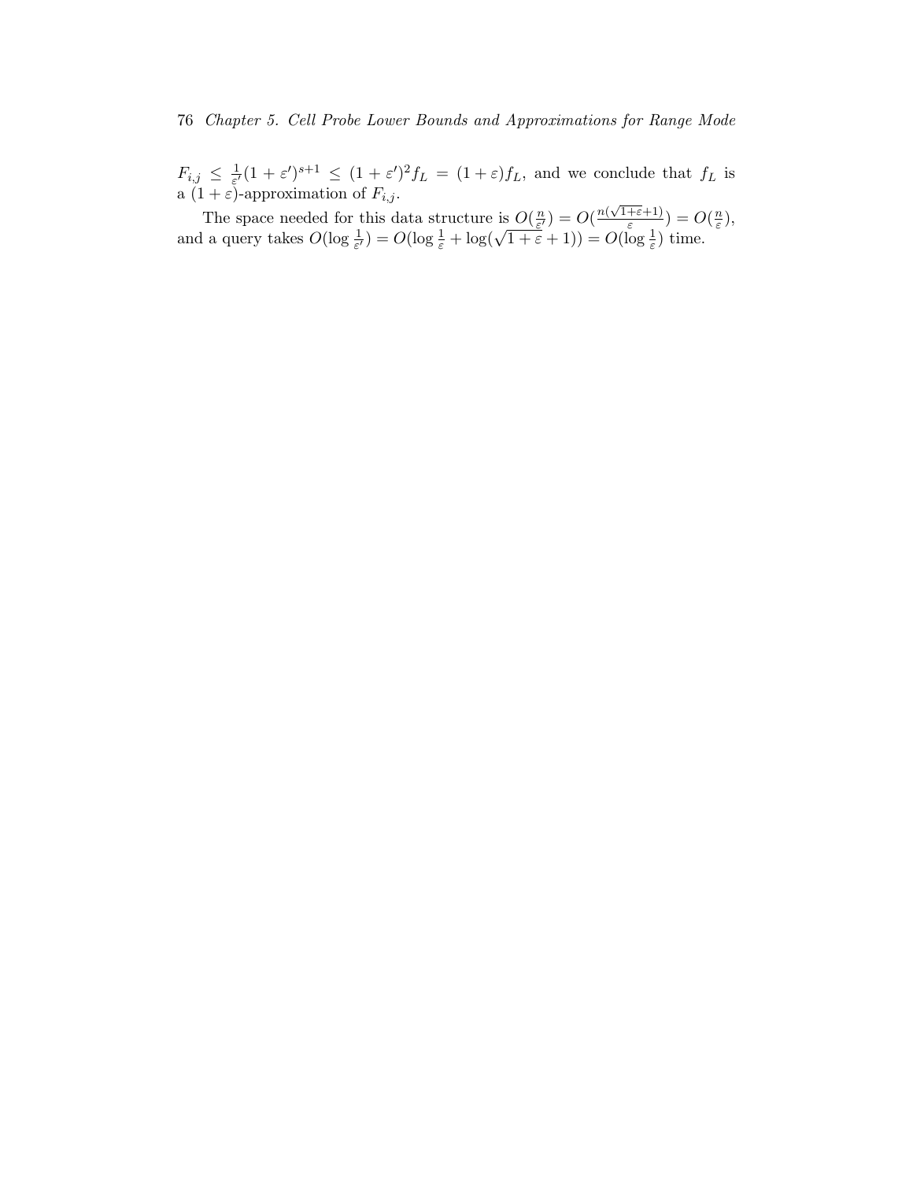$F_{i,j} \leq \frac{1}{\varepsilon'}(1+\varepsilon')^{s+1} \leq (1+\varepsilon')^2 f_L = (1+\varepsilon) f_L$, and we conclude that $f_L$ is a $(1+\varepsilon)$-approximation of $F_{i,j}$.

The space needed for this data structure is $O(\frac{n}{\varepsilon'}) = O(\frac{n(\sqrt{1+\varepsilon}+1)}{\varepsilon}) = O(\frac{n}{\varepsilon})$, and a query takes $O(\log \frac{1}{\varepsilon'}) = O(\log \frac{1}{\varepsilon} + \log(\sqrt{1+\varepsilon}+1)) = O(\log \frac{1}{\varepsilon})$ time.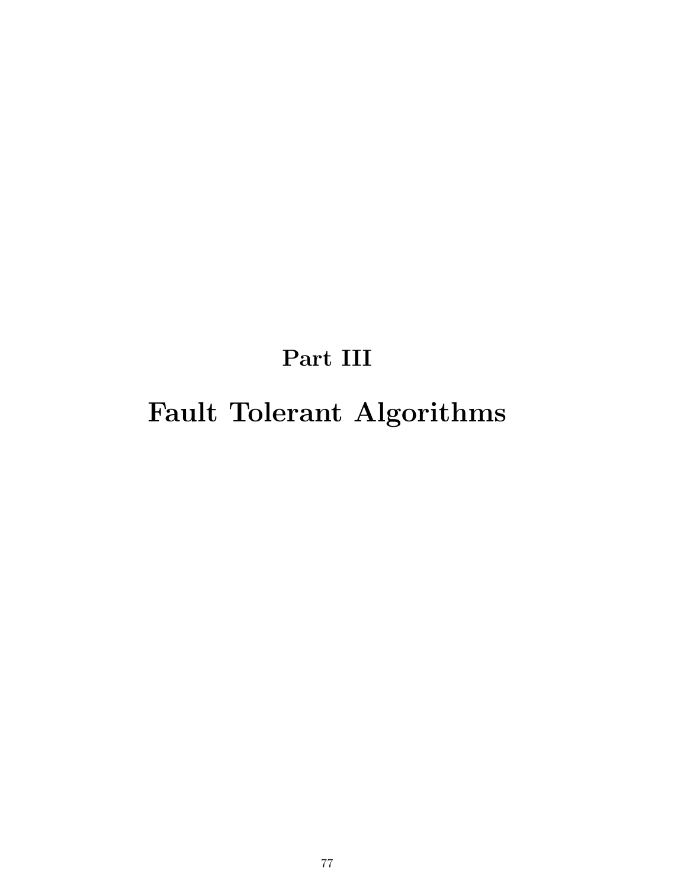# Part III

# Fault Tolerant Algorithms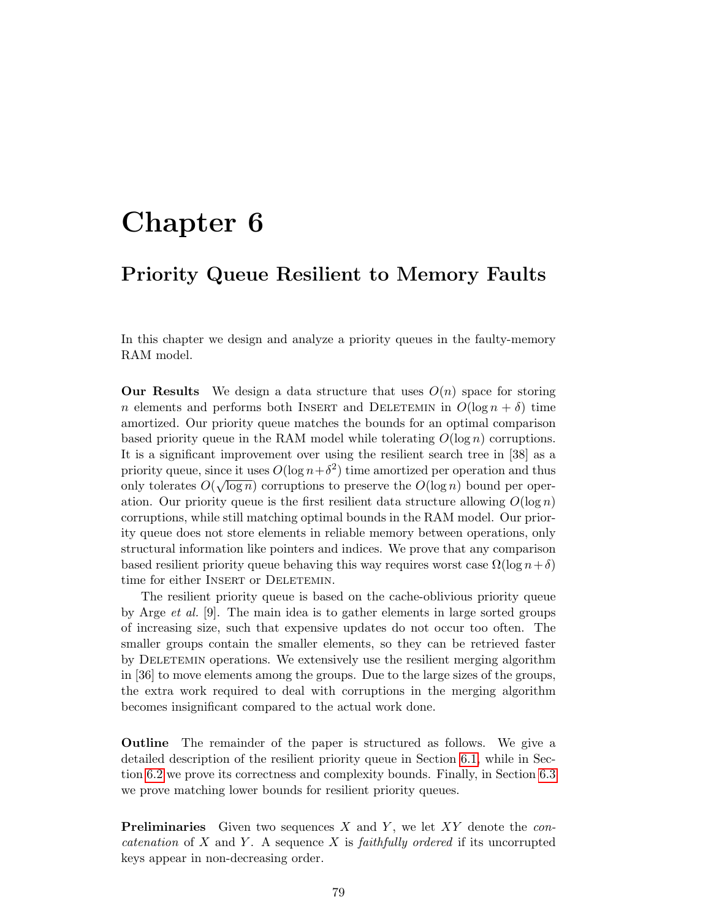# Chapter 6

## Priority Queue Resilient to Memory Faults

In this chapter we design and analyze a priority queues in the faulty-memory RAM model.

**Our Results** We design a data structure that uses $O(n)$ space for storing $n$ elements and performs both Insert and Deletemin in $O(\log n + \delta)$ time amortized. Our priority queue matches the bounds for an optimal comparison based priority queue in the RAM model while tolerating $O(\log n)$ corruptions. It is a significant improvement over using the resilient search tree in [38] as a priority queue, since it uses $O(\log n + \delta^2)$ time amortized per operation and thus only tolerates $O(\sqrt{\log n})$ corruptions to preserve the $O(\log n)$ bound per operation. Our priority queue is the first resilient data structure allowing $O(\log n)$ corruptions, while still matching optimal bounds in the RAM model. Our priority queue does not store elements in reliable memory between operations, only structural information like pointers and indices. We prove that any comparison based resilient priority queue behaving this way requires worst case $\Omega(\log n + \delta)$ time for either Insert or Deletemin.

The resilient priority queue is based on the cache-oblivious priority queue by Arge *et al.* [9]. The main idea is to gather elements in large sorted groups of increasing size, such that expensive updates do not occur too often. The smaller groups contain the smaller elements, so they can be retrieved faster by Deletemin operations. We extensively use the resilient merging algorithm in [36] to move elements among the groups. Due to the large sizes of the groups, the extra work required to deal with corruptions in the merging algorithm becomes insignificant compared to the actual work done.

**Outline** The remainder of the paper is structured as follows. We give a detailed description of the resilient priority queue in Section 6.1, while in Section 6.2 we prove its correctness and complexity bounds. Finally, in Section 6.3 we prove matching lower bounds for resilient priority queues.

**Preliminaries** Given two sequences $X$ and $Y$, we let $XY$ denote the *concatenation* of $X$ and $Y$. A sequence $X$ is *faithfully ordered* if its uncorrupted keys appear in non-decreasing order.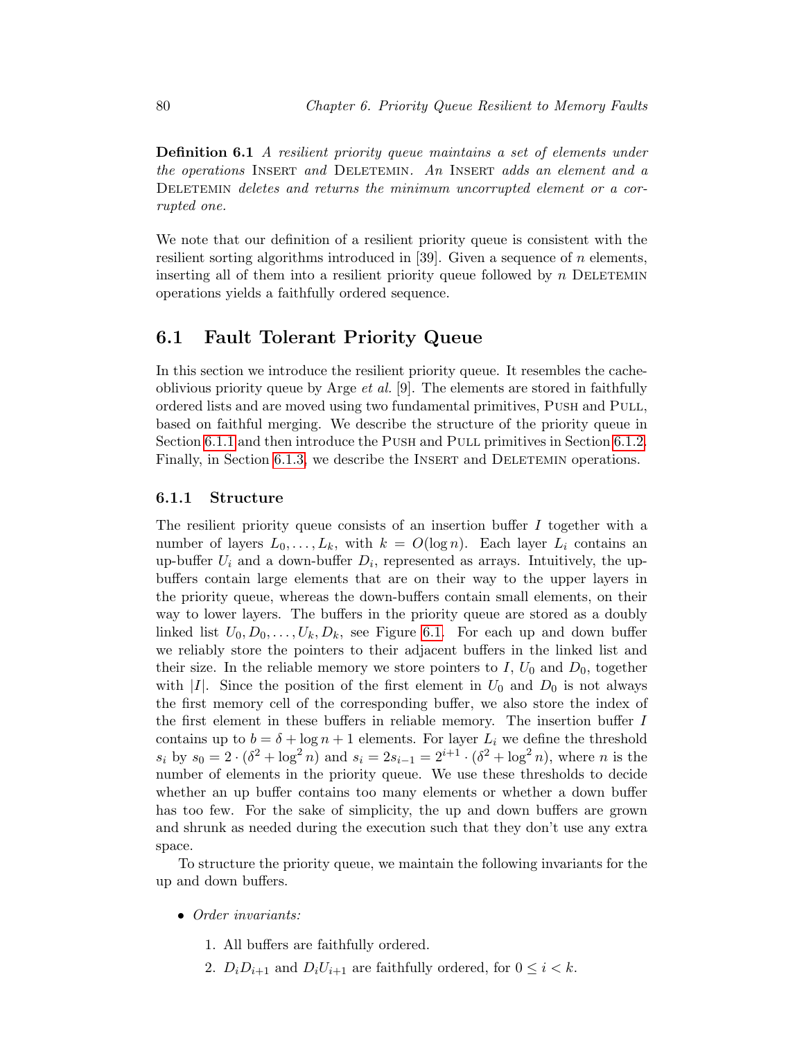**Definition 6.1** *A resilient priority queue maintains a set of elements under the operations* Insert *and* DeleteMin*. An* Insert *adds an element and a* DeleteMin *deletes and returns the minimum uncorrupted element or a corrupted one.*

We note that our definition of a resilient priority queue is consistent with the resilient sorting algorithms introduced in [39]. Given a sequence of $n$ elements, inserting all of them into a resilient priority queue followed by $n$ DeleteMin operations yields a faithfully ordered sequence.

## 6.1 Fault Tolerant Priority Queue

In this section we introduce the resilient priority queue. It resembles the cache-oblivious priority queue by Arge *et al.* [9]. The elements are stored in faithfully ordered lists and are moved using two fundamental primitives, Push and Pull, based on faithful merging. We describe the structure of the priority queue in Section 6.1.1 and then introduce the Push and Pull primitives in Section 6.1.2. Finally, in Section 6.1.3, we describe the Insert and DeleteMin operations.

### 6.1.1 Structure

The resilient priority queue consists of an insertion buffer $I$ together with a number of layers $L_0, \ldots, L_k$, with $k = O(\log n)$. Each layer $L_i$ contains an up-buffer $U_i$ and a down-buffer $D_i$, represented as arrays. Intuitively, the up-buffers contain large elements that are on their way to the upper layers in the priority queue, whereas the down-buffers contain small elements, on their way to lower layers. The buffers in the priority queue are stored as a doubly linked list $U_0, D_0, \ldots, U_k, D_k$, see Figure 6.1. For each up and down buffer we reliably store the pointers to their adjacent buffers in the linked list and their size. In the reliable memory we store pointers to $I$, $U_0$ and $D_0$, together with $|I|$. Since the position of the first element in $U_0$ and $D_0$ is not always the first memory cell of the corresponding buffer, we also store the index of the first element in these buffers in reliable memory. The insertion buffer $I$ contains up to $b = \delta + \log n + 1$ elements. For layer $L_i$ we define the threshold $s_i$ by $s_0 = 2 \cdot (\delta^2 + \log^2 n)$ and $s_i = 2s_{i-1} = 2^{i+1} \cdot (\delta^2 + \log^2 n)$, where $n$ is the number of elements in the priority queue. We use these thresholds to decide whether an up buffer contains too many elements or whether a down buffer has too few. For the sake of simplicity, the up and down buffers are grown and shrunk as needed during the execution such that they don't use any extra space.

To structure the priority queue, we maintain the following invariants for the up and down buffers.

- *Order invariants:*
  1. All buffers are faithfully ordered.
  2. $D_iD_{i+1}$ and $D_iU_{i+1}$ are faithfully ordered, for $0 \leq i < k$.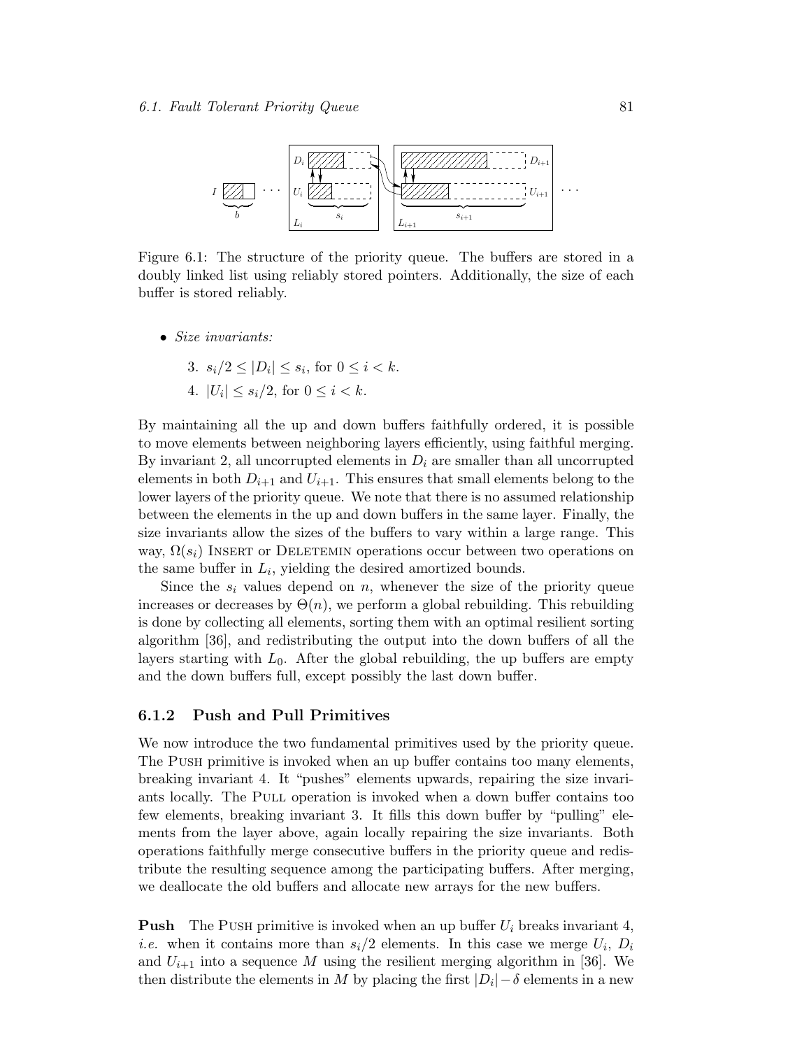Figure 6.1: The structure of the priority queue. The buffers are stored in a doubly linked list using reliably stored pointers. Additionally, the size of each buffer is stored reliably.

- *Size invariants:*

  3. $s_i/2 \leq |D_i| \leq s_i$, for $0 \leq i < k$.
  4. $|U_i| \leq s_i/2$, for $0 \leq i < k$.

By maintaining all the up and down buffers faithfully ordered, it is possible to move elements between neighboring layers efficiently, using faithful merging. By invariant 2, all uncorrupted elements in $D_i$ are smaller than all uncorrupted elements in both $D_{i+1}$ and $U_{i+1}$. This ensures that small elements belong to the lower layers of the priority queue. We note that there is no assumed relationship between the elements in the up and down buffers in the same layer. Finally, the size invariants allow the sizes of the buffers to vary within a large range. This way, $\Omega(s_i)$ INSERT or DELETEMIN operations occur between two operations on the same buffer in $L_i$, yielding the desired amortized bounds.

Since the $s_i$ values depend on $n$, whenever the size of the priority queue increases or decreases by $\Theta(n)$, we perform a global rebuilding. This rebuilding is done by collecting all elements, sorting them with an optimal resilient sorting algorithm [36], and redistributing the output into the down buffers of all the layers starting with $L_0$. After the global rebuilding, the up buffers are empty and the down buffers full, except possibly the last down buffer.

### 6.1.2 Push and Pull Primitives

We now introduce the two fundamental primitives used by the priority queue. The PUSH primitive is invoked when an up buffer contains too many elements, breaking invariant 4. It "pushes" elements upwards, repairing the size invariants locally. The PULL operation is invoked when a down buffer contains too few elements, breaking invariant 3. It fills this down buffer by "pulling" elements from the layer above, again locally repairing the size invariants. Both operations faithfully merge consecutive buffers in the priority queue and redistribute the resulting sequence among the participating buffers. After merging, we deallocate the old buffers and allocate new arrays for the new buffers.

**Push** The PUSH primitive is invoked when an up buffer $U_i$ breaks invariant 4, *i.e.* when it contains more than $s_i/2$ elements. In this case we merge $U_i$, $D_i$ and $U_{i+1}$ into a sequence $M$ using the resilient merging algorithm in [36]. We then distribute the elements in $M$ by placing the first $|D_i| - \delta$ elements in a new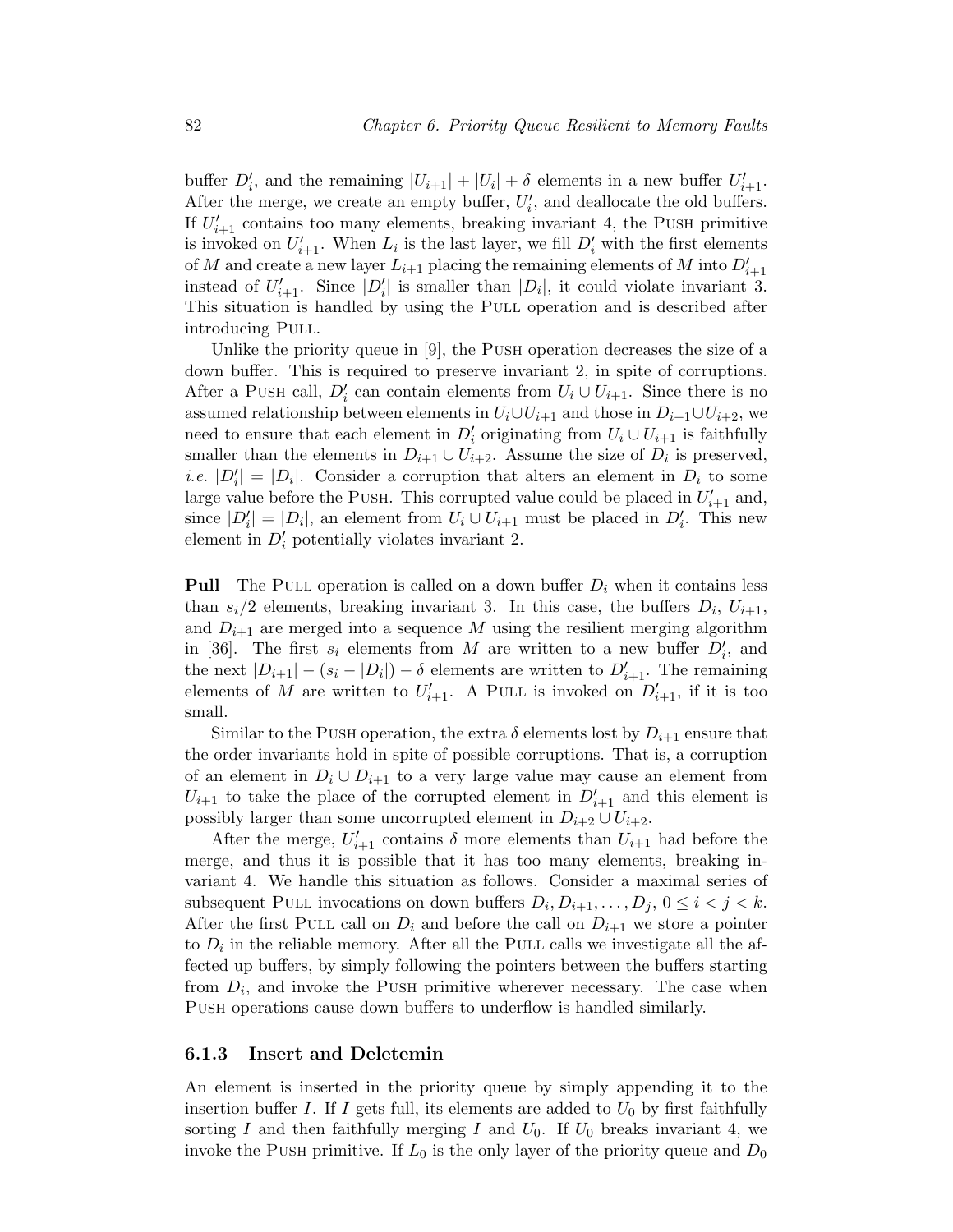buffer $D'_i$, and the remaining $|U_{i+1}| + |U_i| + \delta$ elements in a new buffer $U'_{i+1}$. After the merge, we create an empty buffer, $U'_i$, and deallocate the old buffers. If $U'_{i+1}$ contains too many elements, breaking invariant 4, the Push primitive is invoked on $U'_{i+1}$. When $L_i$ is the last layer, we fill $D'_i$ with the first elements of $M$ and create a new layer $L_{i+1}$ placing the remaining elements of $M$ into $D'_{i+1}$ instead of $U'_{i+1}$. Since $|D'_i|$ is smaller than $|D_i|$, it could violate invariant 3. This situation is handled by using the Pull operation and is described after introducing Pull.

Unlike the priority queue in [9], the Push operation decreases the size of a down buffer. This is required to preserve invariant 2, in spite of corruptions. After a Push call, $D'_i$ can contain elements from $U_i \cup U_{i+1}$. Since there is no assumed relationship between elements in $U_i \cup U_{i+1}$ and those in $D_{i+1} \cup U_{i+2}$, we need to ensure that each element in $D'_i$ originating from $U_i \cup U_{i+1}$ is faithfully smaller than the elements in $D_{i+1} \cup U_{i+2}$. Assume the size of $D_i$ is preserved, *i.e.* $|D'_i| = |D_i|$. Consider a corruption that alters an element in $D_i$ to some large value before the Push. This corrupted value could be placed in $U'_{i+1}$ and, since $|D'_i| = |D_i|$, an element from $U_i \cup U_{i+1}$ must be placed in $D'_i$. This new element in $D'_i$ potentially violates invariant 2.

**Pull** The Pull operation is called on a down buffer $D_i$ when it contains less than $s_i/2$ elements, breaking invariant 3. In this case, the buffers $D_i$, $U_{i+1}$, and $D_{i+1}$ are merged into a sequence $M$ using the resilient merging algorithm in [36]. The first $s_i$ elements from $M$ are written to a new buffer $D'_i$, and the next $|D_{i+1}| - (s_i - |D_i|) - \delta$ elements are written to $D'_{i+1}$. The remaining elements of $M$ are written to $U'_{i+1}$. A Pull is invoked on $D'_{i+1}$, if it is too small.

Similar to the Push operation, the extra $\delta$ elements lost by $D_{i+1}$ ensure that the order invariants hold in spite of possible corruptions. That is, a corruption of an element in $D_i \cup D_{i+1}$ to a very large value may cause an element from $U_{i+1}$ to take the place of the corrupted element in $D'_{i+1}$ and this element is possibly larger than some uncorrupted element in $D_{i+2} \cup U_{i+2}$.

After the merge, $U'_{i+1}$ contains $\delta$ more elements than $U_{i+1}$ had before the merge, and thus it is possible that it has too many elements, breaking invariant 4. We handle this situation as follows. Consider a maximal series of subsequent Pull invocations on down buffers $D_i, D_{i+1}, \ldots, D_j$, $0 \leq i < j < k$. After the first Pull call on $D_i$ and before the call on $D_{i+1}$ we store a pointer to $D_i$ in the reliable memory. After all the Pull calls we investigate all the affected up buffers, by simply following the pointers between the buffers starting from $D_i$, and invoke the Push primitive wherever necessary. The case when Push operations cause down buffers to underflow is handled similarly.

### 6.1.3 Insert and Deletemin

An element is inserted in the priority queue by simply appending it to the insertion buffer $I$. If $I$ gets full, its elements are added to $U_0$ by first faithfully sorting $I$ and then faithfully merging $I$ and $U_0$. If $U_0$ breaks invariant 4, we invoke the Push primitive. If $L_0$ is the only layer of the priority queue and $D_0$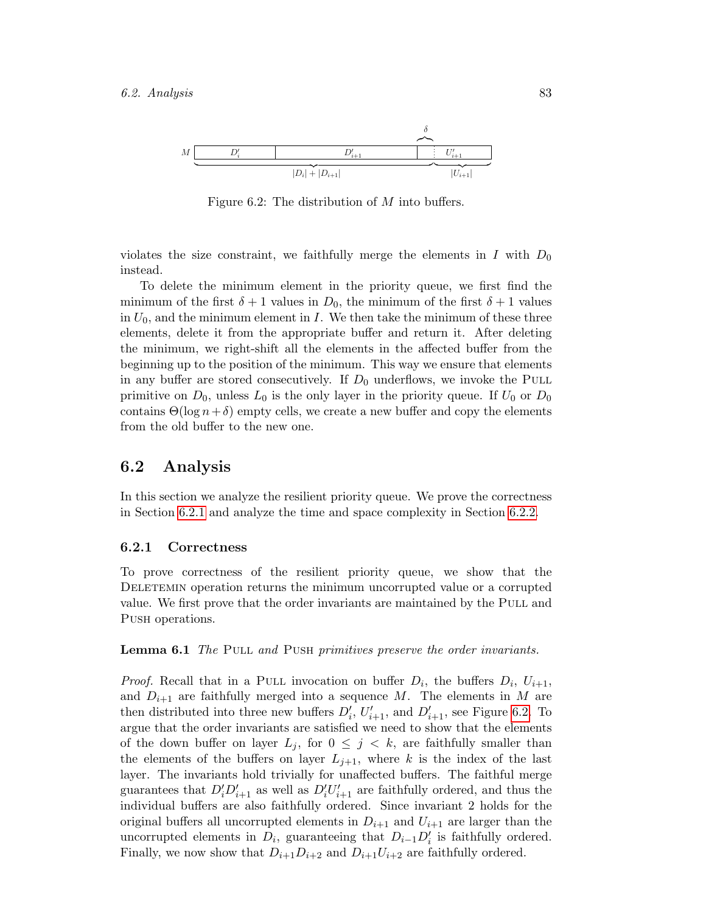Figure 6.2: The distribution of $M$ into buffers.

violates the size constraint, we faithfully merge the elements in $I$ with $D_0$ instead.

To delete the minimum element in the priority queue, we first find the minimum of the first $\delta + 1$ values in $D_0$, the minimum of the first $\delta + 1$ values in $U_0$, and the minimum element in $I$. We then take the minimum of these three elements, delete it from the appropriate buffer and return it. After deleting the minimum, we right-shift all the elements in the affected buffer from the beginning up to the position of the minimum. This way we ensure that elements in any buffer are stored consecutively. If $D_0$ underflows, we invoke the Pull primitive on $D_0$, unless $L_0$ is the only layer in the priority queue. If $U_0$ or $D_0$ contains $\Theta(\log n + \delta)$ empty cells, we create a new buffer and copy the elements from the old buffer to the new one.

## 6.2 Analysis

In this section we analyze the resilient priority queue. We prove the correctness in Section 6.2.1 and analyze the time and space complexity in Section 6.2.2.

### 6.2.1 Correctness

To prove correctness of the resilient priority queue, we show that the DeleteMin operation returns the minimum uncorrupted value or a corrupted value. We first prove that the order invariants are maintained by the Pull and Push operations.

**Lemma 6.1** *The* Pull *and* Push *primitives preserve the order invariants.*

*Proof.* Recall that in a Pull invocation on buffer $D_i$, the buffers $D_i$, $U_{i+1}$, and $D_{i+1}$ are faithfully merged into a sequence $M$. The elements in $M$ are then distributed into three new buffers $D'_i$, $U'_{i+1}$, and $D'_{i+1}$, see Figure 6.2. To argue that the order invariants are satisfied we need to show that the elements of the down buffer on layer $L_j$, for $0 \leq j < k$, are faithfully smaller than the elements of the buffers on layer $L_{j+1}$, where $k$ is the index of the last layer. The invariants hold trivially for unaffected buffers. The faithful merge guarantees that $D'_i D'_{i+1}$ as well as $D'_i U'_{i+1}$ are faithfully ordered, and thus the individual buffers are also faithfully ordered. Since invariant 2 holds for the original buffers all uncorrupted elements in $D_{i+1}$ and $U_{i+1}$ are larger than the uncorrupted elements in $D_i$, guaranteeing that $D_{i-1} D'_i$ is faithfully ordered. Finally, we now show that $D_{i+1} D_{i+2}$ and $D_{i+1} U_{i+2}$ are faithfully ordered.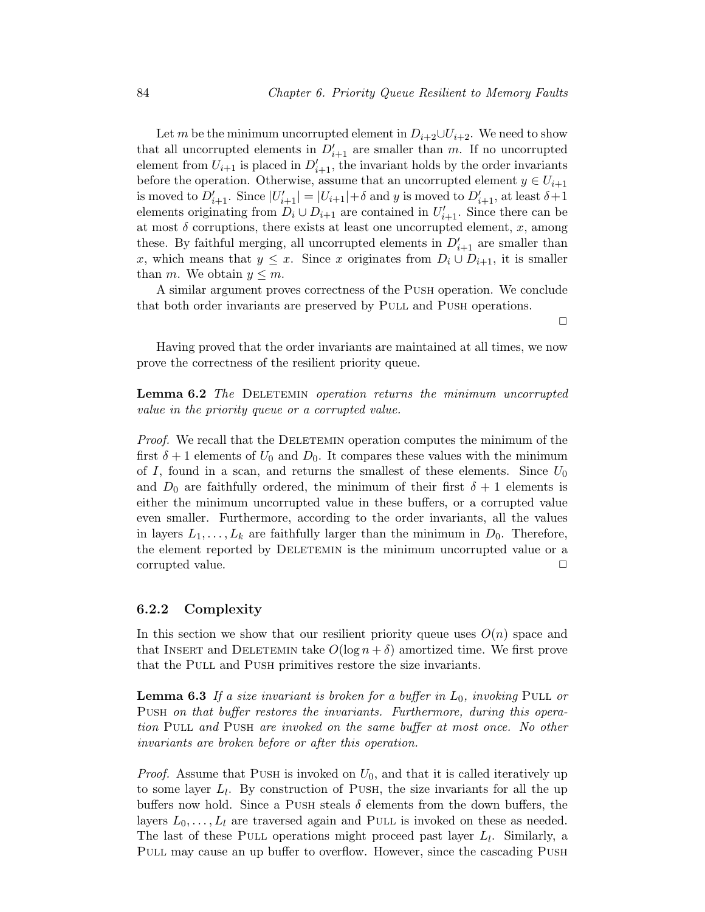Let $m$ be the minimum uncorrupted element in $D_{i+2} \cup U_{i+2}$. We need to show that all uncorrupted elements in $D'_{i+1}$ are smaller than $m$. If no uncorrupted element from $U_{i+1}$ is placed in $D'_{i+1}$, the invariant holds by the order invariants before the operation. Otherwise, assume that an uncorrupted element $y \in U_{i+1}$ is moved to $D'_{i+1}$. Since $|U'_{i+1}| = |U_{i+1}| + \delta$ and $y$ is moved to $D'_{i+1}$, at least $\delta + 1$ elements originating from $D_i \cup D_{i+1}$ are contained in $U'_{i+1}$. Since there can be at most $\delta$ corruptions, there exists at least one uncorrupted element, $x$, among these. By faithful merging, all uncorrupted elements in $D'_{i+1}$ are smaller than $x$, which means that $y \leq x$. Since $x$ originates from $D_i \cup D_{i+1}$, it is smaller than $m$. We obtain $y \leq m$.

A similar argument proves correctness of the Push operation. We conclude that both order invariants are preserved by Pull and Push operations.

□

Having proved that the order invariants are maintained at all times, we now prove the correctness of the resilient priority queue.

**Lemma 6.2** *The* Deletemin *operation returns the minimum uncorrupted value in the priority queue or a corrupted value.*

*Proof.* We recall that the Deletemin operation computes the minimum of the first $\delta + 1$ elements of $U_0$ and $D_0$. It compares these values with the minimum of $I$, found in a scan, and returns the smallest of these elements. Since $U_0$ and $D_0$ are faithfully ordered, the minimum of their first $\delta + 1$ elements is either the minimum uncorrupted value in these buffers, or a corrupted value even smaller. Furthermore, according to the order invariants, all the values in layers $L_1, \ldots, L_k$ are faithfully larger than the minimum in $D_0$. Therefore, the element reported by Deletemin is the minimum uncorrupted value or a corrupted value. □

### 6.2.2 Complexity

In this section we show that our resilient priority queue uses $O(n)$ space and that Insert and Deletemin take $O(\log n + \delta)$ amortized time. We first prove that the Pull and Push primitives restore the size invariants.

**Lemma 6.3** *If a size invariant is broken for a buffer in $L_0$, invoking* Pull *or* Push *on that buffer restores the invariants. Furthermore, during this operation* Pull *and* Push *are invoked on the same buffer at most once. No other invariants are broken before or after this operation.*

*Proof.* Assume that Push is invoked on $U_0$, and that it is called iteratively up to some layer $L_l$. By construction of Push, the size invariants for all the up buffers now hold. Since a Push steals $\delta$ elements from the down buffers, the layers $L_0, \ldots, L_l$ are traversed again and Pull is invoked on these as needed. The last of these Pull operations might proceed past layer $L_l$. Similarly, a Pull may cause an up buffer to overflow. However, since the cascading Push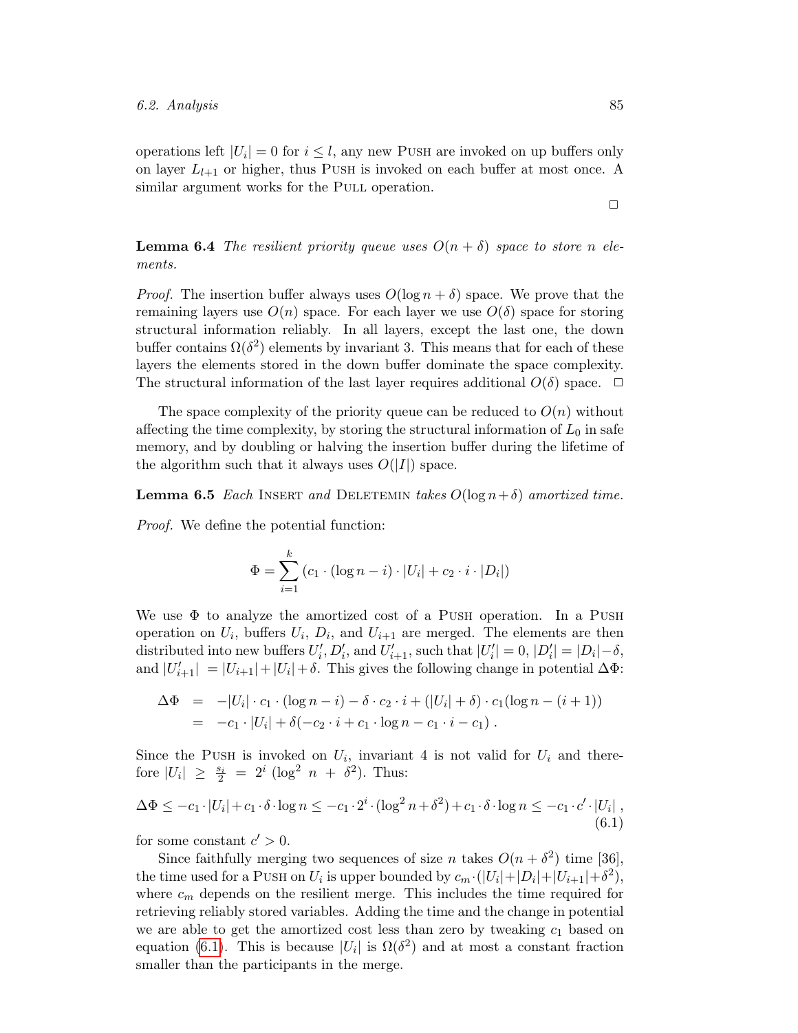operations left $|U_i| = 0$ for $i \leq l$, any new Push are invoked on up buffers only on layer $L_{l+1}$ or higher, thus Push is invoked on each buffer at most once. A similar argument works for the Pull operation.

□

**Lemma 6.4** *The resilient priority queue uses $O(n + \delta)$ space to store $n$ elements.*

*Proof.* The insertion buffer always uses $O(\log n + \delta)$ space. We prove that the remaining layers use $O(n)$ space. For each layer we use $O(\delta)$ space for storing structural information reliably. In all layers, except the last one, the down buffer contains $\Omega(\delta^2)$ elements by invariant 3. This means that for each of these layers the elements stored in the down buffer dominate the space complexity. The structural information of the last layer requires additional $O(\delta)$ space. □

The space complexity of the priority queue can be reduced to $O(n)$ without affecting the time complexity, by storing the structural information of $L_0$ in safe memory, and by doubling or halving the insertion buffer during the lifetime of the algorithm such that it always uses $O(|I|)$ space.

**Lemma 6.5** *Each* Insert *and* DeleteMin *takes $O(\log n + \delta)$ amortized time.*

*Proof.* We define the potential function:

$$\Phi = \sum_{i=1}^{k} \left( c_1 \cdot (\log n - i) \cdot |U_i| + c_2 \cdot i \cdot |D_i| \right)$$

We use $\Phi$ to analyze the amortized cost of a Push operation. In a Push operation on $U_i$, buffers $U_i$, $D_i$, and $U_{i+1}$ are merged. The elements are then distributed into new buffers $U'_i$, $D'_i$, and $U'_{i+1}$, such that $|U'_i| = 0$, $|D'_i| = |D_i| - \delta$, and $|U'_{i+1}| = |U_{i+1}| + |U_i| + \delta$. This gives the following change in potential $\Delta\Phi$:

$$\begin{aligned}
\Delta\Phi &= -|U_i| \cdot c_1 \cdot (\log n - i) - \delta \cdot c_2 \cdot i + (|U_i| + \delta) \cdot c_1 (\log n - (i+1)) \\
&= -c_1 \cdot |U_i| + \delta(-c_2 \cdot i + c_1 \cdot \log n - c_1 \cdot i - c_1) \ .
\end{aligned}$$

Since the Push is invoked on $U_i$, invariant 4 is not valid for $U_i$ and therefore $|U_i| \geq \frac{s_i}{2} = 2^i (\log^2 n + \delta^2)$. Thus:

$$\Delta\Phi \leq -c_1 \cdot |U_i| + c_1 \cdot \delta \cdot \log n \leq -c_1 \cdot 2^i \cdot (\log^2 n + \delta^2) + c_1 \cdot \delta \cdot \log n \leq -c_1 \cdot c' \cdot |U_i| \ , \quad (6.1)$$

for some constant $c' > 0$.

Since faithfully merging two sequences of size $n$ takes $O(n + \delta^2)$ time [36], the time used for a Push on $U_i$ is upper bounded by $c_m \cdot (|U_i| + |D_i| + |U_{i+1}| + \delta^2)$, where $c_m$ depends on the resilient merge. This includes the time required for retrieving reliably stored variables. Adding the time and the change in potential we are able to get the amortized cost less than zero by tweaking $c_1$ based on equation (6.1). This is because $|U_i|$ is $\Omega(\delta^2)$ and at most a constant fraction smaller than the participants in the merge.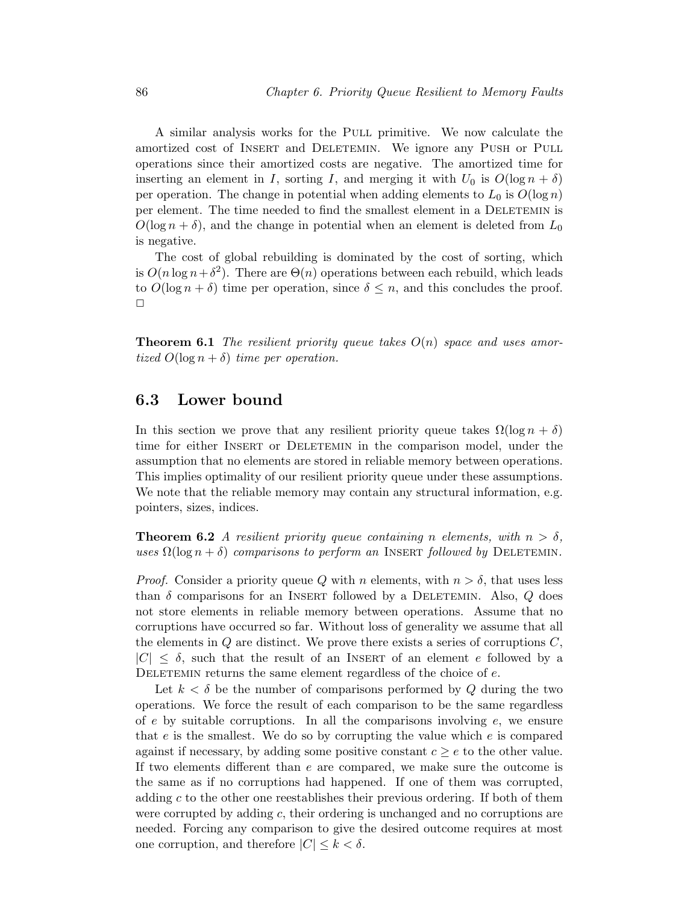A similar analysis works for the Pull primitive. We now calculate the amortized cost of Insert and Deletemin. We ignore any Push or Pull operations since their amortized costs are negative. The amortized time for inserting an element in $I$, sorting $I$, and merging it with $U_0$ is $O(\log n + \delta)$ per operation. The change in potential when adding elements to $L_0$ is $O(\log n)$ per element. The time needed to find the smallest element in a Deletemin is $O(\log n + \delta)$, and the change in potential when an element is deleted from $L_0$ is negative.

The cost of global rebuilding is dominated by the cost of sorting, which is $O(n \log n + \delta^2)$. There are $\Theta(n)$ operations between each rebuild, which leads to $O(\log n + \delta)$ time per operation, since $\delta \leq n$, and this concludes the proof. □

**Theorem 6.1** *The resilient priority queue takes $O(n)$ space and uses amortized $O(\log n + \delta)$ time per operation.*

## 6.3 Lower bound

In this section we prove that any resilient priority queue takes $\Omega(\log n + \delta)$ time for either Insert or Deletemin in the comparison model, under the assumption that no elements are stored in reliable memory between operations. This implies optimality of our resilient priority queue under these assumptions. We note that the reliable memory may contain any structural information, e.g. pointers, sizes, indices.

**Theorem 6.2** *A resilient priority queue containing $n$ elements, with $n > \delta$, uses $\Omega(\log n + \delta)$ comparisons to perform an* Insert *followed by* Deletemin.

*Proof.* Consider a priority queue $Q$ with $n$ elements, with $n > \delta$, that uses less than $\delta$ comparisons for an Insert followed by a Deletemin. Also, $Q$ does not store elements in reliable memory between operations. Assume that no corruptions have occurred so far. Without loss of generality we assume that all the elements in $Q$ are distinct. We prove there exists a series of corruptions $C$, $|C| \leq \delta$, such that the result of an Insert of an element $e$ followed by a Deletemin returns the same element regardless of the choice of $e$.

Let $k < \delta$ be the number of comparisons performed by $Q$ during the two operations. We force the result of each comparison to be the same regardless of $e$ by suitable corruptions. In all the comparisons involving $e$, we ensure that $e$ is the smallest. We do so by corrupting the value which $e$ is compared against if necessary, by adding some positive constant $c \geq e$ to the other value. If two elements different than $e$ are compared, we make sure the outcome is the same as if no corruptions had happened. If one of them was corrupted, adding $c$ to the other one reestablishes their previous ordering. If both of them were corrupted by adding $c$, their ordering is unchanged and no corruptions are needed. Forcing any comparison to give the desired outcome requires at most one corruption, and therefore $|C| \leq k < \delta$.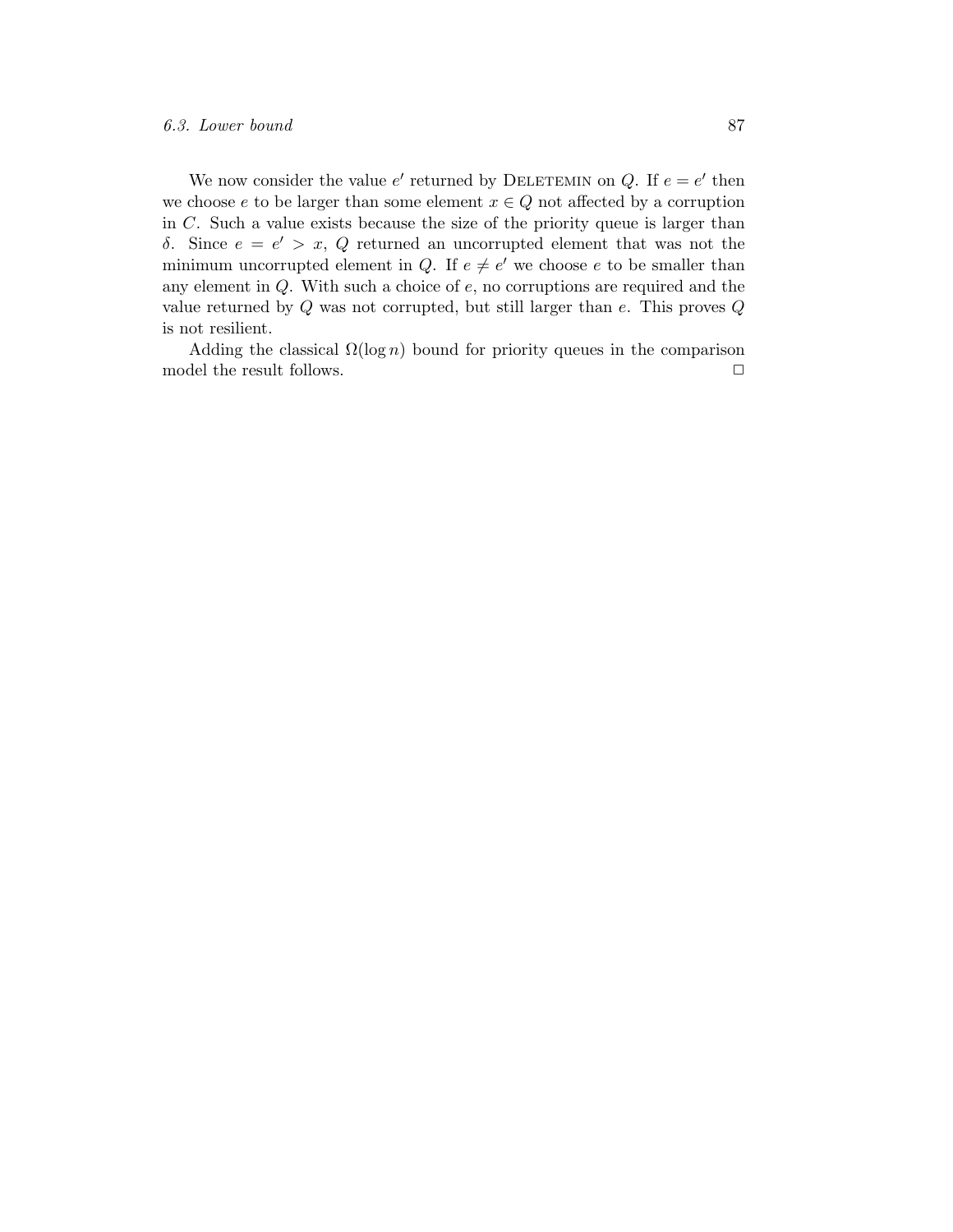We now consider the value $e'$ returned by DELETEMIN on $Q$. If $e = e'$ then we choose $e$ to be larger than some element $x \in Q$ not affected by a corruption in $C$. Such a value exists because the size of the priority queue is larger than $\delta$. Since $e = e' > x$, $Q$ returned an uncorrupted element that was not the minimum uncorrupted element in $Q$. If $e \neq e'$ we choose $e$ to be smaller than any element in $Q$. With such a choice of $e$, no corruptions are required and the value returned by $Q$ was not corrupted, but still larger than $e$. This proves $Q$ is not resilient.

Adding the classical $\Omega(\log n)$ bound for priority queues in the comparison model the result follows. $\square$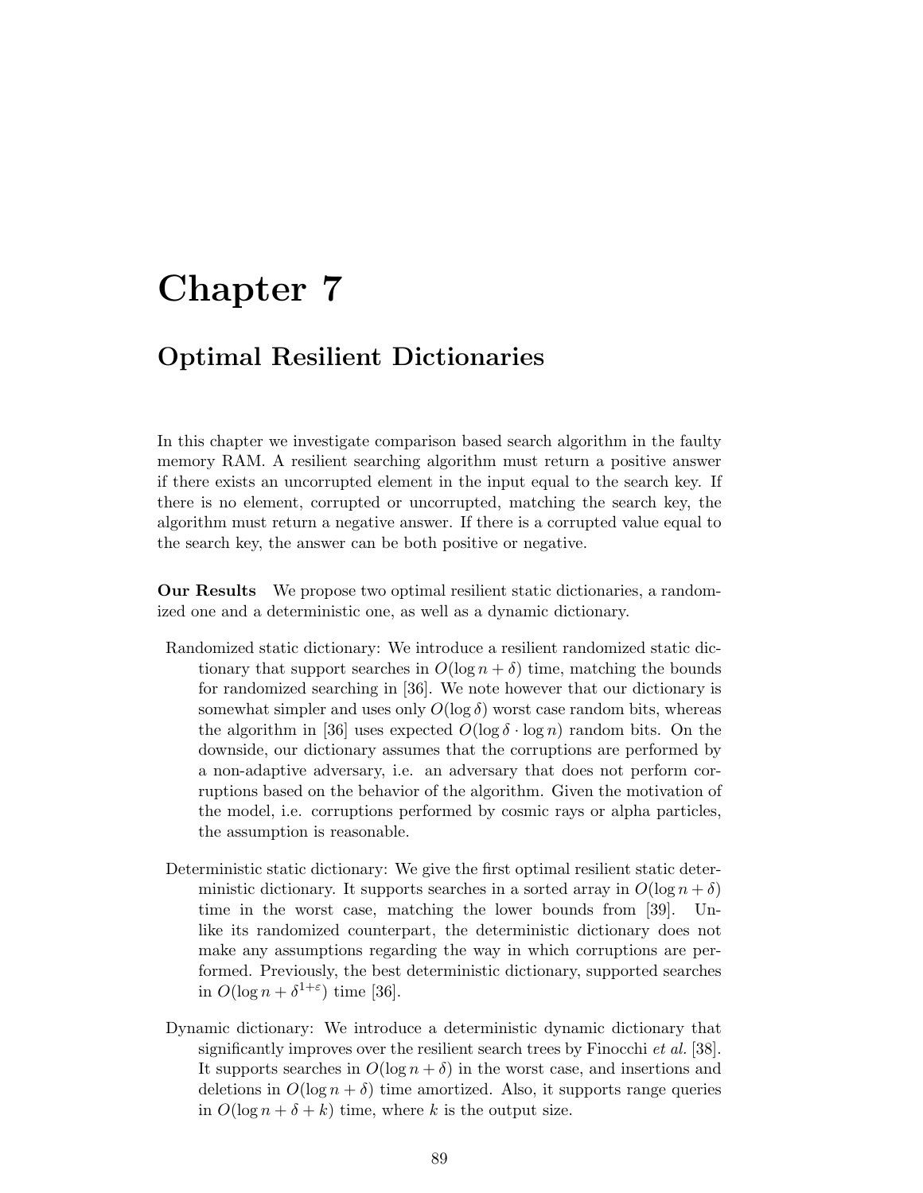# Chapter 7

## Optimal Resilient Dictionaries

In this chapter we investigate comparison based search algorithm in the faulty memory RAM. A resilient searching algorithm must return a positive answer if there exists an uncorrupted element in the input equal to the search key. If there is no element, corrupted or uncorrupted, matching the search key, the algorithm must return a negative answer. If there is a corrupted value equal to the search key, the answer can be both positive or negative.

**Our Results** We propose two optimal resilient static dictionaries, a randomized one and a deterministic one, as well as a dynamic dictionary.

Randomized static dictionary: We introduce a resilient randomized static dictionary that support searches in $O(\log n + \delta)$ time, matching the bounds for randomized searching in [36]. We note however that our dictionary is somewhat simpler and uses only $O(\log \delta)$ worst case random bits, whereas the algorithm in [36] uses expected $O(\log \delta \cdot \log n)$ random bits. On the downside, our dictionary assumes that the corruptions are performed by a non-adaptive adversary, i.e. an adversary that does not perform corruptions based on the behavior of the algorithm. Given the motivation of the model, i.e. corruptions performed by cosmic rays or alpha particles, the assumption is reasonable.

Deterministic static dictionary: We give the first optimal resilient static deterministic dictionary. It supports searches in a sorted array in $O(\log n + \delta)$ time in the worst case, matching the lower bounds from [39]. Unlike its randomized counterpart, the deterministic dictionary does not make any assumptions regarding the way in which corruptions are performed. Previously, the best deterministic dictionary, supported searches in $O(\log n + \delta^{1+\varepsilon})$ time [36].

Dynamic dictionary: We introduce a deterministic dynamic dictionary that significantly improves over the resilient search trees by Finocchi *et al.* [38]. It supports searches in $O(\log n + \delta)$ in the worst case, and insertions and deletions in $O(\log n + \delta)$ time amortized. Also, it supports range queries in $O(\log n + \delta + k)$ time, where $k$ is the output size.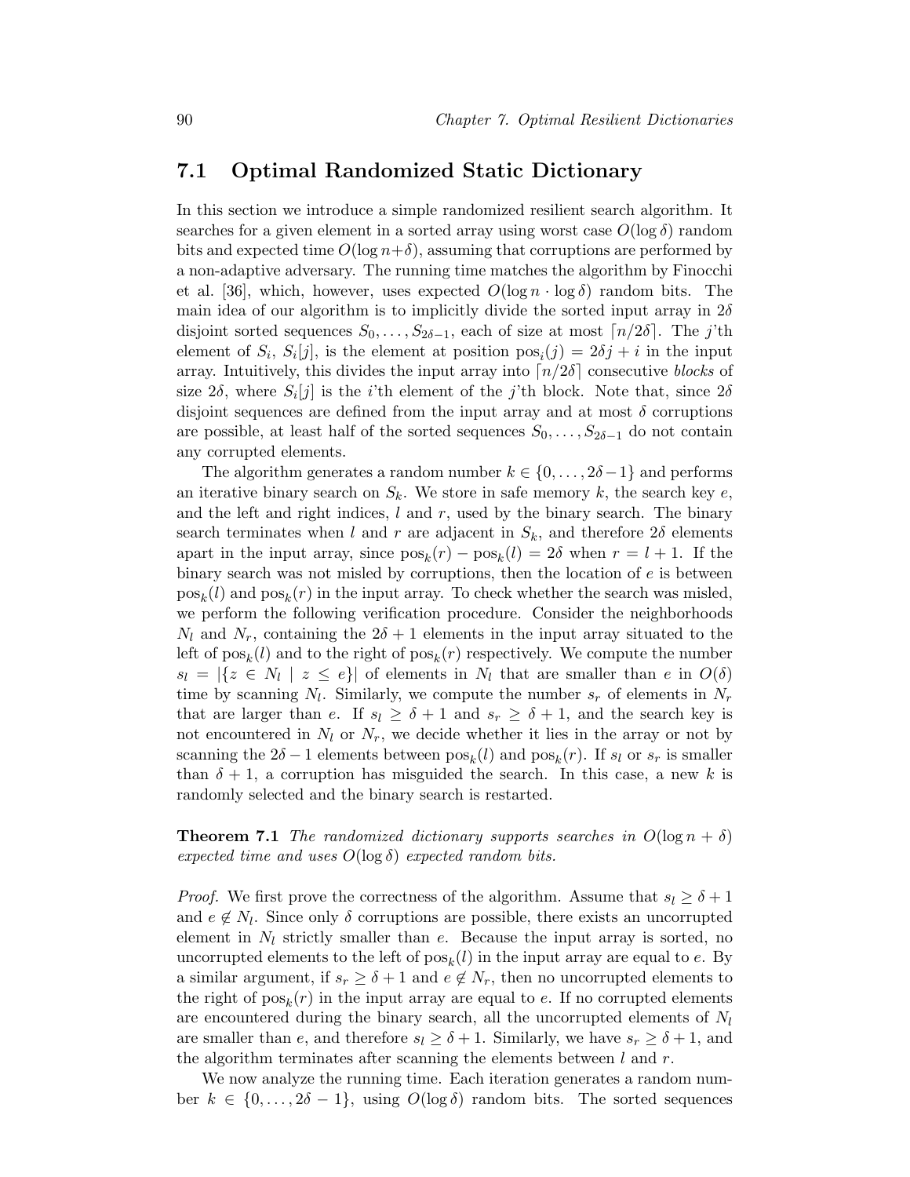## 7.1 Optimal Randomized Static Dictionary

In this section we introduce a simple randomized resilient search algorithm. It searches for a given element in a sorted array using worst case $O(\log \delta)$ random bits and expected time $O(\log n + \delta)$, assuming that corruptions are performed by a non-adaptive adversary. The running time matches the algorithm by Finocchi et al. [36], which, however, uses expected $O(\log n \cdot \log \delta)$ random bits. The main idea of our algorithm is to implicitly divide the sorted input array in $2\delta$ disjoint sorted sequences $S_0, \ldots, S_{2\delta-1}$, each of size at most $\lceil n/2\delta \rceil$. The $j$'th element of $S_i$, $S_i[j]$, is the element at position $\text{pos}_i(j) = 2\delta j + i$ in the input array. Intuitively, this divides the input array into $\lceil n/2\delta \rceil$ consecutive *blocks* of size $2\delta$, where $S_i[j]$ is the $i$'th element of the $j$'th block. Note that, since $2\delta$ disjoint sequences are defined from the input array and at most $\delta$ corruptions are possible, at least half of the sorted sequences $S_0, \ldots, S_{2\delta-1}$ do not contain any corrupted elements.

The algorithm generates a random number $k \in \{0, \ldots, 2\delta - 1\}$ and performs an iterative binary search on $S_k$. We store in safe memory $k$, the search key $e$, and the left and right indices, $l$ and $r$, used by the binary search. The binary search terminates when $l$ and $r$ are adjacent in $S_k$, and therefore $2\delta$ elements apart in the input array, since $\text{pos}_k(r) - \text{pos}_k(l) = 2\delta$ when $r = l + 1$. If the binary search was not misled by corruptions, then the location of $e$ is between $\text{pos}_k(l)$ and $\text{pos}_k(r)$ in the input array. To check whether the search was misled, we perform the following verification procedure. Consider the neighborhoods $N_l$ and $N_r$, containing the $2\delta + 1$ elements in the input array situated to the left of $\text{pos}_k(l)$ and to the right of $\text{pos}_k(r)$ respectively. We compute the number $s_l = |\{z \in N_l \mid z \leq e\}|$ of elements in $N_l$ that are smaller than $e$ in $O(\delta)$ time by scanning $N_l$. Similarly, we compute the number $s_r$ of elements in $N_r$ that are larger than $e$. If $s_l \geq \delta + 1$ and $s_r \geq \delta + 1$, and the search key is not encountered in $N_l$ or $N_r$, we decide whether it lies in the array or not by scanning the $2\delta - 1$ elements between $\text{pos}_k(l)$ and $\text{pos}_k(r)$. If $s_l$ or $s_r$ is smaller than $\delta + 1$, a corruption has misguided the search. In this case, a new $k$ is randomly selected and the binary search is restarted.

**Theorem 7.1** *The randomized dictionary supports searches in $O(\log n + \delta)$ expected time and uses $O(\log \delta)$ expected random bits.*

*Proof.* We first prove the correctness of the algorithm. Assume that $s_l \geq \delta + 1$ and $e \notin N_l$. Since only $\delta$ corruptions are possible, there exists an uncorrupted element in $N_l$ strictly smaller than $e$. Because the input array is sorted, no uncorrupted elements to the left of $\text{pos}_k(l)$ in the input array are equal to $e$. By a similar argument, if $s_r \geq \delta + 1$ and $e \notin N_r$, then no uncorrupted elements to the right of $\text{pos}_k(r)$ in the input array are equal to $e$. If no corrupted elements are encountered during the binary search, all the uncorrupted elements of $N_l$ are smaller than $e$, and therefore $s_l \geq \delta + 1$. Similarly, we have $s_r \geq \delta + 1$, and the algorithm terminates after scanning the elements between $l$ and $r$.

We now analyze the running time. Each iteration generates a random number $k \in \{0, \ldots, 2\delta - 1\}$, using $O(\log \delta)$ random bits. The sorted sequences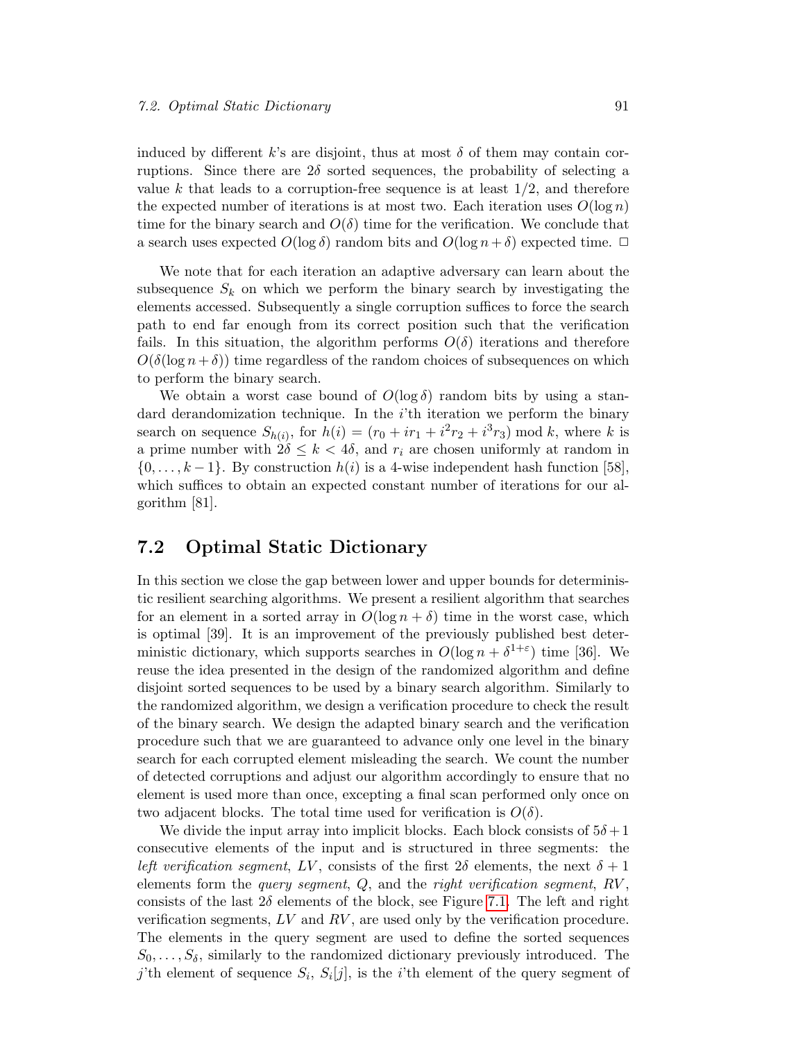induced by different $k$'s are disjoint, thus at most $\delta$ of them may contain corruptions. Since there are $2\delta$ sorted sequences, the probability of selecting a value $k$ that leads to a corruption-free sequence is at least $1/2$, and therefore the expected number of iterations is at most two. Each iteration uses $O(\log n)$ time for the binary search and $O(\delta)$ time for the verification. We conclude that a search uses expected $O(\log \delta)$ random bits and $O(\log n + \delta)$ expected time. □

We note that for each iteration an adaptive adversary can learn about the subsequence $S_k$ on which we perform the binary search by investigating the elements accessed. Subsequently a single corruption suffices to force the search path to end far enough from its correct position such that the verification fails. In this situation, the algorithm performs $O(\delta)$ iterations and therefore $O(\delta(\log n + \delta))$ time regardless of the random choices of subsequences on which to perform the binary search.

We obtain a worst case bound of $O(\log \delta)$ random bits by using a standard derandomization technique. In the $i$'th iteration we perform the binary search on sequence $S_{h(i)}$, for $h(i) = (r_0 + ir_1 + i^2 r_2 + i^3 r_3) \bmod k$, where $k$ is a prime number with $2\delta \leq k < 4\delta$, and $r_i$ are chosen uniformly at random in $\{0, \ldots, k-1\}$. By construction $h(i)$ is a 4-wise independent hash function [58], which suffices to obtain an expected constant number of iterations for our algorithm [81].

## 7.2 Optimal Static Dictionary

In this section we close the gap between lower and upper bounds for deterministic resilient searching algorithms. We present a resilient algorithm that searches for an element in a sorted array in $O(\log n + \delta)$ time in the worst case, which is optimal [39]. It is an improvement of the previously published best deterministic dictionary, which supports searches in $O(\log n + \delta^{1+\varepsilon})$ time [36]. We reuse the idea presented in the design of the randomized algorithm and define disjoint sorted sequences to be used by a binary search algorithm. Similarly to the randomized algorithm, we design a verification procedure to check the result of the binary search. We design the adapted binary search and the verification procedure such that we are guaranteed to advance only one level in the binary search for each corrupted element misleading the search. We count the number of detected corruptions and adjust our algorithm accordingly to ensure that no element is used more than once, excepting a final scan performed only once on two adjacent blocks. The total time used for verification is $O(\delta)$.

We divide the input array into implicit blocks. Each block consists of $5\delta + 1$ consecutive elements of the input and is structured in three segments: the *left verification segment*, $LV$, consists of the first $2\delta$ elements, the next $\delta + 1$ elements form the *query segment*, $Q$, and the *right verification segment*, $RV$, consists of the last $2\delta$ elements of the block, see Figure 7.1. The left and right verification segments, $LV$ and $RV$, are used only by the verification procedure. The elements in the query segment are used to define the sorted sequences $S_0, \ldots, S_\delta$, similarly to the randomized dictionary previously introduced. The $j$'th element of sequence $S_i$, $S_i[j]$, is the $i$'th element of the query segment of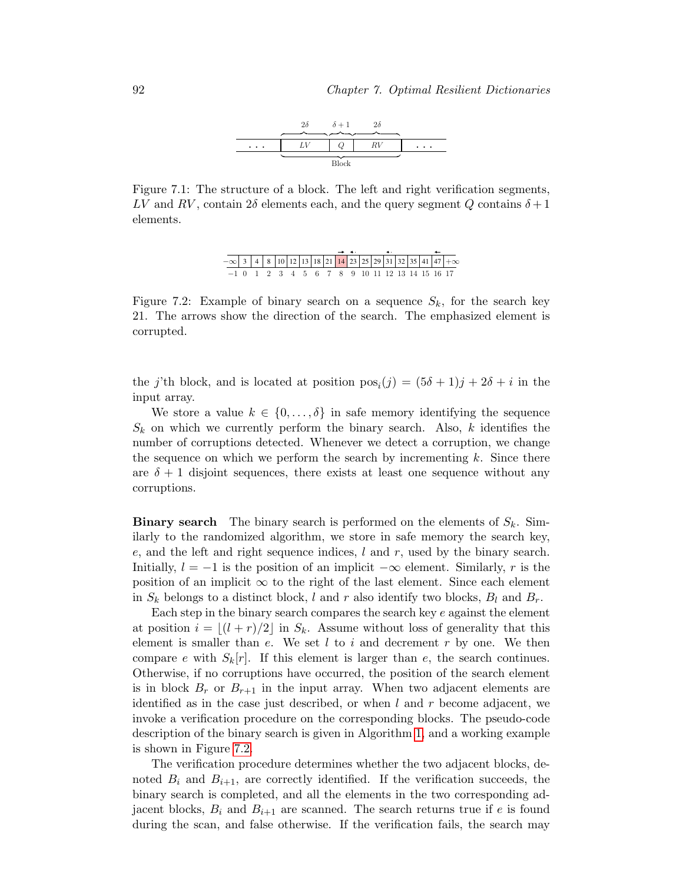Figure 7.1: The structure of a block. The left and right verification segments, $LV$ and $RV$, contain $2\delta$ elements each, and the query segment $Q$ contains $\delta+1$ elements.

Figure 7.2: Example of binary search on a sequence $S_k$, for the search key 21. The arrows show the direction of the search. The emphasized element is corrupted.

the $j$'th block, and is located at position $\text{pos}_i(j) = (5\delta+1)j + 2\delta + i$ in the input array.

We store a value $k \in \{0, \ldots, \delta\}$ in safe memory identifying the sequence $S_k$ on which we currently perform the binary search. Also, $k$ identifies the number of corruptions detected. Whenever we detect a corruption, we change the sequence on which we perform the search by incrementing $k$. Since there are $\delta+1$ disjoint sequences, there exists at least one sequence without any corruptions.

**Binary search** The binary search is performed on the elements of $S_k$. Similarly to the randomized algorithm, we store in safe memory the search key, $e$, and the left and right sequence indices, $l$ and $r$, used by the binary search. Initially, $l = -1$ is the position of an implicit $-\infty$ element. Similarly, $r$ is the position of an implicit $\infty$ to the right of the last element. Since each element in $S_k$ belongs to a distinct block, $l$ and $r$ also identify two blocks, $B_l$ and $B_r$.

Each step in the binary search compares the search key $e$ against the element at position $i = \lfloor (l+r)/2 \rfloor$ in $S_k$. Assume without loss of generality that this element is smaller than $e$. We set $l$ to $i$ and decrement $r$ by one. We then compare $e$ with $S_k[r]$. If this element is larger than $e$, the search continues. Otherwise, if no corruptions have occurred, the position of the search element is in block $B_r$ or $B_{r+1}$ in the input array. When two adjacent elements are identified as in the case just described, or when $l$ and $r$ become adjacent, we invoke a verification procedure on the corresponding blocks. The pseudo-code description of the binary search is given in Algorithm 1, and a working example is shown in Figure 7.2.

The verification procedure determines whether the two adjacent blocks, denoted $B_i$ and $B_{i+1}$, are correctly identified. If the verification succeeds, the binary search is completed, and all the elements in the two corresponding adjacent blocks, $B_i$ and $B_{i+1}$ are scanned. The search returns true if $e$ is found during the scan, and false otherwise. If the verification fails, the search may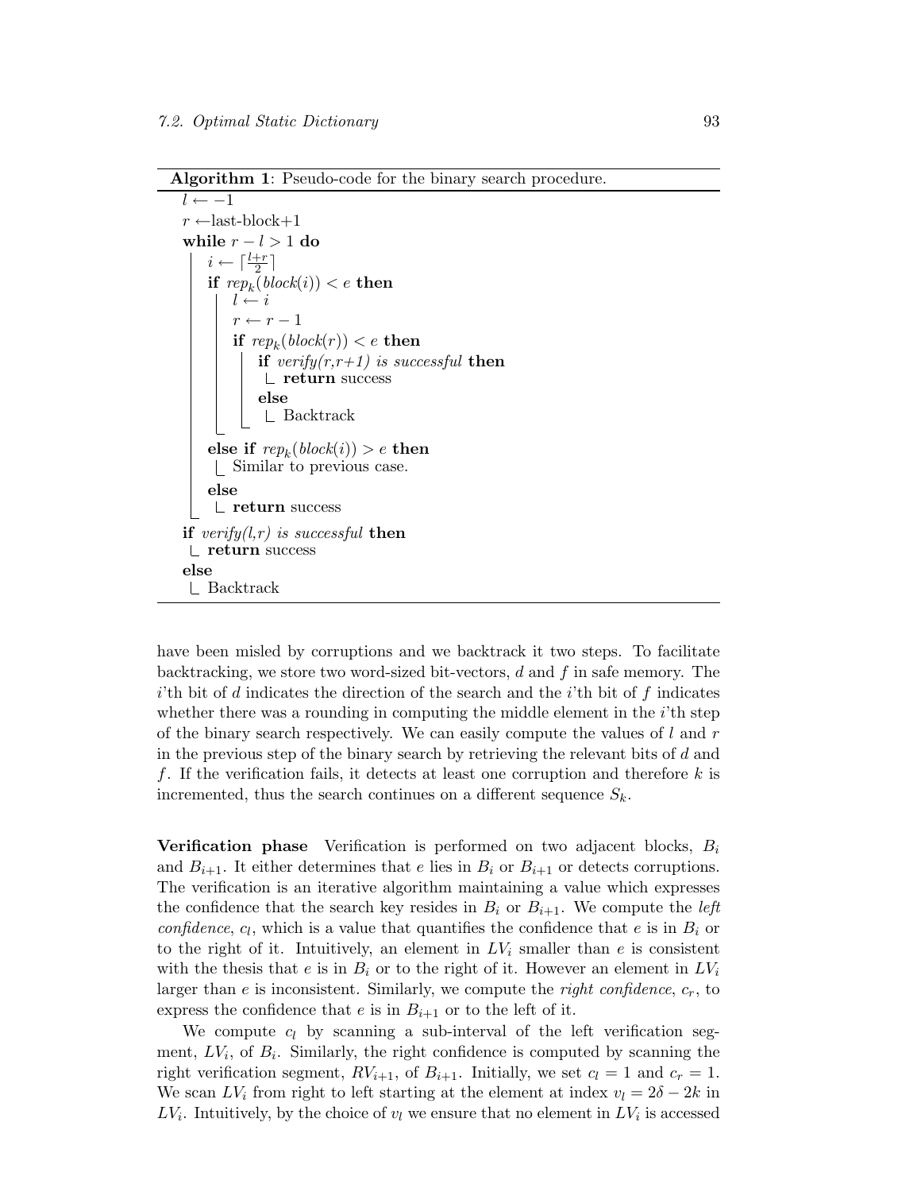**Algorithm 1**: Pseudo-code for the binary search procedure.

```
l ← −1
r ← last-block+1
while r − l > 1 do
    i ← ⌈(l+r)/2⌉
    if rep_k(block(i)) < e then
        l ← i
        r ← r − 1
        if rep_k(block(r)) < e then
            if verify(r,r+1) is successful then
                return success
            else
                Backtrack
    else if rep_k(block(i)) > e then
        Similar to previous case.
    else
        return success
if verify(l,r) is successful then
    return success
else
    Backtrack
```

have been misled by corruptions and we backtrack it two steps. To facilitate backtracking, we store two word-sized bit-vectors, $d$ and $f$ in safe memory. The $i$'th bit of $d$ indicates the direction of the search and the $i$'th bit of $f$ indicates whether there was a rounding in computing the middle element in the $i$'th step of the binary search respectively. We can easily compute the values of $l$ and $r$ in the previous step of the binary search by retrieving the relevant bits of $d$ and $f$. If the verification fails, it detects at least one corruption and therefore $k$ is incremented, thus the search continues on a different sequence $S_k$.

**Verification phase** Verification is performed on two adjacent blocks, $B_i$ and $B_{i+1}$. It either determines that $e$ lies in $B_i$ or $B_{i+1}$ or detects corruptions. The verification is an iterative algorithm maintaining a value which expresses the confidence that the search key resides in $B_i$ or $B_{i+1}$. We compute the *left confidence*, $c_l$, which is a value that quantifies the confidence that $e$ is in $B_i$ or to the right of it. Intuitively, an element in $LV_i$ smaller than $e$ is consistent with the thesis that $e$ is in $B_i$ or to the right of it. However an element in $LV_i$ larger than $e$ is inconsistent. Similarly, we compute the *right confidence*, $c_r$, to express the confidence that $e$ is in $B_{i+1}$ or to the left of it.

We compute $c_l$ by scanning a sub-interval of the left verification segment, $LV_i$, of $B_i$. Similarly, the right confidence is computed by scanning the right verification segment, $RV_{i+1}$, of $B_{i+1}$. Initially, we set $c_l = 1$ and $c_r = 1$. We scan $LV_i$ from right to left starting at the element at index $v_l = 2\delta - 2k$ in $LV_i$. Intuitively, by the choice of $v_l$ we ensure that no element in $LV_i$ is accessed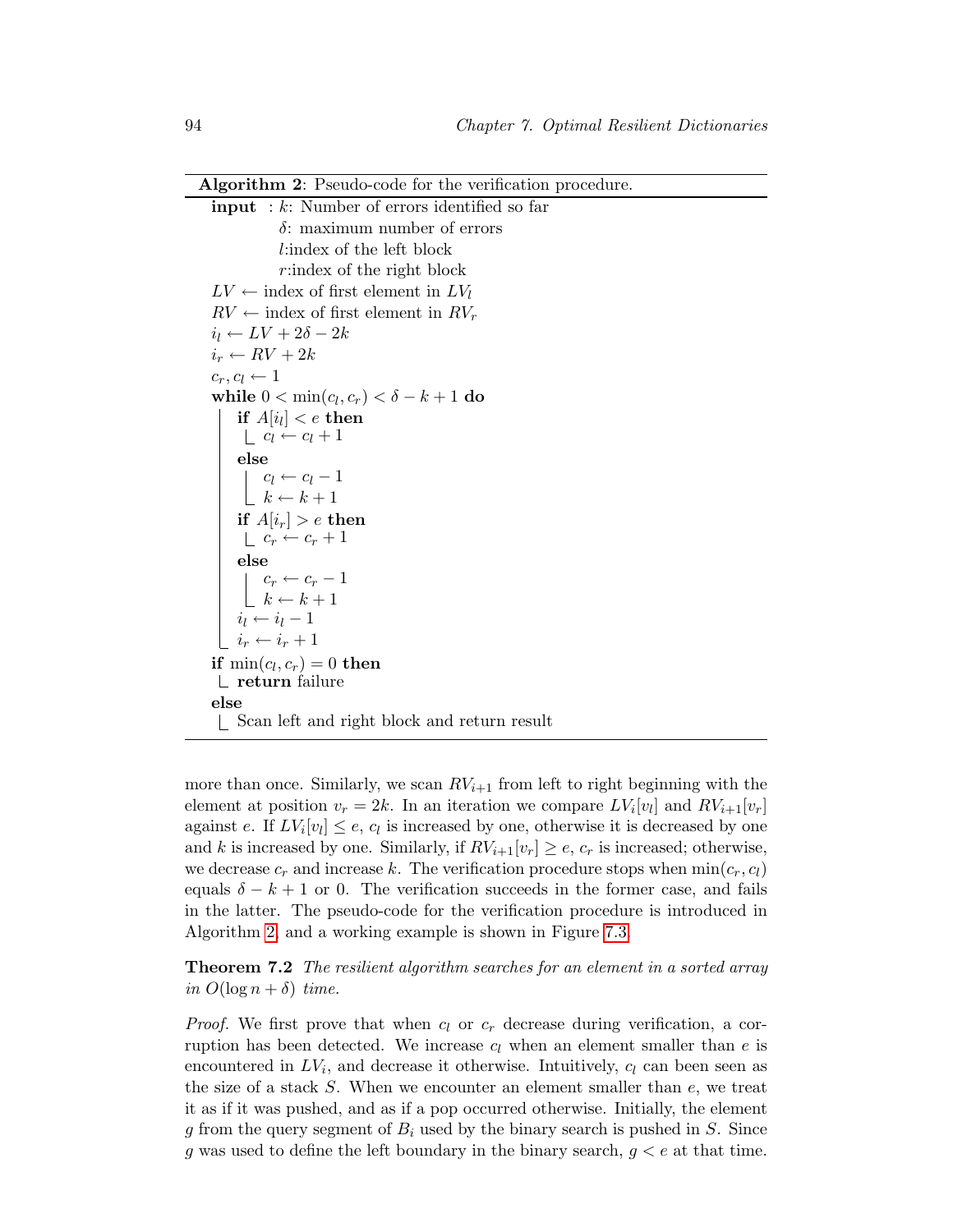**Algorithm 2**: Pseudo-code for the verification procedure.

```
input  : k: Number of errors identified so far
         δ: maximum number of errors
         l: index of the left block
         r: index of the right block
LV ← index of first element in LV_l
RV ← index of first element in RV_r
i_l ← LV + 2δ − 2k
i_r ← RV + 2k
c_r, c_l ← 1
while 0 < min(c_l, c_r) < δ − k + 1 do
    if A[i_l] < e then
        c_l ← c_l + 1
    else
        c_l ← c_l − 1
        k ← k + 1
    if A[i_r] > e then
        c_r ← c_r + 1
    else
        c_r ← c_r − 1
        k ← k + 1
    i_l ← i_l − 1
    i_r ← i_r + 1
if min(c_l, c_r) = 0 then
    return failure
else
    Scan left and right block and return result
```

more than once. Similarly, we scan $RV_{i+1}$ from left to right beginning with the element at position $v_r = 2k$. In an iteration we compare $LV_i[v_l]$ and $RV_{i+1}[v_r]$ against $e$. If $LV_i[v_l] \le e$, $c_l$ is increased by one, otherwise it is decreased by one and $k$ is increased by one. Similarly, if $RV_{i+1}[v_r] \ge e$, $c_r$ is increased; otherwise, we decrease $c_r$ and increase $k$. The verification procedure stops when $\min(c_r, c_l)$ equals $\delta - k + 1$ or 0. The verification succeeds in the former case, and fails in the latter. The pseudo-code for the verification procedure is introduced in Algorithm 2, and a working example is shown in Figure 7.3.

**Theorem 7.2** *The resilient algorithm searches for an element in a sorted array in $O(\log n + \delta)$ time.*

*Proof.* We first prove that when $c_l$ or $c_r$ decrease during verification, a corruption has been detected. We increase $c_l$ when an element smaller than $e$ is encountered in $LV_i$, and decrease it otherwise. Intuitively, $c_l$ can been seen as the size of a stack $S$. When we encounter an element smaller than $e$, we treat it as if it was pushed, and as if a pop occurred otherwise. Initially, the element $g$ from the query segment of $B_i$ used by the binary search is pushed in $S$. Since $g$ was used to define the left boundary in the binary search, $g < e$ at that time.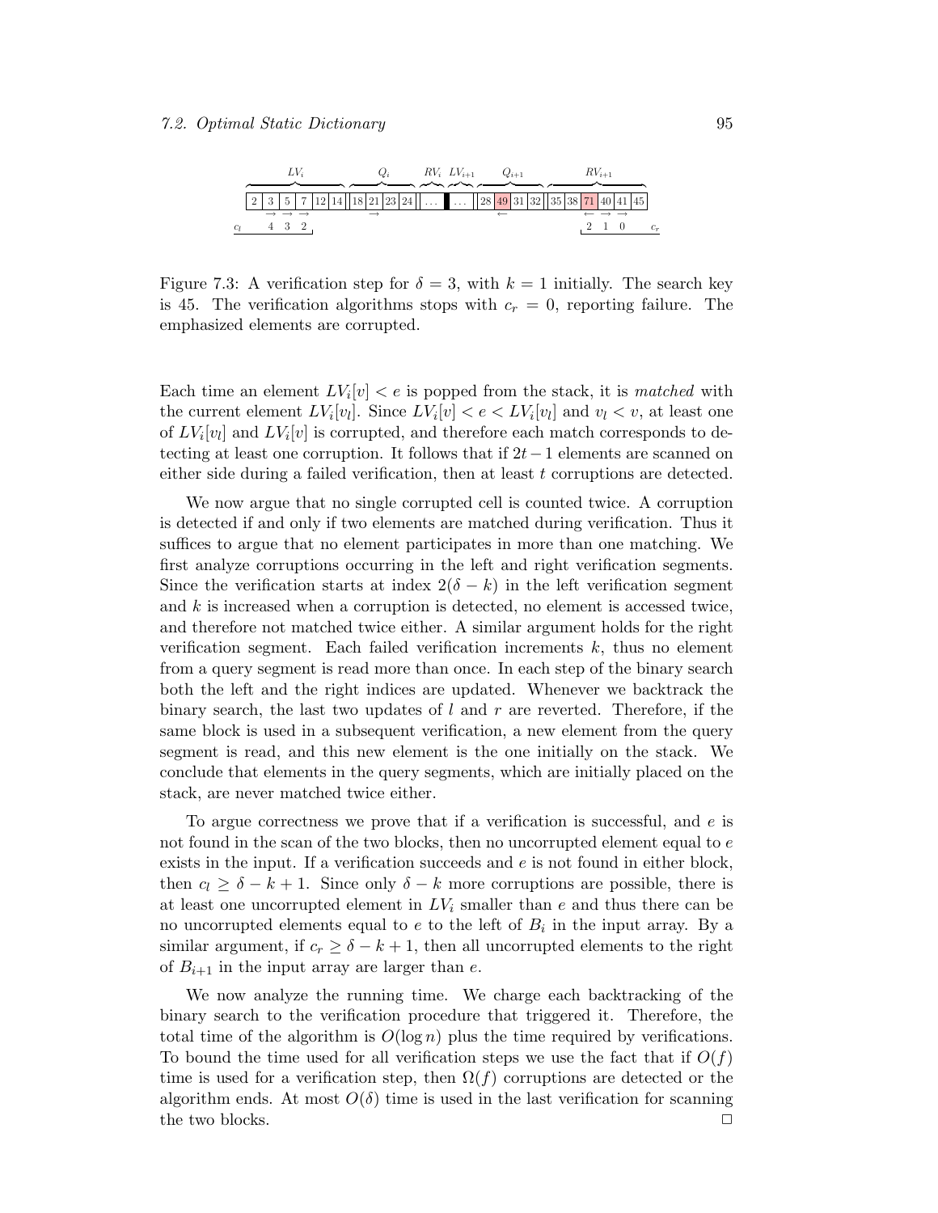| $LV_i$ | | | | | | $Q_i$ | | | | $RV_i$ | $LV_{i+1}$ | $Q_{i+1}$ | | | | $RV_{i+1}$ | | | | | |
|---|---|---|---|---|---|---|---|---|---|---|---|---|---|---|---|---|---|---|---|---|---|
| 2 | 3 | 5 | 7 | 12 | 14 | 18 | 21 | 23 | 24 | ... | ... | 28 | 49 | 31 | 32 | 35 | 38 | 71 | 40 | 41 | 45 |
| | → | → | → | | | | → | | | | | | ← | | | | | ← | → | → | |
| $c_l$ | 4 | 3 | 2 | | | | | | | | | | | | | | | 2 | 1 | 0 | $c_r$ |

Figure 7.3: A verification step for $\delta = 3$, with $k = 1$ initially. The search key is 45. The verification algorithms stops with $c_r = 0$, reporting failure. The emphasized elements are corrupted.

Each time an element $LV_i[v] < e$ is popped from the stack, it is *matched* with the current element $LV_i[v_l]$. Since $LV_i[v] < e < LV_i[v_l]$ and $v_l < v$, at least one of $LV_i[v_l]$ and $LV_i[v]$ is corrupted, and therefore each match corresponds to detecting at least one corruption. It follows that if $2t-1$ elements are scanned on either side during a failed verification, then at least $t$ corruptions are detected.

We now argue that no single corrupted cell is counted twice. A corruption is detected if and only if two elements are matched during verification. Thus it suffices to argue that no element participates in more than one matching. We first analyze corruptions occurring in the left and right verification segments. Since the verification starts at index $2(\delta - k)$ in the left verification segment and $k$ is increased when a corruption is detected, no element is accessed twice, and therefore not matched twice either. A similar argument holds for the right verification segment. Each failed verification increments $k$, thus no element from a query segment is read more than once. In each step of the binary search both the left and the right indices are updated. Whenever we backtrack the binary search, the last two updates of $l$ and $r$ are reverted. Therefore, if the same block is used in a subsequent verification, a new element from the query segment is read, and this new element is the one initially on the stack. We conclude that elements in the query segments, which are initially placed on the stack, are never matched twice either.

To argue correctness we prove that if a verification is successful, and $e$ is not found in the scan of the two blocks, then no uncorrupted element equal to $e$ exists in the input. If a verification succeeds and $e$ is not found in either block, then $c_l \geq \delta - k + 1$. Since only $\delta - k$ more corruptions are possible, there is at least one uncorrupted element in $LV_i$ smaller than $e$ and thus there can be no uncorrupted elements equal to $e$ to the left of $B_i$ in the input array. By a similar argument, if $c_r \geq \delta - k + 1$, then all uncorrupted elements to the right of $B_{i+1}$ in the input array are larger than $e$.

We now analyze the running time. We charge each backtracking of the binary search to the verification procedure that triggered it. Therefore, the total time of the algorithm is $O(\log n)$ plus the time required by verifications. To bound the time used for all verification steps we use the fact that if $O(f)$ time is used for a verification step, then $\Omega(f)$ corruptions are detected or the algorithm ends. At most $O(\delta)$ time is used in the last verification for scanning the two blocks. □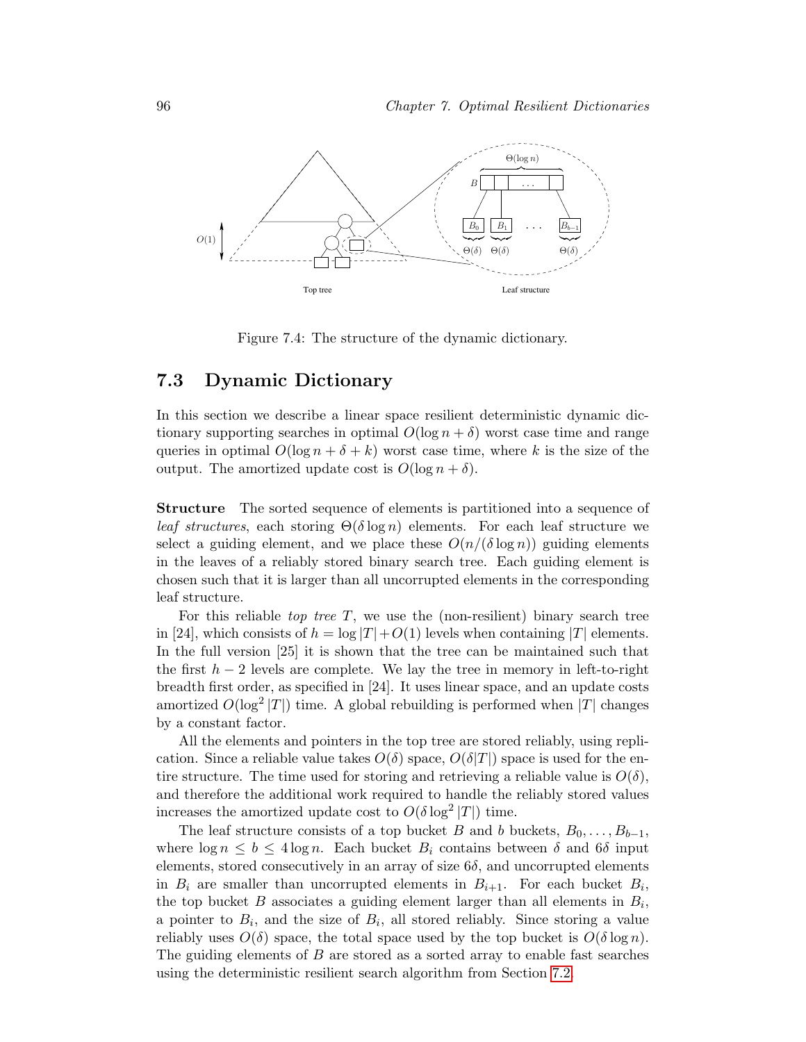Figure 7.4: The structure of the dynamic dictionary.

## 7.3 Dynamic Dictionary

In this section we describe a linear space resilient deterministic dynamic dictionary supporting searches in optimal $O(\log n + \delta)$ worst case time and range queries in optimal $O(\log n + \delta + k)$ worst case time, where $k$ is the size of the output. The amortized update cost is $O(\log n + \delta)$.

**Structure** The sorted sequence of elements is partitioned into a sequence of *leaf structures*, each storing $\Theta(\delta \log n)$ elements. For each leaf structure we select a guiding element, and we place these $O(n/(\delta \log n))$ guiding elements in the leaves of a reliably stored binary search tree. Each guiding element is chosen such that it is larger than all uncorrupted elements in the corresponding leaf structure.

For this reliable *top tree* $T$, we use the (non-resilient) binary search tree in [24], which consists of $h = \log |T| + O(1)$ levels when containing $|T|$ elements. In the full version [25] it is shown that the tree can be maintained such that the first $h - 2$ levels are complete. We lay the tree in memory in left-to-right breadth first order, as specified in [24]. It uses linear space, and an update costs amortized $O(\log^2 |T|)$ time. A global rebuilding is performed when $|T|$ changes by a constant factor.

All the elements and pointers in the top tree are stored reliably, using replication. Since a reliable value takes $O(\delta)$ space, $O(\delta |T|)$ space is used for the entire structure. The time used for storing and retrieving a reliable value is $O(\delta)$, and therefore the additional work required to handle the reliably stored values increases the amortized update cost to $O(\delta \log^2 |T|)$ time.

The leaf structure consists of a top bucket $B$ and $b$ buckets, $B_0, \ldots, B_{b-1}$, where $\log n \leq b \leq 4 \log n$. Each bucket $B_i$ contains between $\delta$ and $6\delta$ input elements, stored consecutively in an array of size $6\delta$, and uncorrupted elements in $B_i$ are smaller than uncorrupted elements in $B_{i+1}$. For each bucket $B_i$, the top bucket $B$ associates a guiding element larger than all elements in $B_i$, a pointer to $B_i$, and the size of $B_i$, all stored reliably. Since storing a value reliably uses $O(\delta)$ space, the total space used by the top bucket is $O(\delta \log n)$. The guiding elements of $B$ are stored as a sorted array to enable fast searches using the deterministic resilient search algorithm from Section 7.2.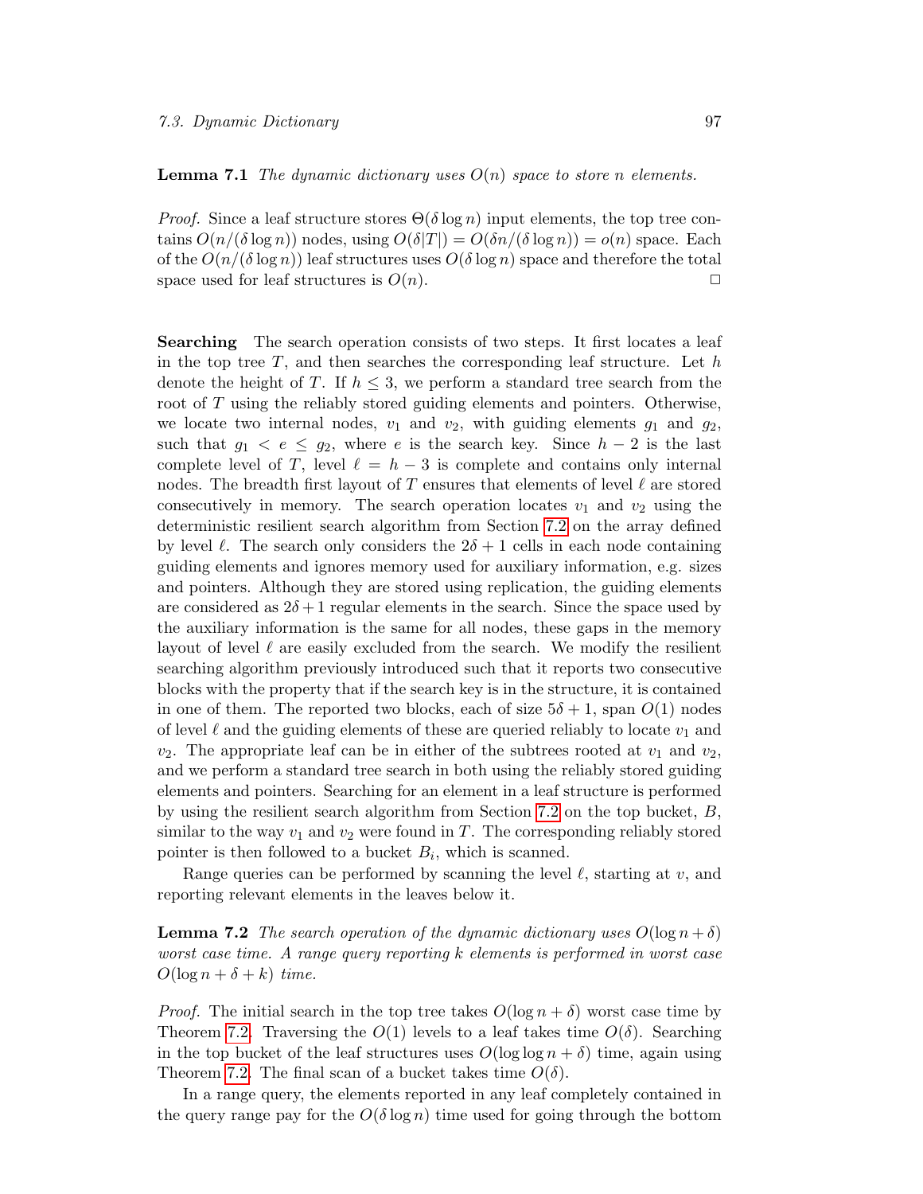**Lemma 7.1** *The dynamic dictionary uses $O(n)$ space to store $n$ elements.*

*Proof.* Since a leaf structure stores $\Theta(\delta \log n)$ input elements, the top tree contains $O(n/(\delta \log n))$ nodes, using $O(\delta|T|) = O(\delta n/(\delta \log n)) = o(n)$ space. Each of the $O(n/(\delta \log n))$ leaf structures uses $O(\delta \log n)$ space and therefore the total space used for leaf structures is $O(n)$. □

**Searching** The search operation consists of two steps. It first locates a leaf in the top tree $T$, and then searches the corresponding leaf structure. Let $h$ denote the height of $T$. If $h \leq 3$, we perform a standard tree search from the root of $T$ using the reliably stored guiding elements and pointers. Otherwise, we locate two internal nodes, $v_1$ and $v_2$, with guiding elements $g_1$ and $g_2$, such that $g_1 < e \leq g_2$, where $e$ is the search key. Since $h - 2$ is the last complete level of $T$, level $\ell = h - 3$ is complete and contains only internal nodes. The breadth first layout of $T$ ensures that elements of level $\ell$ are stored consecutively in memory. The search operation locates $v_1$ and $v_2$ using the deterministic resilient search algorithm from Section 7.2 on the array defined by level $\ell$. The search only considers the $2\delta + 1$ cells in each node containing guiding elements and ignores memory used for auxiliary information, e.g. sizes and pointers. Although they are stored using replication, the guiding elements are considered as $2\delta + 1$ regular elements in the search. Since the space used by the auxiliary information is the same for all nodes, these gaps in the memory layout of level $\ell$ are easily excluded from the search. We modify the resilient searching algorithm previously introduced such that it reports two consecutive blocks with the property that if the search key is in the structure, it is contained in one of them. The reported two blocks, each of size $5\delta + 1$, span $O(1)$ nodes of level $\ell$ and the guiding elements of these are queried reliably to locate $v_1$ and $v_2$. The appropriate leaf can be in either of the subtrees rooted at $v_1$ and $v_2$, and we perform a standard tree search in both using the reliably stored guiding elements and pointers. Searching for an element in a leaf structure is performed by using the resilient search algorithm from Section 7.2 on the top bucket, $B$, similar to the way $v_1$ and $v_2$ were found in $T$. The corresponding reliably stored pointer is then followed to a bucket $B_i$, which is scanned.

Range queries can be performed by scanning the level $\ell$, starting at $v$, and reporting relevant elements in the leaves below it.

**Lemma 7.2** *The search operation of the dynamic dictionary uses $O(\log n + \delta)$ worst case time. A range query reporting $k$ elements is performed in worst case $O(\log n + \delta + k)$ time.*

*Proof.* The initial search in the top tree takes $O(\log n + \delta)$ worst case time by Theorem 7.2. Traversing the $O(1)$ levels to a leaf takes time $O(\delta)$. Searching in the top bucket of the leaf structures uses $O(\log \log n + \delta)$ time, again using Theorem 7.2. The final scan of a bucket takes time $O(\delta)$.

In a range query, the elements reported in any leaf completely contained in the query range pay for the $O(\delta \log n)$ time used for going through the bottom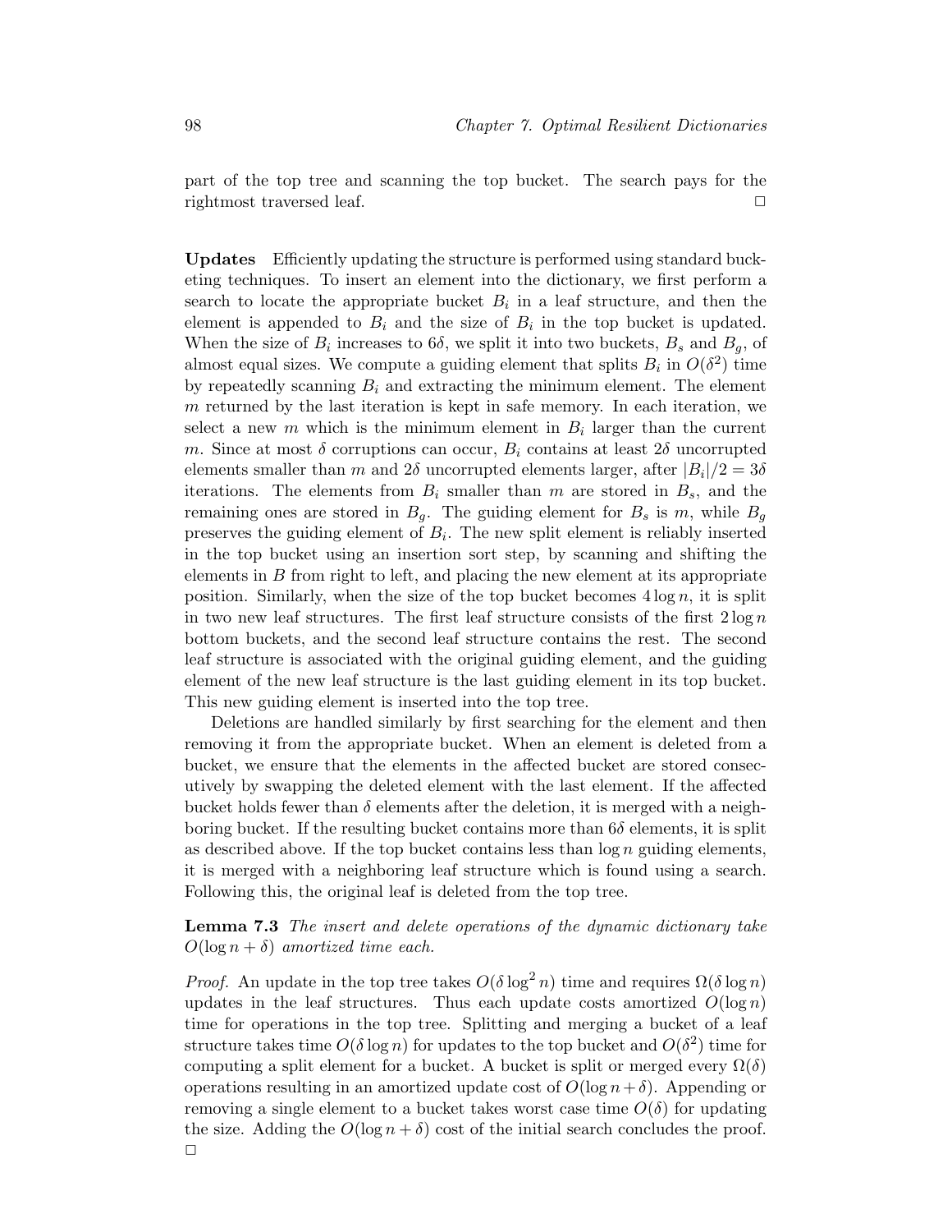part of the top tree and scanning the top bucket. The search pays for the rightmost traversed leaf. □

**Updates** Efficiently updating the structure is performed using standard bucketing techniques. To insert an element into the dictionary, we first perform a search to locate the appropriate bucket $B_i$ in a leaf structure, and then the element is appended to $B_i$ and the size of $B_i$ in the top bucket is updated. When the size of $B_i$ increases to $6\delta$, we split it into two buckets, $B_s$ and $B_g$, of almost equal sizes. We compute a guiding element that splits $B_i$ in $O(\delta^2)$ time by repeatedly scanning $B_i$ and extracting the minimum element. The element $m$ returned by the last iteration is kept in safe memory. In each iteration, we select a new $m$ which is the minimum element in $B_i$ larger than the current $m$. Since at most $\delta$ corruptions can occur, $B_i$ contains at least $2\delta$ uncorrupted elements smaller than $m$ and $2\delta$ uncorrupted elements larger, after $|B_i|/2 = 3\delta$ iterations. The elements from $B_i$ smaller than $m$ are stored in $B_s$, and the remaining ones are stored in $B_g$. The guiding element for $B_s$ is $m$, while $B_g$ preserves the guiding element of $B_i$. The new split element is reliably inserted in the top bucket using an insertion sort step, by scanning and shifting the elements in $B$ from right to left, and placing the new element at its appropriate position. Similarly, when the size of the top bucket becomes $4 \log n$, it is split in two new leaf structures. The first leaf structure consists of the first $2 \log n$ bottom buckets, and the second leaf structure contains the rest. The second leaf structure is associated with the original guiding element, and the guiding element of the new leaf structure is the last guiding element in its top bucket. This new guiding element is inserted into the top tree.

Deletions are handled similarly by first searching for the element and then removing it from the appropriate bucket. When an element is deleted from a bucket, we ensure that the elements in the affected bucket are stored consecutively by swapping the deleted element with the last element. If the affected bucket holds fewer than $\delta$ elements after the deletion, it is merged with a neighboring bucket. If the resulting bucket contains more than $6\delta$ elements, it is split as described above. If the top bucket contains less than $\log n$ guiding elements, it is merged with a neighboring leaf structure which is found using a search. Following this, the original leaf is deleted from the top tree.

**Lemma 7.3** *The insert and delete operations of the dynamic dictionary take $O(\log n + \delta)$ amortized time each.*

*Proof.* An update in the top tree takes $O(\delta \log^2 n)$ time and requires $\Omega(\delta \log n)$ updates in the leaf structures. Thus each update costs amortized $O(\log n)$ time for operations in the top tree. Splitting and merging a bucket of a leaf structure takes time $O(\delta \log n)$ for updates to the top bucket and $O(\delta^2)$ time for computing a split element for a bucket. A bucket is split or merged every $\Omega(\delta)$ operations resulting in an amortized update cost of $O(\log n + \delta)$. Appending or removing a single element to a bucket takes worst case time $O(\delta)$ for updating the size. Adding the $O(\log n + \delta)$ cost of the initial search concludes the proof. □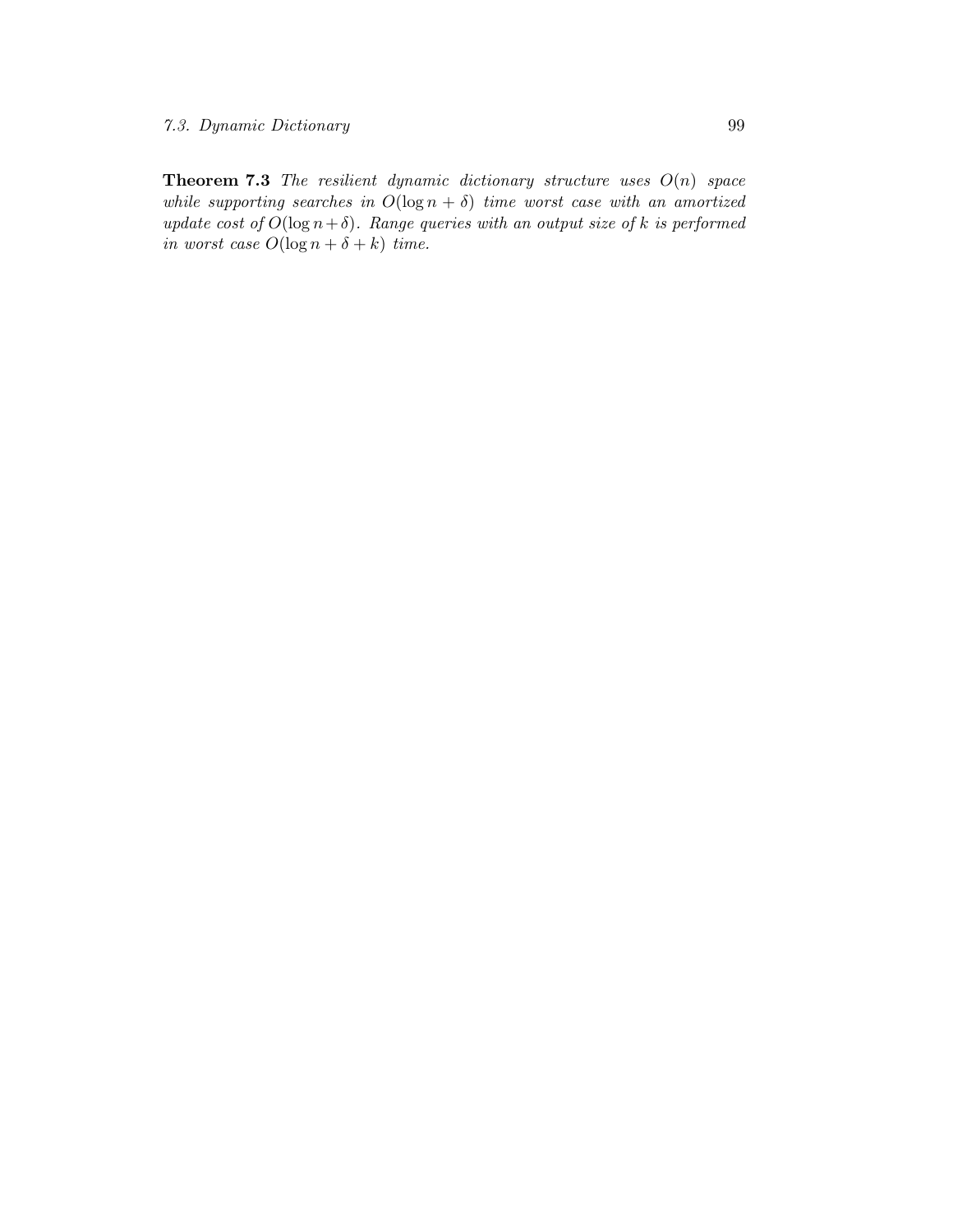**Theorem 7.3** *The resilient dynamic dictionary structure uses $O(n)$ space while supporting searches in $O(\log n + \delta)$ time worst case with an amortized update cost of $O(\log n + \delta)$. Range queries with an output size of $k$ is performed in worst case $O(\log n + \delta + k)$ time.*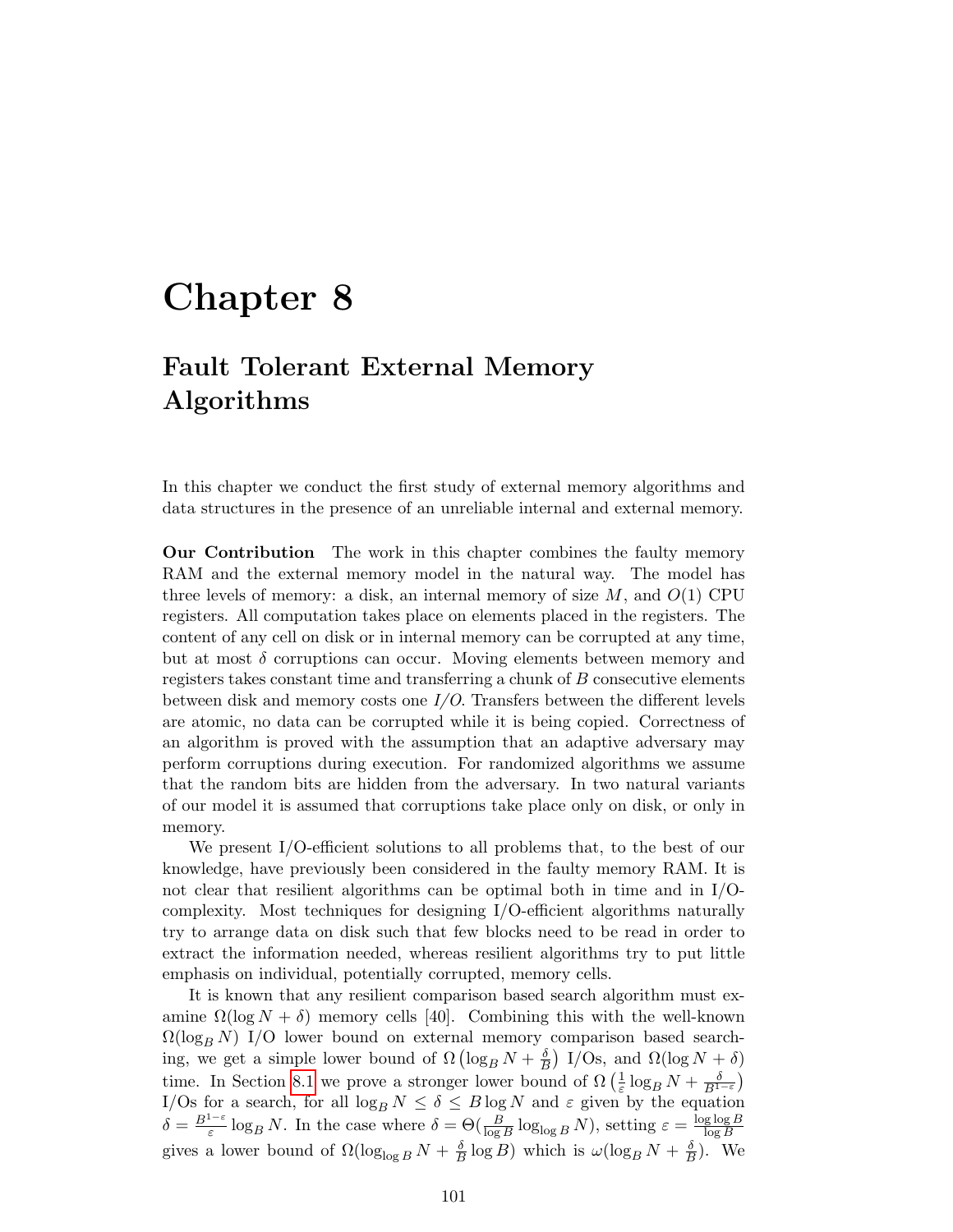# Chapter 8

## Fault Tolerant External Memory Algorithms

In this chapter we conduct the first study of external memory algorithms and data structures in the presence of an unreliable internal and external memory.

**Our Contribution** The work in this chapter combines the faulty memory RAM and the external memory model in the natural way. The model has three levels of memory: a disk, an internal memory of size $M$, and $O(1)$ CPU registers. All computation takes place on elements placed in the registers. The content of any cell on disk or in internal memory can be corrupted at any time, but at most $\delta$ corruptions can occur. Moving elements between memory and registers takes constant time and transferring a chunk of $B$ consecutive elements between disk and memory costs one *I/O*. Transfers between the different levels are atomic, no data can be corrupted while it is being copied. Correctness of an algorithm is proved with the assumption that an adaptive adversary may perform corruptions during execution. For randomized algorithms we assume that the random bits are hidden from the adversary. In two natural variants of our model it is assumed that corruptions take place only on disk, or only in memory.

We present I/O-efficient solutions to all problems that, to the best of our knowledge, have previously been considered in the faulty memory RAM. It is not clear that resilient algorithms can be optimal both in time and in I/O-complexity. Most techniques for designing I/O-efficient algorithms naturally try to arrange data on disk such that few blocks need to be read in order to extract the information needed, whereas resilient algorithms try to put little emphasis on individual, potentially corrupted, memory cells.

It is known that any resilient comparison based search algorithm must examine $\Omega(\log N + \delta)$ memory cells [40]. Combining this with the well-known $\Omega(\log_B N)$ I/O lower bound on external memory comparison based searching, we get a simple lower bound of $\Omega\left(\log_B N + \frac{\delta}{B}\right)$ I/Os, and $\Omega(\log N + \delta)$ time. In Section 8.1 we prove a stronger lower bound of $\Omega\left(\frac{1}{\varepsilon}\log_B N + \frac{\delta}{B^{1-\varepsilon}}\right)$ I/Os for a search, for all $\log_B N \leq \delta \leq B \log N$ and $\varepsilon$ given by the equation $\delta = \frac{B^{1-\varepsilon}}{\varepsilon}\log_B N$. In the case where $\delta = \Theta(\frac{B}{\log B}\log_{\log B} N)$, setting $\varepsilon = \frac{\log\log B}{\log B}$ gives a lower bound of $\Omega(\log_{\log B} N + \frac{\delta}{B}\log B)$ which is $\omega(\log_B N + \frac{\delta}{B})$. We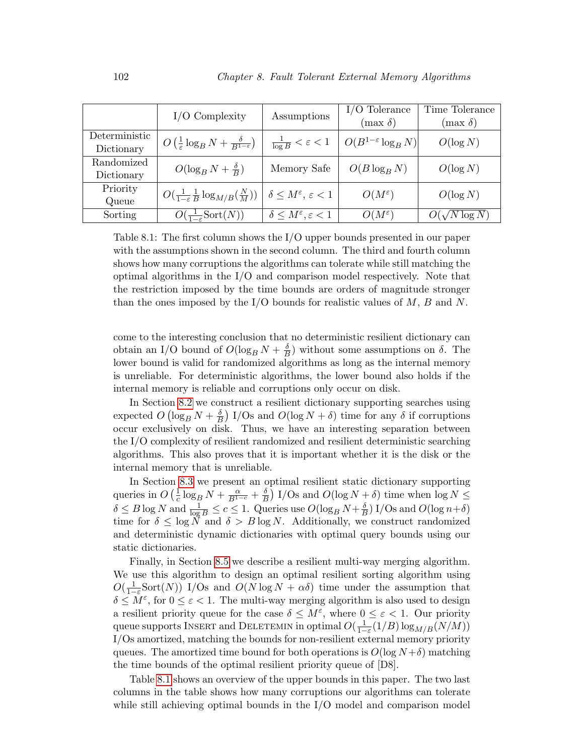| | I/O Complexity | Assumptions | I/O Tolerance (max $\delta$) | Time Tolerance (max $\delta$) |
|---|---|---|---|---|
| Deterministic Dictionary | $O\left(\frac{1}{\varepsilon}\log_B N + \frac{\delta}{B^{1-\varepsilon}}\right)$ | $\frac{1}{\log B} < \varepsilon < 1$ | $O(B^{1-\varepsilon}\log_B N)$ | $O(\log N)$ |
| Randomized Dictionary | $O(\log_B N + \frac{\delta}{B})$ | Memory Safe | $O(B\log_B N)$ | $O(\log N)$ |
| Priority Queue | $O(\frac{1}{1-\varepsilon}\frac{1}{B}\log_{M/B}(\frac{N}{M}))$ | $\delta \leq M^{\varepsilon}$, $\varepsilon < 1$ | $O(M^{\varepsilon})$ | $O(\log N)$ |
| Sorting | $O(\frac{1}{1-\varepsilon}\text{Sort}(N))$ | $\delta \leq M^{\varepsilon}, \varepsilon < 1$ | $O(M^{\varepsilon})$ | $O(\sqrt{N \log N})$ |

Table 8.1: The first column shows the I/O upper bounds presented in our paper with the assumptions shown in the second column. The third and fourth column shows how many corruptions the algorithms can tolerate while still matching the optimal algorithms in the I/O and comparison model respectively. Note that the restriction imposed by the time bounds are orders of magnitude stronger than the ones imposed by the I/O bounds for realistic values of $M$, $B$ and $N$.

come to the interesting conclusion that no deterministic resilient dictionary can obtain an I/O bound of $O(\log_B N + \frac{\delta}{B})$ without some assumptions on $\delta$. The lower bound is valid for randomized algorithms as long as the internal memory is unreliable. For deterministic algorithms, the lower bound also holds if the internal memory is reliable and corruptions only occur on disk.

In Section 8.2 we construct a resilient dictionary supporting searches using expected $O\left(\log_B N + \frac{\delta}{B}\right)$ I/Os and $O(\log N + \delta)$ time for any $\delta$ if corruptions occur exclusively on disk. Thus, we have an interesting separation between the I/O complexity of resilient randomized and resilient deterministic searching algorithms. This also proves that it is important whether it is the disk or the internal memory that is unreliable.

In Section 8.3 we present an optimal resilient static dictionary supporting queries in $O\left(\frac{1}{c}\log_B N + \frac{\alpha}{B^{1-c}} + \frac{\delta}{B}\right)$ I/Os and $O(\log N + \delta)$ time when $\log N \leq \delta \leq B \log N$ and $\frac{1}{\log B} \leq c \leq 1$. Queries use $O(\log_B N + \frac{\delta}{B})$ I/Os and $O(\log n + \delta)$ time for $\delta \leq \log N$ and $\delta > B \log N$. Additionally, we construct randomized and deterministic dynamic dictionaries with optimal query bounds using our static dictionaries.

Finally, in Section 8.5 we describe a resilient multi-way merging algorithm. We use this algorithm to design an optimal resilient sorting algorithm using $O(\frac{1}{1-\varepsilon}\text{Sort}(N))$ I/Os and $O(N \log N + \alpha\delta)$ time under the assumption that $\delta \leq M^{\varepsilon}$, for $0 \leq \varepsilon < 1$. The multi-way merging algorithm is also used to design a resilient priority queue for the case $\delta \leq M^{\varepsilon}$, where $0 \leq \varepsilon < 1$. Our priority queue supports Insert and DeleteMin in optimal $O(\frac{1}{1-\varepsilon}(1/B)\log_{M/B}(N/M))$ I/Os amortized, matching the bounds for non-resilient external memory priority queues. The amortized time bound for both operations is $O(\log N + \delta)$ matching the time bounds of the optimal resilient priority queue of [D8].

Table 8.1 shows an overview of the upper bounds in this paper. The two last columns in the table shows how many corruptions our algorithms can tolerate while still achieving optimal bounds in the I/O model and comparison model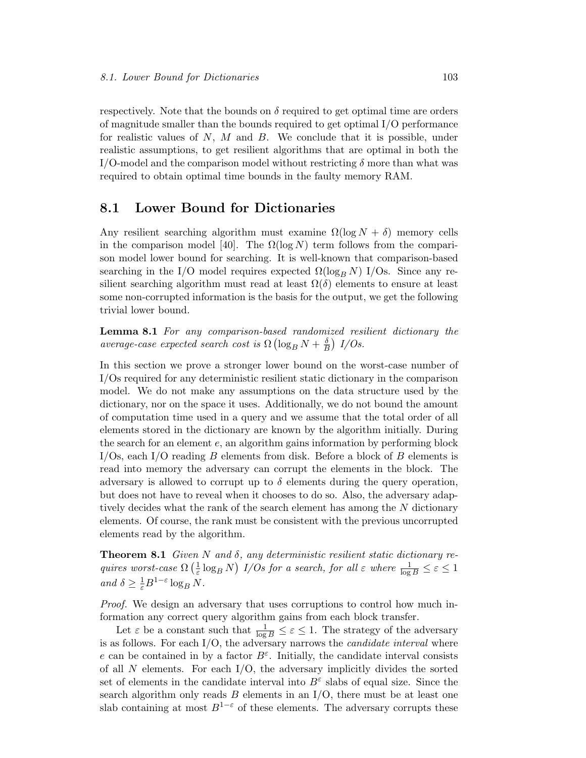respectively. Note that the bounds on $\delta$ required to get optimal time are orders of magnitude smaller than the bounds required to get optimal I/O performance for realistic values of $N$, $M$ and $B$. We conclude that it is possible, under realistic assumptions, to get resilient algorithms that are optimal in both the I/O-model and the comparison model without restricting $\delta$ more than what was required to obtain optimal time bounds in the faulty memory RAM.

## 8.1 Lower Bound for Dictionaries

Any resilient searching algorithm must examine $\Omega(\log N + \delta)$ memory cells in the comparison model [40]. The $\Omega(\log N)$ term follows from the comparison model lower bound for searching. It is well-known that comparison-based searching in the I/O model requires expected $\Omega(\log_B N)$ I/Os. Since any resilient searching algorithm must read at least $\Omega(\delta)$ elements to ensure at least some non-corrupted information is the basis for the output, we get the following trivial lower bound.

**Lemma 8.1** *For any comparison-based randomized resilient dictionary the average-case expected search cost is* $\Omega\left(\log_B N + \frac{\delta}{B}\right)$ *I/Os.*

In this section we prove a stronger lower bound on the worst-case number of I/Os required for any deterministic resilient static dictionary in the comparison model. We do not make any assumptions on the data structure used by the dictionary, nor on the space it uses. Additionally, we do not bound the amount of computation time used in a query and we assume that the total order of all elements stored in the dictionary are known by the algorithm initially. During the search for an element $e$, an algorithm gains information by performing block I/Os, each I/O reading $B$ elements from disk. Before a block of $B$ elements is read into memory the adversary can corrupt the elements in the block. The adversary is allowed to corrupt up to $\delta$ elements during the query operation, but does not have to reveal when it chooses to do so. Also, the adversary adaptively decides what the rank of the search element has among the $N$ dictionary elements. Of course, the rank must be consistent with the previous uncorrupted elements read by the algorithm.

**Theorem 8.1** *Given* $N$ *and* $\delta$*, any deterministic resilient static dictionary requires worst-case* $\Omega\left(\frac{1}{\varepsilon}\log_B N\right)$ *I/Os for a search, for all* $\varepsilon$ *where* $\frac{1}{\log B} \leq \varepsilon \leq 1$ *and* $\delta \geq \frac{1}{\varepsilon}B^{1-\varepsilon}\log_B N$.

*Proof.* We design an adversary that uses corruptions to control how much information any correct query algorithm gains from each block transfer.

Let $\varepsilon$ be a constant such that $\frac{1}{\log B} \leq \varepsilon \leq 1$. The strategy of the adversary is as follows. For each I/O, the adversary narrows the *candidate interval* where $e$ can be contained in by a factor $B^\varepsilon$. Initially, the candidate interval consists of all $N$ elements. For each I/O, the adversary implicitly divides the sorted set of elements in the candidate interval into $B^\varepsilon$ slabs of equal size. Since the search algorithm only reads $B$ elements in an I/O, there must be at least one slab containing at most $B^{1-\varepsilon}$ of these elements. The adversary corrupts these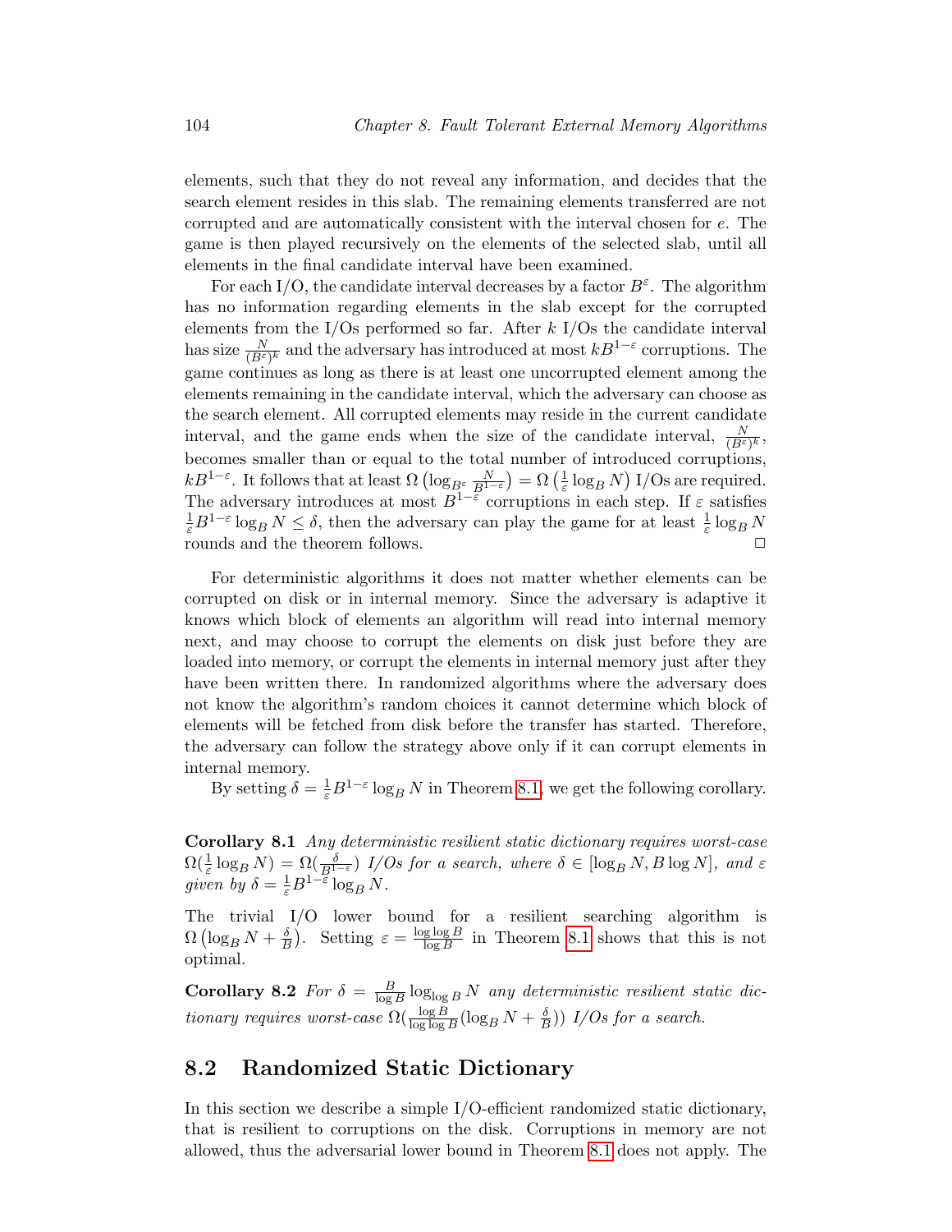elements, such that they do not reveal any information, and decides that the search element resides in this slab. The remaining elements transferred are not corrupted and are automatically consistent with the interval chosen for $e$. The game is then played recursively on the elements of the selected slab, until all elements in the final candidate interval have been examined.

For each I/O, the candidate interval decreases by a factor $B^{\varepsilon}$. The algorithm has no information regarding elements in the slab except for the corrupted elements from the I/Os performed so far. After $k$ I/Os the candidate interval has size $\frac{N}{(B^{\varepsilon})^k}$ and the adversary has introduced at most $kB^{1-\varepsilon}$ corruptions. The game continues as long as there is at least one uncorrupted element among the elements remaining in the candidate interval, which the adversary can choose as the search element. All corrupted elements may reside in the current candidate interval, and the game ends when the size of the candidate interval, $\frac{N}{(B^{\varepsilon})^k}$, becomes smaller than or equal to the total number of introduced corruptions, $kB^{1-\varepsilon}$. It follows that at least $\Omega\left(\log_{B^{\varepsilon}} \frac{N}{B^{1-\varepsilon}}\right) = \Omega\left(\frac{1}{\varepsilon}\log_B N\right)$ I/Os are required. The adversary introduces at most $B^{1-\varepsilon}$ corruptions in each step. If $\varepsilon$ satisfies $\frac{1}{\varepsilon}B^{1-\varepsilon}\log_B N \leq \delta$, then the adversary can play the game for at least $\frac{1}{\varepsilon}\log_B N$ rounds and the theorem follows. □

For deterministic algorithms it does not matter whether elements can be corrupted on disk or in internal memory. Since the adversary is adaptive it knows which block of elements an algorithm will read into internal memory next, and may choose to corrupt the elements on disk just before they are loaded into memory, or corrupt the elements in internal memory just after they have been written there. In randomized algorithms where the adversary does not know the algorithm's random choices it cannot determine which block of elements will be fetched from disk before the transfer has started. Therefore, the adversary can follow the strategy above only if it can corrupt elements in internal memory.

By setting $\delta = \frac{1}{\varepsilon}B^{1-\varepsilon}\log_B N$ in Theorem 8.1, we get the following corollary.

**Corollary 8.1** *Any deterministic resilient static dictionary requires worst-case* $\Omega(\frac{1}{\varepsilon}\log_B N) = \Omega(\frac{\delta}{B^{1-\varepsilon}})$ *I/Os for a search, where* $\delta \in [\log_B N, B\log N]$*, and* $\varepsilon$ *given by* $\delta = \frac{1}{\varepsilon}B^{1-\varepsilon}\log_B N$.

The trivial I/O lower bound for a resilient searching algorithm is $\Omega\left(\log_B N + \frac{\delta}{B}\right)$. Setting $\varepsilon = \frac{\log\log B}{\log B}$ in Theorem 8.1 shows that this is not optimal.

**Corollary 8.2** *For* $\delta = \frac{B}{\log B}\log_{\log B} N$ *any deterministic resilient static dictionary requires worst-case* $\Omega(\frac{\log B}{\log\log B}(\log_B N + \frac{\delta}{B}))$ *I/Os for a search.*

## 8.2 Randomized Static Dictionary

In this section we describe a simple I/O-efficient randomized static dictionary, that is resilient to corruptions on the disk. Corruptions in memory are not allowed, thus the adversarial lower bound in Theorem 8.1 does not apply. The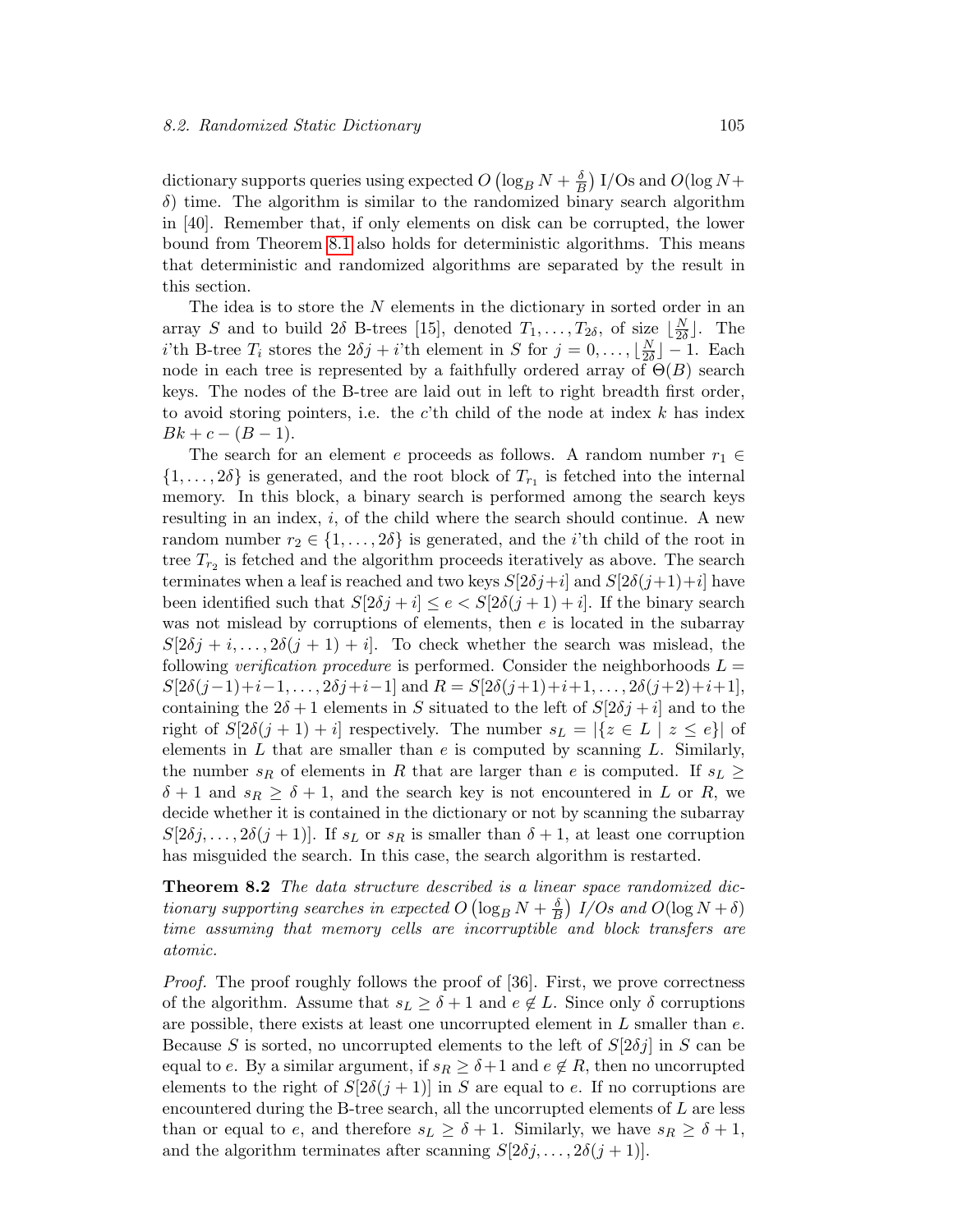dictionary supports queries using expected $O\left(\log_B N + \frac{\delta}{B}\right)$ I/Os and $O(\log N + \delta)$ time. The algorithm is similar to the randomized binary search algorithm in [40]. Remember that, if only elements on disk can be corrupted, the lower bound from Theorem 8.1 also holds for deterministic algorithms. This means that deterministic and randomized algorithms are separated by the result in this section.

The idea is to store the $N$ elements in the dictionary in sorted order in an array $S$ and to build $2\delta$ B-trees [15], denoted $T_1, \ldots, T_{2\delta}$, of size $\lfloor \frac{N}{2\delta} \rfloor$. The $i$'th B-tree $T_i$ stores the $2\delta j + i$'th element in $S$ for $j = 0, \ldots, \lfloor \frac{N}{2\delta} \rfloor - 1$. Each node in each tree is represented by a faithfully ordered array of $\Theta(B)$ search keys. The nodes of the B-tree are laid out in left to right breadth first order, to avoid storing pointers, i.e. the $c$'th child of the node at index $k$ has index $Bk + c - (B - 1)$.

The search for an element $e$ proceeds as follows. A random number $r_1 \in \{1, \ldots, 2\delta\}$ is generated, and the root block of $T_{r_1}$ is fetched into the internal memory. In this block, a binary search is performed among the search keys resulting in an index, $i$, of the child where the search should continue. A new random number $r_2 \in \{1, \ldots, 2\delta\}$ is generated, and the $i$'th child of the root in tree $T_{r_2}$ is fetched and the algorithm proceeds iteratively as above. The search terminates when a leaf is reached and two keys $S[2\delta j+i]$ and $S[2\delta(j+1)+i]$ have been identified such that $S[2\delta j + i] \leq e < S[2\delta(j + 1) + i]$. If the binary search was not mislead by corruptions of elements, then $e$ is located in the subarray $S[2\delta j + i, \ldots, 2\delta(j + 1) + i]$. To check whether the search was mislead, the following *verification procedure* is performed. Consider the neighborhoods $L = S[2\delta(j-1)+i-1, \ldots, 2\delta j+i-1]$ and $R = S[2\delta(j+1)+i+1, \ldots, 2\delta(j+2)+i+1]$, containing the $2\delta + 1$ elements in $S$ situated to the left of $S[2\delta j + i]$ and to the right of $S[2\delta(j + 1) + i]$ respectively. The number $s_L = |\{z \in L \mid z \leq e\}|$ of elements in $L$ that are smaller than $e$ is computed by scanning $L$. Similarly, the number $s_R$ of elements in $R$ that are larger than $e$ is computed. If $s_L \geq \delta + 1$ and $s_R \geq \delta + 1$, and the search key is not encountered in $L$ or $R$, we decide whether it is contained in the dictionary or not by scanning the subarray $S[2\delta j, \ldots, 2\delta(j + 1)]$. If $s_L$ or $s_R$ is smaller than $\delta + 1$, at least one corruption has misguided the search. In this case, the search algorithm is restarted.

**Theorem 8.2** *The data structure described is a linear space randomized dictionary supporting searches in expected $O\left(\log_B N + \frac{\delta}{B}\right)$ I/Os and $O(\log N + \delta)$ time assuming that memory cells are incorruptible and block transfers are atomic.*

*Proof.* The proof roughly follows the proof of [36]. First, we prove correctness of the algorithm. Assume that $s_L \geq \delta + 1$ and $e \notin L$. Since only $\delta$ corruptions are possible, there exists at least one uncorrupted element in $L$ smaller than $e$. Because $S$ is sorted, no uncorrupted elements to the left of $S[2\delta j]$ in $S$ can be equal to $e$. By a similar argument, if $s_R \geq \delta + 1$ and $e \notin R$, then no uncorrupted elements to the right of $S[2\delta(j + 1)]$ in $S$ are equal to $e$. If no corruptions are encountered during the B-tree search, all the uncorrupted elements of $L$ are less than or equal to $e$, and therefore $s_L \geq \delta + 1$. Similarly, we have $s_R \geq \delta + 1$, and the algorithm terminates after scanning $S[2\delta j, \ldots, 2\delta(j + 1)]$.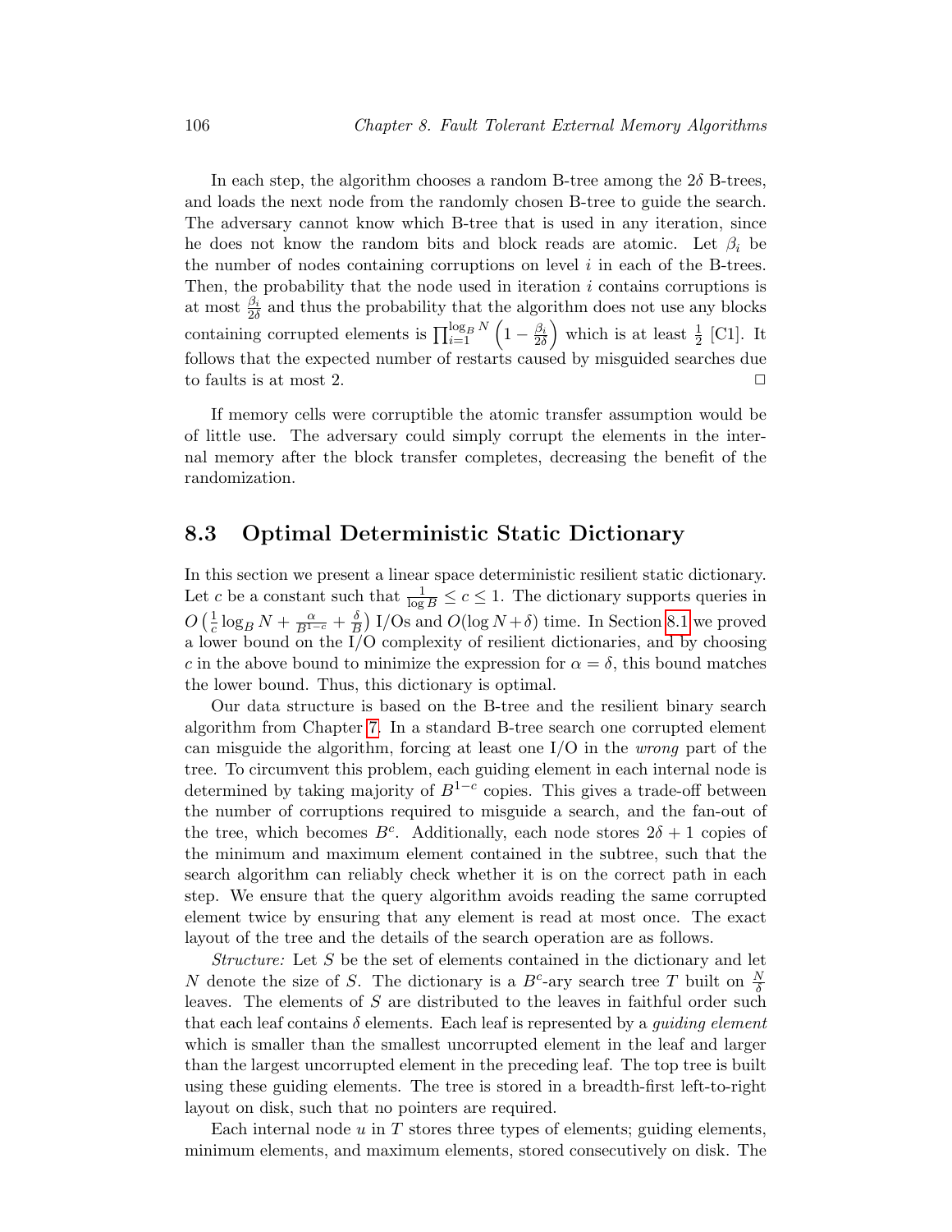In each step, the algorithm chooses a random B-tree among the $2\delta$ B-trees, and loads the next node from the randomly chosen B-tree to guide the search. The adversary cannot know which B-tree that is used in any iteration, since he does not know the random bits and block reads are atomic. Let $\beta_i$ be the number of nodes containing corruptions on level $i$ in each of the B-trees. Then, the probability that the node used in iteration $i$ contains corruptions is at most $\frac{\beta_i}{2\delta}$ and thus the probability that the algorithm does not use any blocks containing corrupted elements is $\prod_{i=1}^{\log_B N}\left(1 - \frac{\beta_i}{2\delta}\right)$ which is at least $\frac{1}{2}$ [C1]. It follows that the expected number of restarts caused by misguided searches due to faults is at most 2. □

If memory cells were corruptible the atomic transfer assumption would be of little use. The adversary could simply corrupt the elements in the internal memory after the block transfer completes, decreasing the benefit of the randomization.

## 8.3 Optimal Deterministic Static Dictionary

In this section we present a linear space deterministic resilient static dictionary. Let $c$ be a constant such that $\frac{1}{\log B} \leq c \leq 1$. The dictionary supports queries in $O\left(\frac{1}{c}\log_B N + \frac{\alpha}{B^{1-c}} + \frac{\delta}{B}\right)$ I/Os and $O(\log N + \delta)$ time. In Section 8.1 we proved a lower bound on the I/O complexity of resilient dictionaries, and by choosing $c$ in the above bound to minimize the expression for $\alpha = \delta$, this bound matches the lower bound. Thus, this dictionary is optimal.

Our data structure is based on the B-tree and the resilient binary search algorithm from Chapter 7. In a standard B-tree search one corrupted element can misguide the algorithm, forcing at least one I/O in the *wrong* part of the tree. To circumvent this problem, each guiding element in each internal node is determined by taking majority of $B^{1-c}$ copies. This gives a trade-off between the number of corruptions required to misguide a search, and the fan-out of the tree, which becomes $B^c$. Additionally, each node stores $2\delta + 1$ copies of the minimum and maximum element contained in the subtree, such that the search algorithm can reliably check whether it is on the correct path in each step. We ensure that the query algorithm avoids reading the same corrupted element twice by ensuring that any element is read at most once. The exact layout of the tree and the details of the search operation are as follows.

*Structure:* Let $S$ be the set of elements contained in the dictionary and let $N$ denote the size of $S$. The dictionary is a $B^c$-ary search tree $T$ built on $\frac{N}{\delta}$ leaves. The elements of $S$ are distributed to the leaves in faithful order such that each leaf contains $\delta$ elements. Each leaf is represented by a *guiding element* which is smaller than the smallest uncorrupted element in the leaf and larger than the largest uncorrupted element in the preceding leaf. The top tree is built using these guiding elements. The tree is stored in a breadth-first left-to-right layout on disk, such that no pointers are required.

Each internal node $u$ in $T$ stores three types of elements; guiding elements, minimum elements, and maximum elements, stored consecutively on disk. The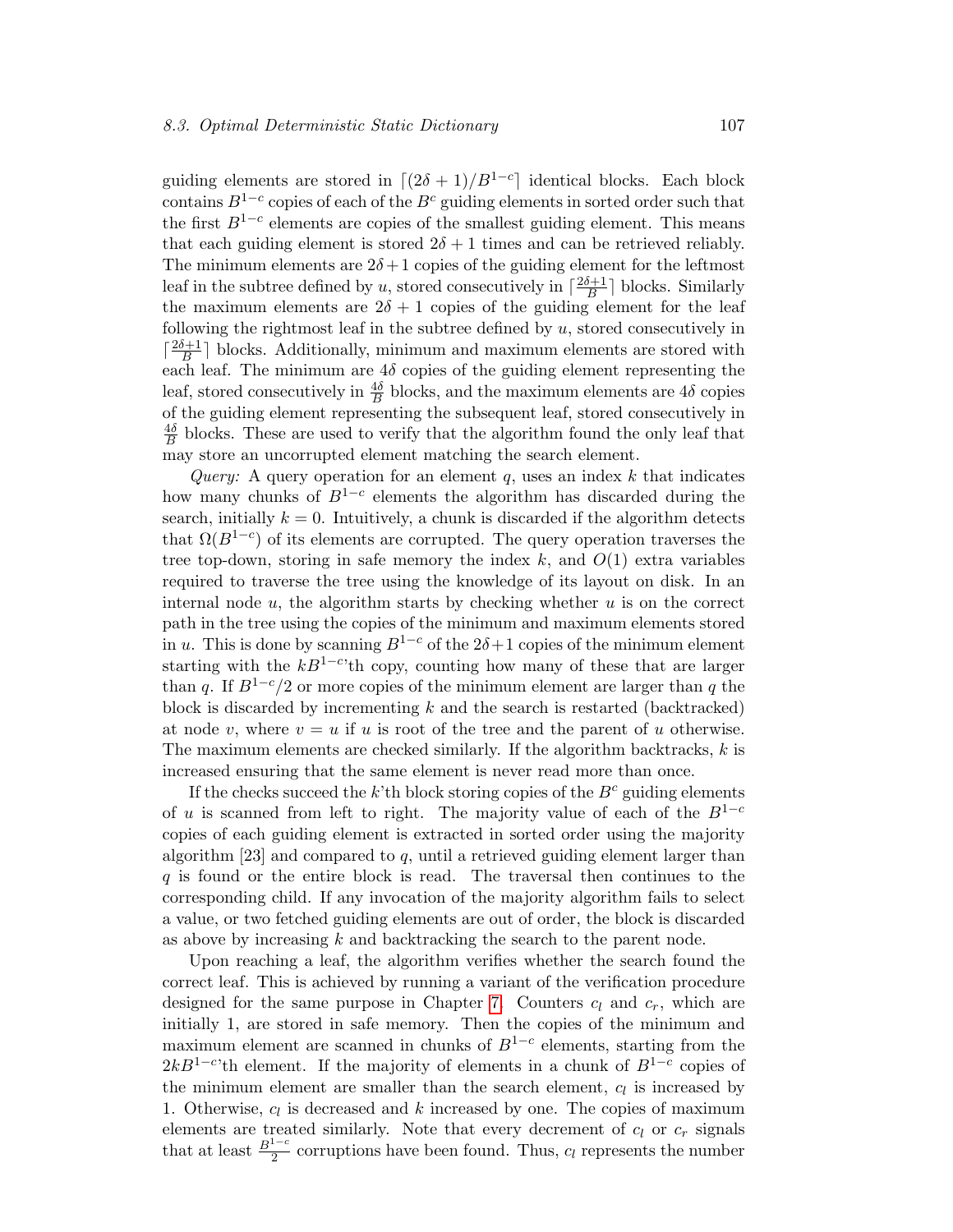guiding elements are stored in $\lceil (2\delta + 1)/B^{1-c} \rceil$ identical blocks. Each block contains $B^{1-c}$ copies of each of the $B^c$ guiding elements in sorted order such that the first $B^{1-c}$ elements are copies of the smallest guiding element. This means that each guiding element is stored $2\delta + 1$ times and can be retrieved reliably. The minimum elements are $2\delta+1$ copies of the guiding element for the leftmost leaf in the subtree defined by $u$, stored consecutively in $\lceil \frac{2\delta+1}{B} \rceil$ blocks. Similarly the maximum elements are $2\delta + 1$ copies of the guiding element for the leaf following the rightmost leaf in the subtree defined by $u$, stored consecutively in $\lceil \frac{2\delta+1}{B} \rceil$ blocks. Additionally, minimum and maximum elements are stored with each leaf. The minimum are $4\delta$ copies of the guiding element representing the leaf, stored consecutively in $\frac{4\delta}{B}$ blocks, and the maximum elements are $4\delta$ copies of the guiding element representing the subsequent leaf, stored consecutively in $\frac{4\delta}{B}$ blocks. These are used to verify that the algorithm found the only leaf that may store an uncorrupted element matching the search element.

*Query:* A query operation for an element $q$, uses an index $k$ that indicates how many chunks of $B^{1-c}$ elements the algorithm has discarded during the search, initially $k = 0$. Intuitively, a chunk is discarded if the algorithm detects that $\Omega(B^{1-c})$ of its elements are corrupted. The query operation traverses the tree top-down, storing in safe memory the index $k$, and $O(1)$ extra variables required to traverse the tree using the knowledge of its layout on disk. In an internal node $u$, the algorithm starts by checking whether $u$ is on the correct path in the tree using the copies of the minimum and maximum elements stored in $u$. This is done by scanning $B^{1-c}$ of the $2\delta+1$ copies of the minimum element starting with the $kB^{1-c}$'th copy, counting how many of these that are larger than $q$. If $B^{1-c}/2$ or more copies of the minimum element are larger than $q$ the block is discarded by incrementing $k$ and the search is restarted (backtracked) at node $v$, where $v = u$ if $u$ is root of the tree and the parent of $u$ otherwise. The maximum elements are checked similarly. If the algorithm backtracks, $k$ is increased ensuring that the same element is never read more than once.

If the checks succeed the $k$'th block storing copies of the $B^c$ guiding elements of $u$ is scanned from left to right. The majority value of each of the $B^{1-c}$ copies of each guiding element is extracted in sorted order using the majority algorithm [23] and compared to $q$, until a retrieved guiding element larger than $q$ is found or the entire block is read. The traversal then continues to the corresponding child. If any invocation of the majority algorithm fails to select a value, or two fetched guiding elements are out of order, the block is discarded as above by increasing $k$ and backtracking the search to the parent node.

Upon reaching a leaf, the algorithm verifies whether the search found the correct leaf. This is achieved by running a variant of the verification procedure designed for the same purpose in Chapter 7. Counters $c_l$ and $c_r$, which are initially 1, are stored in safe memory. Then the copies of the minimum and maximum element are scanned in chunks of $B^{1-c}$ elements, starting from the $2kB^{1-c}$'th element. If the majority of elements in a chunk of $B^{1-c}$ copies of the minimum element are smaller than the search element, $c_l$ is increased by 1. Otherwise, $c_l$ is decreased and $k$ increased by one. The copies of maximum elements are treated similarly. Note that every decrement of $c_l$ or $c_r$ signals that at least $\frac{B^{1-c}}{2}$ corruptions have been found. Thus, $c_l$ represents the number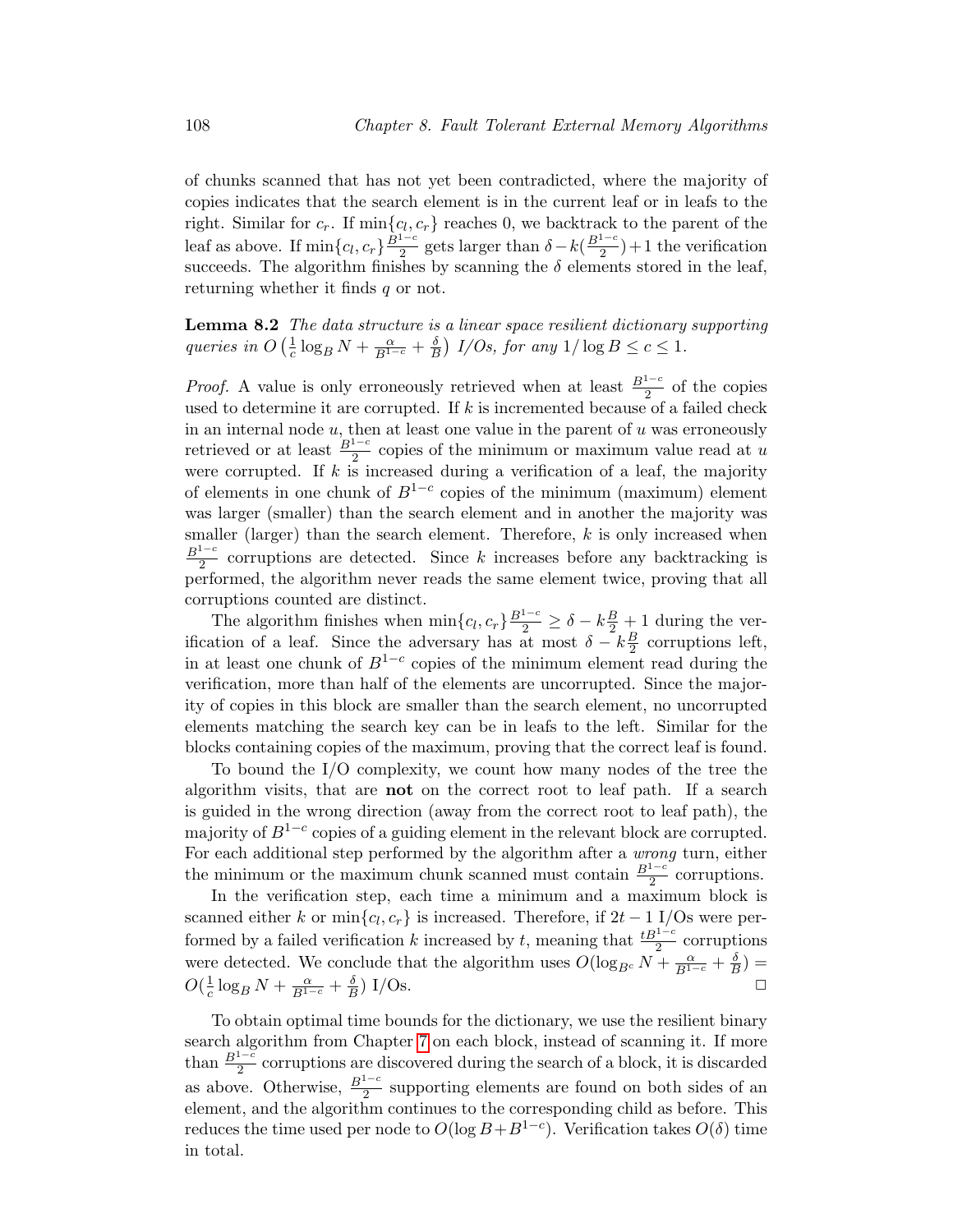of chunks scanned that has not yet been contradicted, where the majority of copies indicates that the search element is in the current leaf or in leafs to the right. Similar for $c_r$. If $\min\{c_l, c_r\}$ reaches 0, we backtrack to the parent of the leaf as above. If $\min\{c_l, c_r\}\frac{B^{1-c}}{2}$ gets larger than $\delta - k(\frac{B^{1-c}}{2}) + 1$ the verification succeeds. The algorithm finishes by scanning the $\delta$ elements stored in the leaf, returning whether it finds $q$ or not.

**Lemma 8.2** *The data structure is a linear space resilient dictionary supporting queries in $O\left(\frac{1}{c}\log_B N + \frac{\alpha}{B^{1-c}} + \frac{\delta}{B}\right)$ I/Os, for any $1/\log B \leq c \leq 1$.*

*Proof.* A value is only erroneously retrieved when at least $\frac{B^{1-c}}{2}$ of the copies used to determine it are corrupted. If $k$ is incremented because of a failed check in an internal node $u$, then at least one value in the parent of $u$ was erroneously retrieved or at least $\frac{B^{1-c}}{2}$ copies of the minimum or maximum value read at $u$ were corrupted. If $k$ is increased during a verification of a leaf, the majority of elements in one chunk of $B^{1-c}$ copies of the minimum (maximum) element was larger (smaller) than the search element and in another the majority was smaller (larger) than the search element. Therefore, $k$ is only increased when $\frac{B^{1-c}}{2}$ corruptions are detected. Since $k$ increases before any backtracking is performed, the algorithm never reads the same element twice, proving that all corruptions counted are distinct.

The algorithm finishes when $\min\{c_l, c_r\}\frac{B^{1-c}}{2} \geq \delta - k\frac{B}{2} + 1$ during the verification of a leaf. Since the adversary has at most $\delta - k\frac{B}{2}$ corruptions left, in at least one chunk of $B^{1-c}$ copies of the minimum element read during the verification, more than half of the elements are uncorrupted. Since the majority of copies in this block are smaller than the search element, no uncorrupted elements matching the search key can be in leafs to the left. Similar for the blocks containing copies of the maximum, proving that the correct leaf is found.

To bound the I/O complexity, we count how many nodes of the tree the algorithm visits, that are **not** on the correct root to leaf path. If a search is guided in the wrong direction (away from the correct root to leaf path), the majority of $B^{1-c}$ copies of a guiding element in the relevant block are corrupted. For each additional step performed by the algorithm after a *wrong* turn, either the minimum or the maximum chunk scanned must contain $\frac{B^{1-c}}{2}$ corruptions.

In the verification step, each time a minimum and a maximum block is scanned either $k$ or $\min\{c_l, c_r\}$ is increased. Therefore, if $2t-1$ I/Os were performed by a failed verification $k$ increased by $t$, meaning that $\frac{tB^{1-c}}{2}$ corruptions were detected. We conclude that the algorithm uses $O(\log_{B^c} N + \frac{\alpha}{B^{1-c}} + \frac{\delta}{B}) = O(\frac{1}{c}\log_B N + \frac{\alpha}{B^{1-c}} + \frac{\delta}{B})$ I/Os. □

To obtain optimal time bounds for the dictionary, we use the resilient binary search algorithm from Chapter 7 on each block, instead of scanning it. If more than $\frac{B^{1-c}}{2}$ corruptions are discovered during the search of a block, it is discarded as above. Otherwise, $\frac{B^{1-c}}{2}$ supporting elements are found on both sides of an element, and the algorithm continues to the corresponding child as before. This reduces the time used per node to $O(\log B + B^{1-c})$. Verification takes $O(\delta)$ time in total.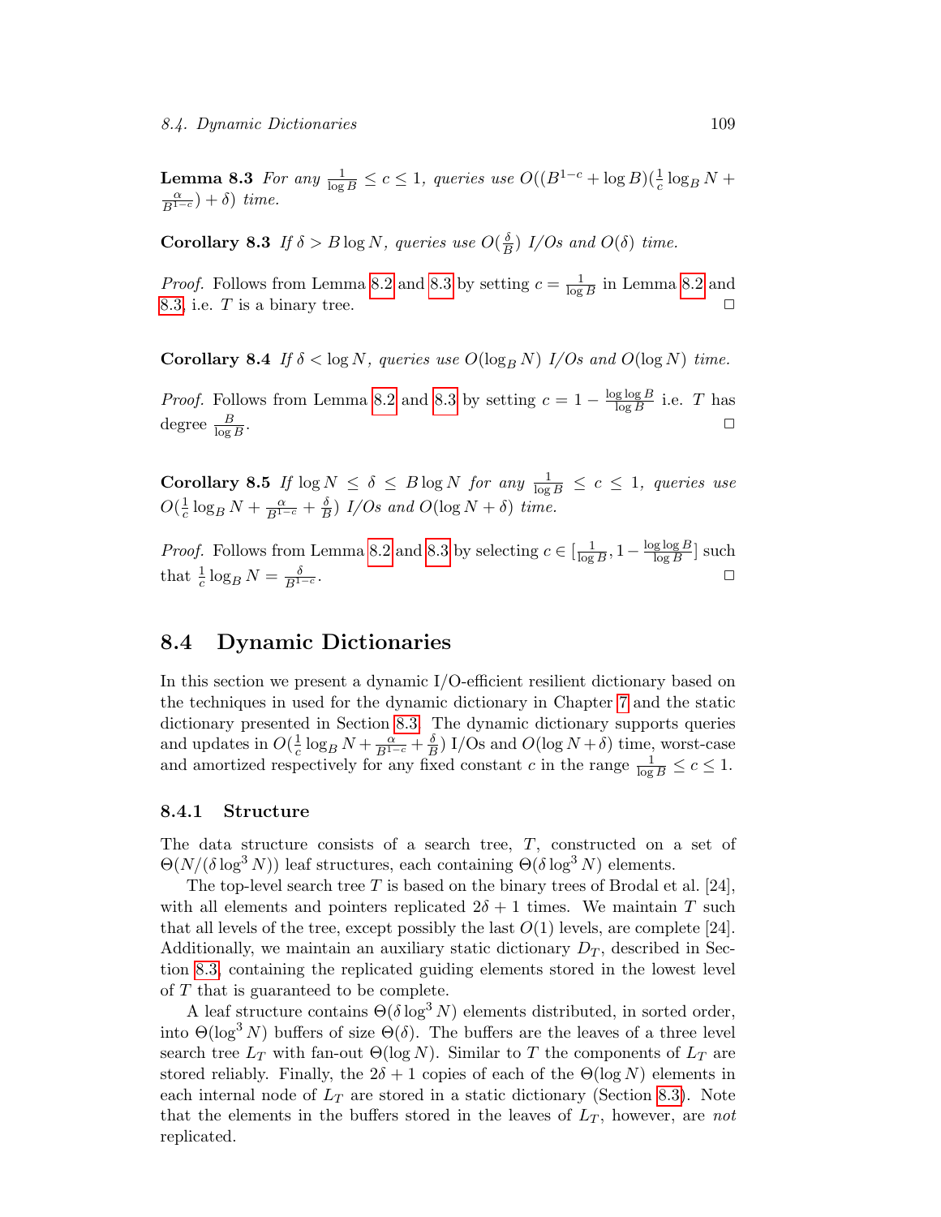**Lemma 8.3** *For any* $\frac{1}{\log B} \leq c \leq 1$*, queries use* $O((B^{1-c} + \log B)(\frac{1}{c}\log_B N + \frac{\alpha}{B^{1-c}}) + \delta)$ *time.*

**Corollary 8.3** *If* $\delta > B \log N$*, queries use* $O(\frac{\delta}{B})$ *I/Os and* $O(\delta)$ *time.*

*Proof.* Follows from Lemma 8.2 and 8.3 by setting $c = \frac{1}{\log B}$ in Lemma 8.2 and 8.3, i.e. $T$ is a binary tree. □

**Corollary 8.4** *If* $\delta < \log N$*, queries use* $O(\log_B N)$ *I/Os and* $O(\log N)$ *time.*

*Proof.* Follows from Lemma 8.2 and 8.3 by setting $c = 1 - \frac{\log \log B}{\log B}$ i.e. $T$ has degree $\frac{B}{\log B}$. □

**Corollary 8.5** *If* $\log N \leq \delta \leq B \log N$ *for any* $\frac{1}{\log B} \leq c \leq 1$*, queries use* $O(\frac{1}{c}\log_B N + \frac{\alpha}{B^{1-c}} + \frac{\delta}{B})$ *I/Os and* $O(\log N + \delta)$ *time.*

*Proof.* Follows from Lemma 8.2 and 8.3 by selecting $c \in [\frac{1}{\log B}, 1 - \frac{\log \log B}{\log B}]$ such that $\frac{1}{c}\log_B N = \frac{\delta}{B^{1-c}}$. □

## 8.4 Dynamic Dictionaries

In this section we present a dynamic I/O-efficient resilient dictionary based on the techniques in used for the dynamic dictionary in Chapter 7 and the static dictionary presented in Section 8.3. The dynamic dictionary supports queries and updates in $O(\frac{1}{c}\log_B N + \frac{\alpha}{B^{1-c}} + \frac{\delta}{B})$ I/Os and $O(\log N + \delta)$ time, worst-case and amortized respectively for any fixed constant $c$ in the range $\frac{1}{\log B} \leq c \leq 1$.

### 8.4.1 Structure

The data structure consists of a search tree, $T$, constructed on a set of $\Theta(N/(\delta \log^3 N))$ leaf structures, each containing $\Theta(\delta \log^3 N)$ elements.

The top-level search tree $T$ is based on the binary trees of Brodal et al. [24], with all elements and pointers replicated $2\delta + 1$ times. We maintain $T$ such that all levels of the tree, except possibly the last $O(1)$ levels, are complete [24]. Additionally, we maintain an auxiliary static dictionary $D_T$, described in Section 8.3, containing the replicated guiding elements stored in the lowest level of $T$ that is guaranteed to be complete.

A leaf structure contains $\Theta(\delta \log^3 N)$ elements distributed, in sorted order, into $\Theta(\log^3 N)$ buffers of size $\Theta(\delta)$. The buffers are the leaves of a three level search tree $L_T$ with fan-out $\Theta(\log N)$. Similar to $T$ the components of $L_T$ are stored reliably. Finally, the $2\delta + 1$ copies of each of the $\Theta(\log N)$ elements in each internal node of $L_T$ are stored in a static dictionary (Section 8.3). Note that the elements in the buffers stored in the leaves of $L_T$, however, are *not* replicated.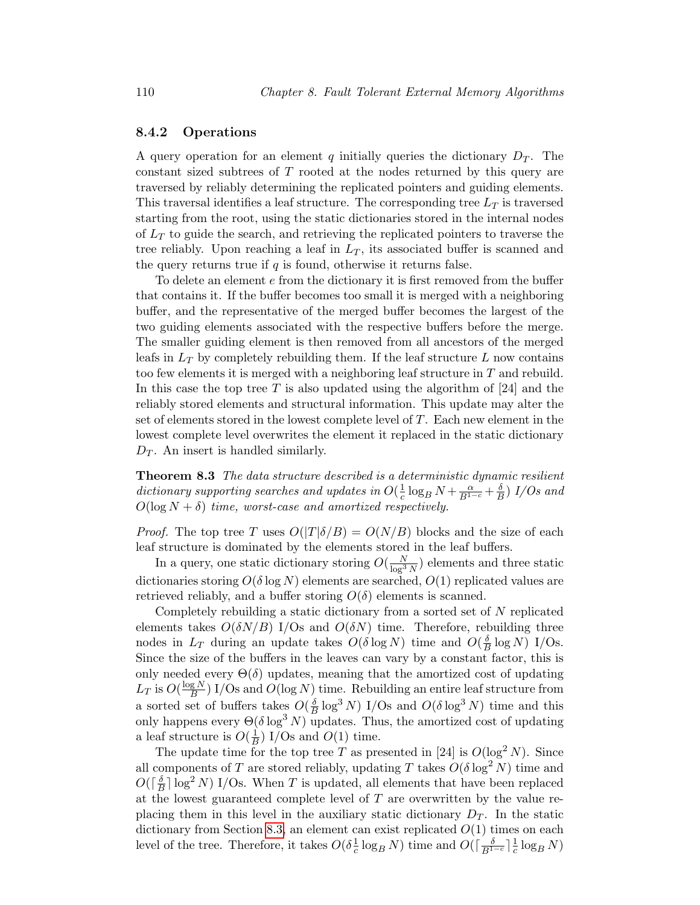### 8.4.2 Operations

A query operation for an element $q$ initially queries the dictionary $D_T$. The constant sized subtrees of $T$ rooted at the nodes returned by this query are traversed by reliably determining the replicated pointers and guiding elements. This traversal identifies a leaf structure. The corresponding tree $L_T$ is traversed starting from the root, using the static dictionaries stored in the internal nodes of $L_T$ to guide the search, and retrieving the replicated pointers to traverse the tree reliably. Upon reaching a leaf in $L_T$, its associated buffer is scanned and the query returns true if $q$ is found, otherwise it returns false.

To delete an element $e$ from the dictionary it is first removed from the buffer that contains it. If the buffer becomes too small it is merged with a neighboring buffer, and the representative of the merged buffer becomes the largest of the two guiding elements associated with the respective buffers before the merge. The smaller guiding element is then removed from all ancestors of the merged leafs in $L_T$ by completely rebuilding them. If the leaf structure $L$ now contains too few elements it is merged with a neighboring leaf structure in $T$ and rebuild. In this case the top tree $T$ is also updated using the algorithm of [24] and the reliably stored elements and structural information. This update may alter the set of elements stored in the lowest complete level of $T$. Each new element in the lowest complete level overwrites the element it replaced in the static dictionary $D_T$. An insert is handled similarly.

**Theorem 8.3** *The data structure described is a deterministic dynamic resilient dictionary supporting searches and updates in* $O(\frac{1}{c}\log_B N + \frac{\alpha}{B^{1-c}} + \frac{\delta}{B})$ *I/Os and* $O(\log N + \delta)$ *time, worst-case and amortized respectively.*

*Proof.* The top tree $T$ uses $O(|T|\delta/B) = O(N/B)$ blocks and the size of each leaf structure is dominated by the elements stored in the leaf buffers.

In a query, one static dictionary storing $O(\frac{N}{\log^3 N})$ elements and three static dictionaries storing $O(\delta \log N)$ elements are searched, $O(1)$ replicated values are retrieved reliably, and a buffer storing $O(\delta)$ elements is scanned.

Completely rebuilding a static dictionary from a sorted set of $N$ replicated elements takes $O(\delta N/B)$ I/Os and $O(\delta N)$ time. Therefore, rebuilding three nodes in $L_T$ during an update takes $O(\delta \log N)$ time and $O(\frac{\delta}{B}\log N)$ I/Os. Since the size of the buffers in the leaves can vary by a constant factor, this is only needed every $\Theta(\delta)$ updates, meaning that the amortized cost of updating $L_T$ is $O(\frac{\log N}{B})$ I/Os and $O(\log N)$ time. Rebuilding an entire leaf structure from a sorted set of buffers takes $O(\frac{\delta}{B}\log^3 N)$ I/Os and $O(\delta \log^3 N)$ time and this only happens every $\Theta(\delta \log^3 N)$ updates. Thus, the amortized cost of updating a leaf structure is $O(\frac{1}{B})$ I/Os and $O(1)$ time.

The update time for the top tree $T$ as presented in [24] is $O(\log^2 N)$. Since all components of $T$ are stored reliably, updating $T$ takes $O(\delta \log^2 N)$ time and $O(\lceil \frac{\delta}{B} \rceil \log^2 N)$ I/Os. When $T$ is updated, all elements that have been replaced at the lowest guaranteed complete level of $T$ are overwritten by the value replacing them in this level in the auxiliary static dictionary $D_T$. In the static dictionary from Section 8.3, an element can exist replicated $O(1)$ times on each level of the tree. Therefore, it takes $O(\delta \frac{1}{c} \log_B N)$ time and $O(\lceil \frac{\delta}{B^{1-c}} \rceil \frac{1}{c} \log_B N)$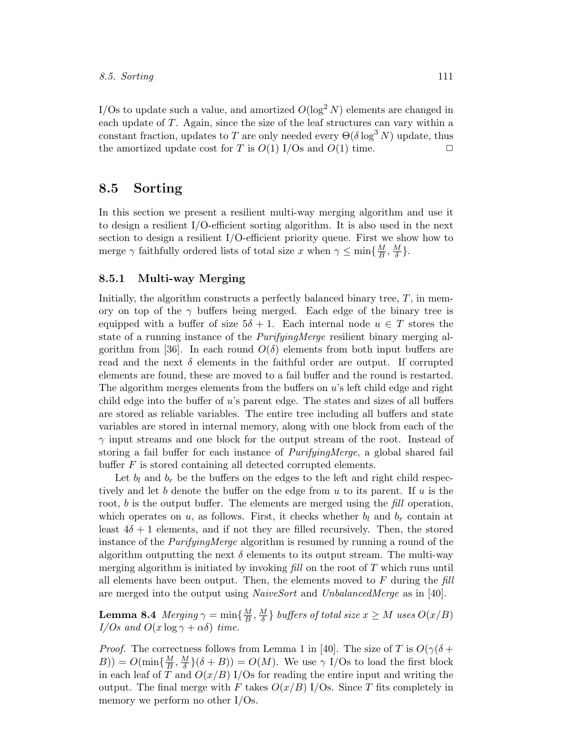I/Os to update such a value, and amortized $O(\log^2 N)$ elements are changed in each update of $T$. Again, since the size of the leaf structures can vary within a constant fraction, updates to $T$ are only needed every $\Theta(\delta \log^3 N)$ update, thus the amortized update cost for $T$ is $O(1)$ I/Os and $O(1)$ time. □

## 8.5 Sorting

In this section we present a resilient multi-way merging algorithm and use it to design a resilient I/O-efficient sorting algorithm. It is also used in the next section to design a resilient I/O-efficient priority queue. First we show how to merge $\gamma$ faithfully ordered lists of total size $x$ when $\gamma \leq \min\{\frac{M}{B}, \frac{M}{\delta}\}$.

### 8.5.1 Multi-way Merging

Initially, the algorithm constructs a perfectly balanced binary tree, $T$, in memory on top of the $\gamma$ buffers being merged. Each edge of the binary tree is equipped with a buffer of size $5\delta + 1$. Each internal node $u \in T$ stores the state of a running instance of the *PurifyingMerge* resilient binary merging algorithm from [36]. In each round $O(\delta)$ elements from both input buffers are read and the next $\delta$ elements in the faithful order are output. If corrupted elements are found, these are moved to a fail buffer and the round is restarted. The algorithm merges elements from the buffers on $u$'s left child edge and right child edge into the buffer of $u$'s parent edge. The states and sizes of all buffers are stored as reliable variables. The entire tree including all buffers and state variables are stored in internal memory, along with one block from each of the $\gamma$ input streams and one block for the output stream of the root. Instead of storing a fail buffer for each instance of *PurifyingMerge*, a global shared fail buffer $F$ is stored containing all detected corrupted elements.

Let $b_l$ and $b_r$ be the buffers on the edges to the left and right child respectively and let $b$ denote the buffer on the edge from $u$ to its parent. If $u$ is the root, $b$ is the output buffer. The elements are merged using the *fill* operation, which operates on $u$, as follows. First, it checks whether $b_l$ and $b_r$ contain at least $4\delta + 1$ elements, and if not they are filled recursively. Then, the stored instance of the *PurifyingMerge* algorithm is resumed by running a round of the algorithm outputting the next $\delta$ elements to its output stream. The multi-way merging algorithm is initiated by invoking *fill* on the root of $T$ which runs until all elements have been output. Then, the elements moved to $F$ during the *fill* are merged into the output using *NaiveSort* and *UnbalancedMerge* as in [40].

**Lemma 8.4** *Merging $\gamma = \min\{\frac{M}{B}, \frac{M}{\delta}\}$ buffers of total size $x \geq M$ uses $O(x/B)$ I/Os and $O(x \log \gamma + \alpha\delta)$ time.*

*Proof.* The correctness follows from Lemma 1 in [40]. The size of $T$ is $O(\gamma(\delta + B)) = O(\min\{\frac{M}{B}, \frac{M}{\delta}\}(\delta + B)) = O(M)$. We use $\gamma$ I/Os to load the first block in each leaf of $T$ and $O(x/B)$ I/Os for reading the entire input and writing the output. The final merge with $F$ takes $O(x/B)$ I/Os. Since $T$ fits completely in memory we perform no other I/Os.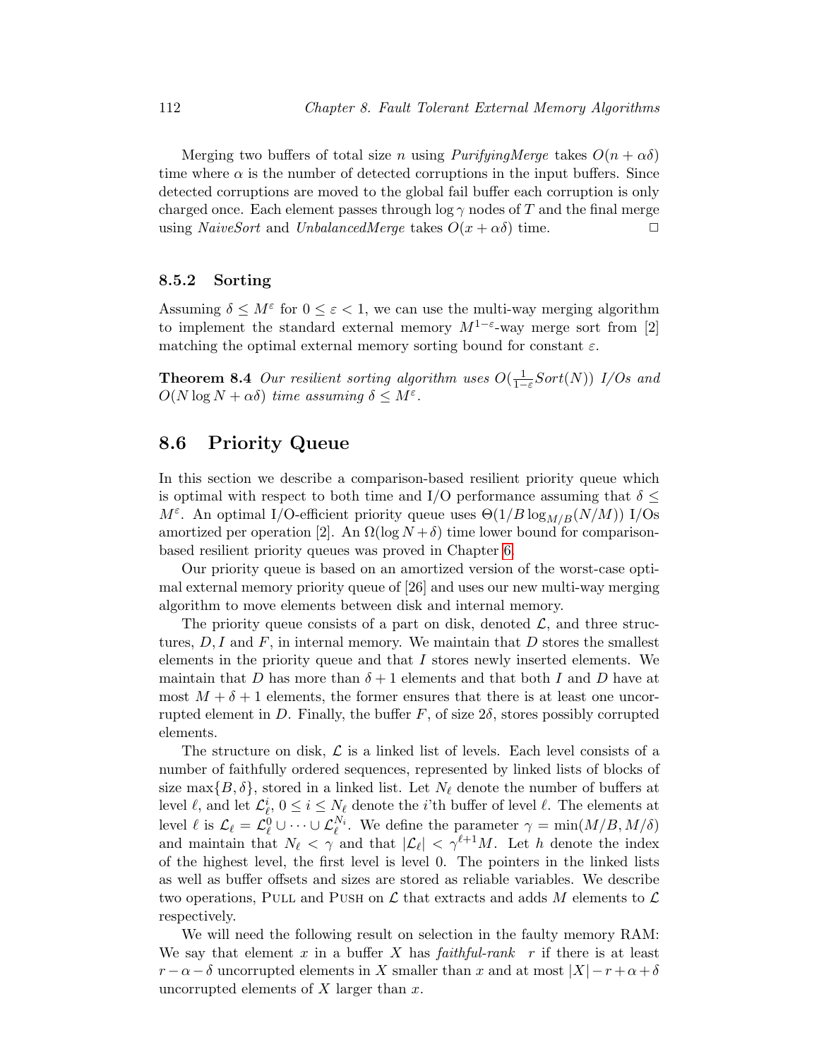Merging two buffers of total size $n$ using *PurifyingMerge* takes $O(n + \alpha\delta)$ time where $\alpha$ is the number of detected corruptions in the input buffers. Since detected corruptions are moved to the global fail buffer each corruption is only charged once. Each element passes through $\log \gamma$ nodes of $T$ and the final merge using *NaiveSort* and *UnbalancedMerge* takes $O(x + \alpha\delta)$ time. □

### 8.5.2 Sorting

Assuming $\delta \leq M^{\varepsilon}$ for $0 \leq \varepsilon < 1$, we can use the multi-way merging algorithm to implement the standard external memory $M^{1-\varepsilon}$-way merge sort from [2] matching the optimal external memory sorting bound for constant $\varepsilon$.

**Theorem 8.4** *Our resilient sorting algorithm uses $O(\frac{1}{1-\varepsilon} Sort(N))$ I/Os and $O(N \log N + \alpha\delta)$ time assuming $\delta \leq M^{\varepsilon}$.*

## 8.6 Priority Queue

In this section we describe a comparison-based resilient priority queue which is optimal with respect to both time and I/O performance assuming that $\delta \leq M^{\varepsilon}$. An optimal I/O-efficient priority queue uses $\Theta(1/B \log_{M/B}(N/M))$ I/Os amortized per operation [2]. An $\Omega(\log N + \delta)$ time lower bound for comparison-based resilient priority queues was proved in Chapter 6.

Our priority queue is based on an amortized version of the worst-case optimal external memory priority queue of [26] and uses our new multi-way merging algorithm to move elements between disk and internal memory.

The priority queue consists of a part on disk, denoted $\mathcal{L}$, and three structures, $D, I$ and $F$, in internal memory. We maintain that $D$ stores the smallest elements in the priority queue and that $I$ stores newly inserted elements. We maintain that $D$ has more than $\delta + 1$ elements and that both $I$ and $D$ have at most $M + \delta + 1$ elements, the former ensures that there is at least one uncorrupted element in $D$. Finally, the buffer $F$, of size $2\delta$, stores possibly corrupted elements.

The structure on disk, $\mathcal{L}$ is a linked list of levels. Each level consists of a number of faithfully ordered sequences, represented by linked lists of blocks of size $\max\{B, \delta\}$, stored in a linked list. Let $N_\ell$ denote the number of buffers at level $\ell$, and let $\mathcal{L}_\ell^i$, $0 \leq i \leq N_\ell$ denote the $i$'th buffer of level $\ell$. The elements at level $\ell$ is $\mathcal{L}_\ell = \mathcal{L}_\ell^0 \cup \cdots \cup \mathcal{L}_\ell^{N_i}$. We define the parameter $\gamma = \min(M/B, M/\delta)$ and maintain that $N_\ell < \gamma$ and that $|\mathcal{L}_\ell| < \gamma^{\ell+1}M$. Let $h$ denote the index of the highest level, the first level is level 0. The pointers in the linked lists as well as buffer offsets and sizes are stored as reliable variables. We describe two operations, Pull and Push on $\mathcal{L}$ that extracts and adds $M$ elements to $\mathcal{L}$ respectively.

We will need the following result on selection in the faulty memory RAM: We say that element $x$ in a buffer $X$ has *faithful-rank* $r$ if there is at least $r - \alpha - \delta$ uncorrupted elements in $X$ smaller than $x$ and at most $|X| - r + \alpha + \delta$ uncorrupted elements of $X$ larger than $x$.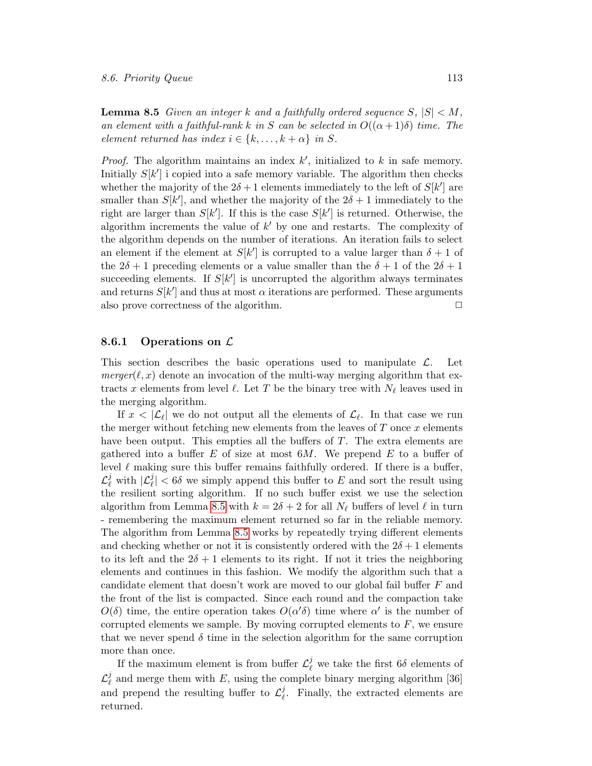**Lemma 8.5** *Given an integer $k$ and a faithfully ordered sequence $S$, $|S| < M$, an element with a faithful-rank $k$ in $S$ can be selected in $O((\alpha+1)\delta)$ time. The element returned has index $i \in \{k, \ldots, k+\alpha\}$ in $S$.*

*Proof.* The algorithm maintains an index $k'$, initialized to $k$ in safe memory. Initially $S[k']$ i copied into a safe memory variable. The algorithm then checks whether the majority of the $2\delta+1$ elements immediately to the left of $S[k']$ are smaller than $S[k']$, and whether the majority of the $2\delta+1$ immediately to the right are larger than $S[k']$. If this is the case $S[k']$ is returned. Otherwise, the algorithm increments the value of $k'$ by one and restarts. The complexity of the algorithm depends on the number of iterations. An iteration fails to select an element if the element at $S[k']$ is corrupted to a value larger than $\delta+1$ of the $2\delta+1$ preceding elements or a value smaller than the $\delta+1$ of the $2\delta+1$ succeeding elements. If $S[k']$ is uncorrupted the algorithm always terminates and returns $S[k']$ and thus at most $\alpha$ iterations are performed. These arguments also prove correctness of the algorithm. □

### 8.6.1 Operations on $\mathcal{L}$

This section describes the basic operations used to manipulate $\mathcal{L}$. Let *merger*$(\ell, x)$ denote an invocation of the multi-way merging algorithm that extracts $x$ elements from level $\ell$. Let $T$ be the binary tree with $N_\ell$ leaves used in the merging algorithm.

If $x < |\mathcal{L}_\ell|$ we do not output all the elements of $\mathcal{L}_\ell$. In that case we run the merger without fetching new elements from the leaves of $T$ once $x$ elements have been output. This empties all the buffers of $T$. The extra elements are gathered into a buffer $E$ of size at most $6M$. We prepend $E$ to a buffer of level $\ell$ making sure this buffer remains faithfully ordered. If there is a buffer, $\mathcal{L}_\ell^j$ with $|\mathcal{L}_\ell^j| < 6\delta$ we simply append this buffer to $E$ and sort the result using the resilient sorting algorithm. If no such buffer exist we use the selection algorithm from Lemma 8.5 with $k = 2\delta+2$ for all $N_\ell$ buffers of level $\ell$ in turn - remembering the maximum element returned so far in the reliable memory. The algorithm from Lemma 8.5 works by repeatedly trying different elements and checking whether or not it is consistently ordered with the $2\delta+1$ elements to its left and the $2\delta+1$ elements to its right. If not it tries the neighboring elements and continues in this fashion. We modify the algorithm such that a candidate element that doesn't work are moved to our global fail buffer $F$ and the front of the list is compacted. Since each round and the compaction take $O(\delta)$ time, the entire operation takes $O(\alpha'\delta)$ time where $\alpha'$ is the number of corrupted elements we sample. By moving corrupted elements to $F$, we ensure that we never spend $\delta$ time in the selection algorithm for the same corruption more than once.

If the maximum element is from buffer $\mathcal{L}_\ell^j$ we take the first $6\delta$ elements of $\mathcal{L}_\ell^j$ and merge them with $E$, using the complete binary merging algorithm [36] and prepend the resulting buffer to $\mathcal{L}_\ell^j$. Finally, the extracted elements are returned.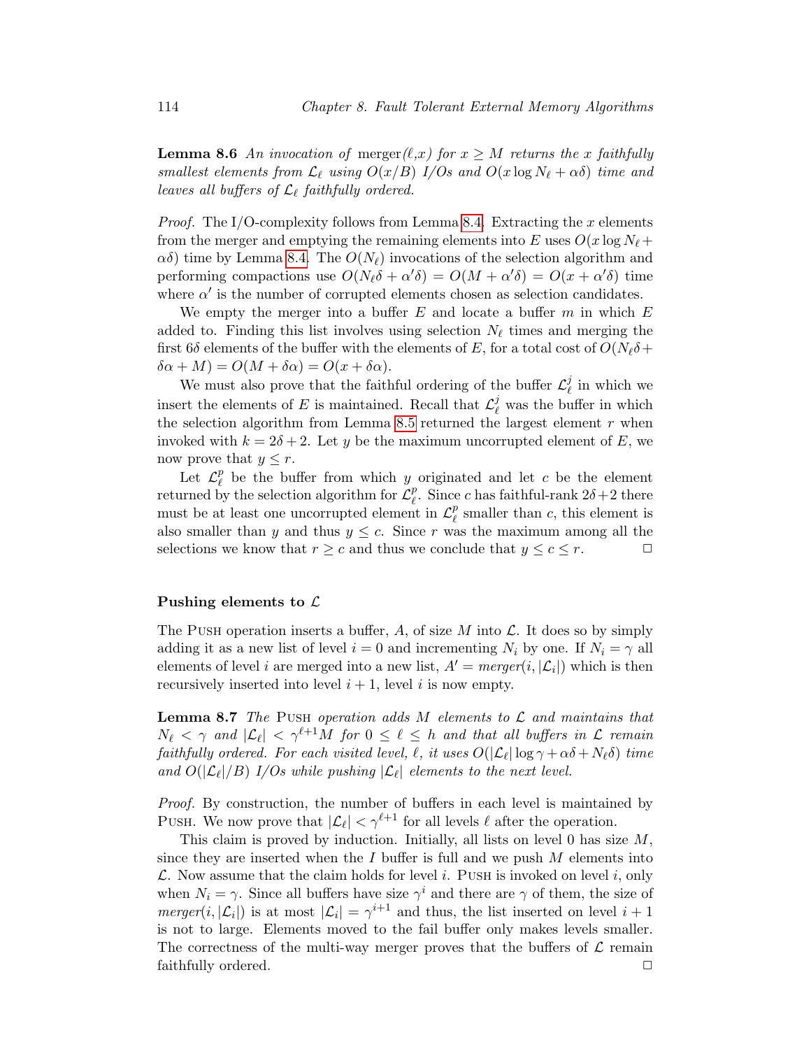**Lemma 8.6** *An invocation of* merger$(\ell,x)$ *for* $x \geq M$ *returns the* $x$ *faithfully smallest elements from* $\mathcal{L}_\ell$ *using* $O(x/B)$ *I/Os and* $O(x \log N_\ell + \alpha\delta)$ *time and leaves all buffers of* $\mathcal{L}_\ell$ *faithfully ordered.*

*Proof.* The I/O-complexity follows from Lemma 8.4. Extracting the $x$ elements from the merger and emptying the remaining elements into $E$ uses $O(x \log N_\ell + \alpha\delta)$ time by Lemma 8.4. The $O(N_\ell)$ invocations of the selection algorithm and performing compactions use $O(N_\ell\delta + \alpha'\delta) = O(M + \alpha'\delta) = O(x + \alpha'\delta)$ time where $\alpha'$ is the number of corrupted elements chosen as selection candidates.

We empty the merger into a buffer $E$ and locate a buffer $m$ in which $E$ added to. Finding this list involves using selection $N_\ell$ times and merging the first $6\delta$ elements of the buffer with the elements of $E$, for a total cost of $O(N_\ell\delta + \delta\alpha + M) = O(M + \delta\alpha) = O(x + \delta\alpha)$.

We must also prove that the faithful ordering of the buffer $\mathcal{L}_\ell^j$ in which we insert the elements of $E$ is maintained. Recall that $\mathcal{L}_\ell^j$ was the buffer in which the selection algorithm from Lemma 8.5 returned the largest element $r$ when invoked with $k = 2\delta + 2$. Let $y$ be the maximum uncorrupted element of $E$, we now prove that $y \leq r$.

Let $\mathcal{L}_\ell^p$ be the buffer from which $y$ originated and let $c$ be the element returned by the selection algorithm for $\mathcal{L}_\ell^p$. Since $c$ has faithful-rank $2\delta+2$ there must be at least one uncorrupted element in $\mathcal{L}_\ell^p$ smaller than $c$, this element is also smaller than $y$ and thus $y \leq c$. Since $r$ was the maximum among all the selections we know that $r \geq c$ and thus we conclude that $y \leq c \leq r$. ☐

#### Pushing elements to $\mathcal{L}$

The Push operation inserts a buffer, $A$, of size $M$ into $\mathcal{L}$. It does so by simply adding it as a new list of level $i = 0$ and incrementing $N_i$ by one. If $N_i = \gamma$ all elements of level $i$ are merged into a new list, $A' = merger(i, |\mathcal{L}_i|)$ which is then recursively inserted into level $i + 1$, level $i$ is now empty.

**Lemma 8.7** *The* Push *operation adds* $M$ *elements to* $\mathcal{L}$ *and maintains that* $N_\ell < \gamma$ *and* $|\mathcal{L}_\ell| < \gamma^{\ell+1}M$ *for* $0 \leq \ell \leq h$ *and that all buffers in* $\mathcal{L}$ *remain faithfully ordered. For each visited level,* $\ell$*, it uses* $O(|\mathcal{L}_\ell| \log \gamma + \alpha\delta + N_\ell\delta)$ *time and* $O(|\mathcal{L}_\ell|/B)$ *I/Os while pushing* $|\mathcal{L}_\ell|$ *elements to the next level.*

*Proof.* By construction, the number of buffers in each level is maintained by Push. We now prove that $|\mathcal{L}_\ell| < \gamma^{\ell+1}$ for all levels $\ell$ after the operation.

This claim is proved by induction. Initially, all lists on level 0 has size $M$, since they are inserted when the $I$ buffer is full and we push $M$ elements into $\mathcal{L}$. Now assume that the claim holds for level $i$. Push is invoked on level $i$, only when $N_i = \gamma$. Since all buffers have size $\gamma^i$ and there are $\gamma$ of them, the size of $merger(i, |\mathcal{L}_i|)$ is at most $|\mathcal{L}_i| = \gamma^{i+1}$ and thus, the list inserted on level $i + 1$ is not to large. Elements moved to the fail buffer only makes levels smaller. The correctness of the multi-way merger proves that the buffers of $\mathcal{L}$ remain faithfully ordered. ☐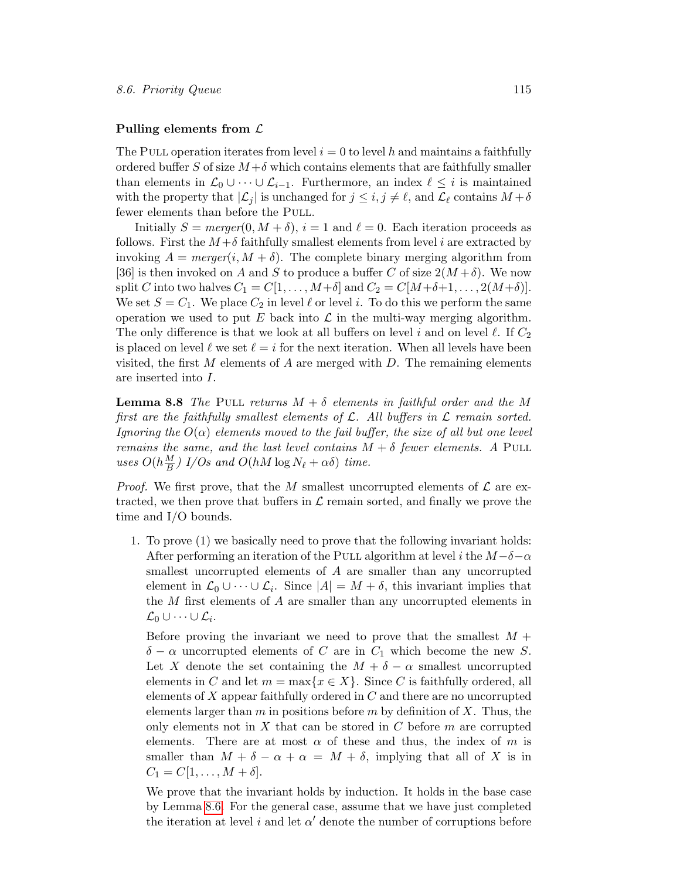**Pulling elements from $\mathcal{L}$**

The Pull operation iterates from level $i = 0$ to level $h$ and maintains a faithfully ordered buffer $S$ of size $M+\delta$ which contains elements that are faithfully smaller than elements in $\mathcal{L}_0 \cup \cdots \cup \mathcal{L}_{i-1}$. Furthermore, an index $\ell \leq i$ is maintained with the property that $|\mathcal{L}_j|$ is unchanged for $j \leq i, j \neq \ell$, and $\mathcal{L}_\ell$ contains $M+\delta$ fewer elements than before the Pull.

Initially $S = \mathit{merger}(0, M+\delta)$, $i = 1$ and $\ell = 0$. Each iteration proceeds as follows. First the $M+\delta$ faithfully smallest elements from level $i$ are extracted by invoking $A = \mathit{merger}(i, M+\delta)$. The complete binary merging algorithm from [36] is then invoked on $A$ and $S$ to produce a buffer $C$ of size $2(M+\delta)$. We now split $C$ into two halves $C_1 = C[1, \ldots, M+\delta]$ and $C_2 = C[M+\delta+1, \ldots, 2(M+\delta)]$. We set $S = C_1$. We place $C_2$ in level $\ell$ or level $i$. To do this we perform the same operation we used to put $E$ back into $\mathcal{L}$ in the multi-way merging algorithm. The only difference is that we look at all buffers on level $i$ and on level $\ell$. If $C_2$ is placed on level $\ell$ we set $\ell = i$ for the next iteration. When all levels have been visited, the first $M$ elements of $A$ are merged with $D$. The remaining elements are inserted into $I$.

**Lemma 8.8** *The* Pull *returns $M+\delta$ elements in faithful order and the $M$ first are the faithfully smallest elements of $\mathcal{L}$. All buffers in $\mathcal{L}$ remain sorted. Ignoring the $O(\alpha)$ elements moved to the fail buffer, the size of all but one level remains the same, and the last level contains $M+\delta$ fewer elements. A* Pull *uses $O(h\frac{M}{B})$ I/Os and $O(hM \log N_\ell + \alpha\delta)$ time.*

*Proof.* We first prove, that the $M$ smallest uncorrupted elements of $\mathcal{L}$ are extracted, we then prove that buffers in $\mathcal{L}$ remain sorted, and finally we prove the time and I/O bounds.

1. To prove (1) we basically need to prove that the following invariant holds: After performing an iteration of the Pull algorithm at level $i$ the $M-\delta-\alpha$ smallest uncorrupted elements of $A$ are smaller than any uncorrupted element in $\mathcal{L}_0 \cup \cdots \cup \mathcal{L}_i$. Since $|A| = M+\delta$, this invariant implies that the $M$ first elements of $A$ are smaller than any uncorrupted elements in $\mathcal{L}_0 \cup \cdots \cup \mathcal{L}_i$.

   Before proving the invariant we need to prove that the smallest $M+\delta-\alpha$ uncorrupted elements of $C$ are in $C_1$ which become the new $S$. Let $X$ denote the set containing the $M+\delta-\alpha$ smallest uncorrupted elements in $C$ and let $m = \max\{x \in X\}$. Since $C$ is faithfully ordered, all elements of $X$ appear faithfully ordered in $C$ and there are no uncorrupted elements larger than $m$ in positions before $m$ by definition of $X$. Thus, the only elements not in $X$ that can be stored in $C$ before $m$ are corrupted elements. There are at most $\alpha$ of these and thus, the index of $m$ is smaller than $M+\delta-\alpha+\alpha = M+\delta$, implying that all of $X$ is in $C_1 = C[1, \ldots, M+\delta]$.

   We prove that the invariant holds by induction. It holds in the base case by Lemma 8.6. For the general case, assume that we have just completed the iteration at level $i$ and let $\alpha'$ denote the number of corruptions before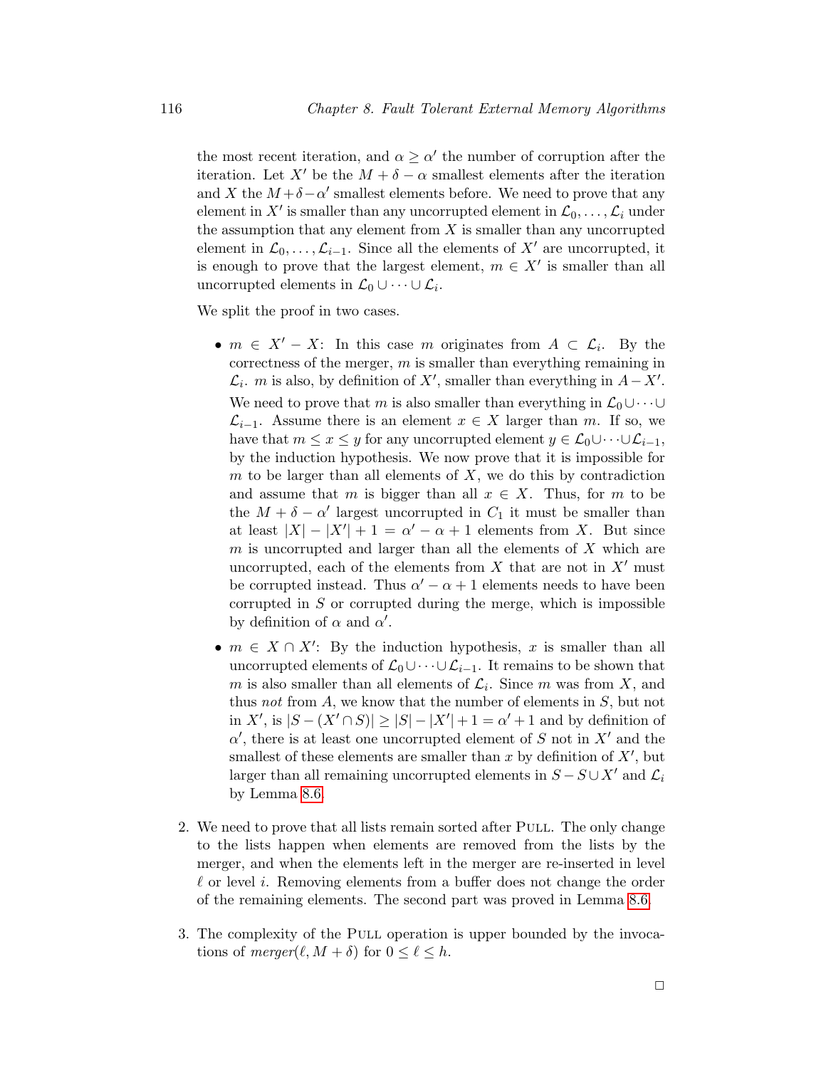the most recent iteration, and $\alpha \geq \alpha'$ the number of corruption after the iteration. Let $X'$ be the $M + \delta - \alpha$ smallest elements after the iteration and $X$ the $M+\delta-\alpha'$ smallest elements before. We need to prove that any element in $X'$ is smaller than any uncorrupted element in $\mathcal{L}_0, \ldots, \mathcal{L}_i$ under the assumption that any element from $X$ is smaller than any uncorrupted element in $\mathcal{L}_0, \ldots, \mathcal{L}_{i-1}$. Since all the elements of $X'$ are uncorrupted, it is enough to prove that the largest element, $m \in X'$ is smaller than all uncorrupted elements in $\mathcal{L}_0 \cup \cdots \cup \mathcal{L}_i$.

We split the proof in two cases.

- $m \in X' - X$: In this case $m$ originates from $A \subset \mathcal{L}_i$. By the correctness of the merger, $m$ is smaller than everything remaining in $\mathcal{L}_i$. $m$ is also, by definition of $X'$, smaller than everything in $A - X'$. We need to prove that $m$ is also smaller than everything in $\mathcal{L}_0 \cup \cdots \cup \mathcal{L}_{i-1}$. Assume there is an element $x \in X$ larger than $m$. If so, we have that $m \leq x \leq y$ for any uncorrupted element $y \in \mathcal{L}_0 \cup \cdots \cup \mathcal{L}_{i-1}$, by the induction hypothesis. We now prove that it is impossible for $m$ to be larger than all elements of $X$, we do this by contradiction and assume that $m$ is bigger than all $x \in X$. Thus, for $m$ to be the $M + \delta - \alpha'$ largest uncorrupted in $C_1$ it must be smaller than at least $|X| - |X'| + 1 = \alpha' - \alpha + 1$ elements from $X$. But since $m$ is uncorrupted and larger than all the elements of $X$ which are uncorrupted, each of the elements from $X$ that are not in $X'$ must be corrupted instead. Thus $\alpha' - \alpha + 1$ elements needs to have been corrupted in $S$ or corrupted during the merge, which is impossible by definition of $\alpha$ and $\alpha'$.

- $m \in X \cap X'$: By the induction hypothesis, $x$ is smaller than all uncorrupted elements of $\mathcal{L}_0 \cup \cdots \cup \mathcal{L}_{i-1}$. It remains to be shown that $m$ is also smaller than all elements of $\mathcal{L}_i$. Since $m$ was from $X$, and thus *not* from $A$, we know that the number of elements in $S$, but not in $X'$, is $|S - (X' \cap S)| \geq |S| - |X'| + 1 = \alpha' + 1$ and by definition of $\alpha'$, there is at least one uncorrupted element of $S$ not in $X'$ and the smallest of these elements are smaller than $x$ by definition of $X'$, but larger than all remaining uncorrupted elements in $S - S \cup X'$ and $\mathcal{L}_i$ by Lemma 8.6.

2. We need to prove that all lists remain sorted after Pull. The only change to the lists happen when elements are removed from the lists by the merger, and when the elements left in the merger are re-inserted in level $\ell$ or level $i$. Removing elements from a buffer does not change the order of the remaining elements. The second part was proved in Lemma 8.6.

3. The complexity of the Pull operation is upper bounded by the invocations of $merger(\ell, M + \delta)$ for $0 \leq \ell \leq h$.

□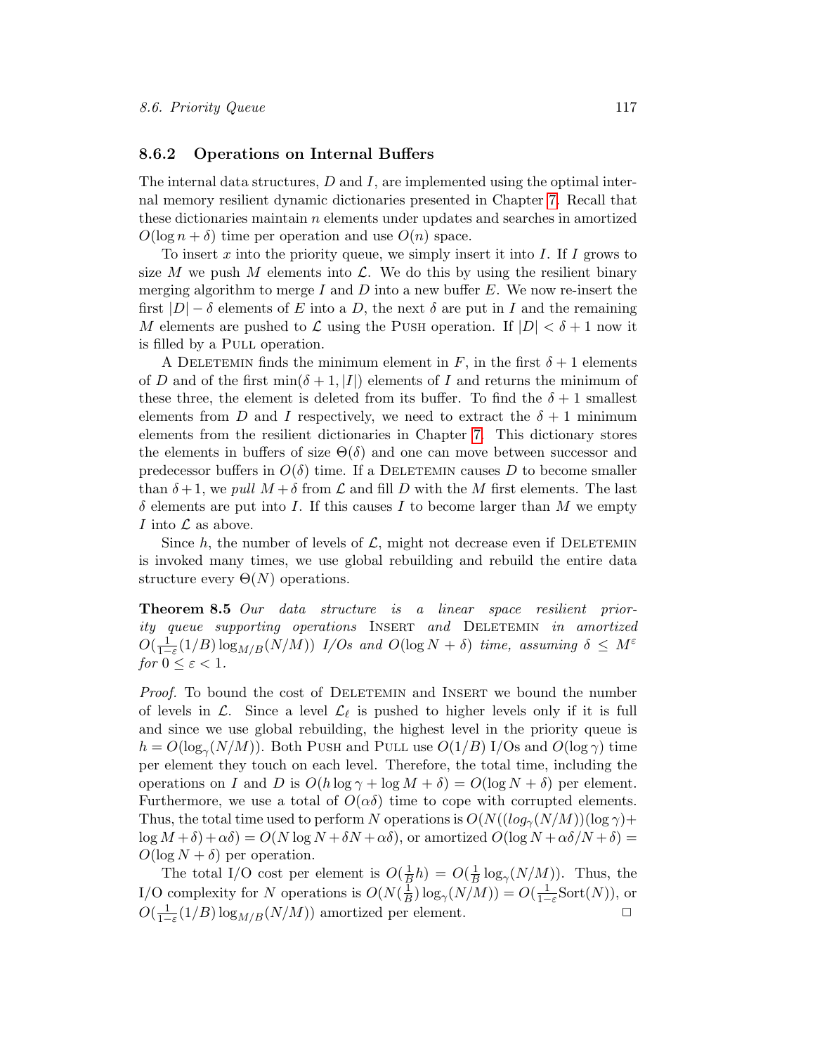### 8.6.2 Operations on Internal Buffers

The internal data structures, $D$ and $I$, are implemented using the optimal internal memory resilient dynamic dictionaries presented in Chapter 7. Recall that these dictionaries maintain $n$ elements under updates and searches in amortized $O(\log n + \delta)$ time per operation and use $O(n)$ space.

To insert $x$ into the priority queue, we simply insert it into $I$. If $I$ grows to size $M$ we push $M$ elements into $\mathcal{L}$. We do this by using the resilient binary merging algorithm to merge $I$ and $D$ into a new buffer $E$. We now re-insert the first $|D| - \delta$ elements of $E$ into a $D$, the next $\delta$ are put in $I$ and the remaining $M$ elements are pushed to $\mathcal{L}$ using the PUSH operation. If $|D| < \delta + 1$ now it is filled by a PULL operation.

A DELETEMIN finds the minimum element in $F$, in the first $\delta + 1$ elements of $D$ and of the first $\min(\delta + 1, |I|)$ elements of $I$ and returns the minimum of these three, the element is deleted from its buffer. To find the $\delta + 1$ smallest elements from $D$ and $I$ respectively, we need to extract the $\delta + 1$ minimum elements from the resilient dictionaries in Chapter 7. This dictionary stores the elements in buffers of size $\Theta(\delta)$ and one can move between successor and predecessor buffers in $O(\delta)$ time. If a DELETEMIN causes $D$ to become smaller than $\delta + 1$, we *pull* $M + \delta$ from $\mathcal{L}$ and fill $D$ with the $M$ first elements. The last $\delta$ elements are put into $I$. If this causes $I$ to become larger than $M$ we empty $I$ into $\mathcal{L}$ as above.

Since $h$, the number of levels of $\mathcal{L}$, might not decrease even if DELETEMIN is invoked many times, we use global rebuilding and rebuild the entire data structure every $\Theta(N)$ operations.

**Theorem 8.5** *Our data structure is a linear space resilient priority queue supporting operations* INSERT *and* DELETEMIN *in amortized* $O(\frac{1}{1-\varepsilon}(1/B)\log_{M/B}(N/M))$ *I/Os and* $O(\log N + \delta)$ *time, assuming* $\delta \leq M^{\varepsilon}$ *for* $0 \leq \varepsilon < 1$.

*Proof.* To bound the cost of DELETEMIN and INSERT we bound the number of levels in $\mathcal{L}$. Since a level $\mathcal{L}_\ell$ is pushed to higher levels only if it is full and since we use global rebuilding, the highest level in the priority queue is $h = O(\log_\gamma(N/M))$. Both PUSH and PULL use $O(1/B)$ I/Os and $O(\log \gamma)$ time per element they touch on each level. Therefore, the total time, including the operations on $I$ and $D$ is $O(h \log \gamma + \log M + \delta) = O(\log N + \delta)$ per element. Furthermore, we use a total of $O(\alpha\delta)$ time to cope with corrupted elements. Thus, the total time used to perform $N$ operations is $O(N((log_\gamma(N/M))(\log \gamma) + \log M + \delta) + \alpha\delta) = O(N \log N + \delta N + \alpha\delta)$, or amortized $O(\log N + \alpha\delta/N + \delta) = O(\log N + \delta)$ per operation.

The total I/O cost per element is $O(\frac{1}{B}h) = O(\frac{1}{B}\log_\gamma(N/M))$. Thus, the I/O complexity for $N$ operations is $O(N(\frac{1}{B})\log_\gamma(N/M)) = O(\frac{1}{1-\varepsilon}\text{Sort}(N))$, or $O(\frac{1}{1-\varepsilon}(1/B)\log_{M/B}(N/M))$ amortized per element. □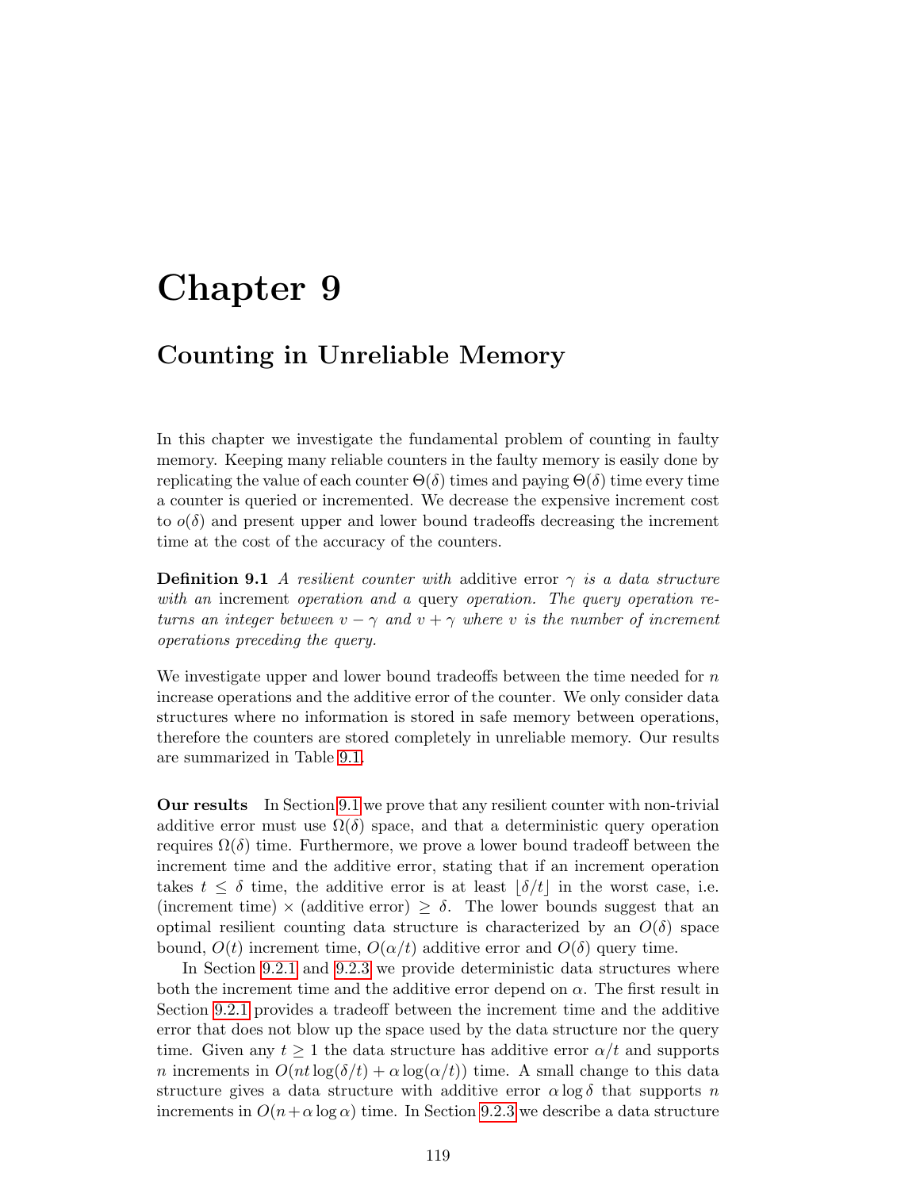# Chapter 9

## Counting in Unreliable Memory

In this chapter we investigate the fundamental problem of counting in faulty memory. Keeping many reliable counters in the faulty memory is easily done by replicating the value of each counter $\Theta(\delta)$ times and paying $\Theta(\delta)$ time every time a counter is queried or incremented. We decrease the expensive increment cost to $o(\delta)$ and present upper and lower bound tradeoffs decreasing the increment time at the cost of the accuracy of the counters.

**Definition 9.1** *A resilient counter with* additive error $\gamma$ *is a data structure with an* increment *operation and a* query *operation. The query operation returns an integer between $v - \gamma$ and $v + \gamma$ where $v$ is the number of increment operations preceding the query.*

We investigate upper and lower bound tradeoffs between the time needed for $n$ increase operations and the additive error of the counter. We only consider data structures where no information is stored in safe memory between operations, therefore the counters are stored completely in unreliable memory. Our results are summarized in Table 9.1.

**Our results** In Section 9.1 we prove that any resilient counter with non-trivial additive error must use $\Omega(\delta)$ space, and that a deterministic query operation requires $\Omega(\delta)$ time. Furthermore, we prove a lower bound tradeoff between the increment time and the additive error, stating that if an increment operation takes $t \leq \delta$ time, the additive error is at least $\lfloor \delta/t \rfloor$ in the worst case, i.e. (increment time) $\times$ (additive error) $\geq \delta$. The lower bounds suggest that an optimal resilient counting data structure is characterized by an $O(\delta)$ space bound, $O(t)$ increment time, $O(\alpha/t)$ additive error and $O(\delta)$ query time.

In Section 9.2.1 and 9.2.3 we provide deterministic data structures where both the increment time and the additive error depend on $\alpha$. The first result in Section 9.2.1 provides a tradeoff between the increment time and the additive error that does not blow up the space used by the data structure nor the query time. Given any $t \geq 1$ the data structure has additive error $\alpha/t$ and supports $n$ increments in $O(nt \log(\delta/t) + \alpha \log(\alpha/t))$ time. A small change to this data structure gives a data structure with additive error $\alpha \log \delta$ that supports $n$ increments in $O(n + \alpha \log \alpha)$ time. In Section 9.2.3 we describe a data structure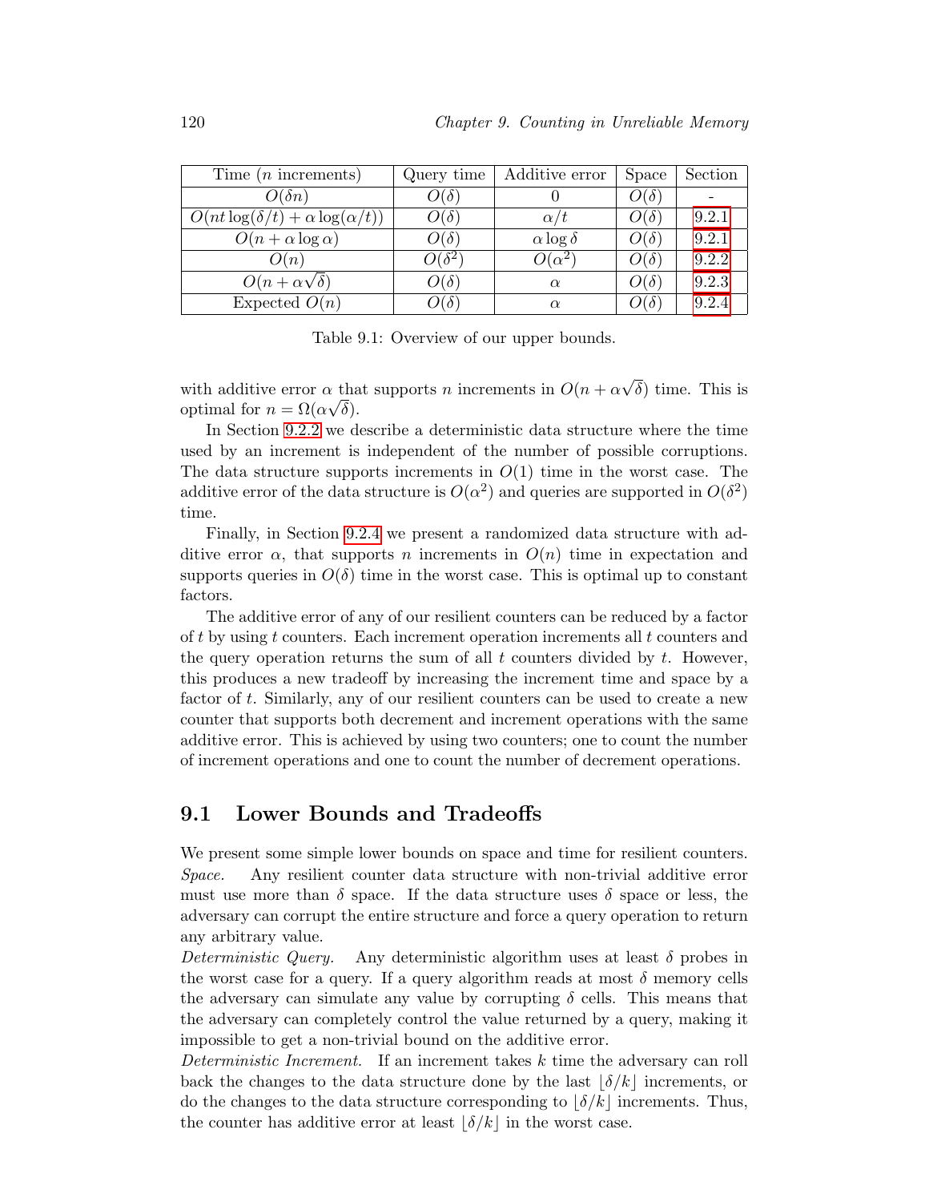| Time ($n$ increments) | Query time | Additive error | Space | Section |
|---|---|---|---|---|
| $O(\delta n)$ | $O(\delta)$ | $0$ | $O(\delta)$ | - |
| $O(nt\log(\delta/t) + \alpha\log(\alpha/t))$ | $O(\delta)$ | $\alpha/t$ | $O(\delta)$ | 9.2.1 |
| $O(n + \alpha\log\alpha)$ | $O(\delta)$ | $\alpha\log\delta$ | $O(\delta)$ | 9.2.1 |
| $O(n)$ | $O(\delta^2)$ | $O(\alpha^2)$ | $O(\delta)$ | 9.2.2 |
| $O(n + \alpha\sqrt{\delta})$ | $O(\delta)$ | $\alpha$ | $O(\delta)$ | 9.2.3 |
| Expected $O(n)$ | $O(\delta)$ | $\alpha$ | $O(\delta)$ | 9.2.4 |

Table 9.1: Overview of our upper bounds.

with additive error $\alpha$ that supports $n$ increments in $O(n + \alpha\sqrt{\delta})$ time. This is optimal for $n = \Omega(\alpha\sqrt{\delta})$.

In Section 9.2.2 we describe a deterministic data structure where the time used by an increment is independent of the number of possible corruptions. The data structure supports increments in $O(1)$ time in the worst case. The additive error of the data structure is $O(\alpha^2)$ and queries are supported in $O(\delta^2)$ time.

Finally, in Section 9.2.4 we present a randomized data structure with additive error $\alpha$, that supports $n$ increments in $O(n)$ time in expectation and supports queries in $O(\delta)$ time in the worst case. This is optimal up to constant factors.

The additive error of any of our resilient counters can be reduced by a factor of $t$ by using $t$ counters. Each increment operation increments all $t$ counters and the query operation returns the sum of all $t$ counters divided by $t$. However, this produces a new tradeoff by increasing the increment time and space by a factor of $t$. Similarly, any of our resilient counters can be used to create a new counter that supports both decrement and increment operations with the same additive error. This is achieved by using two counters; one to count the number of increment operations and one to count the number of decrement operations.

## 9.1 Lower Bounds and Tradeoffs

We present some simple lower bounds on space and time for resilient counters.

*Space.* Any resilient counter data structure with non-trivial additive error must use more than $\delta$ space. If the data structure uses $\delta$ space or less, the adversary can corrupt the entire structure and force a query operation to return any arbitrary value.

*Deterministic Query.* Any deterministic algorithm uses at least $\delta$ probes in the worst case for a query. If a query algorithm reads at most $\delta$ memory cells the adversary can simulate any value by corrupting $\delta$ cells. This means that the adversary can completely control the value returned by a query, making it impossible to get a non-trivial bound on the additive error.

*Deterministic Increment.* If an increment takes $k$ time the adversary can roll back the changes to the data structure done by the last $\lfloor\delta/k\rfloor$ increments, or do the changes to the data structure corresponding to $\lfloor\delta/k\rfloor$ increments. Thus, the counter has additive error at least $\lfloor\delta/k\rfloor$ in the worst case.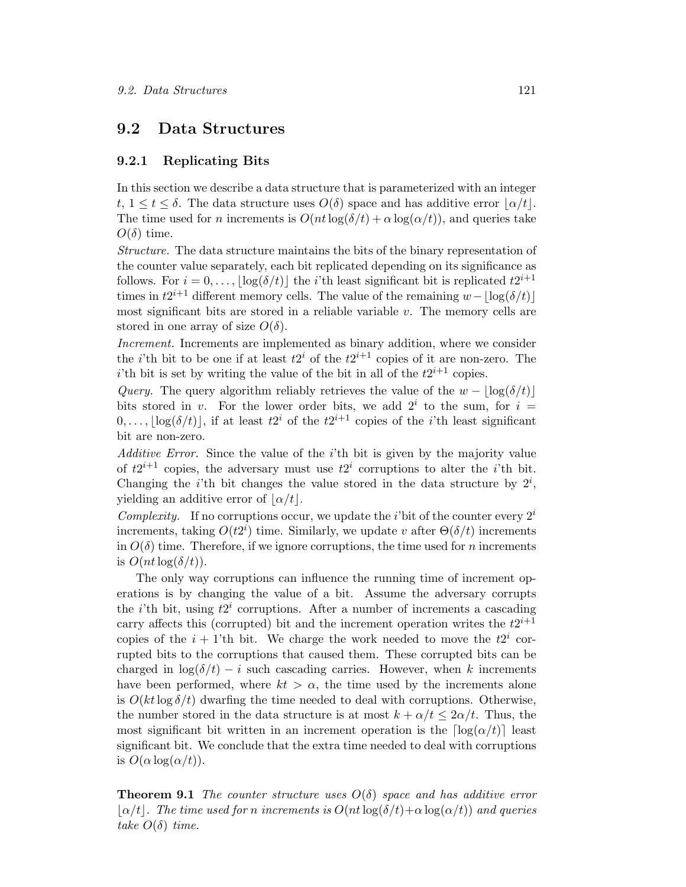## 9.2 Data Structures

### 9.2.1 Replicating Bits

In this section we describe a data structure that is parameterized with an integer $t$, $1 \leq t \leq \delta$. The data structure uses $O(\delta)$ space and has additive error $\lfloor \alpha/t \rfloor$. The time used for $n$ increments is $O(nt \log(\delta/t) + \alpha \log(\alpha/t))$, and queries take $O(\delta)$ time.

*Structure.* The data structure maintains the bits of the binary representation of the counter value separately, each bit replicated depending on its significance as follows. For $i = 0, \ldots, \lfloor \log(\delta/t) \rfloor$ the $i$'th least significant bit is replicated $t2^{i+1}$ times in $t2^{i+1}$ different memory cells. The value of the remaining $w - \lfloor \log(\delta/t) \rfloor$ most significant bits are stored in a reliable variable $v$. The memory cells are stored in one array of size $O(\delta)$.

*Increment.* Increments are implemented as binary addition, where we consider the $i$'th bit to be one if at least $t2^i$ of the $t2^{i+1}$ copies of it are non-zero. The $i$'th bit is set by writing the value of the bit in all of the $t2^{i+1}$ copies.

*Query.* The query algorithm reliably retrieves the value of the $w - \lfloor \log(\delta/t) \rfloor$ bits stored in $v$. For the lower order bits, we add $2^i$ to the sum, for $i = 0, \ldots, \lfloor \log(\delta/t) \rfloor$, if at least $t2^i$ of the $t2^{i+1}$ copies of the $i$'th least significant bit are non-zero.

*Additive Error.* Since the value of the $i$'th bit is given by the majority value of $t2^{i+1}$ copies, the adversary must use $t2^i$ corruptions to alter the $i$'th bit. Changing the $i$'th bit changes the value stored in the data structure by $2^i$, yielding an additive error of $\lfloor \alpha/t \rfloor$.

*Complexity.* If no corruptions occur, we update the $i$'bit of the counter every $2^i$ increments, taking $O(t2^i)$ time. Similarly, we update $v$ after $\Theta(\delta/t)$ increments in $O(\delta)$ time. Therefore, if we ignore corruptions, the time used for $n$ increments is $O(nt \log(\delta/t))$.

The only way corruptions can influence the running time of increment operations is by changing the value of a bit. Assume the adversary corrupts the $i$'th bit, using $t2^i$ corruptions. After a number of increments a cascading carry affects this (corrupted) bit and the increment operation writes the $t2^{i+1}$ copies of the $i+1$'th bit. We charge the work needed to move the $t2^i$ corrupted bits to the corruptions that caused them. These corrupted bits can be charged in $\log(\delta/t) - i$ such cascading carries. However, when $k$ increments have been performed, where $kt > \alpha$, the time used by the increments alone is $O(kt \log \delta/t)$ dwarfing the time needed to deal with corruptions. Otherwise, the number stored in the data structure is at most $k + \alpha/t \leq 2\alpha/t$. Thus, the most significant bit written in an increment operation is the $\lceil \log(\alpha/t) \rceil$ least significant bit. We conclude that the extra time needed to deal with corruptions is $O(\alpha \log(\alpha/t))$.

**Theorem 9.1** *The counter structure uses $O(\delta)$ space and has additive error $\lfloor \alpha/t \rfloor$. The time used for $n$ increments is $O(nt \log(\delta/t) + \alpha \log(\alpha/t))$ and queries take $O(\delta)$ time.*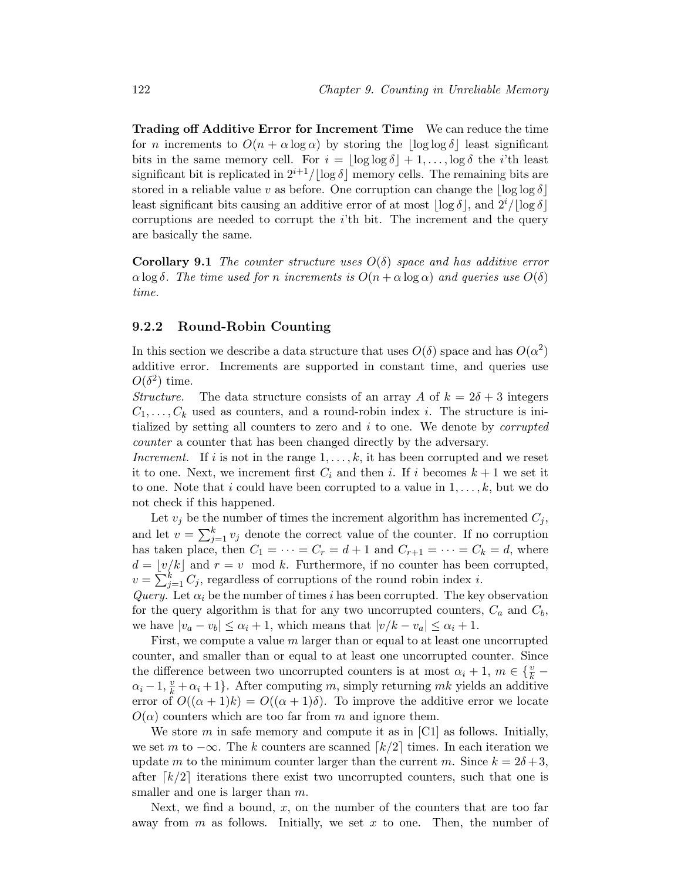**Trading off Additive Error for Increment Time** We can reduce the time for $n$ increments to $O(n + \alpha \log \alpha)$ by storing the $\lfloor \log \log \delta \rfloor$ least significant bits in the same memory cell. For $i = \lfloor \log \log \delta \rfloor + 1, \ldots, \log \delta$ the $i$'th least significant bit is replicated in $2^{i+1}/\lfloor \log \delta \rfloor$ memory cells. The remaining bits are stored in a reliable value $v$ as before. One corruption can change the $\lfloor \log \log \delta \rfloor$ least significant bits causing an additive error of at most $\lfloor \log \delta \rfloor$, and $2^i/\lfloor \log \delta \rfloor$ corruptions are needed to corrupt the $i$'th bit. The increment and the query are basically the same.

**Corollary 9.1** *The counter structure uses $O(\delta)$ space and has additive error $\alpha \log \delta$. The time used for $n$ increments is $O(n + \alpha \log \alpha)$ and queries use $O(\delta)$ time.*

### 9.2.2 Round-Robin Counting

In this section we describe a data structure that uses $O(\delta)$ space and has $O(\alpha^2)$ additive error. Increments are supported in constant time, and queries use $O(\delta^2)$ time.

*Structure.* The data structure consists of an array $A$ of $k = 2\delta + 3$ integers $C_1, \ldots, C_k$ used as counters, and a round-robin index $i$. The structure is initialized by setting all counters to zero and $i$ to one. We denote by *corrupted counter* a counter that has been changed directly by the adversary.

*Increment.* If $i$ is not in the range $1, \ldots, k$, it has been corrupted and we reset it to one. Next, we increment first $C_i$ and then $i$. If $i$ becomes $k + 1$ we set it to one. Note that $i$ could have been corrupted to a value in $1, \ldots, k$, but we do not check if this happened.

Let $v_j$ be the number of times the increment algorithm has incremented $C_j$, and let $v = \sum_{j=1}^{k} v_j$ denote the correct value of the counter. If no corruption has taken place, then $C_1 = \cdots = C_r = d + 1$ and $C_{r+1} = \cdots = C_k = d$, where $d = \lfloor v/k \rfloor$ and $r = v \mod k$. Furthermore, if no counter has been corrupted, $v = \sum_{j=1}^{k} C_j$, regardless of corruptions of the round robin index $i$.

*Query.* Let $\alpha_i$ be the number of times $i$ has been corrupted. The key observation for the query algorithm is that for any two uncorrupted counters, $C_a$ and $C_b$, we have $|v_a - v_b| \leq \alpha_i + 1$, which means that $|v/k - v_a| \leq \alpha_i + 1$.

First, we compute a value $m$ larger than or equal to at least one uncorrupted counter, and smaller than or equal to at least one uncorrupted counter. Since the difference between two uncorrupted counters is at most $\alpha_i + 1$, $m \in \{\frac{v}{k} - \alpha_i - 1, \frac{v}{k} + \alpha_i + 1\}$. After computing $m$, simply returning $mk$ yields an additive error of $O((\alpha + 1)k) = O((\alpha + 1)\delta)$. To improve the additive error we locate $O(\alpha)$ counters which are too far from $m$ and ignore them.

We store $m$ in safe memory and compute it as in [C1] as follows. Initially, we set $m$ to $-\infty$. The $k$ counters are scanned $\lceil k/2 \rceil$ times. In each iteration we update $m$ to the minimum counter larger than the current $m$. Since $k = 2\delta + 3$, after $\lceil k/2 \rceil$ iterations there exist two uncorrupted counters, such that one is smaller and one is larger than $m$.

Next, we find a bound, $x$, on the number of the counters that are too far away from $m$ as follows. Initially, we set $x$ to one. Then, the number of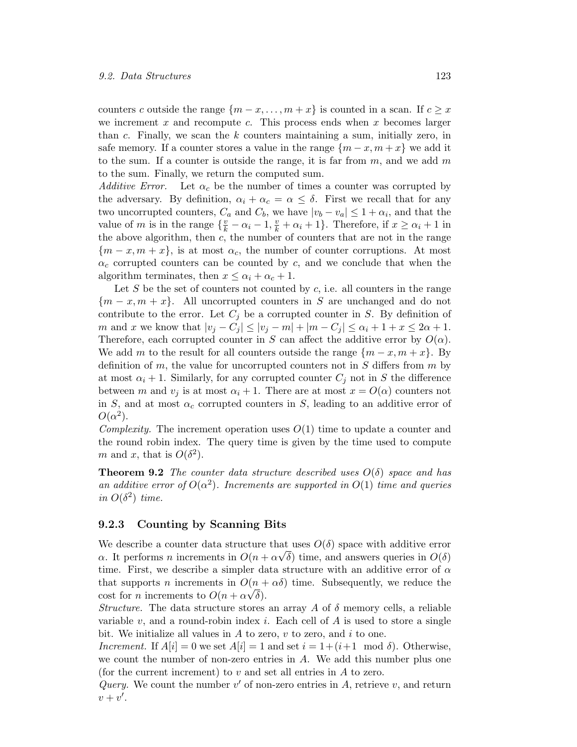counters $c$ outside the range $\{m-x,\dots,m+x\}$ is counted in a scan. If $c \geq x$ we increment $x$ and recompute $c$. This process ends when $x$ becomes larger than $c$. Finally, we scan the $k$ counters maintaining a sum, initially zero, in safe memory. If a counter stores a value in the range $\{m-x, m+x\}$ we add it to the sum. If a counter is outside the range, it is far from $m$, and we add $m$ to the sum. Finally, we return the computed sum.

*Additive Error.* Let $\alpha_c$ be the number of times a counter was corrupted by the adversary. By definition, $\alpha_i + \alpha_c = \alpha \leq \delta$. First we recall that for any two uncorrupted counters, $C_a$ and $C_b$, we have $|v_b - v_a| \leq 1 + \alpha_i$, and that the value of $m$ is in the range $\{\frac{v}{k} - \alpha_i - 1, \frac{v}{k} + \alpha_i + 1\}$. Therefore, if $x \geq \alpha_i + 1$ in the above algorithm, then $c$, the number of counters that are not in the range $\{m-x, m+x\}$, is at most $\alpha_c$, the number of counter corruptions. At most $\alpha_c$ corrupted counters can be counted by $c$, and we conclude that when the algorithm terminates, then $x \leq \alpha_i + \alpha_c + 1$.

Let $S$ be the set of counters not counted by $c$, i.e. all counters in the range $\{m-x, m+x\}$. All uncorrupted counters in $S$ are unchanged and do not contribute to the error. Let $C_j$ be a corrupted counter in $S$. By definition of $m$ and $x$ we know that $|v_j - C_j| \leq |v_j - m| + |m - C_j| \leq \alpha_i + 1 + x \leq 2\alpha + 1$. Therefore, each corrupted counter in $S$ can affect the additive error by $O(\alpha)$. We add $m$ to the result for all counters outside the range $\{m-x, m+x\}$. By definition of $m$, the value for uncorrupted counters not in $S$ differs from $m$ by at most $\alpha_i + 1$. Similarly, for any corrupted counter $C_j$ not in $S$ the difference between $m$ and $v_j$ is at most $\alpha_i + 1$. There are at most $x = O(\alpha)$ counters not in $S$, and at most $\alpha_c$ corrupted counters in $S$, leading to an additive error of $O(\alpha^2)$.

*Complexity.* The increment operation uses $O(1)$ time to update a counter and the round robin index. The query time is given by the time used to compute $m$ and $x$, that is $O(\delta^2)$.

**Theorem 9.2** *The counter data structure described uses $O(\delta)$ space and has an additive error of $O(\alpha^2)$. Increments are supported in $O(1)$ time and queries in $O(\delta^2)$ time.*

### 9.2.3 Counting by Scanning Bits

We describe a counter data structure that uses $O(\delta)$ space with additive error $\alpha$. It performs $n$ increments in $O(n + \alpha\sqrt{\delta})$ time, and answers queries in $O(\delta)$ time. First, we describe a simpler data structure with an additive error of $\alpha$ that supports $n$ increments in $O(n + \alpha\delta)$ time. Subsequently, we reduce the cost for $n$ increments to $O(n + \alpha\sqrt{\delta})$.

*Structure.* The data structure stores an array $A$ of $\delta$ memory cells, a reliable variable $v$, and a round-robin index $i$. Each cell of $A$ is used to store a single bit. We initialize all values in $A$ to zero, $v$ to zero, and $i$ to one.

*Increment.* If $A[i] = 0$ we set $A[i] = 1$ and set $i = 1 + (i+1 \mod \delta)$. Otherwise, we count the number of non-zero entries in $A$. We add this number plus one (for the current increment) to $v$ and set all entries in $A$ to zero.

*Query.* We count the number $v'$ of non-zero entries in $A$, retrieve $v$, and return $v + v'$.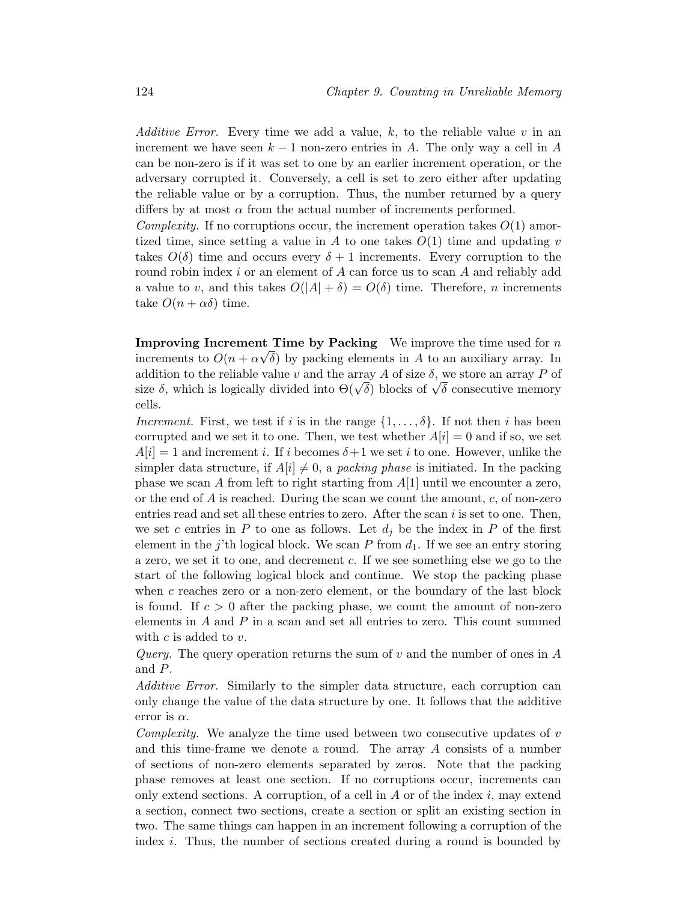*Additive Error.* Every time we add a value, $k$, to the reliable value $v$ in an increment we have seen $k-1$ non-zero entries in $A$. The only way a cell in $A$ can be non-zero is if it was set to one by an earlier increment operation, or the adversary corrupted it. Conversely, a cell is set to zero either after updating the reliable value or by a corruption. Thus, the number returned by a query differs by at most $\alpha$ from the actual number of increments performed.

*Complexity.* If no corruptions occur, the increment operation takes $O(1)$ amortized time, since setting a value in $A$ to one takes $O(1)$ time and updating $v$ takes $O(\delta)$ time and occurs every $\delta+1$ increments. Every corruption to the round robin index $i$ or an element of $A$ can force us to scan $A$ and reliably add a value to $v$, and this takes $O(|A|+\delta)=O(\delta)$ time. Therefore, $n$ increments take $O(n+\alpha\delta)$ time.

**Improving Increment Time by Packing** We improve the time used for $n$ increments to $O(n+\alpha\sqrt{\delta})$ by packing elements in $A$ to an auxiliary array. In addition to the reliable value $v$ and the array $A$ of size $\delta$, we store an array $P$ of size $\delta$, which is logically divided into $\Theta(\sqrt{\delta})$ blocks of $\sqrt{\delta}$ consecutive memory cells.

*Increment.* First, we test if $i$ is in the range $\{1,\ldots,\delta\}$. If not then $i$ has been corrupted and we set it to one. Then, we test whether $A[i]=0$ and if so, we set $A[i]=1$ and increment $i$. If $i$ becomes $\delta+1$ we set $i$ to one. However, unlike the simpler data structure, if $A[i]\neq 0$, a *packing phase* is initiated. In the packing phase we scan $A$ from left to right starting from $A[1]$ until we encounter a zero, or the end of $A$ is reached. During the scan we count the amount, $c$, of non-zero entries read and set all these entries to zero. After the scan $i$ is set to one. Then, we set $c$ entries in $P$ to one as follows. Let $d_j$ be the index in $P$ of the first element in the $j$'th logical block. We scan $P$ from $d_1$. If we see an entry storing a zero, we set it to one, and decrement $c$. If we see something else we go to the start of the following logical block and continue. We stop the packing phase when $c$ reaches zero or a non-zero element, or the boundary of the last block is found. If $c>0$ after the packing phase, we count the amount of non-zero elements in $A$ and $P$ in a scan and set all entries to zero. This count summed with $c$ is added to $v$.

*Query.* The query operation returns the sum of $v$ and the number of ones in $A$ and $P$.

*Additive Error.* Similarly to the simpler data structure, each corruption can only change the value of the data structure by one. It follows that the additive error is $\alpha$.

*Complexity.* We analyze the time used between two consecutive updates of $v$ and this time-frame we denote a round. The array $A$ consists of a number of sections of non-zero elements separated by zeros. Note that the packing phase removes at least one section. If no corruptions occur, increments can only extend sections. A corruption, of a cell in $A$ or of the index $i$, may extend a section, connect two sections, create a section or split an existing section in two. The same things can happen in an increment following a corruption of the index $i$. Thus, the number of sections created during a round is bounded by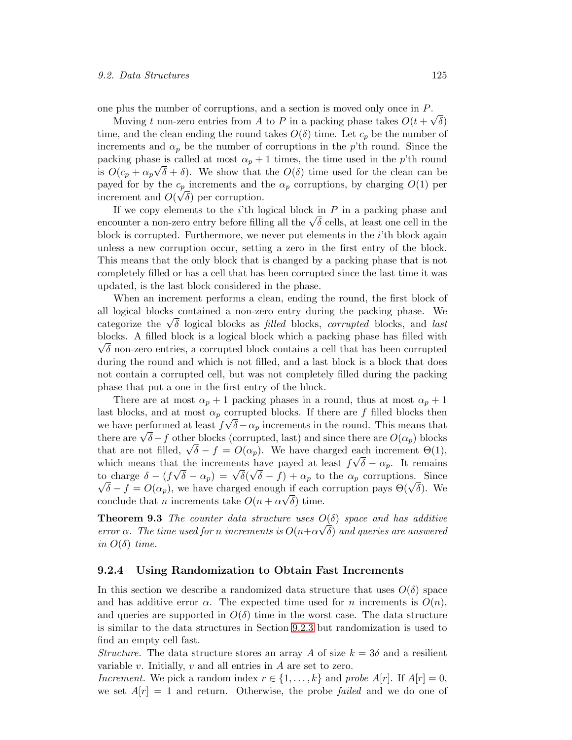one plus the number of corruptions, and a section is moved only once in $P$.

Moving $t$ non-zero entries from $A$ to $P$ in a packing phase takes $O(t+\sqrt{\delta})$ time, and the clean ending the round takes $O(\delta)$ time. Let $c_p$ be the number of increments and $\alpha_p$ be the number of corruptions in the $p$'th round. Since the packing phase is called at most $\alpha_p + 1$ times, the time used in the $p$'th round is $O(c_p + \alpha_p\sqrt{\delta} + \delta)$. We show that the $O(\delta)$ time used for the clean can be payed for by the $c_p$ increments and the $\alpha_p$ corruptions, by charging $O(1)$ per increment and $O(\sqrt{\delta})$ per corruption.

If we copy elements to the $i$'th logical block in $P$ in a packing phase and encounter a non-zero entry before filling all the $\sqrt{\delta}$ cells, at least one cell in the block is corrupted. Furthermore, we never put elements in the $i$'th block again unless a new corruption occur, setting a zero in the first entry of the block. This means that the only block that is changed by a packing phase that is not completely filled or has a cell that has been corrupted since the last time it was updated, is the last block considered in the phase.

When an increment performs a clean, ending the round, the first block of all logical blocks contained a non-zero entry during the packing phase. We categorize the $\sqrt{\delta}$ logical blocks as *filled* blocks, *corrupted* blocks, and *last* blocks. A filled block is a logical block which a packing phase has filled with $\sqrt{\delta}$ non-zero entries, a corrupted block contains a cell that has been corrupted during the round and which is not filled, and a last block is a block that does not contain a corrupted cell, but was not completely filled during the packing phase that put a one in the first entry of the block.

There are at most $\alpha_p + 1$ packing phases in a round, thus at most $\alpha_p + 1$ last blocks, and at most $\alpha_p$ corrupted blocks. If there are $f$ filled blocks then we have performed at least $f\sqrt{\delta} - \alpha_p$ increments in the round. This means that there are $\sqrt{\delta} - f$ other blocks (corrupted, last) and since there are $O(\alpha_p)$ blocks that are not filled, $\sqrt{\delta} - f = O(\alpha_p)$. We have charged each increment $\Theta(1)$, which means that the increments have payed at least $f\sqrt{\delta} - \alpha_p$. It remains to charge $\delta - (f\sqrt{\delta} - \alpha_p) = \sqrt{\delta}(\sqrt{\delta} - f) + \alpha_p$ to the $\alpha_p$ corruptions. Since $\sqrt{\delta} - f = O(\alpha_p)$, we have charged enough if each corruption pays $\Theta(\sqrt{\delta})$. We conclude that $n$ increments take $O(n + \alpha\sqrt{\delta})$ time.

**Theorem 9.3** *The counter data structure uses $O(\delta)$ space and has additive error $\alpha$. The time used for $n$ increments is $O(n+\alpha\sqrt{\delta})$ and queries are answered in $O(\delta)$ time.*

### 9.2.4 Using Randomization to Obtain Fast Increments

In this section we describe a randomized data structure that uses $O(\delta)$ space and has additive error $\alpha$. The expected time used for $n$ increments is $O(n)$, and queries are supported in $O(\delta)$ time in the worst case. The data structure is similar to the data structures in Section 9.2.3 but randomization is used to find an empty cell fast.

*Structure.* The data structure stores an array $A$ of size $k = 3\delta$ and a resilient variable $v$. Initially, $v$ and all entries in $A$ are set to zero.

*Increment.* We pick a random index $r \in \{1, \ldots, k\}$ and *probe* $A[r]$. If $A[r] = 0$, we set $A[r] = 1$ and return. Otherwise, the probe *failed* and we do one of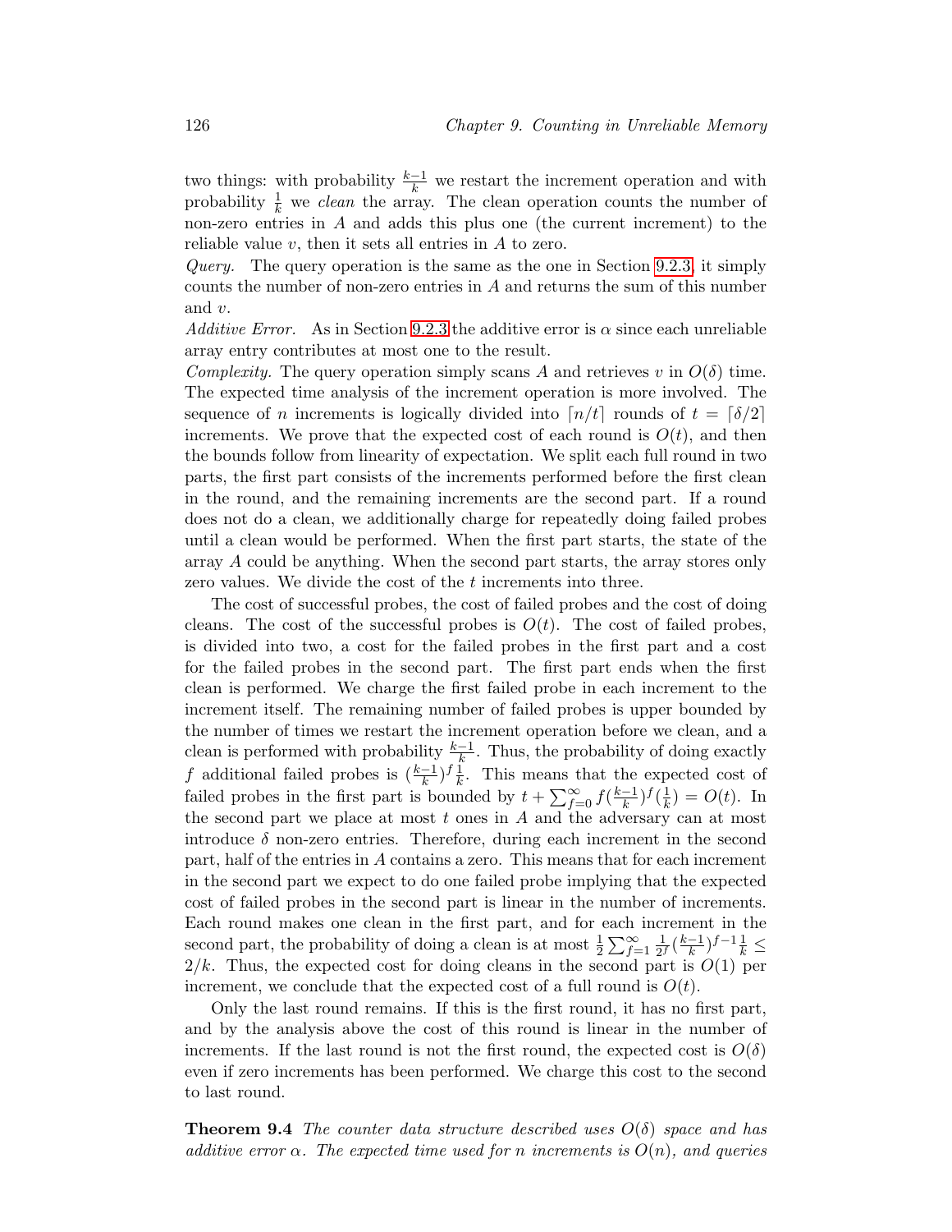two things: with probability $\frac{k-1}{k}$ we restart the increment operation and with probability $\frac{1}{k}$ we *clean* the array. The clean operation counts the number of non-zero entries in $A$ and adds this plus one (the current increment) to the reliable value $v$, then it sets all entries in $A$ to zero.

*Query.* The query operation is the same as the one in Section 9.2.3, it simply counts the number of non-zero entries in $A$ and returns the sum of this number and $v$.

*Additive Error.* As in Section 9.2.3 the additive error is $\alpha$ since each unreliable array entry contributes at most one to the result.

*Complexity.* The query operation simply scans $A$ and retrieves $v$ in $O(\delta)$ time. The expected time analysis of the increment operation is more involved. The sequence of $n$ increments is logically divided into $\lceil n/t \rceil$ rounds of $t = \lceil \delta/2 \rceil$ increments. We prove that the expected cost of each round is $O(t)$, and then the bounds follow from linearity of expectation. We split each full round in two parts, the first part consists of the increments performed before the first clean in the round, and the remaining increments are the second part. If a round does not do a clean, we additionally charge for repeatedly doing failed probes until a clean would be performed. When the first part starts, the state of the array $A$ could be anything. When the second part starts, the array stores only zero values. We divide the cost of the $t$ increments into three.

The cost of successful probes, the cost of failed probes and the cost of doing cleans. The cost of the successful probes is $O(t)$. The cost of failed probes, is divided into two, a cost for the failed probes in the first part and a cost for the failed probes in the second part. The first part ends when the first clean is performed. We charge the first failed probe in each increment to the increment itself. The remaining number of failed probes is upper bounded by the number of times we restart the increment operation before we clean, and a clean is performed with probability $\frac{k-1}{k}$. Thus, the probability of doing exactly $f$ additional failed probes is $(\frac{k-1}{k})^f \frac{1}{k}$. This means that the expected cost of failed probes in the first part is bounded by $t + \sum_{f=0}^{\infty} f(\frac{k-1}{k})^f(\frac{1}{k}) = O(t)$. In the second part we place at most $t$ ones in $A$ and the adversary can at most introduce $\delta$ non-zero entries. Therefore, during each increment in the second part, half of the entries in $A$ contains a zero. This means that for each increment in the second part we expect to do one failed probe implying that the expected cost of failed probes in the second part is linear in the number of increments. Each round makes one clean in the first part, and for each increment in the second part, the probability of doing a clean is at most $\frac{1}{2}\sum_{f=1}^{\infty} \frac{1}{2^f}(\frac{k-1}{k})^{f-1}\frac{1}{k} \leq 2/k$. Thus, the expected cost for doing cleans in the second part is $O(1)$ per increment, we conclude that the expected cost of a full round is $O(t)$.

Only the last round remains. If this is the first round, it has no first part, and by the analysis above the cost of this round is linear in the number of increments. If the last round is not the first round, the expected cost is $O(\delta)$ even if zero increments has been performed. We charge this cost to the second to last round.

**Theorem 9.4** *The counter data structure described uses $O(\delta)$ space and has additive error $\alpha$. The expected time used for $n$ increments is $O(n)$, and queries*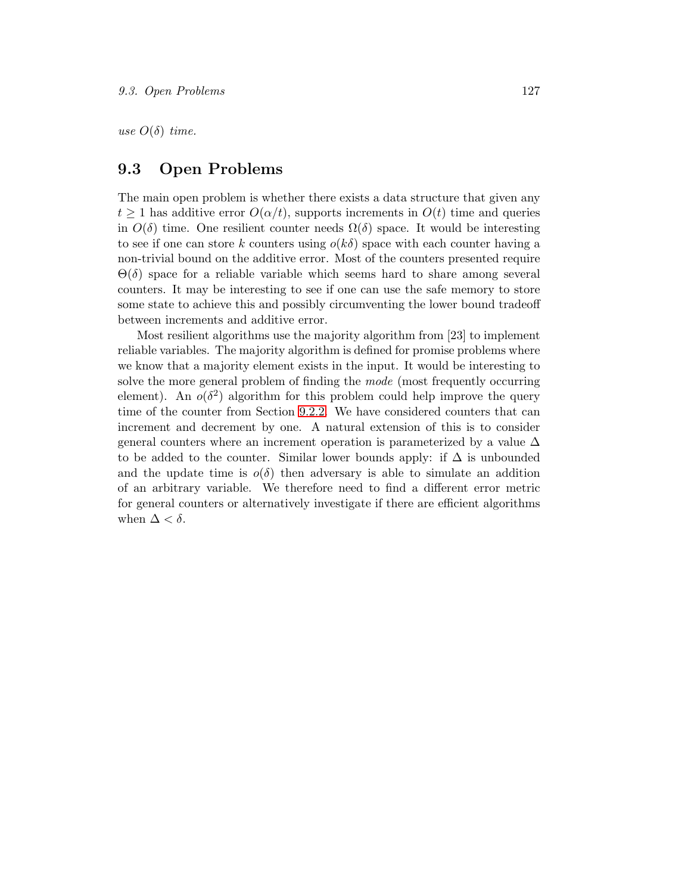*use $O(\delta)$ time.*

## 9.3 Open Problems

The main open problem is whether there exists a data structure that given any $t \geq 1$ has additive error $O(\alpha/t)$, supports increments in $O(t)$ time and queries in $O(\delta)$ time. One resilient counter needs $\Omega(\delta)$ space. It would be interesting to see if one can store $k$ counters using $o(k\delta)$ space with each counter having a non-trivial bound on the additive error. Most of the counters presented require $\Theta(\delta)$ space for a reliable variable which seems hard to share among several counters. It may be interesting to see if one can use the safe memory to store some state to achieve this and possibly circumventing the lower bound tradeoff between increments and additive error.

Most resilient algorithms use the majority algorithm from [23] to implement reliable variables. The majority algorithm is defined for promise problems where we know that a majority element exists in the input. It would be interesting to solve the more general problem of finding the *mode* (most frequently occurring element). An $o(\delta^2)$ algorithm for this problem could help improve the query time of the counter from Section 9.2.2. We have considered counters that can increment and decrement by one. A natural extension of this is to consider general counters where an increment operation is parameterized by a value $\Delta$ to be added to the counter. Similar lower bounds apply: if $\Delta$ is unbounded and the update time is $o(\delta)$ then adversary is able to simulate an addition of an arbitrary variable. We therefore need to find a different error metric for general counters or alternatively investigate if there are efficient algorithms when $\Delta < \delta$.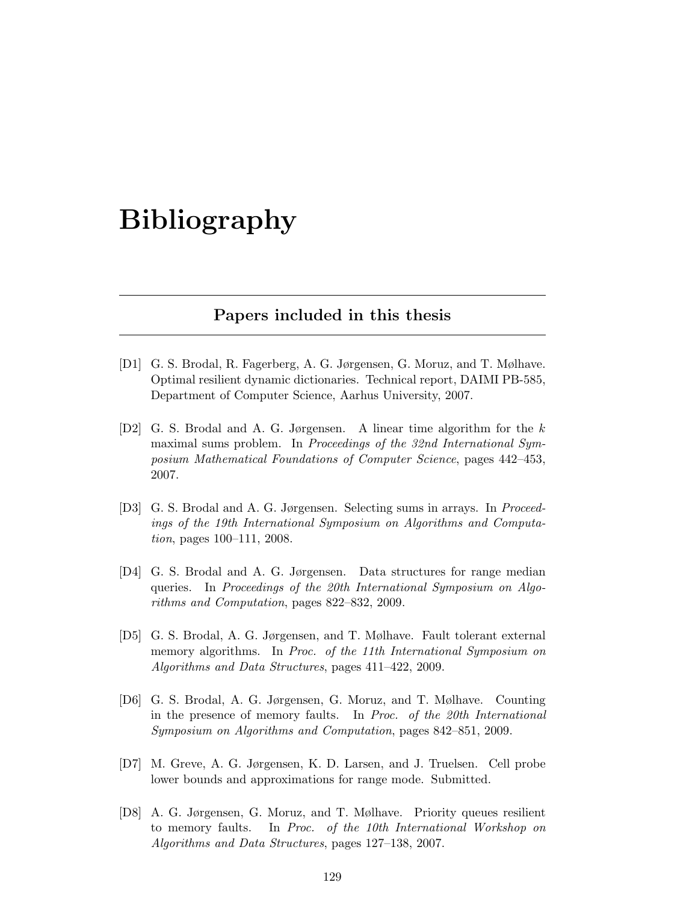# Bibliography

## Papers included in this thesis

[D1] G. S. Brodal, R. Fagerberg, A. G. Jørgensen, G. Moruz, and T. Mølhave. Optimal resilient dynamic dictionaries. Technical report, DAIMI PB-585, Department of Computer Science, Aarhus University, 2007.

[D2] G. S. Brodal and A. G. Jørgensen. A linear time algorithm for the $k$ maximal sums problem. In *Proceedings of the 32nd International Symposium Mathematical Foundations of Computer Science*, pages 442–453, 2007.

[D3] G. S. Brodal and A. G. Jørgensen. Selecting sums in arrays. In *Proceedings of the 19th International Symposium on Algorithms and Computation*, pages 100–111, 2008.

[D4] G. S. Brodal and A. G. Jørgensen. Data structures for range median queries. In *Proceedings of the 20th International Symposium on Algorithms and Computation*, pages 822–832, 2009.

[D5] G. S. Brodal, A. G. Jørgensen, and T. Mølhave. Fault tolerant external memory algorithms. In *Proc. of the 11th International Symposium on Algorithms and Data Structures*, pages 411–422, 2009.

[D6] G. S. Brodal, A. G. Jørgensen, G. Moruz, and T. Mølhave. Counting in the presence of memory faults. In *Proc. of the 20th International Symposium on Algorithms and Computation*, pages 842–851, 2009.

[D7] M. Greve, A. G. Jørgensen, K. D. Larsen, and J. Truelsen. Cell probe lower bounds and approximations for range mode. Submitted.

[D8] A. G. Jørgensen, G. Moruz, and T. Mølhave. Priority queues resilient to memory faults. In *Proc. of the 10th International Workshop on Algorithms and Data Structures*, pages 127–138, 2007.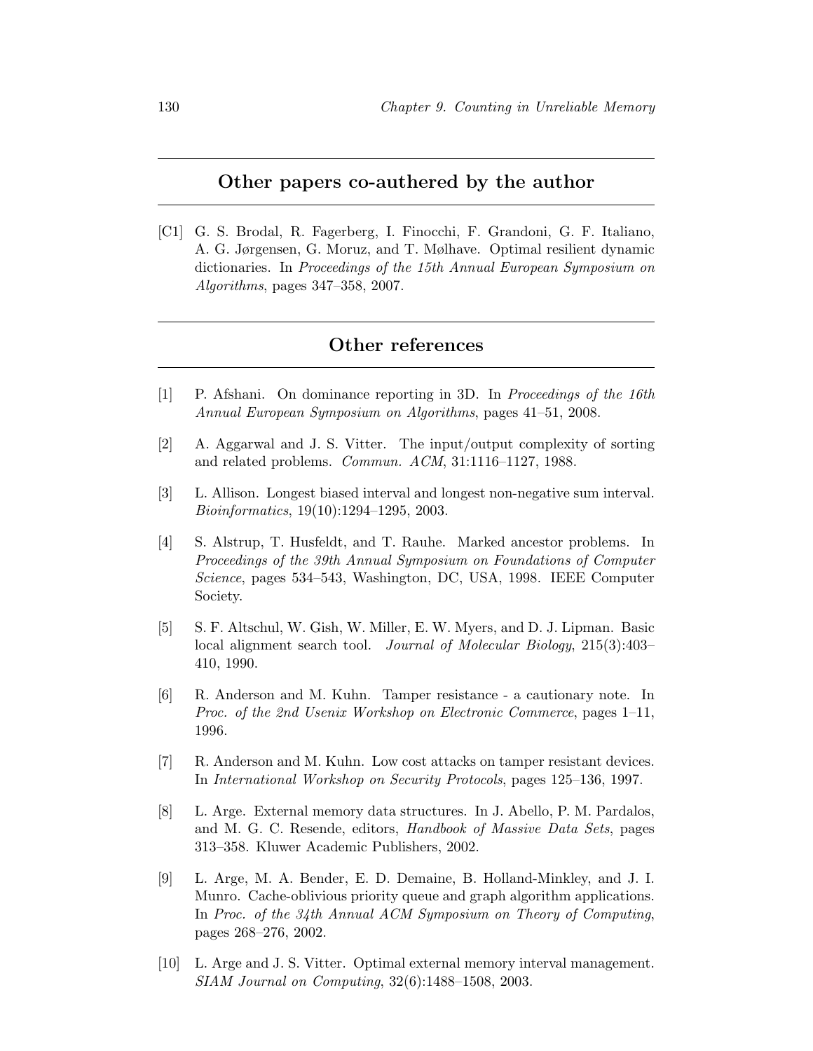## Other papers co-authered by the author

[C1] G. S. Brodal, R. Fagerberg, I. Finocchi, F. Grandoni, G. F. Italiano, A. G. Jørgensen, G. Moruz, and T. Mølhave. Optimal resilient dynamic dictionaries. In *Proceedings of the 15th Annual European Symposium on Algorithms*, pages 347–358, 2007.

## Other references

[1] P. Afshani. On dominance reporting in 3D. In *Proceedings of the 16th Annual European Symposium on Algorithms*, pages 41–51, 2008.

[2] A. Aggarwal and J. S. Vitter. The input/output complexity of sorting and related problems. *Commun. ACM*, 31:1116–1127, 1988.

[3] L. Allison. Longest biased interval and longest non-negative sum interval. *Bioinformatics*, 19(10):1294–1295, 2003.

[4] S. Alstrup, T. Husfeldt, and T. Rauhe. Marked ancestor problems. In *Proceedings of the 39th Annual Symposium on Foundations of Computer Science*, pages 534–543, Washington, DC, USA, 1998. IEEE Computer Society.

[5] S. F. Altschul, W. Gish, W. Miller, E. W. Myers, and D. J. Lipman. Basic local alignment search tool. *Journal of Molecular Biology*, 215(3):403–410, 1990.

[6] R. Anderson and M. Kuhn. Tamper resistance - a cautionary note. In *Proc. of the 2nd Usenix Workshop on Electronic Commerce*, pages 1–11, 1996.

[7] R. Anderson and M. Kuhn. Low cost attacks on tamper resistant devices. In *International Workshop on Security Protocols*, pages 125–136, 1997.

[8] L. Arge. External memory data structures. In J. Abello, P. M. Pardalos, and M. G. C. Resende, editors, *Handbook of Massive Data Sets*, pages 313–358. Kluwer Academic Publishers, 2002.

[9] L. Arge, M. A. Bender, E. D. Demaine, B. Holland-Minkley, and J. I. Munro. Cache-oblivious priority queue and graph algorithm applications. In *Proc. of the 34th Annual ACM Symposium on Theory of Computing*, pages 268–276, 2002.

[10] L. Arge and J. S. Vitter. Optimal external memory interval management. *SIAM Journal on Computing*, 32(6):1488–1508, 2003.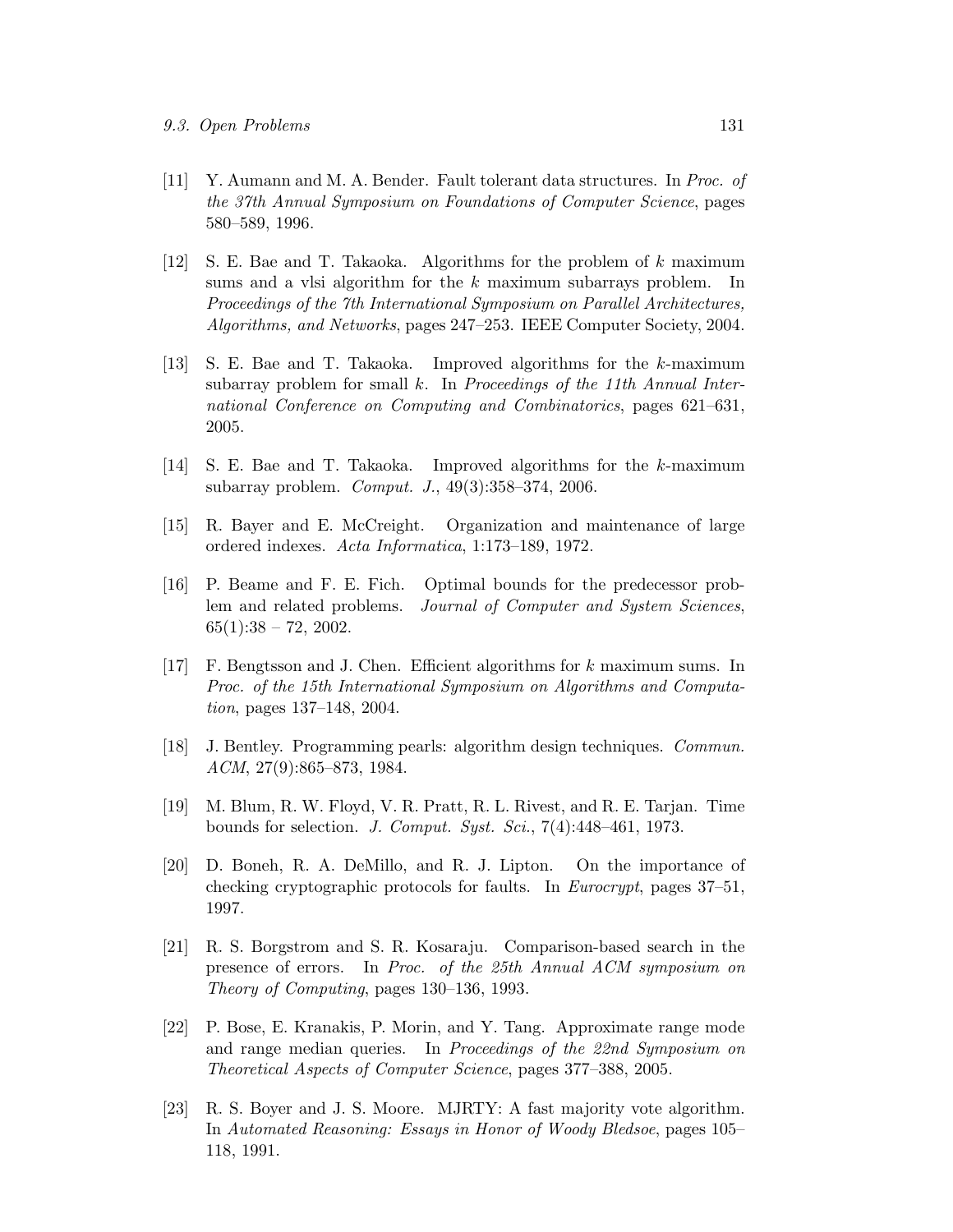[11] Y. Aumann and M. A. Bender. Fault tolerant data structures. In *Proc. of the 37th Annual Symposium on Foundations of Computer Science*, pages 580–589, 1996.

[12] S. E. Bae and T. Takaoka. Algorithms for the problem of $k$ maximum sums and a vlsi algorithm for the $k$ maximum subarrays problem. In *Proceedings of the 7th International Symposium on Parallel Architectures, Algorithms, and Networks*, pages 247–253. IEEE Computer Society, 2004.

[13] S. E. Bae and T. Takaoka. Improved algorithms for the $k$-maximum subarray problem for small $k$. In *Proceedings of the 11th Annual International Conference on Computing and Combinatorics*, pages 621–631, 2005.

[14] S. E. Bae and T. Takaoka. Improved algorithms for the $k$-maximum subarray problem. *Comput. J.*, 49(3):358–374, 2006.

[15] R. Bayer and E. McCreight. Organization and maintenance of large ordered indexes. *Acta Informatica*, 1:173–189, 1972.

[16] P. Beame and F. E. Fich. Optimal bounds for the predecessor problem and related problems. *Journal of Computer and System Sciences*, 65(1):38 – 72, 2002.

[17] F. Bengtsson and J. Chen. Efficient algorithms for $k$ maximum sums. In *Proc. of the 15th International Symposium on Algorithms and Computation*, pages 137–148, 2004.

[18] J. Bentley. Programming pearls: algorithm design techniques. *Commun. ACM*, 27(9):865–873, 1984.

[19] M. Blum, R. W. Floyd, V. R. Pratt, R. L. Rivest, and R. E. Tarjan. Time bounds for selection. *J. Comput. Syst. Sci.*, 7(4):448–461, 1973.

[20] D. Boneh, R. A. DeMillo, and R. J. Lipton. On the importance of checking cryptographic protocols for faults. In *Eurocrypt*, pages 37–51, 1997.

[21] R. S. Borgstrom and S. R. Kosaraju. Comparison-based search in the presence of errors. In *Proc. of the 25th Annual ACM symposium on Theory of Computing*, pages 130–136, 1993.

[22] P. Bose, E. Kranakis, P. Morin, and Y. Tang. Approximate range mode and range median queries. In *Proceedings of the 22nd Symposium on Theoretical Aspects of Computer Science*, pages 377–388, 2005.

[23] R. S. Boyer and J. S. Moore. MJRTY: A fast majority vote algorithm. In *Automated Reasoning: Essays in Honor of Woody Bledsoe*, pages 105–118, 1991.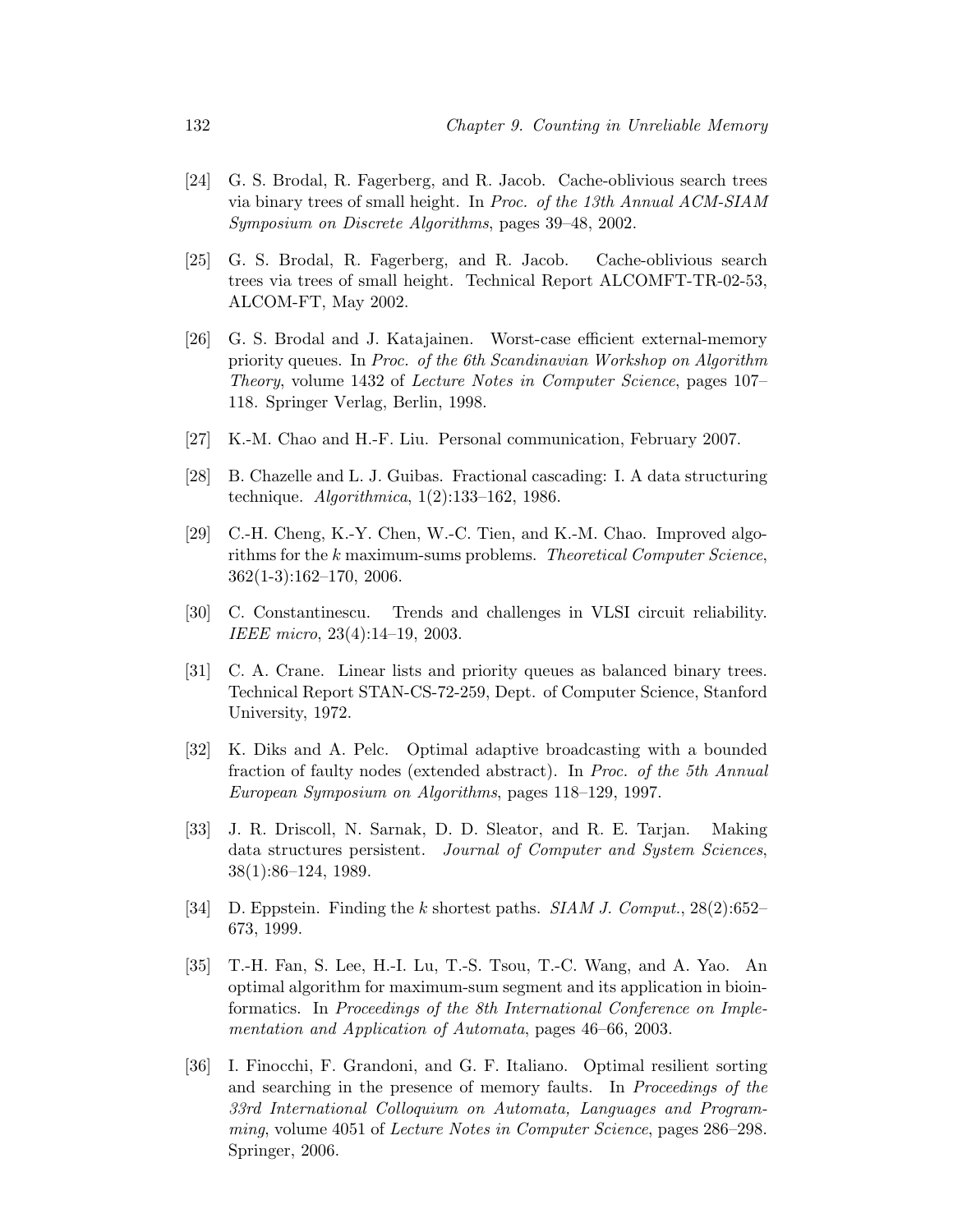[24] G. S. Brodal, R. Fagerberg, and R. Jacob. Cache-oblivious search trees via binary trees of small height. In *Proc. of the 13th Annual ACM-SIAM Symposium on Discrete Algorithms*, pages 39–48, 2002.

[25] G. S. Brodal, R. Fagerberg, and R. Jacob. Cache-oblivious search trees via trees of small height. Technical Report ALCOMFT-TR-02-53, ALCOM-FT, May 2002.

[26] G. S. Brodal and J. Katajainen. Worst-case efficient external-memory priority queues. In *Proc. of the 6th Scandinavian Workshop on Algorithm Theory*, volume 1432 of *Lecture Notes in Computer Science*, pages 107–118. Springer Verlag, Berlin, 1998.

[27] K.-M. Chao and H.-F. Liu. Personal communication, February 2007.

[28] B. Chazelle and L. J. Guibas. Fractional cascading: I. A data structuring technique. *Algorithmica*, 1(2):133–162, 1986.

[29] C.-H. Cheng, K.-Y. Chen, W.-C. Tien, and K.-M. Chao. Improved algorithms for the $k$ maximum-sums problems. *Theoretical Computer Science*, 362(1-3):162–170, 2006.

[30] C. Constantinescu. Trends and challenges in VLSI circuit reliability. *IEEE micro*, 23(4):14–19, 2003.

[31] C. A. Crane. Linear lists and priority queues as balanced binary trees. Technical Report STAN-CS-72-259, Dept. of Computer Science, Stanford University, 1972.

[32] K. Diks and A. Pelc. Optimal adaptive broadcasting with a bounded fraction of faulty nodes (extended abstract). In *Proc. of the 5th Annual European Symposium on Algorithms*, pages 118–129, 1997.

[33] J. R. Driscoll, N. Sarnak, D. D. Sleator, and R. E. Tarjan. Making data structures persistent. *Journal of Computer and System Sciences*, 38(1):86–124, 1989.

[34] D. Eppstein. Finding the $k$ shortest paths. *SIAM J. Comput.*, 28(2):652–673, 1999.

[35] T.-H. Fan, S. Lee, H.-I. Lu, T.-S. Tsou, T.-C. Wang, and A. Yao. An optimal algorithm for maximum-sum segment and its application in bioinformatics. In *Proceedings of the 8th International Conference on Implementation and Application of Automata*, pages 46–66, 2003.

[36] I. Finocchi, F. Grandoni, and G. F. Italiano. Optimal resilient sorting and searching in the presence of memory faults. In *Proceedings of the 33rd International Colloquium on Automata, Languages and Programming*, volume 4051 of *Lecture Notes in Computer Science*, pages 286–298. Springer, 2006.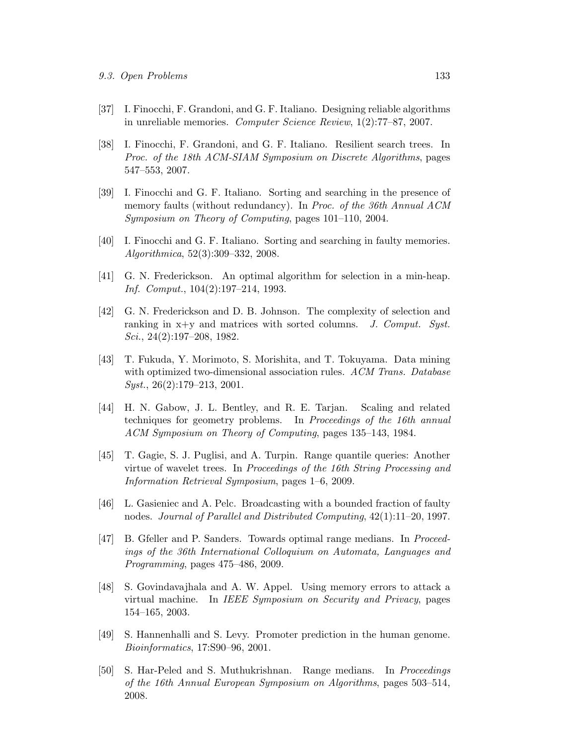[37] I. Finocchi, F. Grandoni, and G. F. Italiano. Designing reliable algorithms in unreliable memories. *Computer Science Review*, 1(2):77–87, 2007.

[38] I. Finocchi, F. Grandoni, and G. F. Italiano. Resilient search trees. In *Proc. of the 18th ACM-SIAM Symposium on Discrete Algorithms*, pages 547–553, 2007.

[39] I. Finocchi and G. F. Italiano. Sorting and searching in the presence of memory faults (without redundancy). In *Proc. of the 36th Annual ACM Symposium on Theory of Computing*, pages 101–110, 2004.

[40] I. Finocchi and G. F. Italiano. Sorting and searching in faulty memories. *Algorithmica*, 52(3):309–332, 2008.

[41] G. N. Frederickson. An optimal algorithm for selection in a min-heap. *Inf. Comput.*, 104(2):197–214, 1993.

[42] G. N. Frederickson and D. B. Johnson. The complexity of selection and ranking in x+y and matrices with sorted columns. *J. Comput. Syst. Sci.*, 24(2):197–208, 1982.

[43] T. Fukuda, Y. Morimoto, S. Morishita, and T. Tokuyama. Data mining with optimized two-dimensional association rules. *ACM Trans. Database Syst.*, 26(2):179–213, 2001.

[44] H. N. Gabow, J. L. Bentley, and R. E. Tarjan. Scaling and related techniques for geometry problems. In *Proceedings of the 16th annual ACM Symposium on Theory of Computing*, pages 135–143, 1984.

[45] T. Gagie, S. J. Puglisi, and A. Turpin. Range quantile queries: Another virtue of wavelet trees. In *Proceedings of the 16th String Processing and Information Retrieval Symposium*, pages 1–6, 2009.

[46] L. Gasieniec and A. Pelc. Broadcasting with a bounded fraction of faulty nodes. *Journal of Parallel and Distributed Computing*, 42(1):11–20, 1997.

[47] B. Gfeller and P. Sanders. Towards optimal range medians. In *Proceedings of the 36th International Colloquium on Automata, Languages and Programming*, pages 475–486, 2009.

[48] S. Govindavajhala and A. W. Appel. Using memory errors to attack a virtual machine. In *IEEE Symposium on Security and Privacy*, pages 154–165, 2003.

[49] S. Hannenhalli and S. Levy. Promoter prediction in the human genome. *Bioinformatics*, 17:S90–96, 2001.

[50] S. Har-Peled and S. Muthukrishnan. Range medians. In *Proceedings of the 16th Annual European Symposium on Algorithms*, pages 503–514, 2008.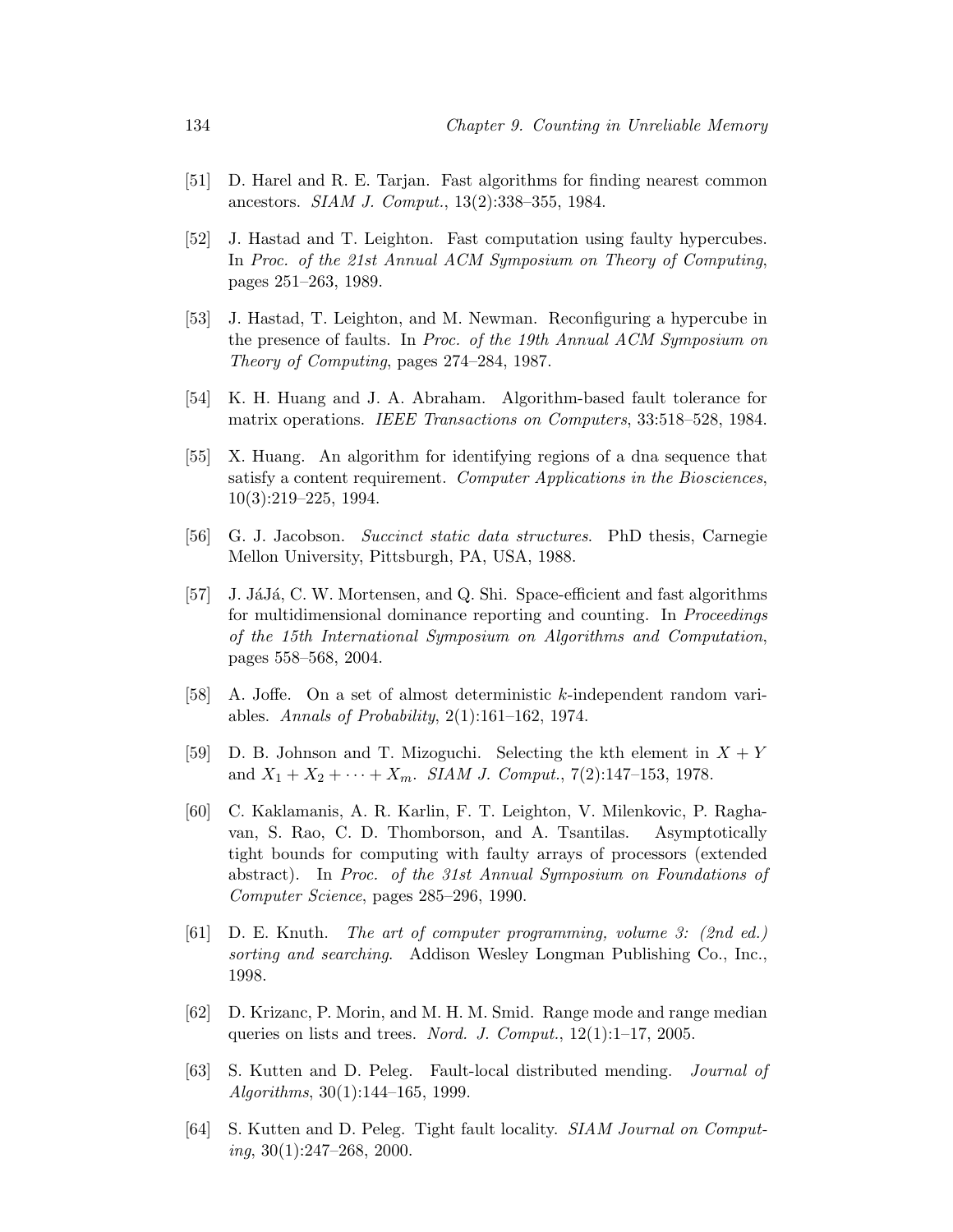[51] D. Harel and R. E. Tarjan. Fast algorithms for finding nearest common ancestors. *SIAM J. Comput.*, 13(2):338–355, 1984.

[52] J. Hastad and T. Leighton. Fast computation using faulty hypercubes. In *Proc. of the 21st Annual ACM Symposium on Theory of Computing*, pages 251–263, 1989.

[53] J. Hastad, T. Leighton, and M. Newman. Reconfiguring a hypercube in the presence of faults. In *Proc. of the 19th Annual ACM Symposium on Theory of Computing*, pages 274–284, 1987.

[54] K. H. Huang and J. A. Abraham. Algorithm-based fault tolerance for matrix operations. *IEEE Transactions on Computers*, 33:518–528, 1984.

[55] X. Huang. An algorithm for identifying regions of a dna sequence that satisfy a content requirement. *Computer Applications in the Biosciences*, 10(3):219–225, 1994.

[56] G. J. Jacobson. *Succinct static data structures*. PhD thesis, Carnegie Mellon University, Pittsburgh, PA, USA, 1988.

[57] J. JáJá, C. W. Mortensen, and Q. Shi. Space-efficient and fast algorithms for multidimensional dominance reporting and counting. In *Proceedings of the 15th International Symposium on Algorithms and Computation*, pages 558–568, 2004.

[58] A. Joffe. On a set of almost deterministic $k$-independent random variables. *Annals of Probability*, 2(1):161–162, 1974.

[59] D. B. Johnson and T. Mizoguchi. Selecting the kth element in $X + Y$ and $X_1 + X_2 + \cdots + X_m$. *SIAM J. Comput.*, 7(2):147–153, 1978.

[60] C. Kaklamanis, A. R. Karlin, F. T. Leighton, V. Milenkovic, P. Raghavan, S. Rao, C. D. Thomborson, and A. Tsantilas. Asymptotically tight bounds for computing with faulty arrays of processors (extended abstract). In *Proc. of the 31st Annual Symposium on Foundations of Computer Science*, pages 285–296, 1990.

[61] D. E. Knuth. *The art of computer programming, volume 3: (2nd ed.) sorting and searching*. Addison Wesley Longman Publishing Co., Inc., 1998.

[62] D. Krizanc, P. Morin, and M. H. M. Smid. Range mode and range median queries on lists and trees. *Nord. J. Comput.*, 12(1):1–17, 2005.

[63] S. Kutten and D. Peleg. Fault-local distributed mending. *Journal of Algorithms*, 30(1):144–165, 1999.

[64] S. Kutten and D. Peleg. Tight fault locality. *SIAM Journal on Computing*, 30(1):247–268, 2000.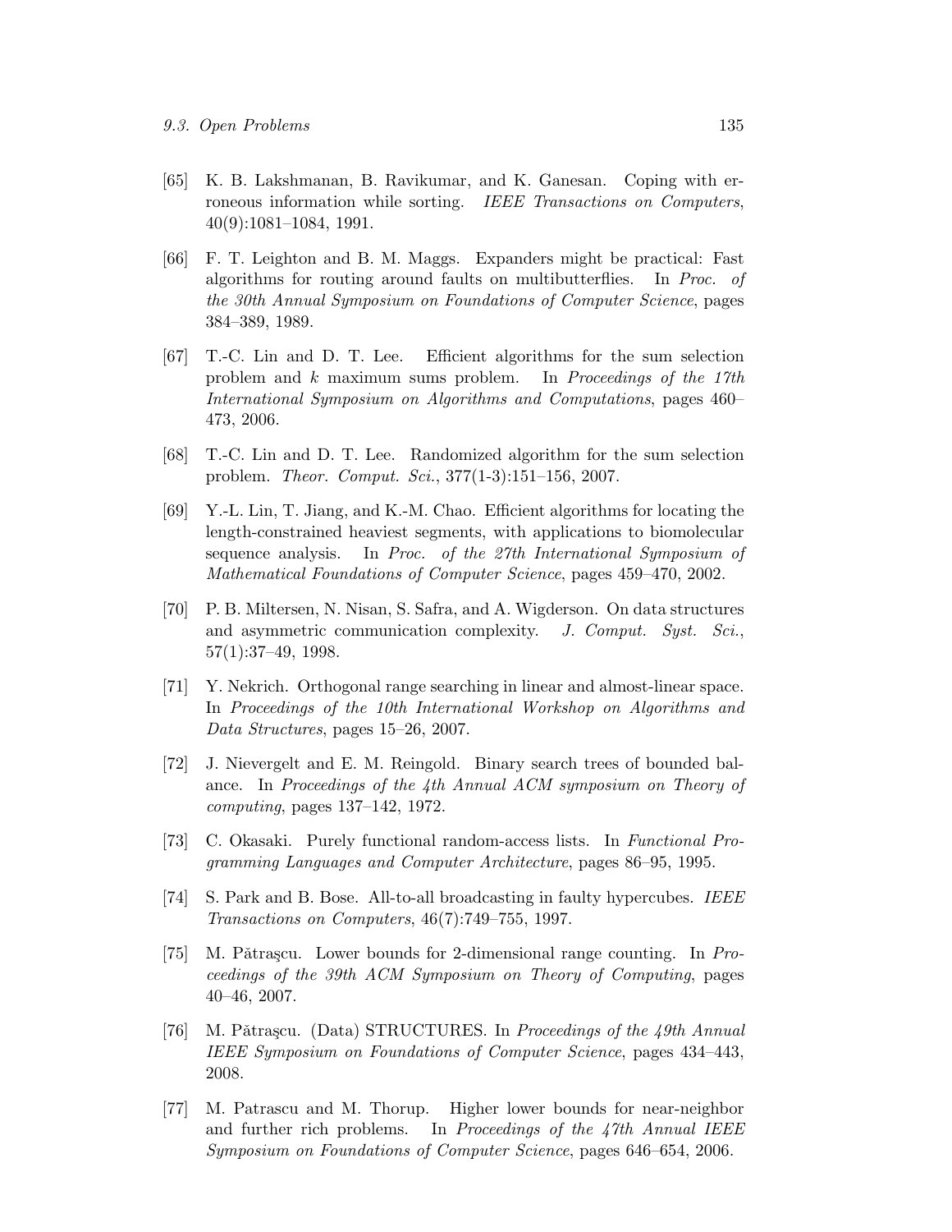[65] K. B. Lakshmanan, B. Ravikumar, and K. Ganesan. Coping with erroneous information while sorting. *IEEE Transactions on Computers*, 40(9):1081–1084, 1991.

[66] F. T. Leighton and B. M. Maggs. Expanders might be practical: Fast algorithms for routing around faults on multibutterflies. In *Proc. of the 30th Annual Symposium on Foundations of Computer Science*, pages 384–389, 1989.

[67] T.-C. Lin and D. T. Lee. Efficient algorithms for the sum selection problem and $k$ maximum sums problem. In *Proceedings of the 17th International Symposium on Algorithms and Computations*, pages 460–473, 2006.

[68] T.-C. Lin and D. T. Lee. Randomized algorithm for the sum selection problem. *Theor. Comput. Sci.*, 377(1-3):151–156, 2007.

[69] Y.-L. Lin, T. Jiang, and K.-M. Chao. Efficient algorithms for locating the length-constrained heaviest segments, with applications to biomolecular sequence analysis. In *Proc. of the 27th International Symposium of Mathematical Foundations of Computer Science*, pages 459–470, 2002.

[70] P. B. Miltersen, N. Nisan, S. Safra, and A. Wigderson. On data structures and asymmetric communication complexity. *J. Comput. Syst. Sci.*, 57(1):37–49, 1998.

[71] Y. Nekrich. Orthogonal range searching in linear and almost-linear space. In *Proceedings of the 10th International Workshop on Algorithms and Data Structures*, pages 15–26, 2007.

[72] J. Nievergelt and E. M. Reingold. Binary search trees of bounded balance. In *Proceedings of the 4th Annual ACM symposium on Theory of computing*, pages 137–142, 1972.

[73] C. Okasaki. Purely functional random-access lists. In *Functional Programming Languages and Computer Architecture*, pages 86–95, 1995.

[74] S. Park and B. Bose. All-to-all broadcasting in faulty hypercubes. *IEEE Transactions on Computers*, 46(7):749–755, 1997.

[75] M. Pătraşcu. Lower bounds for 2-dimensional range counting. In *Proceedings of the 39th ACM Symposium on Theory of Computing*, pages 40–46, 2007.

[76] M. Pătraşcu. (Data) STRUCTURES. In *Proceedings of the 49th Annual IEEE Symposium on Foundations of Computer Science*, pages 434–443, 2008.

[77] M. Patrascu and M. Thorup. Higher lower bounds for near-neighbor and further rich problems. In *Proceedings of the 47th Annual IEEE Symposium on Foundations of Computer Science*, pages 646–654, 2006.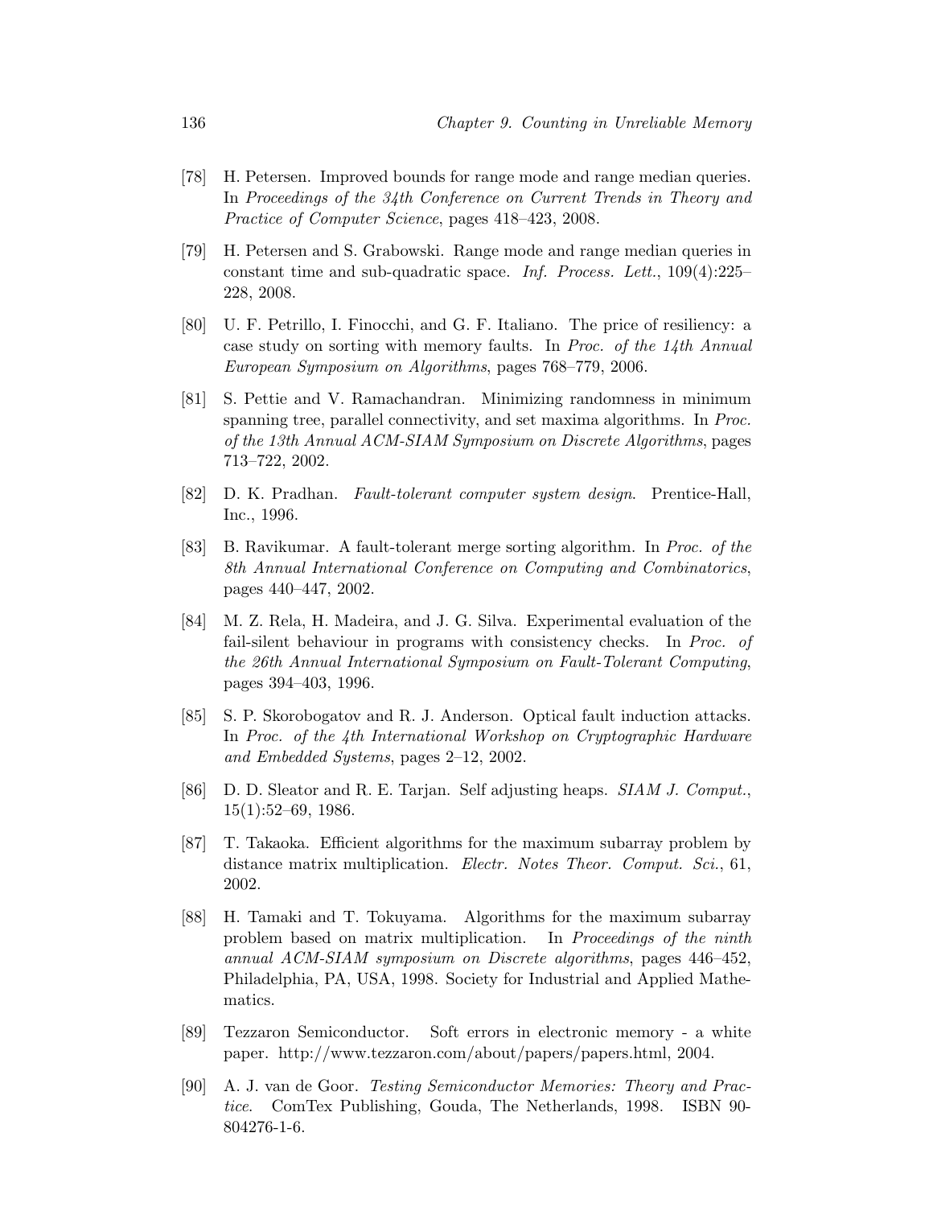[78] H. Petersen. Improved bounds for range mode and range median queries. In *Proceedings of the 34th Conference on Current Trends in Theory and Practice of Computer Science*, pages 418–423, 2008.

[79] H. Petersen and S. Grabowski. Range mode and range median queries in constant time and sub-quadratic space. *Inf. Process. Lett.*, 109(4):225–228, 2008.

[80] U. F. Petrillo, I. Finocchi, and G. F. Italiano. The price of resiliency: a case study on sorting with memory faults. In *Proc. of the 14th Annual European Symposium on Algorithms*, pages 768–779, 2006.

[81] S. Pettie and V. Ramachandran. Minimizing randomness in minimum spanning tree, parallel connectivity, and set maxima algorithms. In *Proc. of the 13th Annual ACM-SIAM Symposium on Discrete Algorithms*, pages 713–722, 2002.

[82] D. K. Pradhan. *Fault-tolerant computer system design*. Prentice-Hall, Inc., 1996.

[83] B. Ravikumar. A fault-tolerant merge sorting algorithm. In *Proc. of the 8th Annual International Conference on Computing and Combinatorics*, pages 440–447, 2002.

[84] M. Z. Rela, H. Madeira, and J. G. Silva. Experimental evaluation of the fail-silent behaviour in programs with consistency checks. In *Proc. of the 26th Annual International Symposium on Fault-Tolerant Computing*, pages 394–403, 1996.

[85] S. P. Skorobogatov and R. J. Anderson. Optical fault induction attacks. In *Proc. of the 4th International Workshop on Cryptographic Hardware and Embedded Systems*, pages 2–12, 2002.

[86] D. D. Sleator and R. E. Tarjan. Self adjusting heaps. *SIAM J. Comput.*, 15(1):52–69, 1986.

[87] T. Takaoka. Efficient algorithms for the maximum subarray problem by distance matrix multiplication. *Electr. Notes Theor. Comput. Sci.*, 61, 2002.

[88] H. Tamaki and T. Tokuyama. Algorithms for the maximum subarray problem based on matrix multiplication. In *Proceedings of the ninth annual ACM-SIAM symposium on Discrete algorithms*, pages 446–452, Philadelphia, PA, USA, 1998. Society for Industrial and Applied Mathematics.

[89] Tezzaron Semiconductor. Soft errors in electronic memory - a white paper. http://www.tezzaron.com/about/papers/papers.html, 2004.

[90] A. J. van de Goor. *Testing Semiconductor Memories: Theory and Practice*. ComTex Publishing, Gouda, The Netherlands, 1998. ISBN 90-804276-1-6.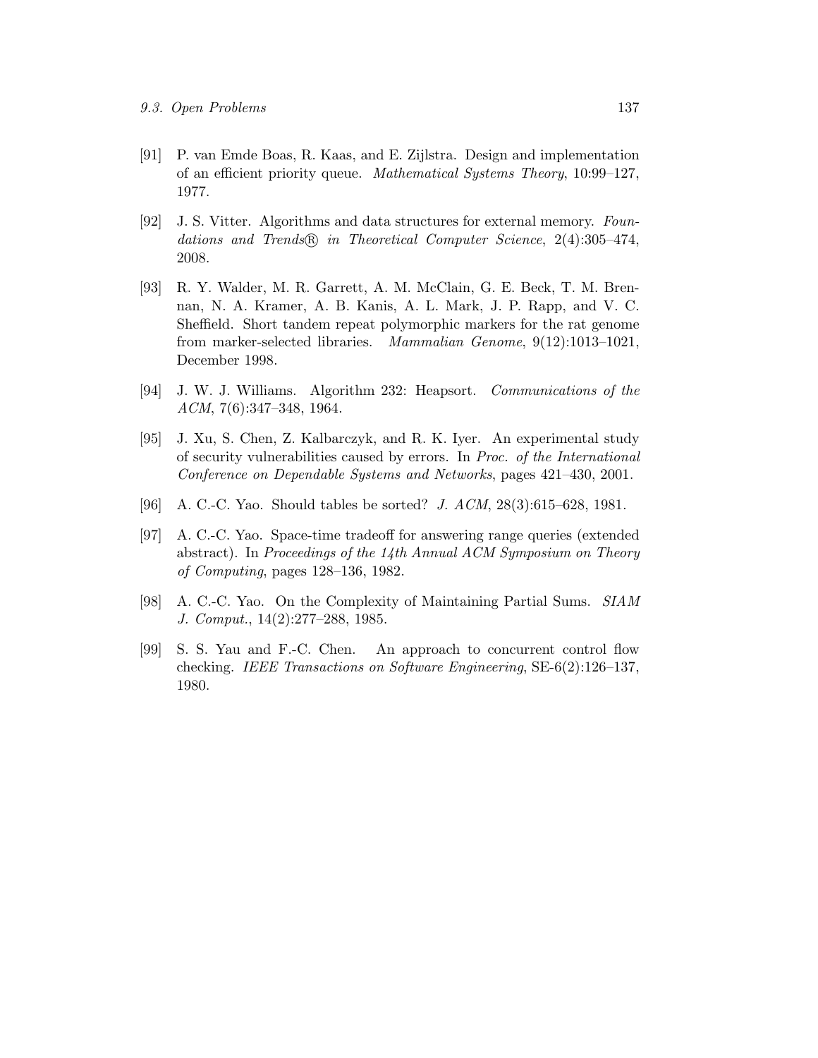[91] P. van Emde Boas, R. Kaas, and E. Zijlstra. Design and implementation of an efficient priority queue. *Mathematical Systems Theory*, 10:99–127, 1977.

[92] J. S. Vitter. Algorithms and data structures for external memory. *Foundations and Trends® in Theoretical Computer Science*, 2(4):305–474, 2008.

[93] R. Y. Walder, M. R. Garrett, A. M. McClain, G. E. Beck, T. M. Brennan, N. A. Kramer, A. B. Kanis, A. L. Mark, J. P. Rapp, and V. C. Sheffield. Short tandem repeat polymorphic markers for the rat genome from marker-selected libraries. *Mammalian Genome*, 9(12):1013–1021, December 1998.

[94] J. W. J. Williams. Algorithm 232: Heapsort. *Communications of the ACM*, 7(6):347–348, 1964.

[95] J. Xu, S. Chen, Z. Kalbarczyk, and R. K. Iyer. An experimental study of security vulnerabilities caused by errors. In *Proc. of the International Conference on Dependable Systems and Networks*, pages 421–430, 2001.

[96] A. C.-C. Yao. Should tables be sorted? *J. ACM*, 28(3):615–628, 1981.

[97] A. C.-C. Yao. Space-time tradeoff for answering range queries (extended abstract). In *Proceedings of the 14th Annual ACM Symposium on Theory of Computing*, pages 128–136, 1982.

[98] A. C.-C. Yao. On the Complexity of Maintaining Partial Sums. *SIAM J. Comput.*, 14(2):277–288, 1985.

[99] S. S. Yau and F.-C. Chen. An approach to concurrent control flow checking. *IEEE Transactions on Software Engineering*, SE-6(2):126–137, 1980.